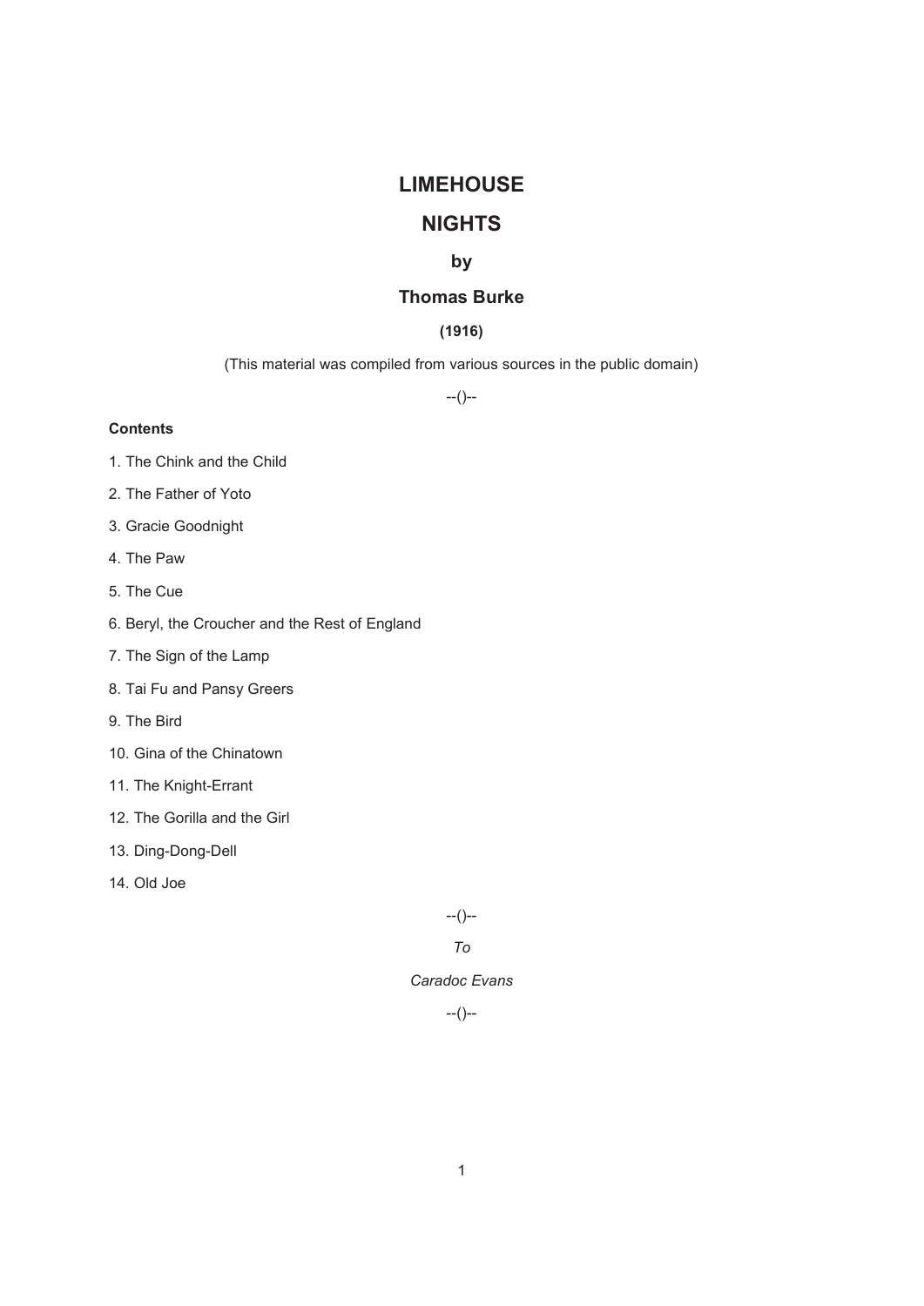# LIMEHOUSE

# NIGHTS

### by

### Thomas Burke

**(1916)**

(This material was compiled from various sources in the public domain)

--()--

**Contents**

1. The Chink and the Child
2. The Father of Yoto
3. Gracie Goodnight
4. The Paw
5. The Cue
6. Beryl, the Croucher and the Rest of England
7. The Sign of the Lamp
8. Tai Fu and Pansy Greers
9. The Bird
10. Gina of the Chinatown
11. The Knight-Errant
12. The Gorilla and the Girl
13. Ding-Dong-Dell
14. Old Joe

--()--

*To*

*Caradoc Evans*

--()--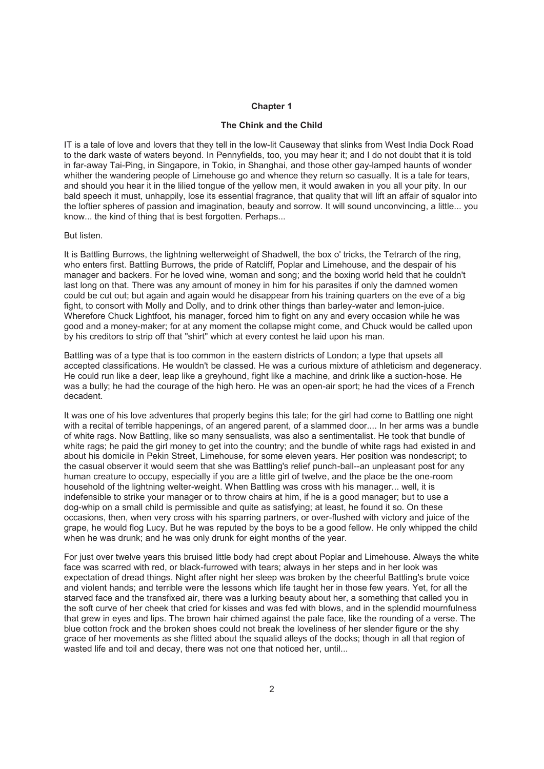# Chapter 1

## The Chink and the Child

IT is a tale of love and lovers that they tell in the low-lit Causeway that slinks from West India Dock Road to the dark waste of waters beyond. In Pennyfields, too, you may hear it; and I do not doubt that it is told in far-away Tai-Ping, in Singapore, in Tokio, in Shanghai, and those other gay-lamped haunts of wonder whither the wandering people of Limehouse go and whence they return so casually. It is a tale for tears, and should you hear it in the lilied tongue of the yellow men, it would awaken in you all your pity. In our bald speech it must, unhappily, lose its essential fragrance, that quality that will lift an affair of squalor into the loftier spheres of passion and imagination, beauty and sorrow. It will sound unconvincing, a little... you know... the kind of thing that is best forgotten. Perhaps...

But listen.

It is Battling Burrows, the lightning welterweight of Shadwell, the box o' tricks, the Tetrarch of the ring, who enters first. Battling Burrows, the pride of Ratcliff, Poplar and Limehouse, and the despair of his manager and backers. For he loved wine, woman and song; and the boxing world held that he couldn't last long on that. There was any amount of money in him for his parasites if only the damned women could be cut out; but again and again would he disappear from his training quarters on the eve of a big fight, to consort with Molly and Dolly, and to drink other things than barley-water and lemon-juice. Wherefore Chuck Lightfoot, his manager, forced him to fight on any and every occasion while he was good and a money-maker; for at any moment the collapse might come, and Chuck would be called upon by his creditors to strip off that "shirt" which at every contest he laid upon his man.

Battling was of a type that is too common in the eastern districts of London; a type that upsets all accepted classifications. He wouldn't be classed. He was a curious mixture of athleticism and degeneracy. He could run like a deer, leap like a greyhound, fight like a machine, and drink like a suction-hose. He was a bully; he had the courage of the high hero. He was an open-air sport; he had the vices of a French decadent.

It was one of his love adventures that properly begins this tale; for the girl had come to Battling one night with a recital of terrible happenings, of an angered parent, of a slammed door.... In her arms was a bundle of white rags. Now Battling, like so many sensualists, was also a sentimentalist. He took that bundle of white rags; he paid the girl money to get into the country; and the bundle of white rags had existed in and about his domicile in Pekin Street, Limehouse, for some eleven years. Her position was nondescript; to the casual observer it would seem that she was Battling's relief punch-ball--an unpleasant post for any human creature to occupy, especially if you are a little girl of twelve, and the place be the one-room household of the lightning welter-weight. When Battling was cross with his manager... well, it is indefensible to strike your manager or to throw chairs at him, if he is a good manager; but to use a dog-whip on a small child is permissible and quite as satisfying; at least, he found it so. On these occasions, then, when very cross with his sparring partners, or over-flushed with victory and juice of the grape, he would flog Lucy. But he was reputed by the boys to be a good fellow. He only whipped the child when he was drunk; and he was only drunk for eight months of the year.

For just over twelve years this bruised little body had crept about Poplar and Limehouse. Always the white face was scarred with red, or black-furrowed with tears; always in her steps and in her look was expectation of dread things. Night after night her sleep was broken by the cheerful Battling's brute voice and violent hands; and terrible were the lessons which life taught her in those few years. Yet, for all the starved face and the transfixed air, there was a lurking beauty about her, a something that called you in the soft curve of her cheek that cried for kisses and was fed with blows, and in the splendid mournfulness that grew in eyes and lips. The brown hair chimed against the pale face, like the rounding of a verse. The blue cotton frock and the broken shoes could not break the loveliness of her slender figure or the shy grace of her movements as she flitted about the squalid alleys of the docks; though in all that region of wasted life and toil and decay, there was not one that noticed her, until...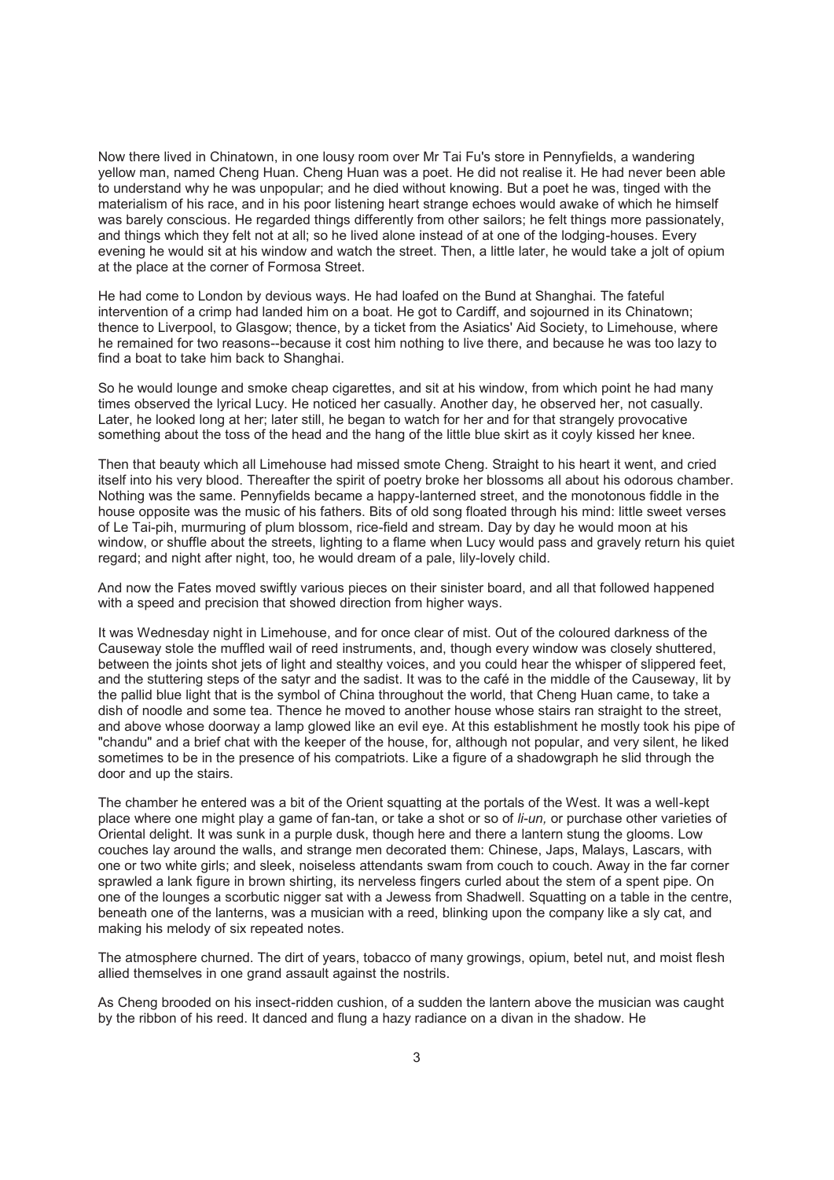Now there lived in Chinatown, in one lousy room over Mr Tai Fu's store in Pennyfields, a wandering yellow man, named Cheng Huan. Cheng Huan was a poet. He did not realise it. He had never been able to understand why he was unpopular; and he died without knowing. But a poet he was, tinged with the materialism of his race, and in his poor listening heart strange echoes would awake of which he himself was barely conscious. He regarded things differently from other sailors; he felt things more passionately, and things which they felt not at all; so he lived alone instead of at one of the lodging-houses. Every evening he would sit at his window and watch the street. Then, a little later, he would take a jolt of opium at the place at the corner of Formosa Street.

He had come to London by devious ways. He had loafed on the Bund at Shanghai. The fateful intervention of a crimp had landed him on a boat. He got to Cardiff, and sojourned in its Chinatown; thence to Liverpool, to Glasgow; thence, by a ticket from the Asiatics' Aid Society, to Limehouse, where he remained for two reasons--because it cost him nothing to live there, and because he was too lazy to find a boat to take him back to Shanghai.

So he would lounge and smoke cheap cigarettes, and sit at his window, from which point he had many times observed the lyrical Lucy. He noticed her casually. Another day, he observed her, not casually. Later, he looked long at her; later still, he began to watch for her and for that strangely provocative something about the toss of the head and the hang of the little blue skirt as it coyly kissed her knee.

Then that beauty which all Limehouse had missed smote Cheng. Straight to his heart it went, and cried itself into his very blood. Thereafter the spirit of poetry broke her blossoms all about his odorous chamber. Nothing was the same. Pennyfields became a happy-lanterned street, and the monotonous fiddle in the house opposite was the music of his fathers. Bits of old song floated through his mind: little sweet verses of Le Tai-pih, murmuring of plum blossom, rice-field and stream. Day by day he would moon at his window, or shuffle about the streets, lighting to a flame when Lucy would pass and gravely return his quiet regard; and night after night, too, he would dream of a pale, lily-lovely child.

And now the Fates moved swiftly various pieces on their sinister board, and all that followed happened with a speed and precision that showed direction from higher ways.

It was Wednesday night in Limehouse, and for once clear of mist. Out of the coloured darkness of the Causeway stole the muffled wail of reed instruments, and, though every window was closely shuttered, between the joints shot jets of light and stealthy voices, and you could hear the whisper of slippered feet, and the stuttering steps of the satyr and the sadist. It was to the café in the middle of the Causeway, lit by the pallid blue light that is the symbol of China throughout the world, that Cheng Huan came, to take a dish of noodle and some tea. Thence he moved to another house whose stairs ran straight to the street, and above whose doorway a lamp glowed like an evil eye. At this establishment he mostly took his pipe of "chandu" and a brief chat with the keeper of the house, for, although not popular, and very silent, he liked sometimes to be in the presence of his compatriots. Like a figure of a shadowgraph he slid through the door and up the stairs.

The chamber he entered was a bit of the Orient squatting at the portals of the West. It was a well-kept place where one might play a game of fan-tan, or take a shot or so of *li-un,* or purchase other varieties of Oriental delight. It was sunk in a purple dusk, though here and there a lantern stung the glooms. Low couches lay around the walls, and strange men decorated them: Chinese, Japs, Malays, Lascars, with one or two white girls; and sleek, noiseless attendants swam from couch to couch. Away in the far corner sprawled a lank figure in brown shirting, its nerveless fingers curled about the stem of a spent pipe. On one of the lounges a scorbutic nigger sat with a Jewess from Shadwell. Squatting on a table in the centre, beneath one of the lanterns, was a musician with a reed, blinking upon the company like a sly cat, and making his melody of six repeated notes.

The atmosphere churned. The dirt of years, tobacco of many growings, opium, betel nut, and moist flesh allied themselves in one grand assault against the nostrils.

As Cheng brooded on his insect-ridden cushion, of a sudden the lantern above the musician was caught by the ribbon of his reed. It danced and flung a hazy radiance on a divan in the shadow. He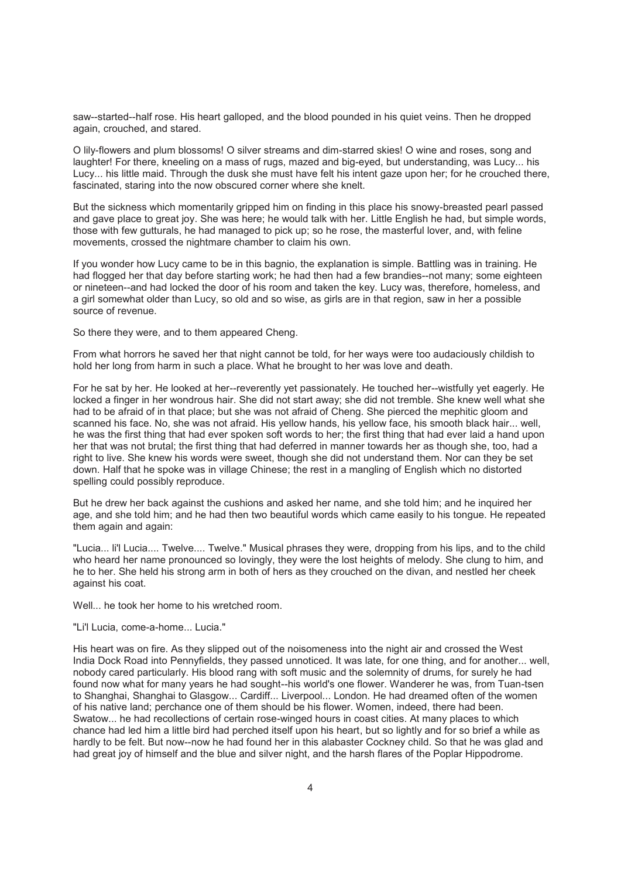saw--started--half rose. His heart galloped, and the blood pounded in his quiet veins. Then he dropped again, crouched, and stared.

O lily-flowers and plum blossoms! O silver streams and dim-starred skies! O wine and roses, song and laughter! For there, kneeling on a mass of rugs, mazed and big-eyed, but understanding, was Lucy... his Lucy... his little maid. Through the dusk she must have felt his intent gaze upon her; for he crouched there, fascinated, staring into the now obscured corner where she knelt.

But the sickness which momentarily gripped him on finding in this place his snowy-breasted pearl passed and gave place to great joy. She was here; he would talk with her. Little English he had, but simple words, those with few gutturals, he had managed to pick up; so he rose, the masterful lover, and, with feline movements, crossed the nightmare chamber to claim his own.

If you wonder how Lucy came to be in this bagnio, the explanation is simple. Battling was in training. He had flogged her that day before starting work; he had then had a few brandies--not many; some eighteen or nineteen--and had locked the door of his room and taken the key. Lucy was, therefore, homeless, and a girl somewhat older than Lucy, so old and so wise, as girls are in that region, saw in her a possible source of revenue.

So there they were, and to them appeared Cheng.

From what horrors he saved her that night cannot be told, for her ways were too audaciously childish to hold her long from harm in such a place. What he brought to her was love and death.

For he sat by her. He looked at her--reverently yet passionately. He touched her--wistfully yet eagerly. He locked a finger in her wondrous hair. She did not start away; she did not tremble. She knew well what she had to be afraid of in that place; but she was not afraid of Cheng. She pierced the mephitic gloom and scanned his face. No, she was not afraid. His yellow hands, his yellow face, his smooth black hair... well, he was the first thing that had ever spoken soft words to her; the first thing that had ever laid a hand upon her that was not brutal; the first thing that had deferred in manner towards her as though she, too, had a right to live. She knew his words were sweet, though she did not understand them. Nor can they be set down. Half that he spoke was in village Chinese; the rest in a mangling of English which no distorted spelling could possibly reproduce.

But he drew her back against the cushions and asked her name, and she told him; and he inquired her age, and she told him; and he had then two beautiful words which came easily to his tongue. He repeated them again and again:

"Lucia... li'l Lucia.... Twelve.... Twelve." Musical phrases they were, dropping from his lips, and to the child who heard her name pronounced so lovingly, they were the lost heights of melody. She clung to him, and he to her. She held his strong arm in both of hers as they crouched on the divan, and nestled her cheek against his coat.

Well... he took her home to his wretched room.

"Li'l Lucia, come-a-home... Lucia."

His heart was on fire. As they slipped out of the noisomeness into the night air and crossed the West India Dock Road into Pennyfields, they passed unnoticed. It was late, for one thing, and for another... well, nobody cared particularly. His blood rang with soft music and the solemnity of drums, for surely he had found now what for many years he had sought--his world's one flower. Wanderer he was, from Tuan-tsen to Shanghai, Shanghai to Glasgow... Cardiff... Liverpool... London. He had dreamed often of the women of his native land; perchance one of them should be his flower. Women, indeed, there had been. Swatow... he had recollections of certain rose-winged hours in coast cities. At many places to which chance had led him a little bird had perched itself upon his heart, but so lightly and for so brief a while as hardly to be felt. But now--now he had found her in this alabaster Cockney child. So that he was glad and had great joy of himself and the blue and silver night, and the harsh flares of the Poplar Hippodrome.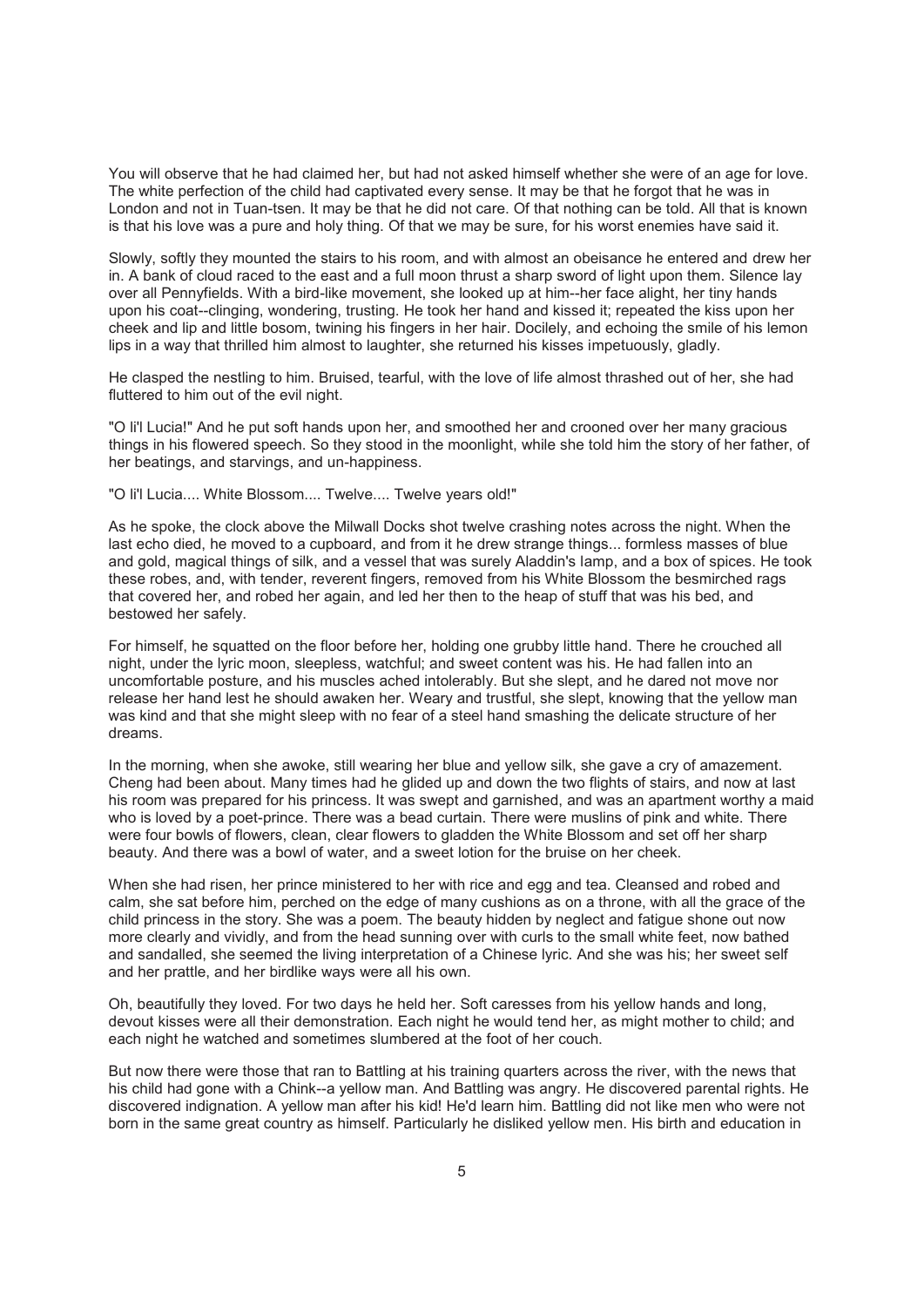You will observe that he had claimed her, but had not asked himself whether she were of an age for love. The white perfection of the child had captivated every sense. It may be that he forgot that he was in London and not in Tuan-tsen. It may be that he did not care. Of that nothing can be told. All that is known is that his love was a pure and holy thing. Of that we may be sure, for his worst enemies have said it.

Slowly, softly they mounted the stairs to his room, and with almost an obeisance he entered and drew her in. A bank of cloud raced to the east and a full moon thrust a sharp sword of light upon them. Silence lay over all Pennyfields. With a bird-like movement, she looked up at him--her face alight, her tiny hands upon his coat--clinging, wondering, trusting. He took her hand and kissed it; repeated the kiss upon her cheek and lip and little bosom, twining his fingers in her hair. Docilely, and echoing the smile of his lemon lips in a way that thrilled him almost to laughter, she returned his kisses impetuously, gladly.

He clasped the nestling to him. Bruised, tearful, with the love of life almost thrashed out of her, she had fluttered to him out of the evil night.

"O li'l Lucia!" And he put soft hands upon her, and smoothed her and crooned over her many gracious things in his flowered speech. So they stood in the moonlight, while she told him the story of her father, of her beatings, and starvings, and un-happiness.

"O li'l Lucia.... White Blossom.... Twelve.... Twelve years old!"

As he spoke, the clock above the Milwall Docks shot twelve crashing notes across the night. When the last echo died, he moved to a cupboard, and from it he drew strange things... formless masses of blue and gold, magical things of silk, and a vessel that was surely Aladdin's lamp, and a box of spices. He took these robes, and, with tender, reverent fingers, removed from his White Blossom the besmirched rags that covered her, and robed her again, and led her then to the heap of stuff that was his bed, and bestowed her safely.

For himself, he squatted on the floor before her, holding one grubby little hand. There he crouched all night, under the lyric moon, sleepless, watchful; and sweet content was his. He had fallen into an uncomfortable posture, and his muscles ached intolerably. But she slept, and he dared not move nor release her hand lest he should awaken her. Weary and trustful, she slept, knowing that the yellow man was kind and that she might sleep with no fear of a steel hand smashing the delicate structure of her dreams.

In the morning, when she awoke, still wearing her blue and yellow silk, she gave a cry of amazement. Cheng had been about. Many times had he glided up and down the two flights of stairs, and now at last his room was prepared for his princess. It was swept and garnished, and was an apartment worthy a maid who is loved by a poet-prince. There was a bead curtain. There were muslins of pink and white. There were four bowls of flowers, clean, clear flowers to gladden the White Blossom and set off her sharp beauty. And there was a bowl of water, and a sweet lotion for the bruise on her cheek.

When she had risen, her prince ministered to her with rice and egg and tea. Cleansed and robed and calm, she sat before him, perched on the edge of many cushions as on a throne, with all the grace of the child princess in the story. She was a poem. The beauty hidden by neglect and fatigue shone out now more clearly and vividly, and from the head sunning over with curls to the small white feet, now bathed and sandalled, she seemed the living interpretation of a Chinese lyric. And she was his; her sweet self and her prattle, and her birdlike ways were all his own.

Oh, beautifully they loved. For two days he held her. Soft caresses from his yellow hands and long, devout kisses were all their demonstration. Each night he would tend her, as might mother to child; and each night he watched and sometimes slumbered at the foot of her couch.

But now there were those that ran to Battling at his training quarters across the river, with the news that his child had gone with a Chink--a yellow man. And Battling was angry. He discovered parental rights. He discovered indignation. A yellow man after his kid! He'd learn him. Battling did not like men who were not born in the same great country as himself. Particularly he disliked yellow men. His birth and education in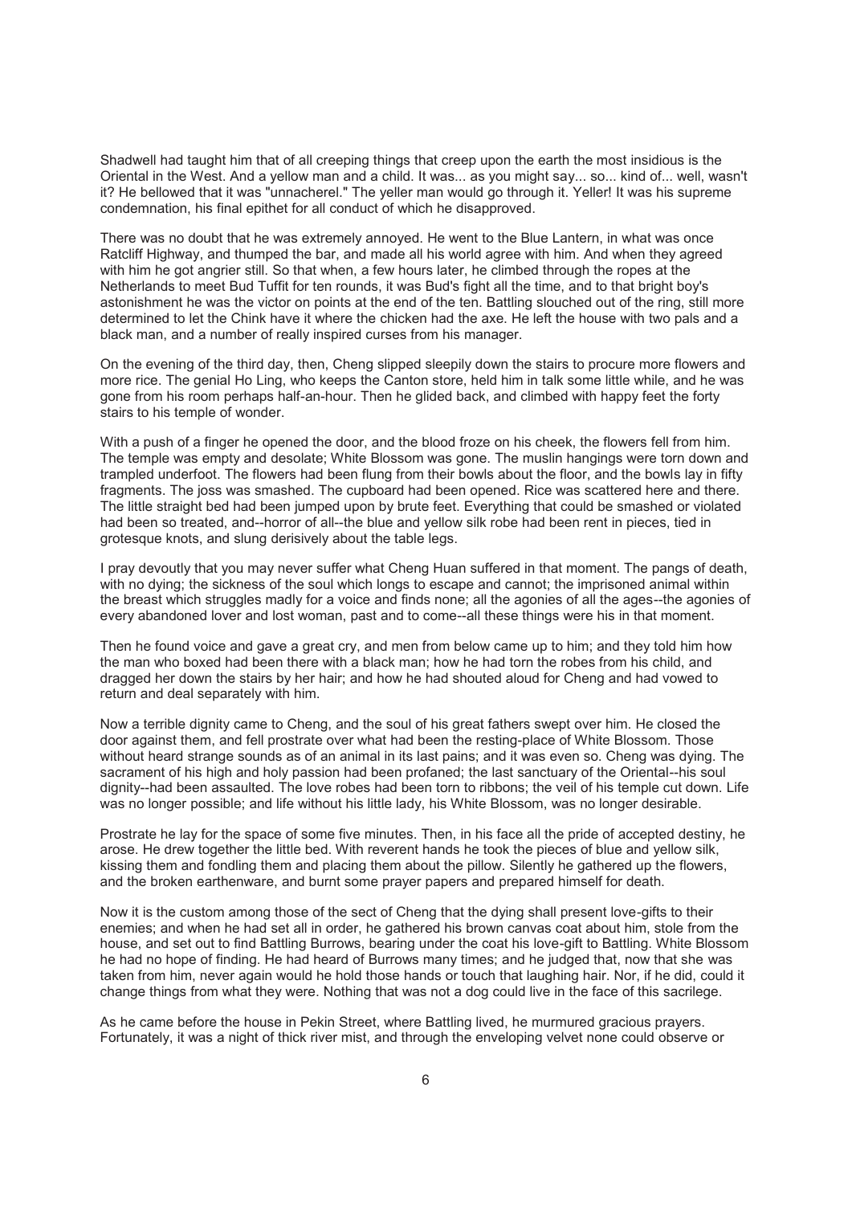Shadwell had taught him that of all creeping things that creep upon the earth the most insidious is the Oriental in the West. And a yellow man and a child. It was... as you might say... so... kind of... well, wasn't it? He bellowed that it was "unnacherel." The yeller man would go through it. Yeller! It was his supreme condemnation, his final epithet for all conduct of which he disapproved.

There was no doubt that he was extremely annoyed. He went to the Blue Lantern, in what was once Ratcliff Highway, and thumped the bar, and made all his world agree with him. And when they agreed with him he got angrier still. So that when, a few hours later, he climbed through the ropes at the Netherlands to meet Bud Tuffit for ten rounds, it was Bud's fight all the time, and to that bright boy's astonishment he was the victor on points at the end of the ten. Battling slouched out of the ring, still more determined to let the Chink have it where the chicken had the axe. He left the house with two pals and a black man, and a number of really inspired curses from his manager.

On the evening of the third day, then, Cheng slipped sleepily down the stairs to procure more flowers and more rice. The genial Ho Ling, who keeps the Canton store, held him in talk some little while, and he was gone from his room perhaps half-an-hour. Then he glided back, and climbed with happy feet the forty stairs to his temple of wonder.

With a push of a finger he opened the door, and the blood froze on his cheek, the flowers fell from him. The temple was empty and desolate; White Blossom was gone. The muslin hangings were torn down and trampled underfoot. The flowers had been flung from their bowls about the floor, and the bowls lay in fifty fragments. The joss was smashed. The cupboard had been opened. Rice was scattered here and there. The little straight bed had been jumped upon by brute feet. Everything that could be smashed or violated had been so treated, and--horror of all--the blue and yellow silk robe had been rent in pieces, tied in grotesque knots, and slung derisively about the table legs.

I pray devoutly that you may never suffer what Cheng Huan suffered in that moment. The pangs of death, with no dying; the sickness of the soul which longs to escape and cannot; the imprisoned animal within the breast which struggles madly for a voice and finds none; all the agonies of all the ages--the agonies of every abandoned lover and lost woman, past and to come--all these things were his in that moment.

Then he found voice and gave a great cry, and men from below came up to him; and they told him how the man who boxed had been there with a black man; how he had torn the robes from his child, and dragged her down the stairs by her hair; and how he had shouted aloud for Cheng and had vowed to return and deal separately with him.

Now a terrible dignity came to Cheng, and the soul of his great fathers swept over him. He closed the door against them, and fell prostrate over what had been the resting-place of White Blossom. Those without heard strange sounds as of an animal in its last pains; and it was even so. Cheng was dying. The sacrament of his high and holy passion had been profaned; the last sanctuary of the Oriental--his soul dignity--had been assaulted. The love robes had been torn to ribbons; the veil of his temple cut down. Life was no longer possible; and life without his little lady, his White Blossom, was no longer desirable.

Prostrate he lay for the space of some five minutes. Then, in his face all the pride of accepted destiny, he arose. He drew together the little bed. With reverent hands he took the pieces of blue and yellow silk, kissing them and fondling them and placing them about the pillow. Silently he gathered up the flowers, and the broken earthenware, and burnt some prayer papers and prepared himself for death.

Now it is the custom among those of the sect of Cheng that the dying shall present love-gifts to their enemies; and when he had set all in order, he gathered his brown canvas coat about him, stole from the house, and set out to find Battling Burrows, bearing under the coat his love-gift to Battling. White Blossom he had no hope of finding. He had heard of Burrows many times; and he judged that, now that she was taken from him, never again would he hold those hands or touch that laughing hair. Nor, if he did, could it change things from what they were. Nothing that was not a dog could live in the face of this sacrilege.

As he came before the house in Pekin Street, where Battling lived, he murmured gracious prayers. Fortunately, it was a night of thick river mist, and through the enveloping velvet none could observe or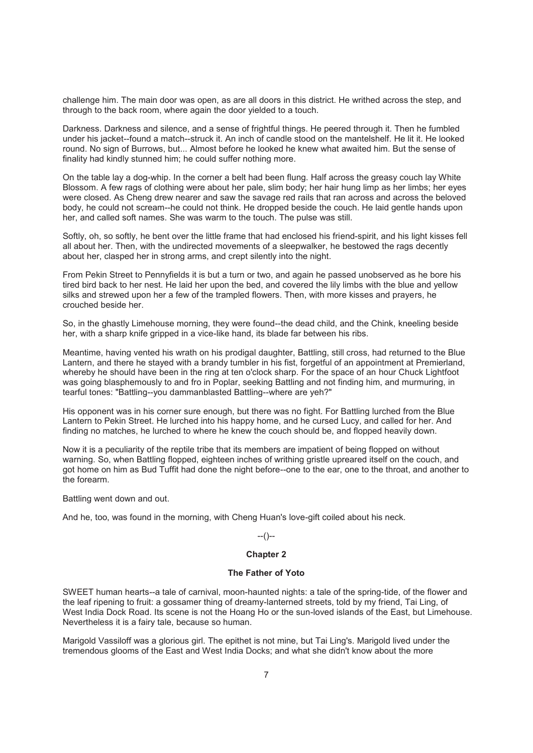challenge him. The main door was open, as are all doors in this district. He writhed across the step, and through to the back room, where again the door yielded to a touch.

Darkness. Darkness and silence, and a sense of frightful things. He peered through it. Then he fumbled under his jacket--found a match--struck it. An inch of candle stood on the mantelshelf. He lit it. He looked round. No sign of Burrows, but... Almost before he looked he knew what awaited him. But the sense of finality had kindly stunned him; he could suffer nothing more.

On the table lay a dog-whip. In the corner a belt had been flung. Half across the greasy couch lay White Blossom. A few rags of clothing were about her pale, slim body; her hair hung limp as her limbs; her eyes were closed. As Cheng drew nearer and saw the savage red rails that ran across and across the beloved body, he could not scream--he could not think. He dropped beside the couch. He laid gentle hands upon her, and called soft names. She was warm to the touch. The pulse was still.

Softly, oh, so softly, he bent over the little frame that had enclosed his friend-spirit, and his light kisses fell all about her. Then, with the undirected movements of a sleepwalker, he bestowed the rags decently about her, clasped her in strong arms, and crept silently into the night.

From Pekin Street to Pennyfields it is but a turn or two, and again he passed unobserved as he bore his tired bird back to her nest. He laid her upon the bed, and covered the lily limbs with the blue and yellow silks and strewed upon her a few of the trampled flowers. Then, with more kisses and prayers, he crouched beside her.

So, in the ghastly Limehouse morning, they were found--the dead child, and the Chink, kneeling beside her, with a sharp knife gripped in a vice-like hand, its blade far between his ribs.

Meantime, having vented his wrath on his prodigal daughter, Battling, still cross, had returned to the Blue Lantern, and there he stayed with a brandy tumbler in his fist, forgetful of an appointment at Premierland, whereby he should have been in the ring at ten o'clock sharp. For the space of an hour Chuck Lightfoot was going blasphemously to and fro in Poplar, seeking Battling and not finding him, and murmuring, in tearful tones: "Battling--you dammanblasted Battling--where are yeh?"

His opponent was in his corner sure enough, but there was no fight. For Battling lurched from the Blue Lantern to Pekin Street. He lurched into his happy home, and he cursed Lucy, and called for her. And finding no matches, he lurched to where he knew the couch should be, and flopped heavily down.

Now it is a peculiarity of the reptile tribe that its members are impatient of being flopped on without warning. So, when Battling flopped, eighteen inches of writhing gristle upreared itself on the couch, and got home on him as Bud Tuffit had done the night before--one to the ear, one to the throat, and another to the forearm.

Battling went down and out.

And he, too, was found in the morning, with Cheng Huan's love-gift coiled about his neck.

--()--

## Chapter 2

### The Father of Yoto

SWEET human hearts--a tale of carnival, moon-haunted nights: a tale of the spring-tide, of the flower and the leaf ripening to fruit: a gossamer thing of dreamy-lanterned streets, told by my friend, Tai Ling, of West India Dock Road. Its scene is not the Hoang Ho or the sun-loved islands of the East, but Limehouse. Nevertheless it is a fairy tale, because so human.

Marigold Vassiloff was a glorious girl. The epithet is not mine, but Tai Ling's. Marigold lived under the tremendous glooms of the East and West India Docks; and what she didn't know about the more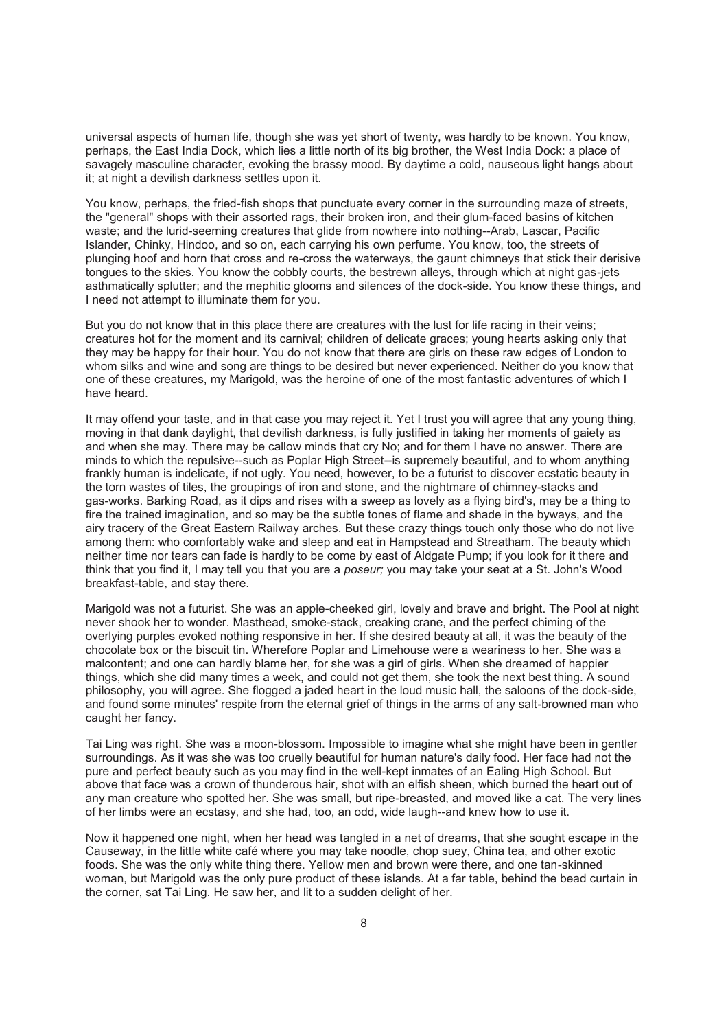universal aspects of human life, though she was yet short of twenty, was hardly to be known. You know, perhaps, the East India Dock, which lies a little north of its big brother, the West India Dock: a place of savagely masculine character, evoking the brassy mood. By daytime a cold, nauseous light hangs about it; at night a devilish darkness settles upon it.

You know, perhaps, the fried-fish shops that punctuate every corner in the surrounding maze of streets, the "general" shops with their assorted rags, their broken iron, and their glum-faced basins of kitchen waste; and the lurid-seeming creatures that glide from nowhere into nothing--Arab, Lascar, Pacific Islander, Chinky, Hindoo, and so on, each carrying his own perfume. You know, too, the streets of plunging hoof and horn that cross and re-cross the waterways, the gaunt chimneys that stick their derisive tongues to the skies. You know the cobbly courts, the bestrewn alleys, through which at night gas-jets asthmatically splutter; and the mephitic glooms and silences of the dock-side. You know these things, and I need not attempt to illuminate them for you.

But you do not know that in this place there are creatures with the lust for life racing in their veins; creatures hot for the moment and its carnival; children of delicate graces; young hearts asking only that they may be happy for their hour. You do not know that there are girls on these raw edges of London to whom silks and wine and song are things to be desired but never experienced. Neither do you know that one of these creatures, my Marigold, was the heroine of one of the most fantastic adventures of which I have heard.

It may offend your taste, and in that case you may reject it. Yet I trust you will agree that any young thing, moving in that dank daylight, that devilish darkness, is fully justified in taking her moments of gaiety as and when she may. There may be callow minds that cry No; and for them I have no answer. There are minds to which the repulsive--such as Poplar High Street--is supremely beautiful, and to whom anything frankly human is indelicate, if not ugly. You need, however, to be a futurist to discover ecstatic beauty in the torn wastes of tiles, the groupings of iron and stone, and the nightmare of chimney-stacks and gas-works. Barking Road, as it dips and rises with a sweep as lovely as a flying bird's, may be a thing to fire the trained imagination, and so may be the subtle tones of flame and shade in the byways, and the airy tracery of the Great Eastern Railway arches. But these crazy things touch only those who do not live among them: who comfortably wake and sleep and eat in Hampstead and Streatham. The beauty which neither time nor tears can fade is hardly to be come by east of Aldgate Pump; if you look for it there and think that you find it, I may tell you that you are a *poseur;* you may take your seat at a St. John's Wood breakfast-table, and stay there.

Marigold was not a futurist. She was an apple-cheeked girl, lovely and brave and bright. The Pool at night never shook her to wonder. Masthead, smoke-stack, creaking crane, and the perfect chiming of the overlying purples evoked nothing responsive in her. If she desired beauty at all, it was the beauty of the chocolate box or the biscuit tin. Wherefore Poplar and Limehouse were a weariness to her. She was a malcontent; and one can hardly blame her, for she was a girl of girls. When she dreamed of happier things, which she did many times a week, and could not get them, she took the next best thing. A sound philosophy, you will agree. She flogged a jaded heart in the loud music hall, the saloons of the dock-side, and found some minutes' respite from the eternal grief of things in the arms of any salt-browned man who caught her fancy.

Tai Ling was right. She was a moon-blossom. Impossible to imagine what she might have been in gentler surroundings. As it was she was too cruelly beautiful for human nature's daily food. Her face had not the pure and perfect beauty such as you may find in the well-kept inmates of an Ealing High School. But above that face was a crown of thunderous hair, shot with an elfish sheen, which burned the heart out of any man creature who spotted her. She was small, but ripe-breasted, and moved like a cat. The very lines of her limbs were an ecstasy, and she had, too, an odd, wide laugh--and knew how to use it.

Now it happened one night, when her head was tangled in a net of dreams, that she sought escape in the Causeway, in the little white café where you may take noodle, chop suey, China tea, and other exotic foods. She was the only white thing there. Yellow men and brown were there, and one tan-skinned woman, but Marigold was the only pure product of these islands. At a far table, behind the bead curtain in the corner, sat Tai Ling. He saw her, and lit to a sudden delight of her.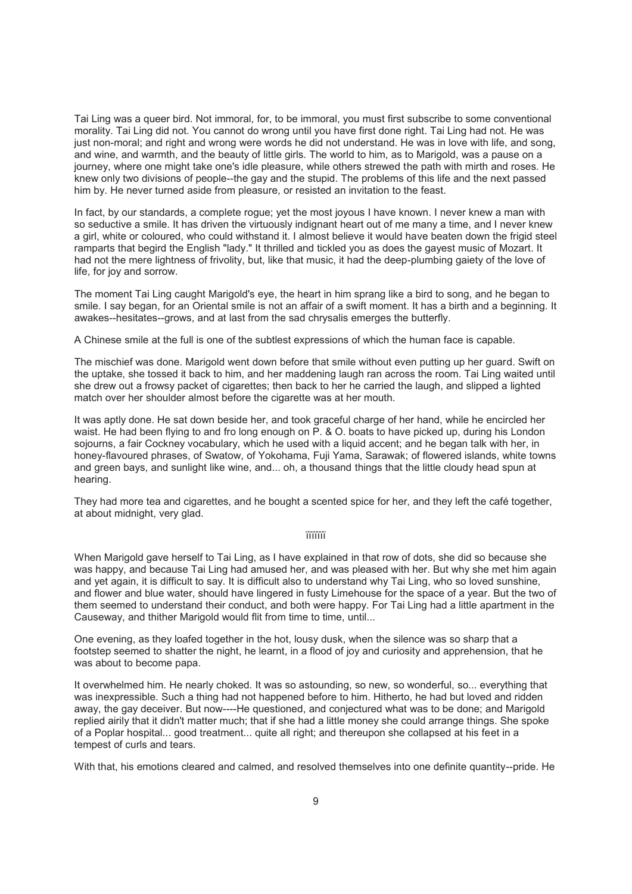Tai Ling was a queer bird. Not immoral, for, to be immoral, you must first subscribe to some conventional morality. Tai Ling did not. You cannot do wrong until you have first done right. Tai Ling had not. He was just non-moral; and right and wrong were words he did not understand. He was in love with life, and song, and wine, and warmth, and the beauty of little girls. The world to him, as to Marigold, was a pause on a journey, where one might take one's idle pleasure, while others strewed the path with mirth and roses. He knew only two divisions of people--the gay and the stupid. The problems of this life and the next passed him by. He never turned aside from pleasure, or resisted an invitation to the feast.

In fact, by our standards, a complete rogue; yet the most joyous I have known. I never knew a man with so seductive a smile. It has driven the virtuously indignant heart out of me many a time, and I never knew a girl, white or coloured, who could withstand it. I almost believe it would have beaten down the frigid steel ramparts that begird the English "lady." It thrilled and tickled you as does the gayest music of Mozart. It had not the mere lightness of frivolity, but, like that music, it had the deep-plumbing gaiety of the love of life, for joy and sorrow.

The moment Tai Ling caught Marigold's eye, the heart in him sprang like a bird to song, and he began to smile. I say began, for an Oriental smile is not an affair of a swift moment. It has a birth and a beginning. It awakes--hesitates--grows, and at last from the sad chrysalis emerges the butterfly.

A Chinese smile at the full is one of the subtlest expressions of which the human face is capable.

The mischief was done. Marigold went down before that smile without even putting up her guard. Swift on the uptake, she tossed it back to him, and her maddening laugh ran across the room. Tai Ling waited until she drew out a frowsy packet of cigarettes; then back to her he carried the laugh, and slipped a lighted match over her shoulder almost before the cigarette was at her mouth.

It was aptly done. He sat down beside her, and took graceful charge of her hand, while he encircled her waist. He had been flying to and fro long enough on P. & O. boats to have picked up, during his London sojourns, a fair Cockney vocabulary, which he used with a liquid accent; and he began talk with her, in honey-flavoured phrases, of Swatow, of Yokohama, Fuji Yama, Sarawak; of flowered islands, white towns and green bays, and sunlight like wine, and... oh, a thousand things that the little cloudy head spun at hearing.

They had more tea and cigarettes, and he bought a scented spice for her, and they left the café together, at about midnight, very glad.

.........

When Marigold gave herself to Tai Ling, as I have explained in that row of dots, she did so because she was happy, and because Tai Ling had amused her, and was pleased with her. But why she met him again and yet again, it is difficult to say. It is difficult also to understand why Tai Ling, who so loved sunshine, and flower and blue water, should have lingered in fusty Limehouse for the space of a year. But the two of them seemed to understand their conduct, and both were happy. For Tai Ling had a little apartment in the Causeway, and thither Marigold would flit from time to time, until...

One evening, as they loafed together in the hot, lousy dusk, when the silence was so sharp that a footstep seemed to shatter the night, he learnt, in a flood of joy and curiosity and apprehension, that he was about to become papa.

It overwhelmed him. He nearly choked. It was so astounding, so new, so wonderful, so... everything that was inexpressible. Such a thing had not happened before to him. Hitherto, he had but loved and ridden away, the gay deceiver. But now----He questioned, and conjectured what was to be done; and Marigold replied airily that it didn't matter much; that if she had a little money she could arrange things. She spoke of a Poplar hospital... good treatment... quite all right; and thereupon she collapsed at his feet in a tempest of curls and tears.

With that, his emotions cleared and calmed, and resolved themselves into one definite quantity--pride. He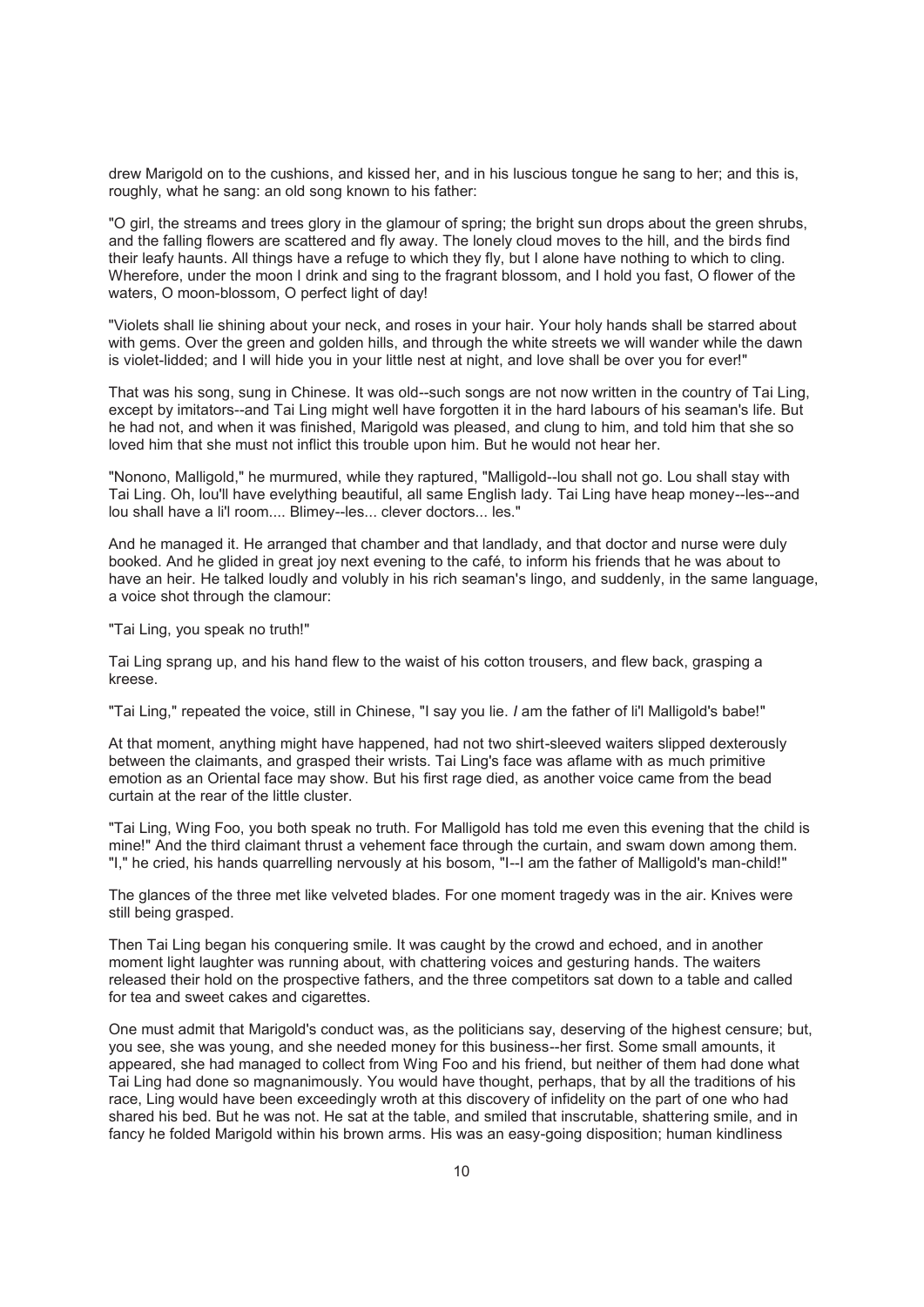drew Marigold on to the cushions, and kissed her, and in his luscious tongue he sang to her; and this is, roughly, what he sang: an old song known to his father:

"O girl, the streams and trees glory in the glamour of spring; the bright sun drops about the green shrubs, and the falling flowers are scattered and fly away. The lonely cloud moves to the hill, and the birds find their leafy haunts. All things have a refuge to which they fly, but I alone have nothing to which to cling. Wherefore, under the moon I drink and sing to the fragrant blossom, and I hold you fast, O flower of the waters, O moon-blossom, O perfect light of day!

"Violets shall lie shining about your neck, and roses in your hair. Your holy hands shall be starred about with gems. Over the green and golden hills, and through the white streets we will wander while the dawn is violet-lidded; and I will hide you in your little nest at night, and love shall be over you for ever!"

That was his song, sung in Chinese. It was old--such songs are not now written in the country of Tai Ling, except by imitators--and Tai Ling might well have forgotten it in the hard labours of his seaman's life. But he had not, and when it was finished, Marigold was pleased, and clung to him, and told him that she so loved him that she must not inflict this trouble upon him. But he would not hear her.

"Nonono, Malligold," he murmured, while they raptured, "Malligold--lou shall not go. Lou shall stay with Tai Ling. Oh, lou'll have evelything beautiful, all same English lady. Tai Ling have heap money--les--and lou shall have a li'l room.... Blimey--les... clever doctors... les."

And he managed it. He arranged that chamber and that landlady, and that doctor and nurse were duly booked. And he glided in great joy next evening to the café, to inform his friends that he was about to have an heir. He talked loudly and volubly in his rich seaman's lingo, and suddenly, in the same language, a voice shot through the clamour:

"Tai Ling, you speak no truth!"

Tai Ling sprang up, and his hand flew to the waist of his cotton trousers, and flew back, grasping a kreese.

"Tai Ling," repeated the voice, still in Chinese, "I say you lie. *I* am the father of li'l Malligold's babe!"

At that moment, anything might have happened, had not two shirt-sleeved waiters slipped dexterously between the claimants, and grasped their wrists. Tai Ling's face was aflame with as much primitive emotion as an Oriental face may show. But his first rage died, as another voice came from the bead curtain at the rear of the little cluster.

"Tai Ling, Wing Foo, you both speak no truth. For Malligold has told me even this evening that the child is mine!" And the third claimant thrust a vehement face through the curtain, and swam down among them. "I," he cried, his hands quarrelling nervously at his bosom, "I--I am the father of Malligold's man-child!"

The glances of the three met like velveted blades. For one moment tragedy was in the air. Knives were still being grasped.

Then Tai Ling began his conquering smile. It was caught by the crowd and echoed, and in another moment light laughter was running about, with chattering voices and gesturing hands. The waiters released their hold on the prospective fathers, and the three competitors sat down to a table and called for tea and sweet cakes and cigarettes.

One must admit that Marigold's conduct was, as the politicians say, deserving of the highest censure; but, you see, she was young, and she needed money for this business--her first. Some small amounts, it appeared, she had managed to collect from Wing Foo and his friend, but neither of them had done what Tai Ling had done so magnanimously. You would have thought, perhaps, that by all the traditions of his race, Ling would have been exceedingly wroth at this discovery of infidelity on the part of one who had shared his bed. But he was not. He sat at the table, and smiled that inscrutable, shattering smile, and in fancy he folded Marigold within his brown arms. His was an easy-going disposition; human kindliness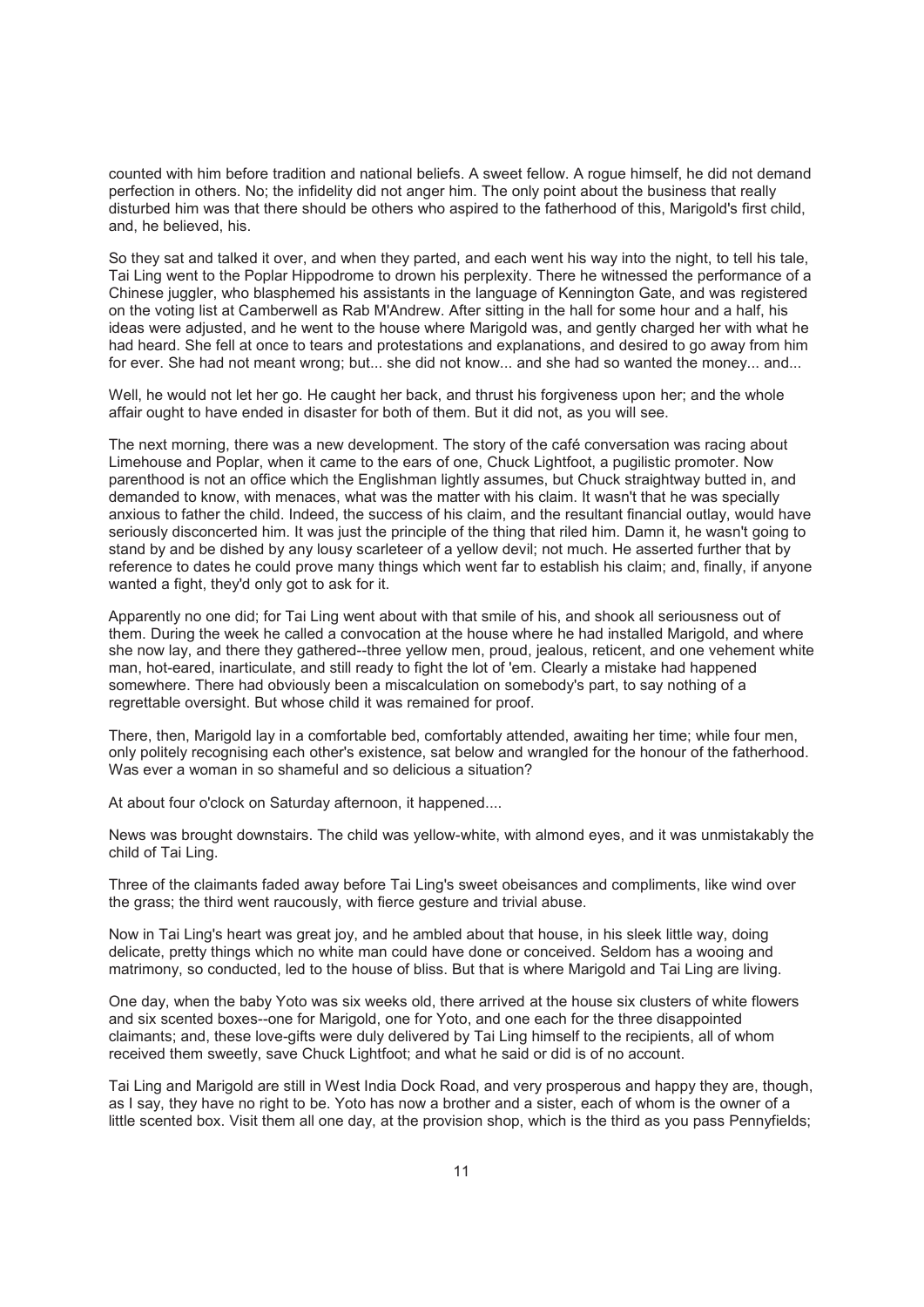counted with him before tradition and national beliefs. A sweet fellow. A rogue himself, he did not demand perfection in others. No; the infidelity did not anger him. The only point about the business that really disturbed him was that there should be others who aspired to the fatherhood of this, Marigold's first child, and, he believed, his.

So they sat and talked it over, and when they parted, and each went his way into the night, to tell his tale, Tai Ling went to the Poplar Hippodrome to drown his perplexity. There he witnessed the performance of a Chinese juggler, who blasphemed his assistants in the language of Kennington Gate, and was registered on the voting list at Camberwell as Rab M'Andrew. After sitting in the hall for some hour and a half, his ideas were adjusted, and he went to the house where Marigold was, and gently charged her with what he had heard. She fell at once to tears and protestations and explanations, and desired to go away from him for ever. She had not meant wrong; but... she did not know... and she had so wanted the money... and...

Well, he would not let her go. He caught her back, and thrust his forgiveness upon her; and the whole affair ought to have ended in disaster for both of them. But it did not, as you will see.

The next morning, there was a new development. The story of the café conversation was racing about Limehouse and Poplar, when it came to the ears of one, Chuck Lightfoot, a pugilistic promoter. Now parenthood is not an office which the Englishman lightly assumes, but Chuck straightway butted in, and demanded to know, with menaces, what was the matter with his claim. It wasn't that he was specially anxious to father the child. Indeed, the success of his claim, and the resultant financial outlay, would have seriously disconcerted him. It was just the principle of the thing that riled him. Damn it, he wasn't going to stand by and be dished by any lousy scarleteer of a yellow devil; not much. He asserted further that by reference to dates he could prove many things which went far to establish his claim; and, finally, if anyone wanted a fight, they'd only got to ask for it.

Apparently no one did; for Tai Ling went about with that smile of his, and shook all seriousness out of them. During the week he called a convocation at the house where he had installed Marigold, and where she now lay, and there they gathered--three yellow men, proud, jealous, reticent, and one vehement white man, hot-eared, inarticulate, and still ready to fight the lot of 'em. Clearly a mistake had happened somewhere. There had obviously been a miscalculation on somebody's part, to say nothing of a regrettable oversight. But whose child it was remained for proof.

There, then, Marigold lay in a comfortable bed, comfortably attended, awaiting her time; while four men, only politely recognising each other's existence, sat below and wrangled for the honour of the fatherhood. Was ever a woman in so shameful and so delicious a situation?

At about four o'clock on Saturday afternoon, it happened....

News was brought downstairs. The child was yellow-white, with almond eyes, and it was unmistakably the child of Tai Ling.

Three of the claimants faded away before Tai Ling's sweet obeisances and compliments, like wind over the grass; the third went raucously, with fierce gesture and trivial abuse.

Now in Tai Ling's heart was great joy, and he ambled about that house, in his sleek little way, doing delicate, pretty things which no white man could have done or conceived. Seldom has a wooing and matrimony, so conducted, led to the house of bliss. But that is where Marigold and Tai Ling are living.

One day, when the baby Yoto was six weeks old, there arrived at the house six clusters of white flowers and six scented boxes--one for Marigold, one for Yoto, and one each for the three disappointed claimants; and, these love-gifts were duly delivered by Tai Ling himself to the recipients, all of whom received them sweetly, save Chuck Lightfoot; and what he said or did is of no account.

Tai Ling and Marigold are still in West India Dock Road, and very prosperous and happy they are, though, as I say, they have no right to be. Yoto has now a brother and a sister, each of whom is the owner of a little scented box. Visit them all one day, at the provision shop, which is the third as you pass Pennyfields;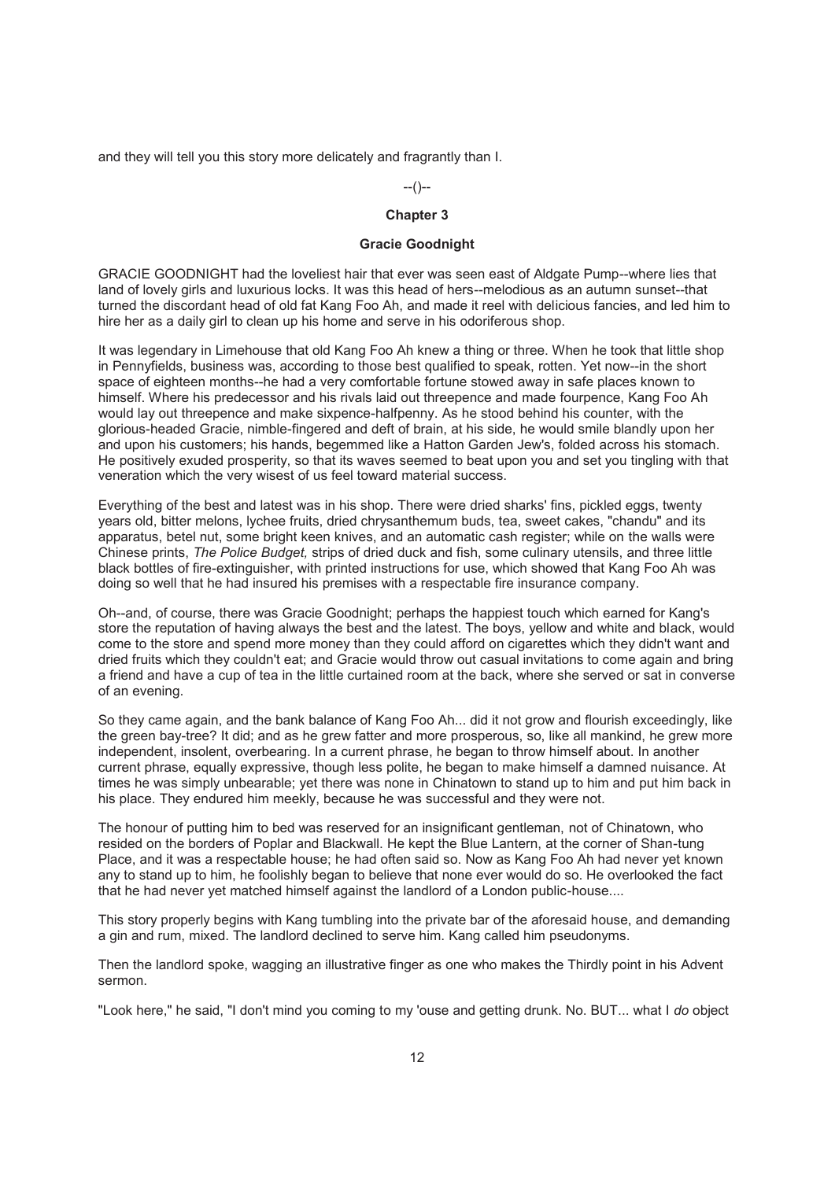and they will tell you this story more delicately and fragrantly than I.

--()--

## Chapter 3

### Gracie Goodnight

GRACIE GOODNIGHT had the loveliest hair that ever was seen east of Aldgate Pump--where lies that land of lovely girls and luxurious locks. It was this head of hers--melodious as an autumn sunset--that turned the discordant head of old fat Kang Foo Ah, and made it reel with delicious fancies, and led him to hire her as a daily girl to clean up his home and serve in his odoriferous shop.

It was legendary in Limehouse that old Kang Foo Ah knew a thing or three. When he took that little shop in Pennyfields, business was, according to those best qualified to speak, rotten. Yet now--in the short space of eighteen months--he had a very comfortable fortune stowed away in safe places known to himself. Where his predecessor and his rivals laid out threepence and made fourpence, Kang Foo Ah would lay out threepence and make sixpence-halfpenny. As he stood behind his counter, with the glorious-headed Gracie, nimble-fingered and deft of brain, at his side, he would smile blandly upon her and upon his customers; his hands, begemmed like a Hatton Garden Jew's, folded across his stomach. He positively exuded prosperity, so that its waves seemed to beat upon you and set you tingling with that veneration which the very wisest of us feel toward material success.

Everything of the best and latest was in his shop. There were dried sharks' fins, pickled eggs, twenty years old, bitter melons, lychee fruits, dried chrysanthemum buds, tea, sweet cakes, "chandu" and its apparatus, betel nut, some bright keen knives, and an automatic cash register; while on the walls were Chinese prints, *The Police Budget,* strips of dried duck and fish, some culinary utensils, and three little black bottles of fire-extinguisher, with printed instructions for use, which showed that Kang Foo Ah was doing so well that he had insured his premises with a respectable fire insurance company.

Oh--and, of course, there was Gracie Goodnight; perhaps the happiest touch which earned for Kang's store the reputation of having always the best and the latest. The boys, yellow and white and black, would come to the store and spend more money than they could afford on cigarettes which they didn't want and dried fruits which they couldn't eat; and Gracie would throw out casual invitations to come again and bring a friend and have a cup of tea in the little curtained room at the back, where she served or sat in converse of an evening.

So they came again, and the bank balance of Kang Foo Ah... did it not grow and flourish exceedingly, like the green bay-tree? It did; and as he grew fatter and more prosperous, so, like all mankind, he grew more independent, insolent, overbearing. In a current phrase, he began to throw himself about. In another current phrase, equally expressive, though less polite, he began to make himself a damned nuisance. At times he was simply unbearable; yet there was none in Chinatown to stand up to him and put him back in his place. They endured him meekly, because he was successful and they were not.

The honour of putting him to bed was reserved for an insignificant gentleman, not of Chinatown, who resided on the borders of Poplar and Blackwall. He kept the Blue Lantern, at the corner of Shan-tung Place, and it was a respectable house; he had often said so. Now as Kang Foo Ah had never yet known any to stand up to him, he foolishly began to believe that none ever would do so. He overlooked the fact that he had never yet matched himself against the landlord of a London public-house....

This story properly begins with Kang tumbling into the private bar of the aforesaid house, and demanding a gin and rum, mixed. The landlord declined to serve him. Kang called him pseudonyms.

Then the landlord spoke, wagging an illustrative finger as one who makes the Thirdly point in his Advent sermon.

"Look here," he said, "I don't mind you coming to my 'ouse and getting drunk. No. BUT... what I *do* object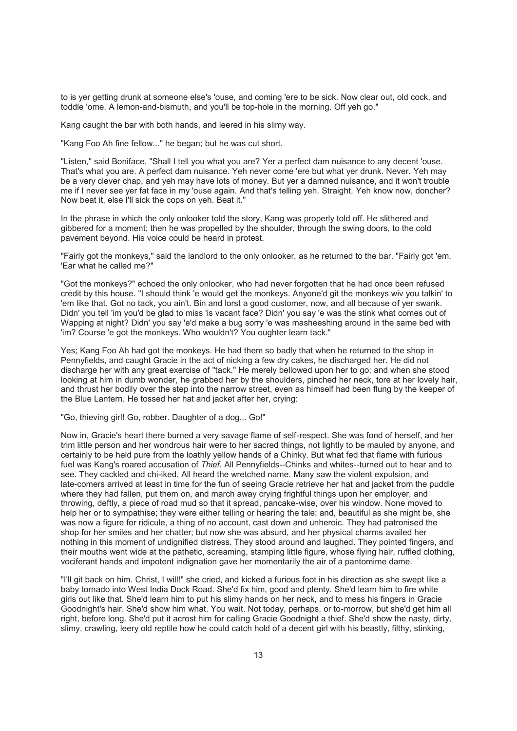to is yer getting drunk at someone else's 'ouse, and coming 'ere to be sick. Now clear out, old cock, and toddle 'ome. A lemon-and-bismuth, and you'll be top-hole in the morning. Off yeh go."

Kang caught the bar with both hands, and leered in his slimy way.

"Kang Foo Ah fine fellow..." he began; but he was cut short.

"Listen," said Boniface. "Shall I tell you what you are? Yer a perfect dam nuisance to any decent 'ouse. That's what you are. A perfect dam nuisance. Yeh never come 'ere but what yer drunk. Never. Yeh may be a very clever chap, and yeh may have lots of money. But yer a damned nuisance, and it won't trouble me if I never see yer fat face in my 'ouse again. And that's telling yeh. Straight. Yeh know now, doncher? Now beat it, else I'll sick the cops on yeh. Beat it."

In the phrase in which the only onlooker told the story, Kang was properly told off. He slithered and gibbered for a moment; then he was propelled by the shoulder, through the swing doors, to the cold pavement beyond. His voice could be heard in protest.

"Fairly got the monkeys," said the landlord to the only onlooker, as he returned to the bar. "Fairly got 'em. 'Ear what he called me?"

"Got the monkeys?" echoed the only onlooker, who had never forgotten that he had once been refused credit by this house. "I should think 'e would get the monkeys. Anyone'd git the monkeys wiv you talkin' to 'em like that. Got no tack, you ain't. Bin and lorst a good customer, now, and all because of yer swank. Didn' you tell 'im you'd be glad to miss 'is vacant face? Didn' you say 'e was the stink what comes out of Wapping at night? Didn' you say 'e'd make a bug sorry 'e was masheeshing around in the same bed with 'im? Course 'e got the monkeys. Who wouldn't? You oughter learn tack."

Yes; Kang Foo Ah had got the monkeys. He had them so badly that when he returned to the shop in Pennyfields, and caught Gracie in the act of nicking a few dry cakes, he discharged her. He did not discharge her with any great exercise of "tack." He merely bellowed upon her to go; and when she stood looking at him in dumb wonder, he grabbed her by the shoulders, pinched her neck, tore at her lovely hair, and thrust her bodily over the step into the narrow street, even as himself had been flung by the keeper of the Blue Lantern. He tossed her hat and jacket after her, crying:

"Go, thieving girl! Go, robber. Daughter of a dog... Go!"

Now in, Gracie's heart there burned a very savage flame of self-respect. She was fond of herself, and her trim little person and her wondrous hair were to her sacred things, not lightly to be mauled by anyone, and certainly to be held pure from the loathly yellow hands of a Chinky. But what fed that flame with furious fuel was Kang's roared accusation of *Thief.* All Pennyfields--Chinks and whites--turned out to hear and to see. They cackled and chi-iked. All heard the wretched name. Many saw the violent expulsion, and late-comers arrived at least in time for the fun of seeing Gracie retrieve her hat and jacket from the puddle where they had fallen, put them on, and march away crying frightful things upon her employer, and throwing, deftly, a piece of road mud so that it spread, pancake-wise, over his window. None moved to help her or to sympathise; they were either telling or hearing the tale; and, beautiful as she might be, she was now a figure for ridicule, a thing of no account, cast down and unheroic. They had patronised the shop for her smiles and her chatter; but now she was absurd, and her physical charms availed her nothing in this moment of undignified distress. They stood around and laughed. They pointed fingers, and their mouths went wide at the pathetic, screaming, stamping little figure, whose flying hair, ruffled clothing, vociferant hands and impotent indignation gave her momentarily the air of a pantomime dame.

"I'll git back on him. Christ, I will!" she cried, and kicked a furious foot in his direction as she swept like a baby tornado into West India Dock Road. She'd fix him, good and plenty. She'd learn him to fire white girls out like that. She'd learn him to put his slimy hands on her neck, and to mess his fingers in Gracie Goodnight's hair. She'd show him what. You wait. Not today, perhaps, or to-morrow, but she'd get him all right, before long. She'd put it acrost him for calling Gracie Goodnight a thief. She'd show the nasty, dirty, slimy, crawling, leery old reptile how he could catch hold of a decent girl with his beastly, filthy, stinking,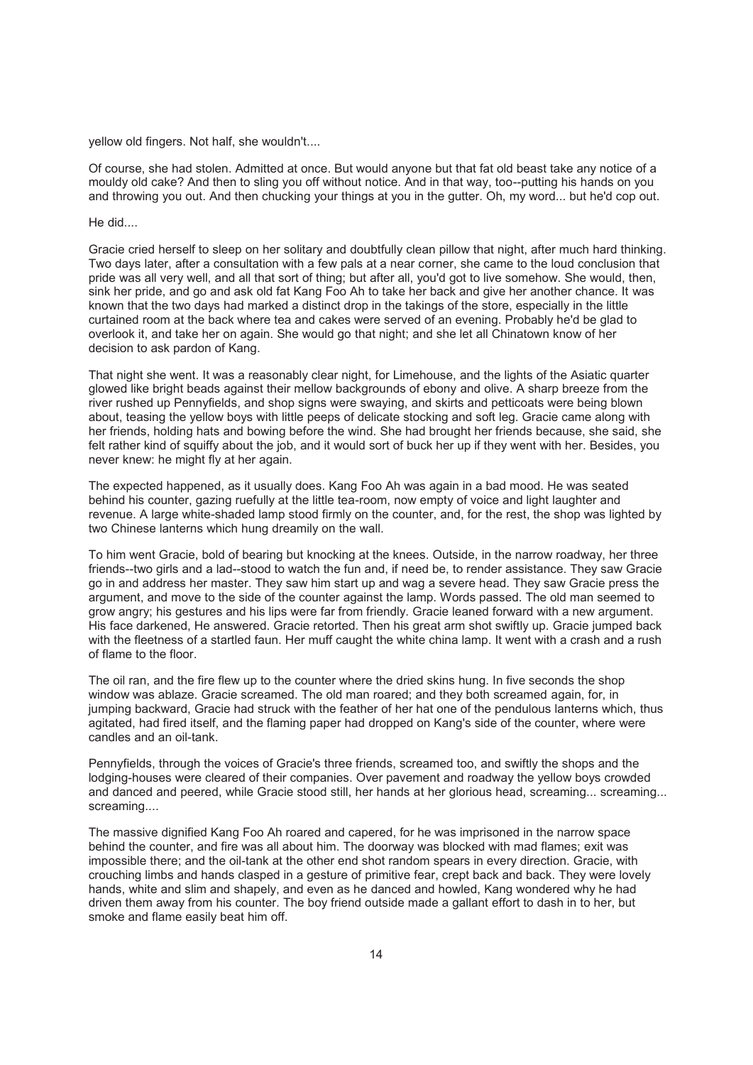yellow old fingers. Not half, she wouldn't....

Of course, she had stolen. Admitted at once. But would anyone but that fat old beast take any notice of a mouldy old cake? And then to sling you off without notice. And in that way, too--putting his hands on you and throwing you out. And then chucking your things at you in the gutter. Oh, my word... but he'd cop out.

He did....

Gracie cried herself to sleep on her solitary and doubtfully clean pillow that night, after much hard thinking. Two days later, after a consultation with a few pals at a near corner, she came to the loud conclusion that pride was all very well, and all that sort of thing; but after all, you'd got to live somehow. She would, then, sink her pride, and go and ask old fat Kang Foo Ah to take her back and give her another chance. It was known that the two days had marked a distinct drop in the takings of the store, especially in the little curtained room at the back where tea and cakes were served of an evening. Probably he'd be glad to overlook it, and take her on again. She would go that night; and she let all Chinatown know of her decision to ask pardon of Kang.

That night she went. It was a reasonably clear night, for Limehouse, and the lights of the Asiatic quarter glowed like bright beads against their mellow backgrounds of ebony and olive. A sharp breeze from the river rushed up Pennyfields, and shop signs were swaying, and skirts and petticoats were being blown about, teasing the yellow boys with little peeps of delicate stocking and soft leg. Gracie came along with her friends, holding hats and bowing before the wind. She had brought her friends because, she said, she felt rather kind of squiffy about the job, and it would sort of buck her up if they went with her. Besides, you never knew: he might fly at her again.

The expected happened, as it usually does. Kang Foo Ah was again in a bad mood. He was seated behind his counter, gazing ruefully at the little tea-room, now empty of voice and light laughter and revenue. A large white-shaded lamp stood firmly on the counter, and, for the rest, the shop was lighted by two Chinese lanterns which hung dreamily on the wall.

To him went Gracie, bold of bearing but knocking at the knees. Outside, in the narrow roadway, her three friends--two girls and a lad--stood to watch the fun and, if need be, to render assistance. They saw Gracie go in and address her master. They saw him start up and wag a severe head. They saw Gracie press the argument, and move to the side of the counter against the lamp. Words passed. The old man seemed to grow angry; his gestures and his lips were far from friendly. Gracie leaned forward with a new argument. His face darkened, He answered. Gracie retorted. Then his great arm shot swiftly up. Gracie jumped back with the fleetness of a startled faun. Her muff caught the white china lamp. It went with a crash and a rush of flame to the floor.

The oil ran, and the fire flew up to the counter where the dried skins hung. In five seconds the shop window was ablaze. Gracie screamed. The old man roared; and they both screamed again, for, in jumping backward, Gracie had struck with the feather of her hat one of the pendulous lanterns which, thus agitated, had fired itself, and the flaming paper had dropped on Kang's side of the counter, where were candles and an oil-tank.

Pennyfields, through the voices of Gracie's three friends, screamed too, and swiftly the shops and the lodging-houses were cleared of their companies. Over pavement and roadway the yellow boys crowded and danced and peered, while Gracie stood still, her hands at her glorious head, screaming... screaming... screaming....

The massive dignified Kang Foo Ah roared and capered, for he was imprisoned in the narrow space behind the counter, and fire was all about him. The doorway was blocked with mad flames; exit was impossible there; and the oil-tank at the other end shot random spears in every direction. Gracie, with crouching limbs and hands clasped in a gesture of primitive fear, crept back and back. They were lovely hands, white and slim and shapely, and even as he danced and howled, Kang wondered why he had driven them away from his counter. The boy friend outside made a gallant effort to dash in to her, but smoke and flame easily beat him off.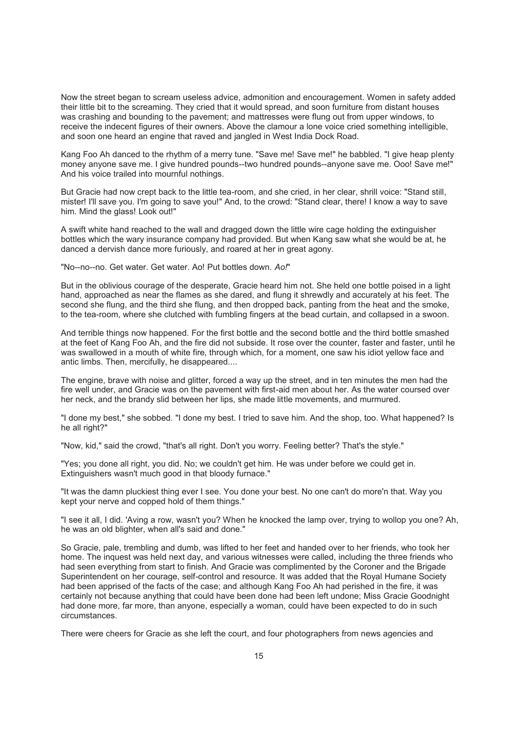Now the street began to scream useless advice, admonition and encouragement. Women in safety added their little bit to the screaming. They cried that it would spread, and soon furniture from distant houses was crashing and bounding to the pavement; and mattresses were flung out from upper windows, to receive the indecent figures of their owners. Above the clamour a lone voice cried something intelligible, and soon one heard an engine that raved and jangled in West India Dock Road.

Kang Foo Ah danced to the rhythm of a merry tune. "Save me! Save me!" he babbled. "I give heap plenty money anyone save me. I give hundred pounds--two hundred pounds--anyone save me. Ooo! Save me!" And his voice trailed into mournful nothings.

But Gracie had now crept back to the little tea-room, and she cried, in her clear, shrill voice: "Stand still, mister! I'll save you. I'm going to save you!" And, to the crowd: "Stand clear, there! I know a way to save him. Mind the glass! Look out!"

A swift white hand reached to the wall and dragged down the little wire cage holding the extinguisher bottles which the wary insurance company had provided. But when Kang saw what she would be at, he danced a dervish dance more furiously, and roared at her in great agony.

"No--no--no. Get water. Get water. Ao! Put bottles down. *Ao!*"

But in the oblivious courage of the desperate, Gracie heard him not. She held one bottle poised in a light hand, approached as near the flames as she dared, and flung it shrewdly and accurately at his feet. The second she flung, and the third she flung, and then dropped back, panting from the heat and the smoke, to the tea-room, where she clutched with fumbling fingers at the bead curtain, and collapsed in a swoon.

And terrible things now happened. For the first bottle and the second bottle and the third bottle smashed at the feet of Kang Foo Ah, and the fire did not subside. It rose over the counter, faster and faster, until he was swallowed in a mouth of white fire, through which, for a moment, one saw his idiot yellow face and antic limbs. Then, mercifully, he disappeared....

The engine, brave with noise and glitter, forced a way up the street, and in ten minutes the men had the fire well under, and Gracie was on the pavement with first-aid men about her. As the water coursed over her neck, and the brandy slid between her lips, she made little movements, and murmured.

"I done my best," she sobbed. "I done my best. I tried to save him. And the shop, too. What happened? Is he all right?"

"Now, kid," said the crowd, "that's all right. Don't you worry. Feeling better? That's the style."

"Yes; you done all right, you did. No; we couldn't get him. He was under before we could get in. Extinguishers wasn't much good in that bloody furnace."

"It was the damn pluckiest thing ever I see. You done your best. No one can't do more'n that. Way you kept your nerve and copped hold of them things."

"I see it all, I did. 'Aving a row, wasn't you? When he knocked the lamp over, trying to wollop you one? Ah, he was an old blighter, when all's said and done."

So Gracie, pale, trembling and dumb, was lifted to her feet and handed over to her friends, who took her home. The inquest was held next day, and various witnesses were called, including the three friends who had seen everything from start to finish. And Gracie was complimented by the Coroner and the Brigade Superintendent on her courage, self-control and resource. It was added that the Royal Humane Society had been apprised of the facts of the case; and although Kang Foo Ah had perished in the fire, it was certainly not because anything that could have been done had been left undone; Miss Gracie Goodnight had done more, far more, than anyone, especially a woman, could have been expected to do in such circumstances.

There were cheers for Gracie as she left the court, and four photographers from news agencies and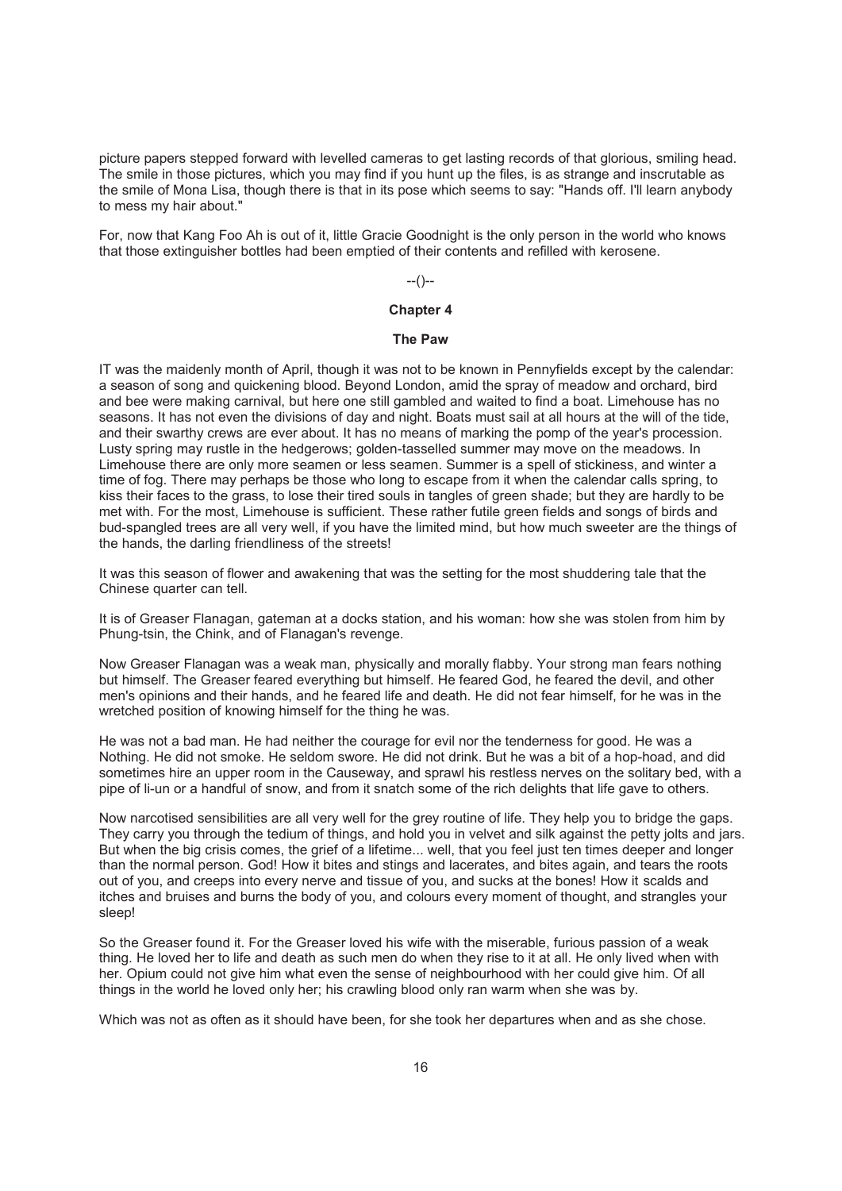picture papers stepped forward with levelled cameras to get lasting records of that glorious, smiling head. The smile in those pictures, which you may find if you hunt up the files, is as strange and inscrutable as the smile of Mona Lisa, though there is that in its pose which seems to say: "Hands off. I'll learn anybody to mess my hair about."

For, now that Kang Foo Ah is out of it, little Gracie Goodnight is the only person in the world who knows that those extinguisher bottles had been emptied of their contents and refilled with kerosene.

--()--

## Chapter 4

### The Paw

IT was the maidenly month of April, though it was not to be known in Pennyfields except by the calendar: a season of song and quickening blood. Beyond London, amid the spray of meadow and orchard, bird and bee were making carnival, but here one still gambled and waited to find a boat. Limehouse has no seasons. It has not even the divisions of day and night. Boats must sail at all hours at the will of the tide, and their swarthy crews are ever about. It has no means of marking the pomp of the year's procession. Lusty spring may rustle in the hedgerows; golden-tasselled summer may move on the meadows. In Limehouse there are only more seamen or less seamen. Summer is a spell of stickiness, and winter a time of fog. There may perhaps be those who long to escape from it when the calendar calls spring, to kiss their faces to the grass, to lose their tired souls in tangles of green shade; but they are hardly to be met with. For the most, Limehouse is sufficient. These rather futile green fields and songs of birds and bud-spangled trees are all very well, if you have the limited mind, but how much sweeter are the things of the hands, the darling friendliness of the streets!

It was this season of flower and awakening that was the setting for the most shuddering tale that the Chinese quarter can tell.

It is of Greaser Flanagan, gateman at a docks station, and his woman: how she was stolen from him by Phung-tsin, the Chink, and of Flanagan's revenge.

Now Greaser Flanagan was a weak man, physically and morally flabby. Your strong man fears nothing but himself. The Greaser feared everything but himself. He feared God, he feared the devil, and other men's opinions and their hands, and he feared life and death. He did not fear himself, for he was in the wretched position of knowing himself for the thing he was.

He was not a bad man. He had neither the courage for evil nor the tenderness for good. He was a Nothing. He did not smoke. He seldom swore. He did not drink. But he was a bit of a hop-hoad, and did sometimes hire an upper room in the Causeway, and sprawl his restless nerves on the solitary bed, with a pipe of li-un or a handful of snow, and from it snatch some of the rich delights that life gave to others.

Now narcotised sensibilities are all very well for the grey routine of life. They help you to bridge the gaps. They carry you through the tedium of things, and hold you in velvet and silk against the petty jolts and jars. But when the big crisis comes, the grief of a lifetime... well, that you feel just ten times deeper and longer than the normal person. God! How it bites and stings and lacerates, and bites again, and tears the roots out of you, and creeps into every nerve and tissue of you, and sucks at the bones! How it scalds and itches and bruises and burns the body of you, and colours every moment of thought, and strangles your sleep!

So the Greaser found it. For the Greaser loved his wife with the miserable, furious passion of a weak thing. He loved her to life and death as such men do when they rise to it at all. He only lived when with her. Opium could not give him what even the sense of neighbourhood with her could give him. Of all things in the world he loved only her; his crawling blood only ran warm when she was by.

Which was not as often as it should have been, for she took her departures when and as she chose.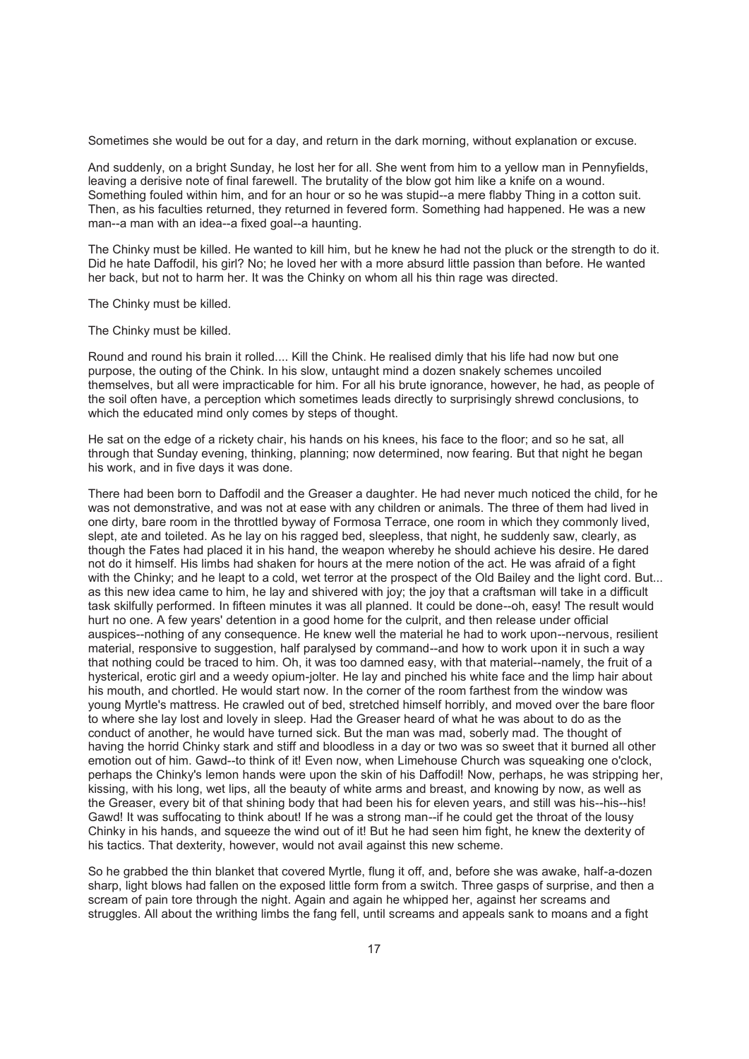Sometimes she would be out for a day, and return in the dark morning, without explanation or excuse.

And suddenly, on a bright Sunday, he lost her for all. She went from him to a yellow man in Pennyfields, leaving a derisive note of final farewell. The brutality of the blow got him like a knife on a wound. Something fouled within him, and for an hour or so he was stupid--a mere flabby Thing in a cotton suit. Then, as his faculties returned, they returned in fevered form. Something had happened. He was a new man--a man with an idea--a fixed goal--a haunting.

The Chinky must be killed. He wanted to kill him, but he knew he had not the pluck or the strength to do it. Did he hate Daffodil, his girl? No; he loved her with a more absurd little passion than before. He wanted her back, but not to harm her. It was the Chinky on whom all his thin rage was directed.

The Chinky must be killed.

The Chinky must be killed.

Round and round his brain it rolled.... Kill the Chink. He realised dimly that his life had now but one purpose, the outing of the Chink. In his slow, untaught mind a dozen snakely schemes uncoiled themselves, but all were impracticable for him. For all his brute ignorance, however, he had, as people of the soil often have, a perception which sometimes leads directly to surprisingly shrewd conclusions, to which the educated mind only comes by steps of thought.

He sat on the edge of a rickety chair, his hands on his knees, his face to the floor; and so he sat, all through that Sunday evening, thinking, planning; now determined, now fearing. But that night he began his work, and in five days it was done.

There had been born to Daffodil and the Greaser a daughter. He had never much noticed the child, for he was not demonstrative, and was not at ease with any children or animals. The three of them had lived in one dirty, bare room in the throttled byway of Formosa Terrace, one room in which they commonly lived, slept, ate and toileted. As he lay on his ragged bed, sleepless, that night, he suddenly saw, clearly, as though the Fates had placed it in his hand, the weapon whereby he should achieve his desire. He dared not do it himself. His limbs had shaken for hours at the mere notion of the act. He was afraid of a fight with the Chinky; and he leapt to a cold, wet terror at the prospect of the Old Bailey and the light cord. But... as this new idea came to him, he lay and shivered with joy; the joy that a craftsman will take in a difficult task skilfully performed. In fifteen minutes it was all planned. It could be done--oh, easy! The result would hurt no one. A few years' detention in a good home for the culprit, and then release under official auspices--nothing of any consequence. He knew well the material he had to work upon--nervous, resilient material, responsive to suggestion, half paralysed by command--and how to work upon it in such a way that nothing could be traced to him. Oh, it was too damned easy, with that material--namely, the fruit of a hysterical, erotic girl and a weedy opium-jolter. He lay and pinched his white face and the limp hair about his mouth, and chortled. He would start now. In the corner of the room farthest from the window was young Myrtle's mattress. He crawled out of bed, stretched himself horribly, and moved over the bare floor to where she lay lost and lovely in sleep. Had the Greaser heard of what he was about to do as the conduct of another, he would have turned sick. But the man was mad, soberly mad. The thought of having the horrid Chinky stark and stiff and bloodless in a day or two was so sweet that it burned all other emotion out of him. Gawd--to think of it! Even now, when Limehouse Church was squeaking one o'clock, perhaps the Chinky's lemon hands were upon the skin of his Daffodil! Now, perhaps, he was stripping her, kissing, with his long, wet lips, all the beauty of white arms and breast, and knowing by now, as well as the Greaser, every bit of that shining body that had been his for eleven years, and still was his--his--his! Gawd! It was suffocating to think about! If he was a strong man--if he could get the throat of the lousy Chinky in his hands, and squeeze the wind out of it! But he had seen him fight, he knew the dexterity of his tactics. That dexterity, however, would not avail against this new scheme.

So he grabbed the thin blanket that covered Myrtle, flung it off, and, before she was awake, half-a-dozen sharp, light blows had fallen on the exposed little form from a switch. Three gasps of surprise, and then a scream of pain tore through the night. Again and again he whipped her, against her screams and struggles. All about the writhing limbs the fang fell, until screams and appeals sank to moans and a fight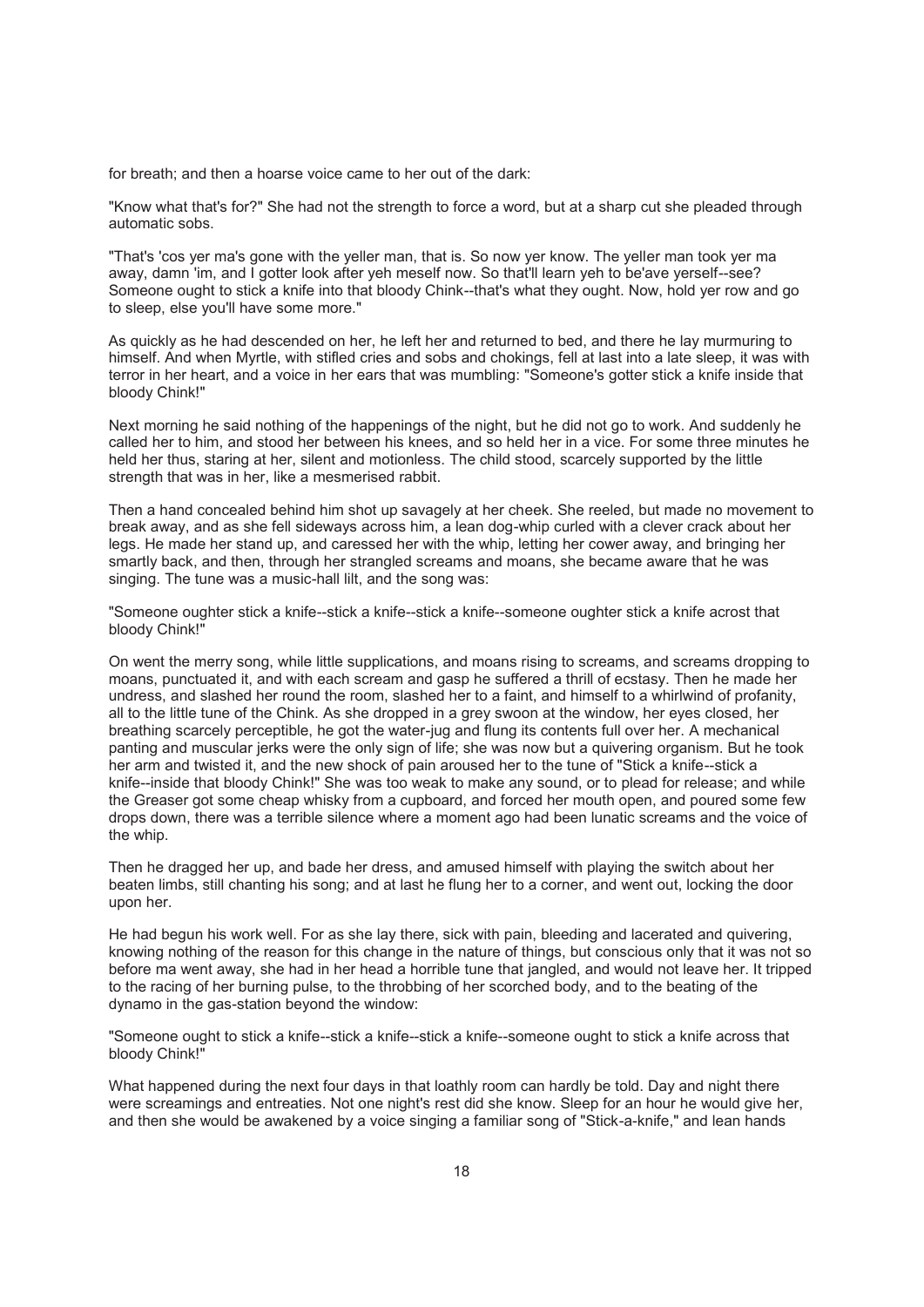for breath; and then a hoarse voice came to her out of the dark:

"Know what that's for?" She had not the strength to force a word, but at a sharp cut she pleaded through automatic sobs.

"That's 'cos yer ma's gone with the yeller man, that is. So now yer know. The yeller man took yer ma away, damn 'im, and I gotter look after yeh meself now. So that'll learn yeh to be'ave yerself--see? Someone ought to stick a knife into that bloody Chink--that's what they ought. Now, hold yer row and go to sleep, else you'll have some more."

As quickly as he had descended on her, he left her and returned to bed, and there he lay murmuring to himself. And when Myrtle, with stifled cries and sobs and chokings, fell at last into a late sleep, it was with terror in her heart, and a voice in her ears that was mumbling: "Someone's gotter stick a knife inside that bloody Chink!"

Next morning he said nothing of the happenings of the night, but he did not go to work. And suddenly he called her to him, and stood her between his knees, and so held her in a vice. For some three minutes he held her thus, staring at her, silent and motionless. The child stood, scarcely supported by the little strength that was in her, like a mesmerised rabbit.

Then a hand concealed behind him shot up savagely at her cheek. She reeled, but made no movement to break away, and as she fell sideways across him, a lean dog-whip curled with a clever crack about her legs. He made her stand up, and caressed her with the whip, letting her cower away, and bringing her smartly back, and then, through her strangled screams and moans, she became aware that he was singing. The tune was a music-hall lilt, and the song was:

"Someone oughter stick a knife--stick a knife--stick a knife--someone oughter stick a knife acrost that bloody Chink!"

On went the merry song, while little supplications, and moans rising to screams, and screams dropping to moans, punctuated it, and with each scream and gasp he suffered a thrill of ecstasy. Then he made her undress, and slashed her round the room, slashed her to a faint, and himself to a whirlwind of profanity, all to the little tune of the Chink. As she dropped in a grey swoon at the window, her eyes closed, her breathing scarcely perceptible, he got the water-jug and flung its contents full over her. A mechanical panting and muscular jerks were the only sign of life; she was now but a quivering organism. But he took her arm and twisted it, and the new shock of pain aroused her to the tune of "Stick a knife--stick a knife--inside that bloody Chink!" She was too weak to make any sound, or to plead for release; and while the Greaser got some cheap whisky from a cupboard, and forced her mouth open, and poured some few drops down, there was a terrible silence where a moment ago had been lunatic screams and the voice of the whip.

Then he dragged her up, and bade her dress, and amused himself with playing the switch about her beaten limbs, still chanting his song; and at last he flung her to a corner, and went out, locking the door upon her.

He had begun his work well. For as she lay there, sick with pain, bleeding and lacerated and quivering, knowing nothing of the reason for this change in the nature of things, but conscious only that it was not so before ma went away, she had in her head a horrible tune that jangled, and would not leave her. It tripped to the racing of her burning pulse, to the throbbing of her scorched body, and to the beating of the dynamo in the gas-station beyond the window:

"Someone ought to stick a knife--stick a knife--stick a knife--someone ought to stick a knife across that bloody Chink!"

What happened during the next four days in that loathly room can hardly be told. Day and night there were screamings and entreaties. Not one night's rest did she know. Sleep for an hour he would give her, and then she would be awakened by a voice singing a familiar song of "Stick-a-knife," and lean hands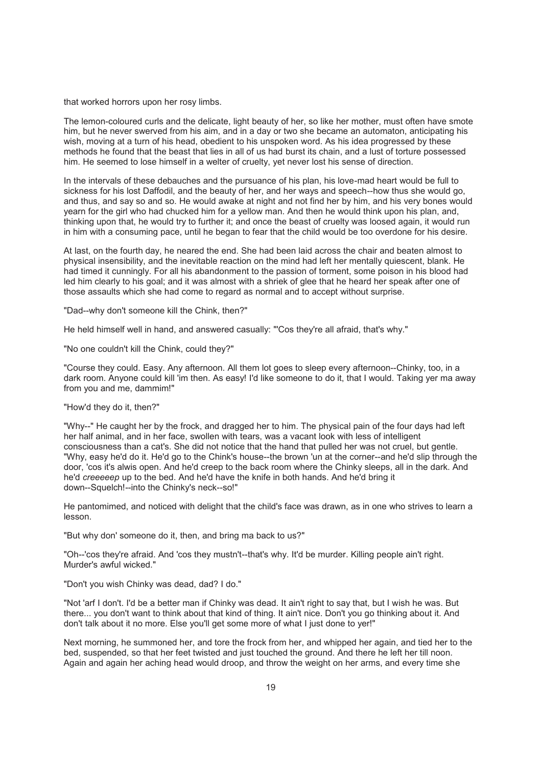that worked horrors upon her rosy limbs.

The lemon-coloured curls and the delicate, light beauty of her, so like her mother, must often have smote him, but he never swerved from his aim, and in a day or two she became an automaton, anticipating his wish, moving at a turn of his head, obedient to his unspoken word. As his idea progressed by these methods he found that the beast that lies in all of us had burst its chain, and a lust of torture possessed him. He seemed to lose himself in a welter of cruelty, yet never lost his sense of direction.

In the intervals of these debauches and the pursuance of his plan, his love-mad heart would be full to sickness for his lost Daffodil, and the beauty of her, and her ways and speech--how thus she would go, and thus, and say so and so. He would awake at night and not find her by him, and his very bones would yearn for the girl who had chucked him for a yellow man. And then he would think upon his plan, and, thinking upon that, he would try to further it; and once the beast of cruelty was loosed again, it would run in him with a consuming pace, until he began to fear that the child would be too overdone for his desire.

At last, on the fourth day, he neared the end. She had been laid across the chair and beaten almost to physical insensibility, and the inevitable reaction on the mind had left her mentally quiescent, blank. He had timed it cunningly. For all his abandonment to the passion of torment, some poison in his blood had led him clearly to his goal; and it was almost with a shriek of glee that he heard her speak after one of those assaults which she had come to regard as normal and to accept without surprise.

"Dad--why don't someone kill the Chink, then?"

He held himself well in hand, and answered casually: "'Cos they're all afraid, that's why."

"No one couldn't kill the Chink, could they?"

"Course they could. Easy. Any afternoon. All them lot goes to sleep every afternoon--Chinky, too, in a dark room. Anyone could kill 'im then. As easy! I'd like someone to do it, that I would. Taking yer ma away from you and me, dammim!"

"How'd they do it, then?"

"Why--" He caught her by the frock, and dragged her to him. The physical pain of the four days had left her half animal, and in her face, swollen with tears, was a vacant look with less of intelligent consciousness than a cat's. She did not notice that the hand that pulled her was not cruel, but gentle. "Why, easy he'd do it. He'd go to the Chink's house--the brown 'un at the corner--and he'd slip through the door, 'cos it's alwis open. And he'd creep to the back room where the Chinky sleeps, all in the dark. And he'd *creeeeep* up to the bed. And he'd have the knife in both hands. And he'd bring it down--Squelch!--into the Chinky's neck--so!"

He pantomimed, and noticed with delight that the child's face was drawn, as in one who strives to learn a lesson.

"But why don' someone do it, then, and bring ma back to us?"

"Oh--'cos they're afraid. And 'cos they mustn't--that's why. It'd be murder. Killing people ain't right. Murder's awful wicked."

"Don't you wish Chinky was dead, dad? I do."

"Not 'arf I don't. I'd be a better man if Chinky was dead. It ain't right to say that, but I wish he was. But there... you don't want to think about that kind of thing. It ain't nice. Don't you go thinking about it. And don't talk about it no more. Else you'll get some more of what I just done to yer!"

Next morning, he summoned her, and tore the frock from her, and whipped her again, and tied her to the bed, suspended, so that her feet twisted and just touched the ground. And there he left her till noon. Again and again her aching head would droop, and throw the weight on her arms, and every time she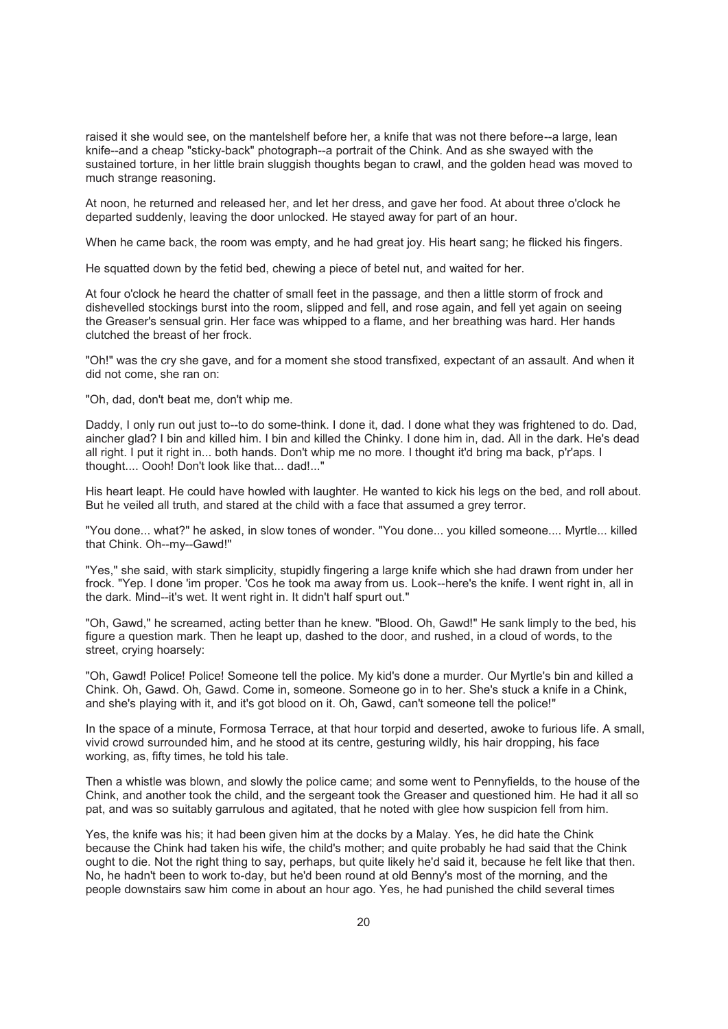raised it she would see, on the mantelshelf before her, a knife that was not there before--a large, lean knife--and a cheap "sticky-back" photograph--a portrait of the Chink. And as she swayed with the sustained torture, in her little brain sluggish thoughts began to crawl, and the golden head was moved to much strange reasoning.

At noon, he returned and released her, and let her dress, and gave her food. At about three o'clock he departed suddenly, leaving the door unlocked. He stayed away for part of an hour.

When he came back, the room was empty, and he had great joy. His heart sang; he flicked his fingers.

He squatted down by the fetid bed, chewing a piece of betel nut, and waited for her.

At four o'clock he heard the chatter of small feet in the passage, and then a little storm of frock and dishevelled stockings burst into the room, slipped and fell, and rose again, and fell yet again on seeing the Greaser's sensual grin. Her face was whipped to a flame, and her breathing was hard. Her hands clutched the breast of her frock.

"Oh!" was the cry she gave, and for a moment she stood transfixed, expectant of an assault. And when it did not come, she ran on:

"Oh, dad, don't beat me, don't whip me.

Daddy, I only run out just to--to do some-think. I done it, dad. I done what they was frightened to do. Dad, aincher glad? I bin and killed him. I bin and killed the Chinky. I done him in, dad. All in the dark. He's dead all right. I put it right in... both hands. Don't whip me no more. I thought it'd bring ma back, p'r'aps. I thought.... Oooh! Don't look like that... dad!..."

His heart leapt. He could have howled with laughter. He wanted to kick his legs on the bed, and roll about. But he veiled all truth, and stared at the child with a face that assumed a grey terror.

"You done... what?" he asked, in slow tones of wonder. "You done... you killed someone.... Myrtle... killed that Chink. Oh--my--Gawd!"

"Yes," she said, with stark simplicity, stupidly fingering a large knife which she had drawn from under her frock. "Yep. I done 'im proper. 'Cos he took ma away from us. Look--here's the knife. I went right in, all in the dark. Mind--it's wet. It went right in. It didn't half spurt out."

"Oh, Gawd," he screamed, acting better than he knew. "Blood. Oh, Gawd!" He sank limply to the bed, his figure a question mark. Then he leapt up, dashed to the door, and rushed, in a cloud of words, to the street, crying hoarsely:

"Oh, Gawd! Police! Police! Someone tell the police. My kid's done a murder. Our Myrtle's bin and killed a Chink. Oh, Gawd. Oh, Gawd. Come in, someone. Someone go in to her. She's stuck a knife in a Chink, and she's playing with it, and it's got blood on it. Oh, Gawd, can't someone tell the police!"

In the space of a minute, Formosa Terrace, at that hour torpid and deserted, awoke to furious life. A small, vivid crowd surrounded him, and he stood at its centre, gesturing wildly, his hair dropping, his face working, as, fifty times, he told his tale.

Then a whistle was blown, and slowly the police came; and some went to Pennyfields, to the house of the Chink, and another took the child, and the sergeant took the Greaser and questioned him. He had it all so pat, and was so suitably garrulous and agitated, that he noted with glee how suspicion fell from him.

Yes, the knife was his; it had been given him at the docks by a Malay. Yes, he did hate the Chink because the Chink had taken his wife, the child's mother; and quite probably he had said that the Chink ought to die. Not the right thing to say, perhaps, but quite likely he'd said it, because he felt like that then. No, he hadn't been to work to-day, but he'd been round at old Benny's most of the morning, and the people downstairs saw him come in about an hour ago. Yes, he had punished the child several times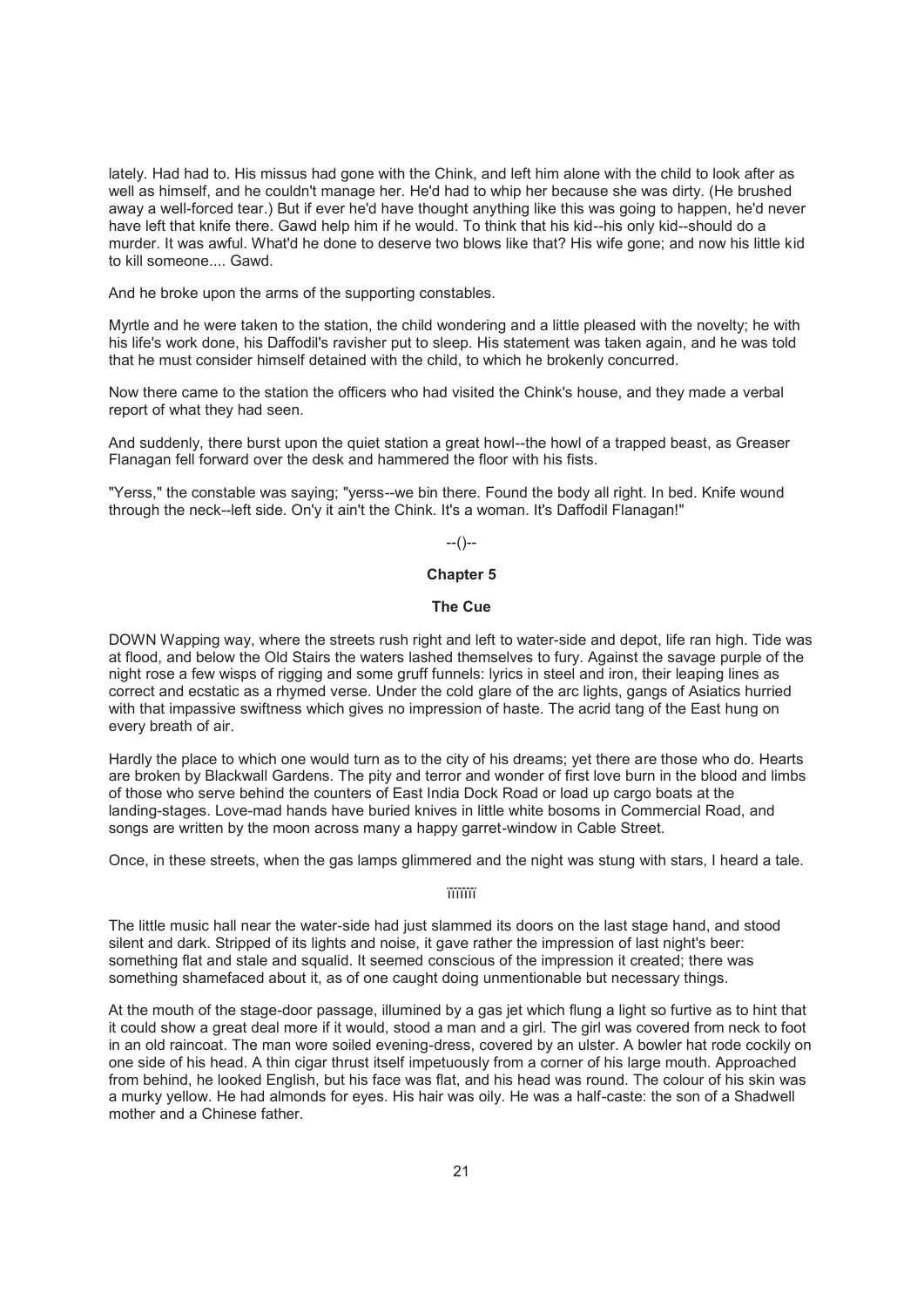lately. Had had to. His missus had gone with the Chink, and left him alone with the child to look after as well as himself, and he couldn't manage her. He'd had to whip her because she was dirty. (He brushed away a well-forced tear.) But if ever he'd have thought anything like this was going to happen, he'd never have left that knife there. Gawd help him if he would. To think that his kid--his only kid--should do a murder. It was awful. What'd he done to deserve two blows like that? His wife gone; and now his little kid to kill someone.... Gawd.

And he broke upon the arms of the supporting constables.

Myrtle and he were taken to the station, the child wondering and a little pleased with the novelty; he with his life's work done, his Daffodil's ravisher put to sleep. His statement was taken again, and he was told that he must consider himself detained with the child, to which he brokenly concurred.

Now there came to the station the officers who had visited the Chink's house, and they made a verbal report of what they had seen.

And suddenly, there burst upon the quiet station a great howl--the howl of a trapped beast, as Greaser Flanagan fell forward over the desk and hammered the floor with his fists.

"Yerss," the constable was saying; "yerss--we bin there. Found the body all right. In bed. Knife wound through the neck--left side. On'y it ain't the Chink. It's a woman. It's Daffodil Flanagan!"

--()--

## Chapter 5

### The Cue

DOWN Wapping way, where the streets rush right and left to water-side and depot, life ran high. Tide was at flood, and below the Old Stairs the waters lashed themselves to fury. Against the savage purple of the night rose a few wisps of rigging and some gruff funnels: lyrics in steel and iron, their leaping lines as correct and ecstatic as a rhymed verse. Under the cold glare of the arc lights, gangs of Asiatics hurried with that impassive swiftness which gives no impression of haste. The acrid tang of the East hung on every breath of air.

Hardly the place to which one would turn as to the city of his dreams; yet there are those who do. Hearts are broken by Blackwall Gardens. The pity and terror and wonder of first love burn in the blood and limbs of those who serve behind the counters of East India Dock Road or load up cargo boats at the landing-stages. Love-mad hands have buried knives in little white bosoms in Commercial Road, and songs are written by the moon across many a happy garret-window in Cable Street.

Once, in these streets, when the gas lamps glimmered and the night was stung with stars, I heard a tale.

ïïïïïïï

The little music hall near the water-side had just slammed its doors on the last stage hand, and stood silent and dark. Stripped of its lights and noise, it gave rather the impression of last night's beer: something flat and stale and squalid. It seemed conscious of the impression it created; there was something shamefaced about it, as of one caught doing unmentionable but necessary things.

At the mouth of the stage-door passage, illumined by a gas jet which flung a light so furtive as to hint that it could show a great deal more if it would, stood a man and a girl. The girl was covered from neck to foot in an old raincoat. The man wore soiled evening-dress, covered by an ulster. A bowler hat rode cockily on one side of his head. A thin cigar thrust itself impetuously from a corner of his large mouth. Approached from behind, he looked English, but his face was flat, and his head was round. The colour of his skin was a murky yellow. He had almonds for eyes. His hair was oily. He was a half-caste: the son of a Shadwell mother and a Chinese father.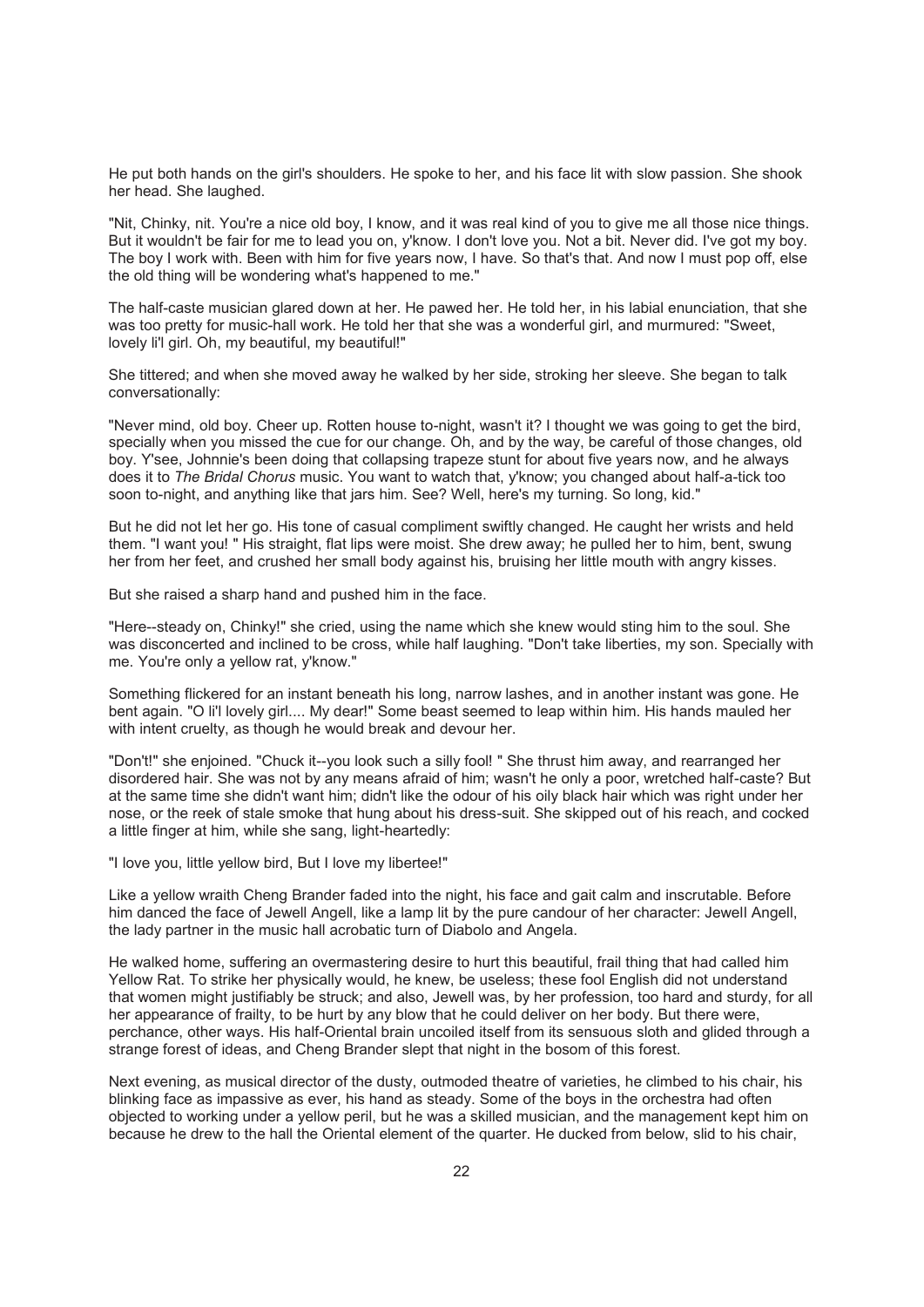He put both hands on the girl's shoulders. He spoke to her, and his face lit with slow passion. She shook her head. She laughed.

"Nit, Chinky, nit. You're a nice old boy, I know, and it was real kind of you to give me all those nice things. But it wouldn't be fair for me to lead you on, y'know. I don't love you. Not a bit. Never did. I've got my boy. The boy I work with. Been with him for five years now, I have. So that's that. And now I must pop off, else the old thing will be wondering what's happened to me."

The half-caste musician glared down at her. He pawed her. He told her, in his labial enunciation, that she was too pretty for music-hall work. He told her that she was a wonderful girl, and murmured: "Sweet, lovely li'l girl. Oh, my beautiful, my beautiful!"

She tittered; and when she moved away he walked by her side, stroking her sleeve. She began to talk conversationally:

"Never mind, old boy. Cheer up. Rotten house to-night, wasn't it? I thought we was going to get the bird, specially when you missed the cue for our change. Oh, and by the way, be careful of those changes, old boy. Y'see, Johnnie's been doing that collapsing trapeze stunt for about five years now, and he always does it to *The Bridal Chorus* music. You want to watch that, y'know; you changed about half-a-tick too soon to-night, and anything like that jars him. See? Well, here's my turning. So long, kid."

But he did not let her go. His tone of casual compliment swiftly changed. He caught her wrists and held them. "I want you! " His straight, flat lips were moist. She drew away; he pulled her to him, bent, swung her from her feet, and crushed her small body against his, bruising her little mouth with angry kisses.

But she raised a sharp hand and pushed him in the face.

"Here--steady on, Chinky!" she cried, using the name which she knew would sting him to the soul. She was disconcerted and inclined to be cross, while half laughing. "Don't take liberties, my son. Specially with me. You're only a yellow rat, y'know."

Something flickered for an instant beneath his long, narrow lashes, and in another instant was gone. He bent again. "O li'l lovely girl.... My dear!" Some beast seemed to leap within him. His hands mauled her with intent cruelty, as though he would break and devour her.

"Don't!" she enjoined. "Chuck it--you look such a silly fool! " She thrust him away, and rearranged her disordered hair. She was not by any means afraid of him; wasn't he only a poor, wretched half-caste? But at the same time she didn't want him; didn't like the odour of his oily black hair which was right under her nose, or the reek of stale smoke that hung about his dress-suit. She skipped out of his reach, and cocked a little finger at him, while she sang, light-heartedly:

"I love you, little yellow bird, But I love my libertee!"

Like a yellow wraith Cheng Brander faded into the night, his face and gait calm and inscrutable. Before him danced the face of Jewell Angell, like a lamp lit by the pure candour of her character: Jewell Angell, the lady partner in the music hall acrobatic turn of Diabolo and Angela.

He walked home, suffering an overmastering desire to hurt this beautiful, frail thing that had called him Yellow Rat. To strike her physically would, he knew, be useless; these fool English did not understand that women might justifiably be struck; and also, Jewell was, by her profession, too hard and sturdy, for all her appearance of frailty, to be hurt by any blow that he could deliver on her body. But there were, perchance, other ways. His half-Oriental brain uncoiled itself from its sensuous sloth and glided through a strange forest of ideas, and Cheng Brander slept that night in the bosom of this forest.

Next evening, as musical director of the dusty, outmoded theatre of varieties, he climbed to his chair, his blinking face as impassive as ever, his hand as steady. Some of the boys in the orchestra had often objected to working under a yellow peril, but he was a skilled musician, and the management kept him on because he drew to the hall the Oriental element of the quarter. He ducked from below, slid to his chair,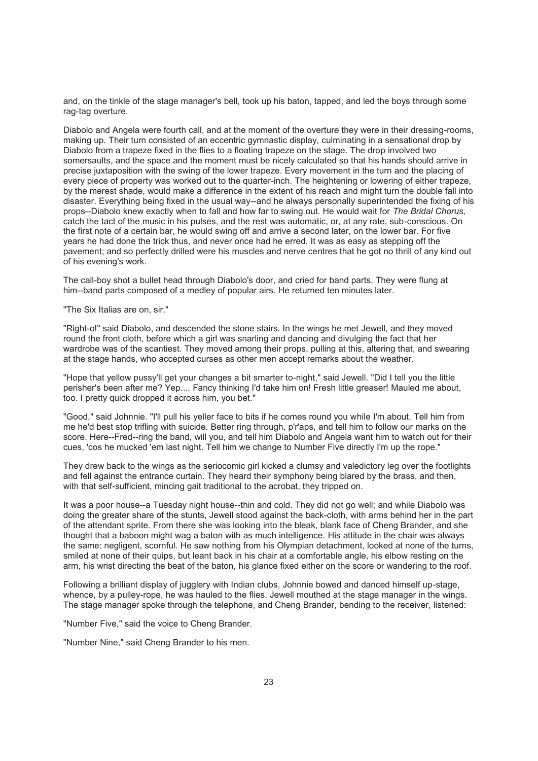and, on the tinkle of the stage manager's bell, took up his baton, tapped, and led the boys through some rag-tag overture.

Diabolo and Angela were fourth call, and at the moment of the overture they were in their dressing-rooms, making up. Their turn consisted of an eccentric gymnastic display, culminating in a sensational drop by Diabolo from a trapeze fixed in the flies to a floating trapeze on the stage. The drop involved two somersaults, and the space and the moment must be nicely calculated so that his hands should arrive in precise juxtaposition with the swing of the lower trapeze. Every movement in the turn and the placing of every piece of property was worked out to the quarter-inch. The heightening or lowering of either trapeze, by the merest shade, would make a difference in the extent of his reach and might turn the double fall into disaster. Everything being fixed in the usual way--and he always personally superintended the fixing of his props--Diabolo knew exactly when to fall and how far to swing out. He would wait for *The Bridal Chorus,* catch the tact of the music in his pulses, and the rest was automatic, or, at any rate, sub-conscious. On the first note of a certain bar, he would swing off and arrive a second later, on the lower bar. For five years he had done the trick thus, and never once had he erred. It was as easy as stepping off the pavement; and so perfectly drilled were his muscles and nerve centres that he got no thrill of any kind out of his evening's work.

The call-boy shot a bullet head through Diabolo's door, and cried for band parts. They were flung at him--band parts composed of a medley of popular airs. He returned ten minutes later.

"The Six Italias are on, sir."

"Right-o!" said Diabolo, and descended the stone stairs. In the wings he met Jewell, and they moved round the front cloth, before which a girl was snarling and dancing and divulging the fact that her wardrobe was of the scantiest. They moved among their props, pulling at this, altering that, and swearing at the stage hands, who accepted curses as other men accept remarks about the weather.

"Hope that yellow pussy'll get your changes a bit smarter to-night," said Jewell. "Did I tell you the little perisher's been after me? Yep.... Fancy thinking I'd take him on! Fresh little greaser! Mauled me about, too. I pretty quick dropped it across him, you bet."

"Good," said Johnnie. "I'll pull his yeller face to bits if he comes round you while I'm about. Tell him from me he'd best stop trifling with suicide. Better ring through, p'r'aps, and tell him to follow our marks on the score. Here--Fred--ring the band, will you, and tell him Diabolo and Angela want him to watch out for their cues, 'cos he mucked 'em last night. Tell him we change to Number Five directly I'm up the rope."

They drew back to the wings as the seriocomic girl kicked a clumsy and valedictory leg over the footlights and fell against the entrance curtain. They heard their symphony being blared by the brass, and then, with that self-sufficient, mincing gait traditional to the acrobat, they tripped on.

It was a poor house--a Tuesday night house--thin and cold. They did not go well; and while Diabolo was doing the greater share of the stunts, Jewell stood against the back-cloth, with arms behind her in the part of the attendant sprite. From there she was looking into the bleak, blank face of Cheng Brander, and she thought that a baboon might wag a baton with as much intelligence. His attitude in the chair was always the same: negligent, scornful. He saw nothing from his Olympian detachment, looked at none of the turns, smiled at none of their quips, but leant back in his chair at a comfortable angle, his elbow resting on the arm, his wrist directing the beat of the baton, his glance fixed either on the score or wandering to the roof.

Following a brilliant display of jugglery with Indian clubs, Johnnie bowed and danced himself up-stage, whence, by a pulley-rope, he was hauled to the flies. Jewell mouthed at the stage manager in the wings. The stage manager spoke through the telephone, and Cheng Brander, bending to the receiver, listened:

"Number Five," said the voice to Cheng Brander.

"Number Nine," said Cheng Brander to his men.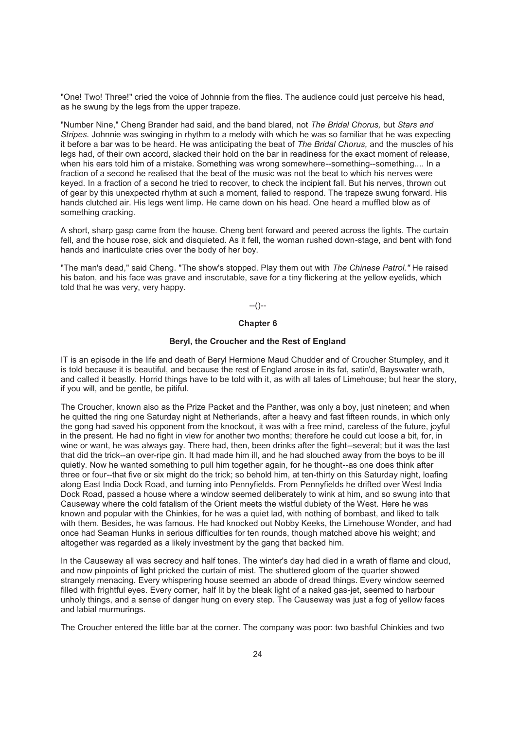"One! Two! Three!" cried the voice of Johnnie from the flies. The audience could just perceive his head, as he swung by the legs from the upper trapeze.

"Number Nine," Cheng Brander had said, and the band blared, not *The Bridal Chorus,* but *Stars and Stripes.* Johnnie was swinging in rhythm to a melody with which he was so familiar that he was expecting it before a bar was to be heard. He was anticipating the beat of *The Bridal Chorus,* and the muscles of his legs had, of their own accord, slacked their hold on the bar in readiness for the exact moment of release, when his ears told him of a mistake. Something was wrong somewhere--something--something.... In a fraction of a second he realised that the beat of the music was not the beat to which his nerves were keyed. In a fraction of a second he tried to recover, to check the incipient fall. But his nerves, thrown out of gear by this unexpected rhythm at such a moment, failed to respond. The trapeze swung forward. His hands clutched air. His legs went limp. He came down on his head. One heard a muffled blow as of something cracking.

A short, sharp gasp came from the house. Cheng bent forward and peered across the lights. The curtain fell, and the house rose, sick and disquieted. As it fell, the woman rushed down-stage, and bent with fond hands and inarticulate cries over the body of her boy.

"The man's dead," said Cheng. "The show's stopped. Play them out with *The Chinese Patrol."* He raised his baton, and his face was grave and inscrutable, save for a tiny flickering at the yellow eyelids, which told that he was very, very happy.

--()--

## Chapter 6

### Beryl, the Croucher and the Rest of England

IT is an episode in the life and death of Beryl Hermione Maud Chudder and of Croucher Stumpley, and it is told because it is beautiful, and because the rest of England arose in its fat, satin'd, Bayswater wrath, and called it beastly. Horrid things have to be told with it, as with all tales of Limehouse; but hear the story, if you will, and be gentle, be pitiful.

The Croucher, known also as the Prize Packet and the Panther, was only a boy, just nineteen; and when he quitted the ring one Saturday night at Netherlands, after a heavy and fast fifteen rounds, in which only the gong had saved his opponent from the knockout, it was with a free mind, careless of the future, joyful in the present. He had no fight in view for another two months; therefore he could cut loose a bit, for, in wine or want, he was always gay. There had, then, been drinks after the fight--several; but it was the last that did the trick--an over-ripe gin. It had made him ill, and he had slouched away from the boys to be ill quietly. Now he wanted something to pull him together again, for he thought--as one does think after three or four--that five or six might do the trick; so behold him, at ten-thirty on this Saturday night, loafing along East India Dock Road, and turning into Pennyfields. From Pennyfields he drifted over West India Dock Road, passed a house where a window seemed deliberately to wink at him, and so swung into that Causeway where the cold fatalism of the Orient meets the wistful dubiety of the West. Here he was known and popular with the Chinkies, for he was a quiet lad, with nothing of bombast, and liked to talk with them. Besides, he was famous. He had knocked out Nobby Keeks, the Limehouse Wonder, and had once had Seaman Hunks in serious difficulties for ten rounds, though matched above his weight; and altogether was regarded as a likely investment by the gang that backed him.

In the Causeway all was secrecy and half tones. The winter's day had died in a wrath of flame and cloud, and now pinpoints of light pricked the curtain of mist. The shuttered gloom of the quarter showed strangely menacing. Every whispering house seemed an abode of dread things. Every window seemed filled with frightful eyes. Every corner, half lit by the bleak light of a naked gas-jet, seemed to harbour unholy things, and a sense of danger hung on every step. The Causeway was just a fog of yellow faces and labial murmurings.

The Croucher entered the little bar at the corner. The company was poor: two bashful Chinkies and two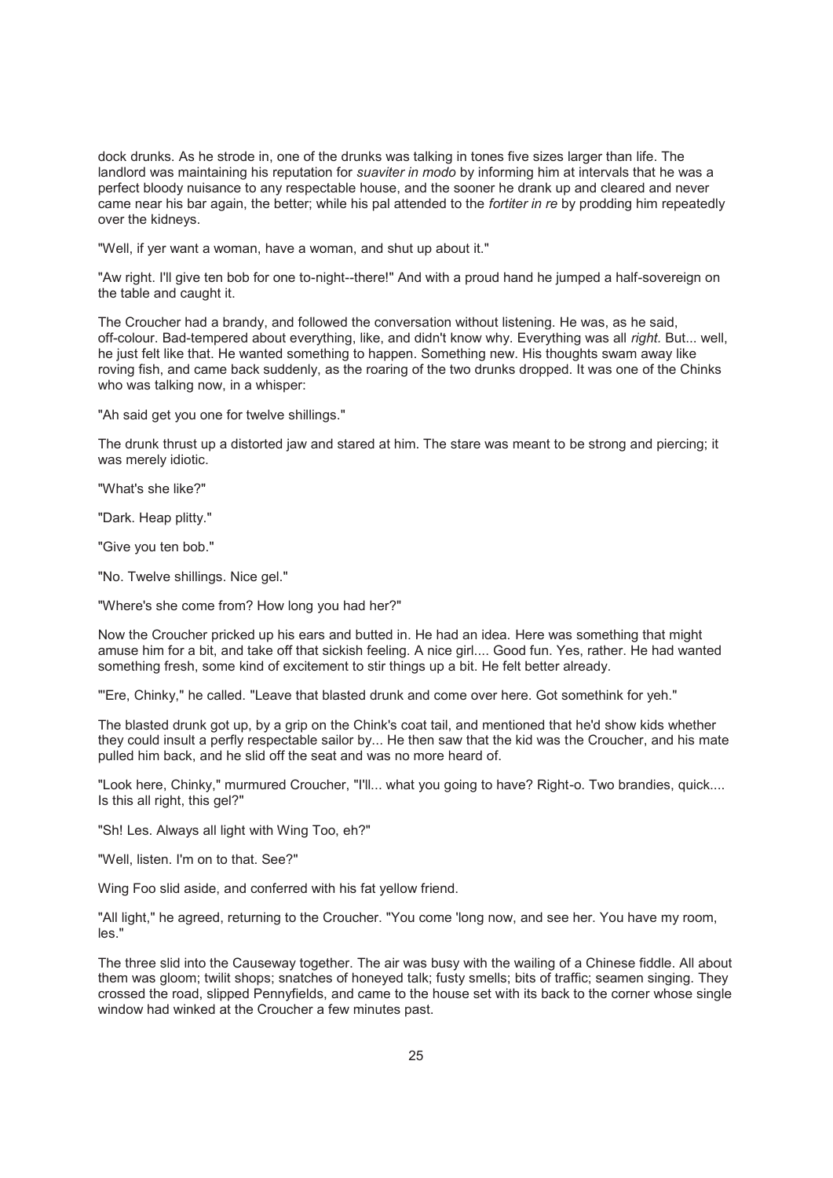dock drunks. As he strode in, one of the drunks was talking in tones five sizes larger than life. The landlord was maintaining his reputation for *suaviter in modo* by informing him at intervals that he was a perfect bloody nuisance to any respectable house, and the sooner he drank up and cleared and never came near his bar again, the better; while his pal attended to the *fortiter in re* by prodding him repeatedly over the kidneys.

"Well, if yer want a woman, have a woman, and shut up about it."

"Aw right. I'll give ten bob for one to-night--there!" And with a proud hand he jumped a half-sovereign on the table and caught it.

The Croucher had a brandy, and followed the conversation without listening. He was, as he said, off-colour. Bad-tempered about everything, like, and didn't know why. Everything was all *right*. But... well, he just felt like that. He wanted something to happen. Something new. His thoughts swam away like roving fish, and came back suddenly, as the roaring of the two drunks dropped. It was one of the Chinks who was talking now, in a whisper:

"Ah said get you one for twelve shillings."

The drunk thrust up a distorted jaw and stared at him. The stare was meant to be strong and piercing; it was merely idiotic.

"What's she like?"

"Dark. Heap plitty."

"Give you ten bob."

"No. Twelve shillings. Nice gel."

"Where's she come from? How long you had her?"

Now the Croucher pricked up his ears and butted in. He had an idea. Here was something that might amuse him for a bit, and take off that sickish feeling. A nice girl.... Good fun. Yes, rather. He had wanted something fresh, some kind of excitement to stir things up a bit. He felt better already.

"'Ere, Chinky," he called. "Leave that blasted drunk and come over here. Got somethink for yeh."

The blasted drunk got up, by a grip on the Chink's coat tail, and mentioned that he'd show kids whether they could insult a perfly respectable sailor by... He then saw that the kid was the Croucher, and his mate pulled him back, and he slid off the seat and was no more heard of.

"Look here, Chinky," murmured Croucher, "I'll... what you going to have? Right-o. Two brandies, quick.... Is this all right, this gel?"

"Sh! Les. Always all light with Wing Too, eh?"

"Well, listen. I'm on to that. See?"

Wing Foo slid aside, and conferred with his fat yellow friend.

"All light," he agreed, returning to the Croucher. "You come 'long now, and see her. You have my room, les."

The three slid into the Causeway together. The air was busy with the wailing of a Chinese fiddle. All about them was gloom; twilit shops; snatches of honeyed talk; fusty smells; bits of traffic; seamen singing. They crossed the road, slipped Pennyfields, and came to the house set with its back to the corner whose single window had winked at the Croucher a few minutes past.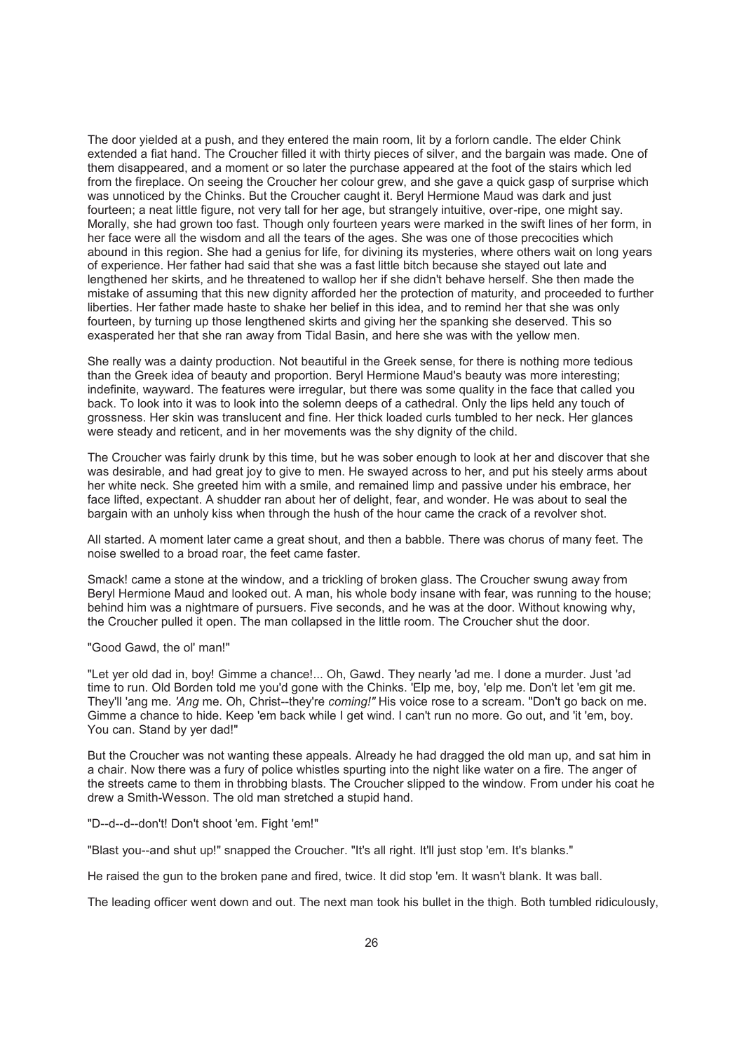The door yielded at a push, and they entered the main room, lit by a forlorn candle. The elder Chink extended a fiat hand. The Croucher filled it with thirty pieces of silver, and the bargain was made. One of them disappeared, and a moment or so later the purchase appeared at the foot of the stairs which led from the fireplace. On seeing the Croucher her colour grew, and she gave a quick gasp of surprise which was unnoticed by the Chinks. But the Croucher caught it. Beryl Hermione Maud was dark and just fourteen; a neat little figure, not very tall for her age, but strangely intuitive, over-ripe, one might say. Morally, she had grown too fast. Though only fourteen years were marked in the swift lines of her form, in her face were all the wisdom and all the tears of the ages. She was one of those precocities which abound in this region. She had a genius for life, for divining its mysteries, where others wait on long years of experience. Her father had said that she was a fast little bitch because she stayed out late and lengthened her skirts, and he threatened to wallop her if she didn't behave herself. She then made the mistake of assuming that this new dignity afforded her the protection of maturity, and proceeded to further liberties. Her father made haste to shake her belief in this idea, and to remind her that she was only fourteen, by turning up those lengthened skirts and giving her the spanking she deserved. This so exasperated her that she ran away from Tidal Basin, and here she was with the yellow men.

She really was a dainty production. Not beautiful in the Greek sense, for there is nothing more tedious than the Greek idea of beauty and proportion. Beryl Hermione Maud's beauty was more interesting; indefinite, wayward. The features were irregular, but there was some quality in the face that called you back. To look into it was to look into the solemn deeps of a cathedral. Only the lips held any touch of grossness. Her skin was translucent and fine. Her thick loaded curls tumbled to her neck. Her glances were steady and reticent, and in her movements was the shy dignity of the child.

The Croucher was fairly drunk by this time, but he was sober enough to look at her and discover that she was desirable, and had great joy to give to men. He swayed across to her, and put his steely arms about her white neck. She greeted him with a smile, and remained limp and passive under his embrace, her face lifted, expectant. A shudder ran about her of delight, fear, and wonder. He was about to seal the bargain with an unholy kiss when through the hush of the hour came the crack of a revolver shot.

All started. A moment later came a great shout, and then a babble. There was chorus of many feet. The noise swelled to a broad roar, the feet came faster.

Smack! came a stone at the window, and a trickling of broken glass. The Croucher swung away from Beryl Hermione Maud and looked out. A man, his whole body insane with fear, was running to the house; behind him was a nightmare of pursuers. Five seconds, and he was at the door. Without knowing why, the Croucher pulled it open. The man collapsed in the little room. The Croucher shut the door.

"Good Gawd, the ol' man!"

"Let yer old dad in, boy! Gimme a chance!... Oh, Gawd. They nearly 'ad me. I done a murder. Just 'ad time to run. Old Borden told me you'd gone with the Chinks. 'Elp me, boy, 'elp me. Don't let 'em git me. They'll 'ang me. *'Ang* me. Oh, Christ--they're *coming!"* His voice rose to a scream. "Don't go back on me. Gimme a chance to hide. Keep 'em back while I get wind. I can't run no more. Go out, and 'it 'em, boy. You can. Stand by yer dad!"

But the Croucher was not wanting these appeals. Already he had dragged the old man up, and sat him in a chair. Now there was a fury of police whistles spurting into the night like water on a fire. The anger of the streets came to them in throbbing blasts. The Croucher slipped to the window. From under his coat he drew a Smith-Wesson. The old man stretched a stupid hand.

"D--d--d--don't! Don't shoot 'em. Fight 'em!"

"Blast you--and shut up!" snapped the Croucher. "It's all right. It'll just stop 'em. It's blanks."

He raised the gun to the broken pane and fired, twice. It did stop 'em. It wasn't blank. It was ball.

The leading officer went down and out. The next man took his bullet in the thigh. Both tumbled ridiculously,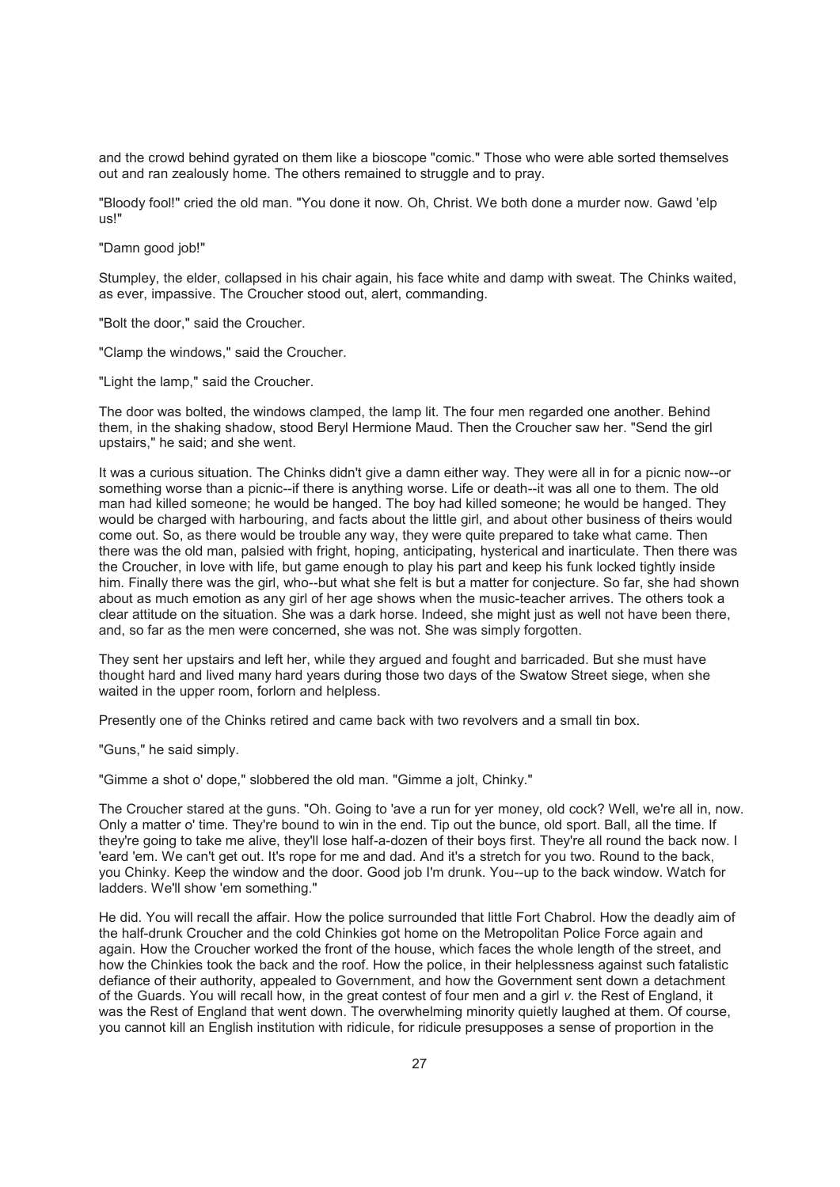and the crowd behind gyrated on them like a bioscope "comic." Those who were able sorted themselves out and ran zealously home. The others remained to struggle and to pray.

"Bloody fool!" cried the old man. "You done it now. Oh, Christ. We both done a murder now. Gawd 'elp us!"

"Damn good job!"

Stumpley, the elder, collapsed in his chair again, his face white and damp with sweat. The Chinks waited, as ever, impassive. The Croucher stood out, alert, commanding.

"Bolt the door," said the Croucher.

"Clamp the windows," said the Croucher.

"Light the lamp," said the Croucher.

The door was bolted, the windows clamped, the lamp lit. The four men regarded one another. Behind them, in the shaking shadow, stood Beryl Hermione Maud. Then the Croucher saw her. "Send the girl upstairs," he said; and she went.

It was a curious situation. The Chinks didn't give a damn either way. They were all in for a picnic now--or something worse than a picnic--if there is anything worse. Life or death--it was all one to them. The old man had killed someone; he would be hanged. The boy had killed someone; he would be hanged. They would be charged with harbouring, and facts about the little girl, and about other business of theirs would come out. So, as there would be trouble any way, they were quite prepared to take what came. Then there was the old man, palsied with fright, hoping, anticipating, hysterical and inarticulate. Then there was the Croucher, in love with life, but game enough to play his part and keep his funk locked tightly inside him. Finally there was the girl, who--but what she felt is but a matter for conjecture. So far, she had shown about as much emotion as any girl of her age shows when the music-teacher arrives. The others took a clear attitude on the situation. She was a dark horse. Indeed, she might just as well not have been there, and, so far as the men were concerned, she was not. She was simply forgotten.

They sent her upstairs and left her, while they argued and fought and barricaded. But she must have thought hard and lived many hard years during those two days of the Swatow Street siege, when she waited in the upper room, forlorn and helpless.

Presently one of the Chinks retired and came back with two revolvers and a small tin box.

"Guns," he said simply.

"Gimme a shot o' dope," slobbered the old man. "Gimme a jolt, Chinky."

The Croucher stared at the guns. "Oh. Going to 'ave a run for yer money, old cock? Well, we're all in, now. Only a matter o' time. They're bound to win in the end. Tip out the bunce, old sport. Ball, all the time. If they're going to take me alive, they'll lose half-a-dozen of their boys first. They're all round the back now. I 'eard 'em. We can't get out. It's rope for me and dad. And it's a stretch for you two. Round to the back, you Chinky. Keep the window and the door. Good job I'm drunk. You--up to the back window. Watch for ladders. We'll show 'em something."

He did. You will recall the affair. How the police surrounded that little Fort Chabrol. How the deadly aim of the half-drunk Croucher and the cold Chinkies got home on the Metropolitan Police Force again and again. How the Croucher worked the front of the house, which faces the whole length of the street, and how the Chinkies took the back and the roof. How the police, in their helplessness against such fatalistic defiance of their authority, appealed to Government, and how the Government sent down a detachment of the Guards. You will recall how, in the great contest of four men and a girl *v.* the Rest of England, it was the Rest of England that went down. The overwhelming minority quietly laughed at them. Of course, you cannot kill an English institution with ridicule, for ridicule presupposes a sense of proportion in the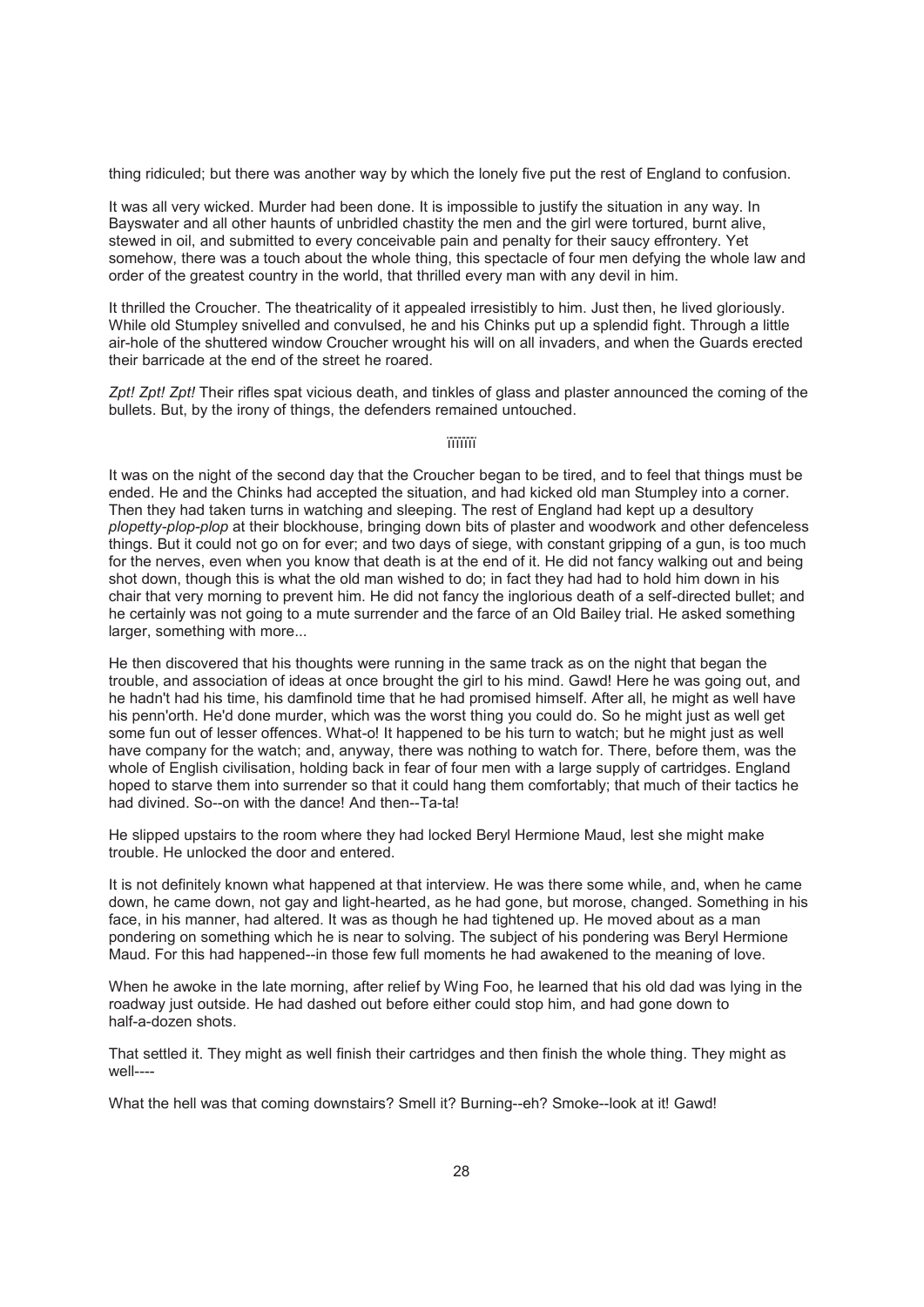thing ridiculed; but there was another way by which the lonely five put the rest of England to confusion.

It was all very wicked. Murder had been done. It is impossible to justify the situation in any way. In Bayswater and all other haunts of unbridled chastity the men and the girl were tortured, burnt alive, stewed in oil, and submitted to every conceivable pain and penalty for their saucy effrontery. Yet somehow, there was a touch about the whole thing, this spectacle of four men defying the whole law and order of the greatest country in the world, that thrilled every man with any devil in him.

It thrilled the Croucher. The theatricality of it appealed irresistibly to him. Just then, he lived gloriously. While old Stumpley snivelled and convulsed, he and his Chinks put up a splendid fight. Through a little air-hole of the shuttered window Croucher wrought his will on all invaders, and when the Guards erected their barricade at the end of the street he roared.

*Zpt! Zpt! Zpt!* Their rifles spat vicious death, and tinkles of glass and plaster announced the coming of the bullets. But, by the irony of things, the defenders remained untouched.

It was on the night of the second day that the Croucher began to be tired, and to feel that things must be ended. He and the Chinks had accepted the situation, and had kicked old man Stumpley into a corner. Then they had taken turns in watching and sleeping. The rest of England had kept up a desultory *plopetty-plop-plop* at their blockhouse, bringing down bits of plaster and woodwork and other defenceless things. But it could not go on for ever; and two days of siege, with constant gripping of a gun, is too much for the nerves, even when you know that death is at the end of it. He did not fancy walking out and being shot down, though this is what the old man wished to do; in fact they had had to hold him down in his chair that very morning to prevent him. He did not fancy the inglorious death of a self-directed bullet; and he certainly was not going to a mute surrender and the farce of an Old Bailey trial. He asked something larger, something with more...

He then discovered that his thoughts were running in the same track as on the night that began the trouble, and association of ideas at once brought the girl to his mind. Gawd! Here he was going out, and he hadn't had his time, his damfinold time that he had promised himself. After all, he might as well have his penn'orth. He'd done murder, which was the worst thing you could do. So he might just as well get some fun out of lesser offences. What-o! It happened to be his turn to watch; but he might just as well have company for the watch; and, anyway, there was nothing to watch for. There, before them, was the whole of English civilisation, holding back in fear of four men with a large supply of cartridges. England hoped to starve them into surrender so that it could hang them comfortably; that much of their tactics he had divined. So--on with the dance! And then--Ta-ta!

He slipped upstairs to the room where they had locked Beryl Hermione Maud, lest she might make trouble. He unlocked the door and entered.

It is not definitely known what happened at that interview. He was there some while, and, when he came down, he came down, not gay and light-hearted, as he had gone, but morose, changed. Something in his face, in his manner, had altered. It was as though he had tightened up. He moved about as a man pondering on something which he is near to solving. The subject of his pondering was Beryl Hermione Maud. For this had happened--in those few full moments he had awakened to the meaning of love.

When he awoke in the late morning, after relief by Wing Foo, he learned that his old dad was lying in the roadway just outside. He had dashed out before either could stop him, and had gone down to half-a-dozen shots.

That settled it. They might as well finish their cartridges and then finish the whole thing. They might as well----

What the hell was that coming downstairs? Smell it? Burning--eh? Smoke--look at it! Gawd!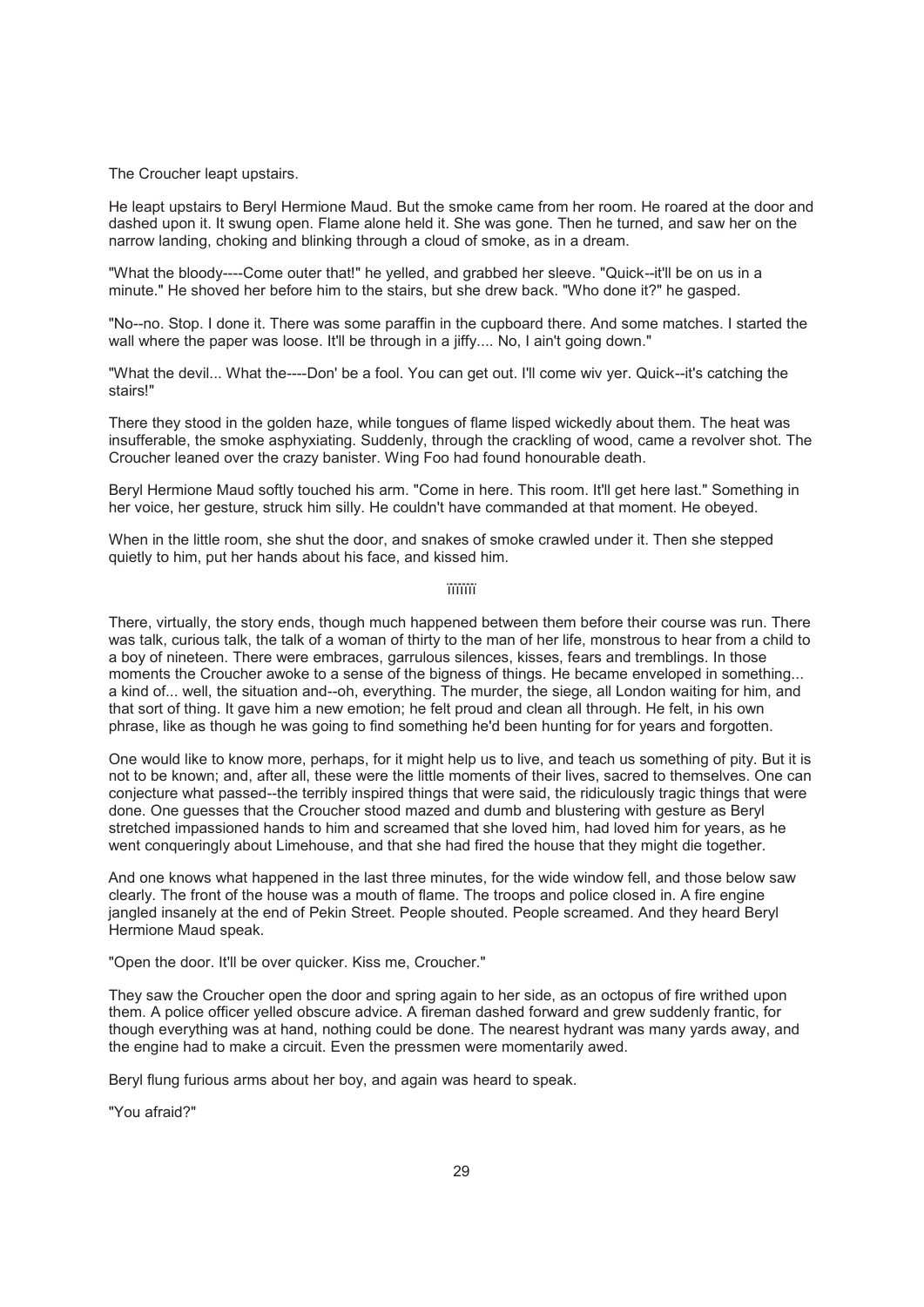The Croucher leapt upstairs.

He leapt upstairs to Beryl Hermione Maud. But the smoke came from her room. He roared at the door and dashed upon it. It swung open. Flame alone held it. She was gone. Then he turned, and saw her on the narrow landing, choking and blinking through a cloud of smoke, as in a dream.

"What the bloody----Come outer that!" he yelled, and grabbed her sleeve. "Quick--it'll be on us in a minute." He shoved her before him to the stairs, but she drew back. "Who done it?" he gasped.

"No--no. Stop. I done it. There was some paraffin in the cupboard there. And some matches. I started the wall where the paper was loose. It'll be through in a jiffy.... No, I ain't going down."

"What the devil... What the----Don' be a fool. You can get out. I'll come wiv yer. Quick--it's catching the stairs!"

There they stood in the golden haze, while tongues of flame lisped wickedly about them. The heat was insufferable, the smoke asphyxiating. Suddenly, through the crackling of wood, came a revolver shot. The Croucher leaned over the crazy banister. Wing Foo had found honourable death.

Beryl Hermione Maud softly touched his arm. "Come in here. This room. It'll get here last." Something in her voice, her gesture, struck him silly. He couldn't have commanded at that moment. He obeyed.

When in the little room, she shut the door, and snakes of smoke crawled under it. Then she stepped quietly to him, put her hands about his face, and kissed him.

iiiiiii

There, virtually, the story ends, though much happened between them before their course was run. There was talk, curious talk, the talk of a woman of thirty to the man of her life, monstrous to hear from a child to a boy of nineteen. There were embraces, garrulous silences, kisses, fears and tremblings. In those moments the Croucher awoke to a sense of the bigness of things. He became enveloped in something... a kind of... well, the situation and--oh, everything. The murder, the siege, all London waiting for him, and that sort of thing. It gave him a new emotion; he felt proud and clean all through. He felt, in his own phrase, like as though he was going to find something he'd been hunting for for years and forgotten.

One would like to know more, perhaps, for it might help us to live, and teach us something of pity. But it is not to be known; and, after all, these were the little moments of their lives, sacred to themselves. One can conjecture what passed--the terribly inspired things that were said, the ridiculously tragic things that were done. One guesses that the Croucher stood mazed and dumb and blustering with gesture as Beryl stretched impassioned hands to him and screamed that she loved him, had loved him for years, as he went conqueringly about Limehouse, and that she had fired the house that they might die together.

And one knows what happened in the last three minutes, for the wide window fell, and those below saw clearly. The front of the house was a mouth of flame. The troops and police closed in. A fire engine jangled insanely at the end of Pekin Street. People shouted. People screamed. And they heard Beryl Hermione Maud speak.

"Open the door. It'll be over quicker. Kiss me, Croucher."

They saw the Croucher open the door and spring again to her side, as an octopus of fire writhed upon them. A police officer yelled obscure advice. A fireman dashed forward and grew suddenly frantic, for though everything was at hand, nothing could be done. The nearest hydrant was many yards away, and the engine had to make a circuit. Even the pressmen were momentarily awed.

Beryl flung furious arms about her boy, and again was heard to speak.

"You afraid?"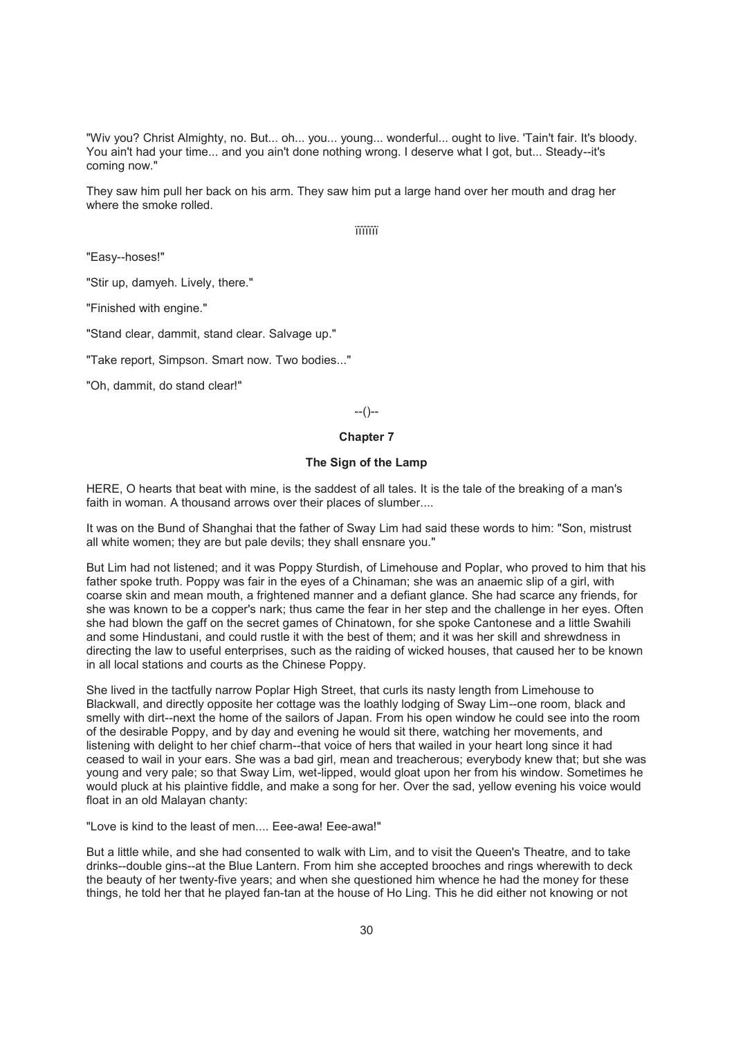"Wiv you? Christ Almighty, no. But... oh... you... young... wonderful... ought to live. 'Tain't fair. It's bloody. You ain't had your time... and you ain't done nothing wrong. I deserve what I got, but... Steady--it's coming now."

They saw him pull her back on his arm. They saw him put a large hand over her mouth and drag her where the smoke rolled.

¡¡¡¡¡¡¡

"Easy--hoses!"

"Stir up, damyeh. Lively, there."

"Finished with engine."

"Stand clear, dammit, stand clear. Salvage up."

"Take report, Simpson. Smart now. Two bodies..."

"Oh, dammit, do stand clear!"

--()--

## Chapter 7

### The Sign of the Lamp

HERE, O hearts that beat with mine, is the saddest of all tales. It is the tale of the breaking of a man's faith in woman. A thousand arrows over their places of slumber....

It was on the Bund of Shanghai that the father of Sway Lim had said these words to him: "Son, mistrust all white women; they are but pale devils; they shall ensnare you."

But Lim had not listened; and it was Poppy Sturdish, of Limehouse and Poplar, who proved to him that his father spoke truth. Poppy was fair in the eyes of a Chinaman; she was an anaemic slip of a girl, with coarse skin and mean mouth, a frightened manner and a defiant glance. She had scarce any friends, for she was known to be a copper's nark; thus came the fear in her step and the challenge in her eyes. Often she had blown the gaff on the secret games of Chinatown, for she spoke Cantonese and a little Swahili and some Hindustani, and could rustle it with the best of them; and it was her skill and shrewdness in directing the law to useful enterprises, such as the raiding of wicked houses, that caused her to be known in all local stations and courts as the Chinese Poppy.

She lived in the tactfully narrow Poplar High Street, that curls its nasty length from Limehouse to Blackwall, and directly opposite her cottage was the loathly lodging of Sway Lim--one room, black and smelly with dirt--next the home of the sailors of Japan. From his open window he could see into the room of the desirable Poppy, and by day and evening he would sit there, watching her movements, and listening with delight to her chief charm--that voice of hers that wailed in your heart long since it had ceased to wail in your ears. She was a bad girl, mean and treacherous; everybody knew that; but she was young and very pale; so that Sway Lim, wet-lipped, would gloat upon her from his window. Sometimes he would pluck at his plaintive fiddle, and make a song for her. Over the sad, yellow evening his voice would float in an old Malayan chanty:

"Love is kind to the least of men.... Eee-awa! Eee-awa!"

But a little while, and she had consented to walk with Lim, and to visit the Queen's Theatre, and to take drinks--double gins--at the Blue Lantern. From him she accepted brooches and rings wherewith to deck the beauty of her twenty-five years; and when she questioned him whence he had the money for these things, he told her that he played fan-tan at the house of Ho Ling. This he did either not knowing or not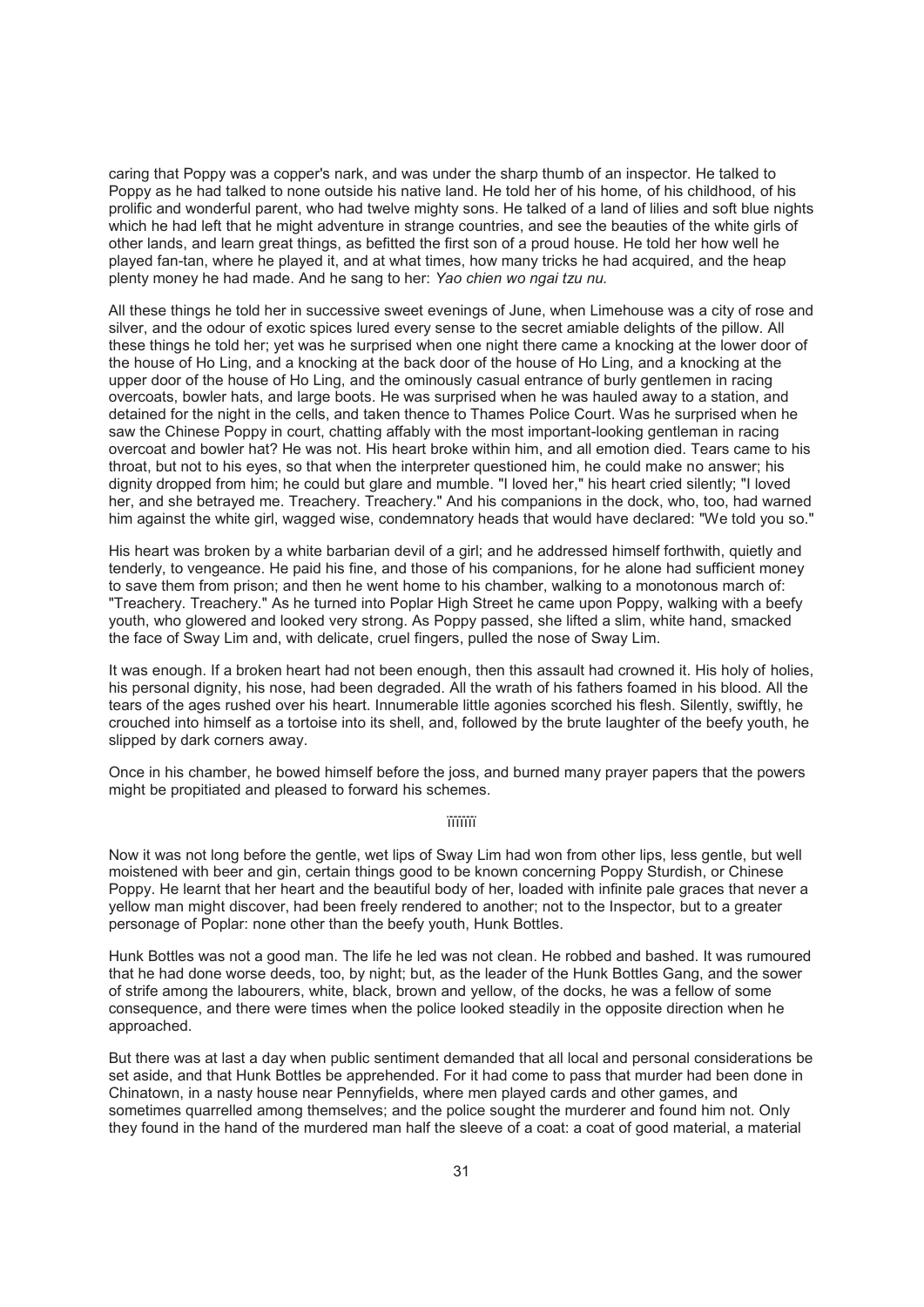caring that Poppy was a copper's nark, and was under the sharp thumb of an inspector. He talked to Poppy as he had talked to none outside his native land. He told her of his home, of his childhood, of his prolific and wonderful parent, who had twelve mighty sons. He talked of a land of lilies and soft blue nights which he had left that he might adventure in strange countries, and see the beauties of the white girls of other lands, and learn great things, as befitted the first son of a proud house. He told her how well he played fan-tan, where he played it, and at what times, how many tricks he had acquired, and the heap plenty money he had made. And he sang to her: *Yao chien wo ngai tzu nu.*

All these things he told her in successive sweet evenings of June, when Limehouse was a city of rose and silver, and the odour of exotic spices lured every sense to the secret amiable delights of the pillow. All these things he told her; yet was he surprised when one night there came a knocking at the lower door of the house of Ho Ling, and a knocking at the back door of the house of Ho Ling, and a knocking at the upper door of the house of Ho Ling, and the ominously casual entrance of burly gentlemen in racing overcoats, bowler hats, and large boots. He was surprised when he was hauled away to a station, and detained for the night in the cells, and taken thence to Thames Police Court. Was he surprised when he saw the Chinese Poppy in court, chatting affably with the most important-looking gentleman in racing overcoat and bowler hat? He was not. His heart broke within him, and all emotion died. Tears came to his throat, but not to his eyes, so that when the interpreter questioned him, he could make no answer; his dignity dropped from him; he could but glare and mumble. "I loved her," his heart cried silently; "I loved her, and she betrayed me. Treachery. Treachery." And his companions in the dock, who, too, had warned him against the white girl, wagged wise, condemnatory heads that would have declared: "We told you so."

His heart was broken by a white barbarian devil of a girl; and he addressed himself forthwith, quietly and tenderly, to vengeance. He paid his fine, and those of his companions, for he alone had sufficient money to save them from prison; and then he went home to his chamber, walking to a monotonous march of: "Treachery. Treachery." As he turned into Poplar High Street he came upon Poppy, walking with a beefy youth, who glowered and looked very strong. As Poppy passed, she lifted a slim, white hand, smacked the face of Sway Lim and, with delicate, cruel fingers, pulled the nose of Sway Lim.

It was enough. If a broken heart had not been enough, then this assault had crowned it. His holy of holies, his personal dignity, his nose, had been degraded. All the wrath of his fathers foamed in his blood. All the tears of the ages rushed over his heart. Innumerable little agonies scorched his flesh. Silently, swiftly, he crouched into himself as a tortoise into its shell, and, followed by the brute laughter of the beefy youth, he slipped by dark corners away.

Once in his chamber, he bowed himself before the joss, and burned many prayer papers that the powers might be propitiated and pleased to forward his schemes.

ïïïïïïï

Now it was not long before the gentle, wet lips of Sway Lim had won from other lips, less gentle, but well moistened with beer and gin, certain things good to be known concerning Poppy Sturdish, or Chinese Poppy. He learnt that her heart and the beautiful body of her, loaded with infinite pale graces that never a yellow man might discover, had been freely rendered to another; not to the Inspector, but to a greater personage of Poplar: none other than the beefy youth, Hunk Bottles.

Hunk Bottles was not a good man. The life he led was not clean. He robbed and bashed. It was rumoured that he had done worse deeds, too, by night; but, as the leader of the Hunk Bottles Gang, and the sower of strife among the labourers, white, black, brown and yellow, of the docks, he was a fellow of some consequence, and there were times when the police looked steadily in the opposite direction when he approached.

But there was at last a day when public sentiment demanded that all local and personal considerations be set aside, and that Hunk Bottles be apprehended. For it had come to pass that murder had been done in Chinatown, in a nasty house near Pennyfields, where men played cards and other games, and sometimes quarrelled among themselves; and the police sought the murderer and found him not. Only they found in the hand of the murdered man half the sleeve of a coat: a coat of good material, a material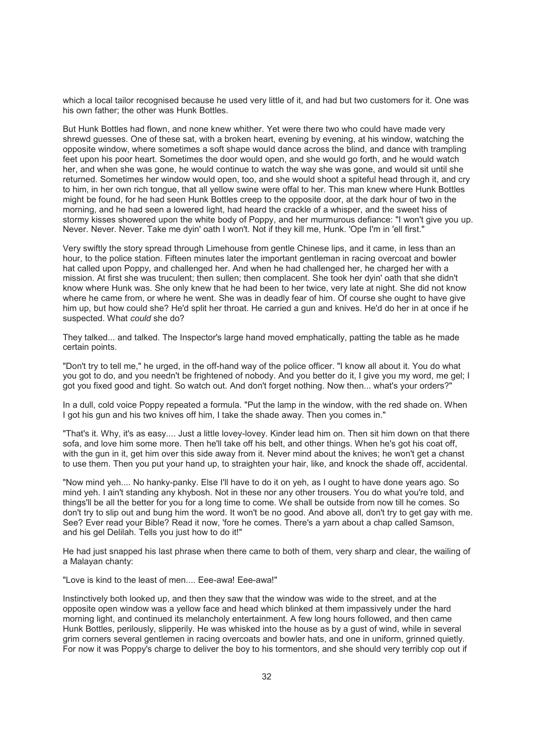which a local tailor recognised because he used very little of it, and had but two customers for it. One was his own father; the other was Hunk Bottles.

But Hunk Bottles had flown, and none knew whither. Yet were there two who could have made very shrewd guesses. One of these sat, with a broken heart, evening by evening, at his window, watching the opposite window, where sometimes a soft shape would dance across the blind, and dance with trampling feet upon his poor heart. Sometimes the door would open, and she would go forth, and he would watch her, and when she was gone, he would continue to watch the way she was gone, and would sit until she returned. Sometimes her window would open, too, and she would shoot a spiteful head through it, and cry to him, in her own rich tongue, that all yellow swine were offal to her. This man knew where Hunk Bottles might be found, for he had seen Hunk Bottles creep to the opposite door, at the dark hour of two in the morning, and he had seen a lowered light, had heard the crackle of a whisper, and the sweet hiss of stormy kisses showered upon the white body of Poppy, and her murmurous defiance: "I won't give you up. Never. Never. Never. Take me dyin' oath I won't. Not if they kill me, Hunk. 'Ope I'm in 'ell first."

Very swiftly the story spread through Limehouse from gentle Chinese lips, and it came, in less than an hour, to the police station. Fifteen minutes later the important gentleman in racing overcoat and bowler hat called upon Poppy, and challenged her. And when he had challenged her, he charged her with a mission. At first she was truculent; then sullen; then complacent. She took her dyin' oath that she didn't know where Hunk was. She only knew that he had been to her twice, very late at night. She did not know where he came from, or where he went. She was in deadly fear of him. Of course she ought to have give him up, but how could she? He'd split her throat. He carried a gun and knives. He'd do her in at once if he suspected. What *could* she do?

They talked... and talked. The Inspector's large hand moved emphatically, patting the table as he made certain points.

"Don't try to tell me," he urged, in the off-hand way of the police officer. "I know all about it. You do what you got to do, and you needn't be frightened of nobody. And you better do it, I give you my word, me gel; I got you fixed good and tight. So watch out. And don't forget nothing. Now then... what's your orders?"

In a dull, cold voice Poppy repeated a formula. "Put the lamp in the window, with the red shade on. When I got his gun and his two knives off him, I take the shade away. Then you comes in."

"That's it. Why, it's as easy.... Just a little lovey-lovey. Kinder lead him on. Then sit him down on that there sofa, and love him some more. Then he'll take off his belt, and other things. When he's got his coat off, with the gun in it, get him over this side away from it. Never mind about the knives; he won't get a chanst to use them. Then you put your hand up, to straighten your hair, like, and knock the shade off, accidental.

"Now mind yeh.... No hanky-panky. Else I'll have to do it on yeh, as I ought to have done years ago. So mind yeh. I ain't standing any khybosh. Not in these nor any other trousers. You do what you're told, and things'll be all the better for you for a long time to come. We shall be outside from now till he comes. So don't try to slip out and bung him the word. It won't be no good. And above all, don't try to get gay with me. See? Ever read your Bible? Read it now, 'fore he comes. There's a yarn about a chap called Samson, and his gel Delilah. Tells you just how to do it!"

He had just snapped his last phrase when there came to both of them, very sharp and clear, the wailing of a Malayan chanty:

"Love is kind to the least of men.... Eee-awa! Eee-awa!"

Instinctively both looked up, and then they saw that the window was wide to the street, and at the opposite open window was a yellow face and head which blinked at them impassively under the hard morning light, and continued its melancholy entertainment. A few long hours followed, and then came Hunk Bottles, perilously, slipperily. He was whisked into the house as by a gust of wind, while in several grim corners several gentlemen in racing overcoats and bowler hats, and one in uniform, grinned quietly. For now it was Poppy's charge to deliver the boy to his tormentors, and she should very terribly cop out if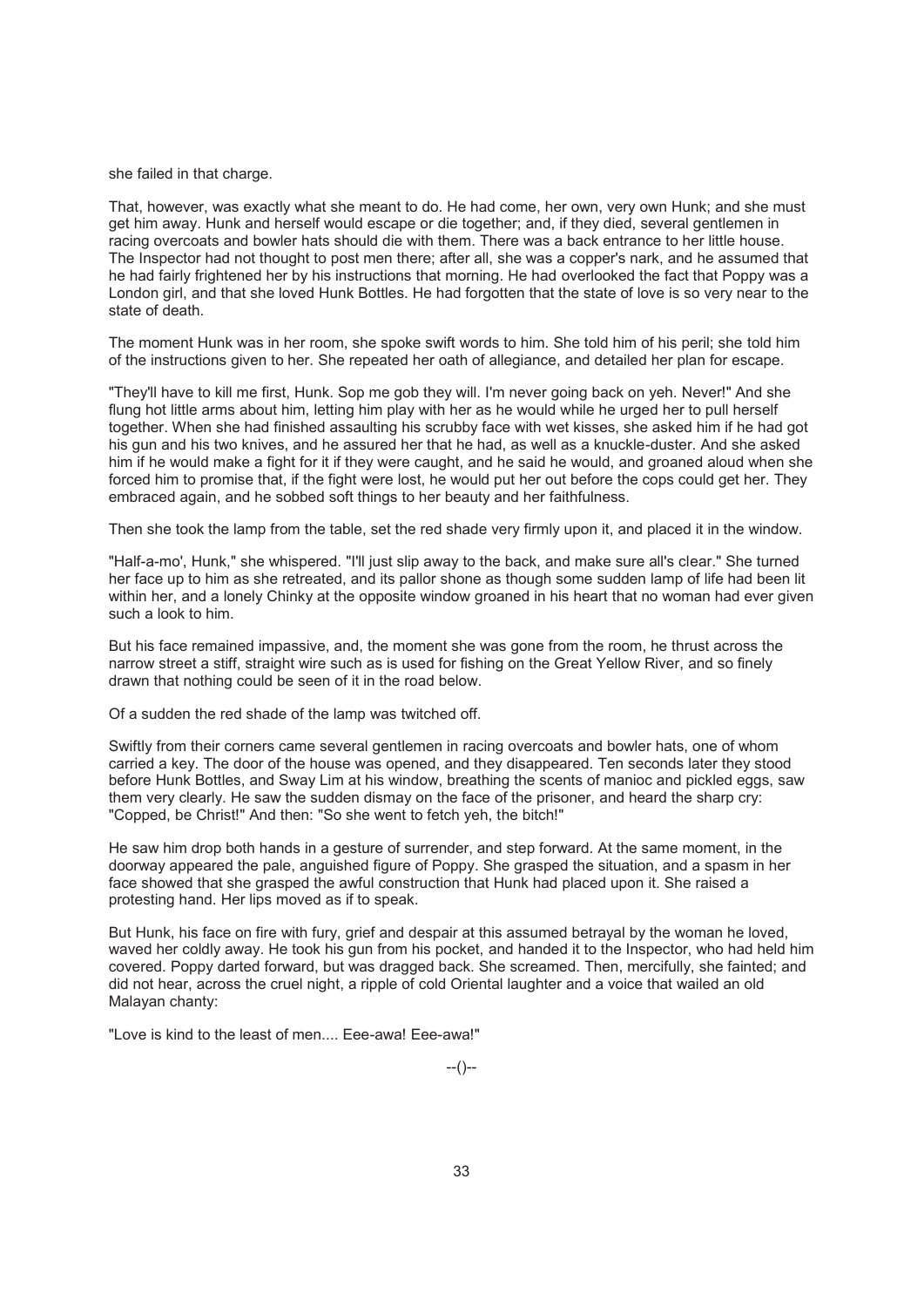she failed in that charge.

That, however, was exactly what she meant to do. He had come, her own, very own Hunk; and she must get him away. Hunk and herself would escape or die together; and, if they died, several gentlemen in racing overcoats and bowler hats should die with them. There was a back entrance to her little house. The Inspector had not thought to post men there; after all, she was a copper's nark, and he assumed that he had fairly frightened her by his instructions that morning. He had overlooked the fact that Poppy was a London girl, and that she loved Hunk Bottles. He had forgotten that the state of love is so very near to the state of death.

The moment Hunk was in her room, she spoke swift words to him. She told him of his peril; she told him of the instructions given to her. She repeated her oath of allegiance, and detailed her plan for escape.

"They'll have to kill me first, Hunk. Sop me gob they will. I'm never going back on yeh. Never!" And she flung hot little arms about him, letting him play with her as he would while he urged her to pull herself together. When she had finished assaulting his scrubby face with wet kisses, she asked him if he had got his gun and his two knives, and he assured her that he had, as well as a knuckle-duster. And she asked him if he would make a fight for it if they were caught, and he said he would, and groaned aloud when she forced him to promise that, if the fight were lost, he would put her out before the cops could get her. They embraced again, and he sobbed soft things to her beauty and her faithfulness.

Then she took the lamp from the table, set the red shade very firmly upon it, and placed it in the window.

"Half-a-mo', Hunk," she whispered. "I'll just slip away to the back, and make sure all's clear." She turned her face up to him as she retreated, and its pallor shone as though some sudden lamp of life had been lit within her, and a lonely Chinky at the opposite window groaned in his heart that no woman had ever given such a look to him.

But his face remained impassive, and, the moment she was gone from the room, he thrust across the narrow street a stiff, straight wire such as is used for fishing on the Great Yellow River, and so finely drawn that nothing could be seen of it in the road below.

Of a sudden the red shade of the lamp was twitched off.

Swiftly from their corners came several gentlemen in racing overcoats and bowler hats, one of whom carried a key. The door of the house was opened, and they disappeared. Ten seconds later they stood before Hunk Bottles, and Sway Lim at his window, breathing the scents of manioc and pickled eggs, saw them very clearly. He saw the sudden dismay on the face of the prisoner, and heard the sharp cry: "Copped, be Christ!" And then: "So she went to fetch yeh, the bitch!"

He saw him drop both hands in a gesture of surrender, and step forward. At the same moment, in the doorway appeared the pale, anguished figure of Poppy. She grasped the situation, and a spasm in her face showed that she grasped the awful construction that Hunk had placed upon it. She raised a protesting hand. Her lips moved as if to speak.

But Hunk, his face on fire with fury, grief and despair at this assumed betrayal by the woman he loved, waved her coldly away. He took his gun from his pocket, and handed it to the Inspector, who had held him covered. Poppy darted forward, but was dragged back. She screamed. Then, mercifully, she fainted; and did not hear, across the cruel night, a ripple of cold Oriental laughter and a voice that wailed an old Malayan chanty:

"Love is kind to the least of men.... Eee-awa! Eee-awa!"

--()--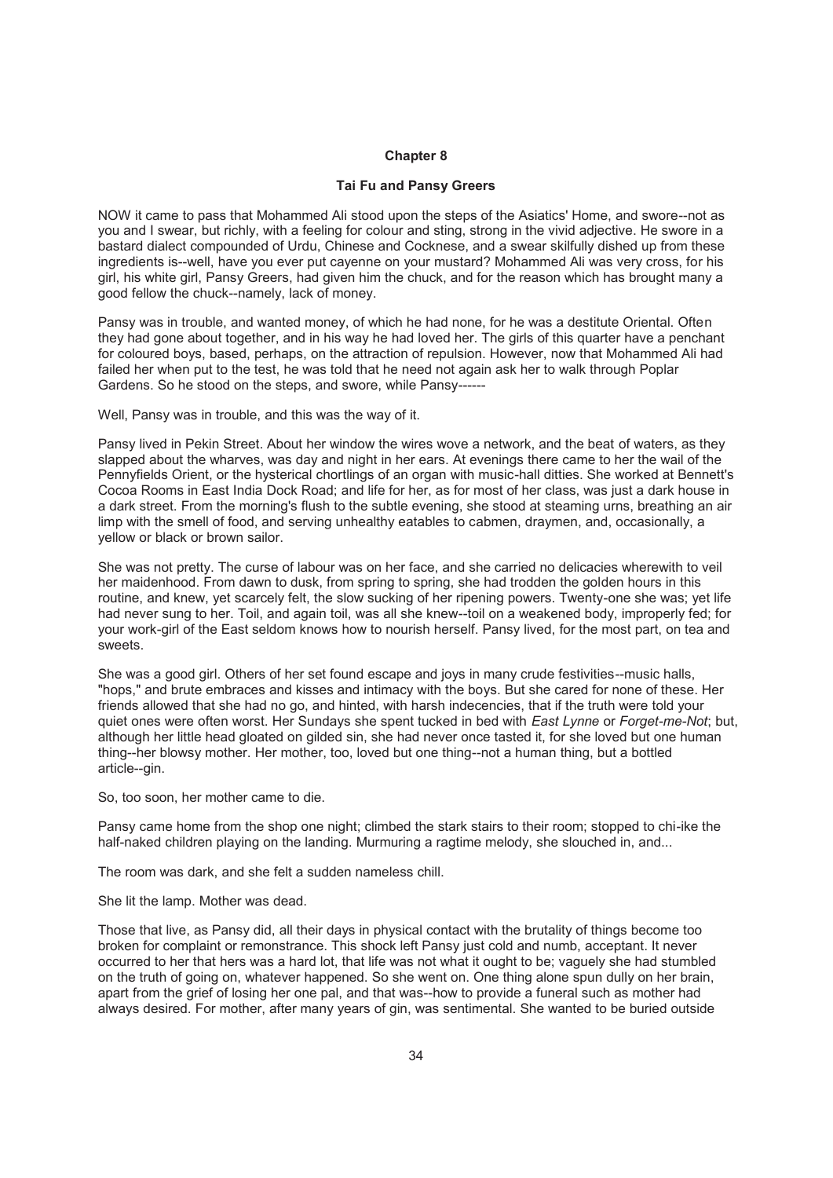## Chapter 8

### Tai Fu and Pansy Greers

NOW it came to pass that Mohammed Ali stood upon the steps of the Asiatics' Home, and swore--not as you and I swear, but richly, with a feeling for colour and sting, strong in the vivid adjective. He swore in a bastard dialect compounded of Urdu, Chinese and Cocknese, and a swear skilfully dished up from these ingredients is--well, have you ever put cayenne on your mustard? Mohammed Ali was very cross, for his girl, his white girl, Pansy Greers, had given him the chuck, and for the reason which has brought many a good fellow the chuck--namely, lack of money.

Pansy was in trouble, and wanted money, of which he had none, for he was a destitute Oriental. Often they had gone about together, and in his way he had loved her. The girls of this quarter have a penchant for coloured boys, based, perhaps, on the attraction of repulsion. However, now that Mohammed Ali had failed her when put to the test, he was told that he need not again ask her to walk through Poplar Gardens. So he stood on the steps, and swore, while Pansy------

Well, Pansy was in trouble, and this was the way of it.

Pansy lived in Pekin Street. About her window the wires wove a network, and the beat of waters, as they slapped about the wharves, was day and night in her ears. At evenings there came to her the wail of the Pennyfields Orient, or the hysterical chortlings of an organ with music-hall ditties. She worked at Bennett's Cocoa Rooms in East India Dock Road; and life for her, as for most of her class, was just a dark house in a dark street. From the morning's flush to the subtle evening, she stood at steaming urns, breathing an air limp with the smell of food, and serving unhealthy eatables to cabmen, draymen, and, occasionally, a yellow or black or brown sailor.

She was not pretty. The curse of labour was on her face, and she carried no delicacies wherewith to veil her maidenhood. From dawn to dusk, from spring to spring, she had trodden the golden hours in this routine, and knew, yet scarcely felt, the slow sucking of her ripening powers. Twenty-one she was; yet life had never sung to her. Toil, and again toil, was all she knew--toil on a weakened body, improperly fed; for your work-girl of the East seldom knows how to nourish herself. Pansy lived, for the most part, on tea and sweets.

She was a good girl. Others of her set found escape and joys in many crude festivities--music halls, "hops," and brute embraces and kisses and intimacy with the boys. But she cared for none of these. Her friends allowed that she had no go, and hinted, with harsh indecencies, that if the truth were told your quiet ones were often worst. Her Sundays she spent tucked in bed with *East Lynne* or *Forget-me-Not*; but, although her little head gloated on gilded sin, she had never once tasted it, for she loved but one human thing--her blowsy mother. Her mother, too, loved but one thing--not a human thing, but a bottled article--gin.

So, too soon, her mother came to die.

Pansy came home from the shop one night; climbed the stark stairs to their room; stopped to chi-ike the half-naked children playing on the landing. Murmuring a ragtime melody, she slouched in, and...

The room was dark, and she felt a sudden nameless chill.

She lit the lamp. Mother was dead.

Those that live, as Pansy did, all their days in physical contact with the brutality of things become too broken for complaint or remonstrance. This shock left Pansy just cold and numb, acceptant. It never occurred to her that hers was a hard lot, that life was not what it ought to be; vaguely she had stumbled on the truth of going on, whatever happened. So she went on. One thing alone spun dully on her brain, apart from the grief of losing her one pal, and that was--how to provide a funeral such as mother had always desired. For mother, after many years of gin, was sentimental. She wanted to be buried outside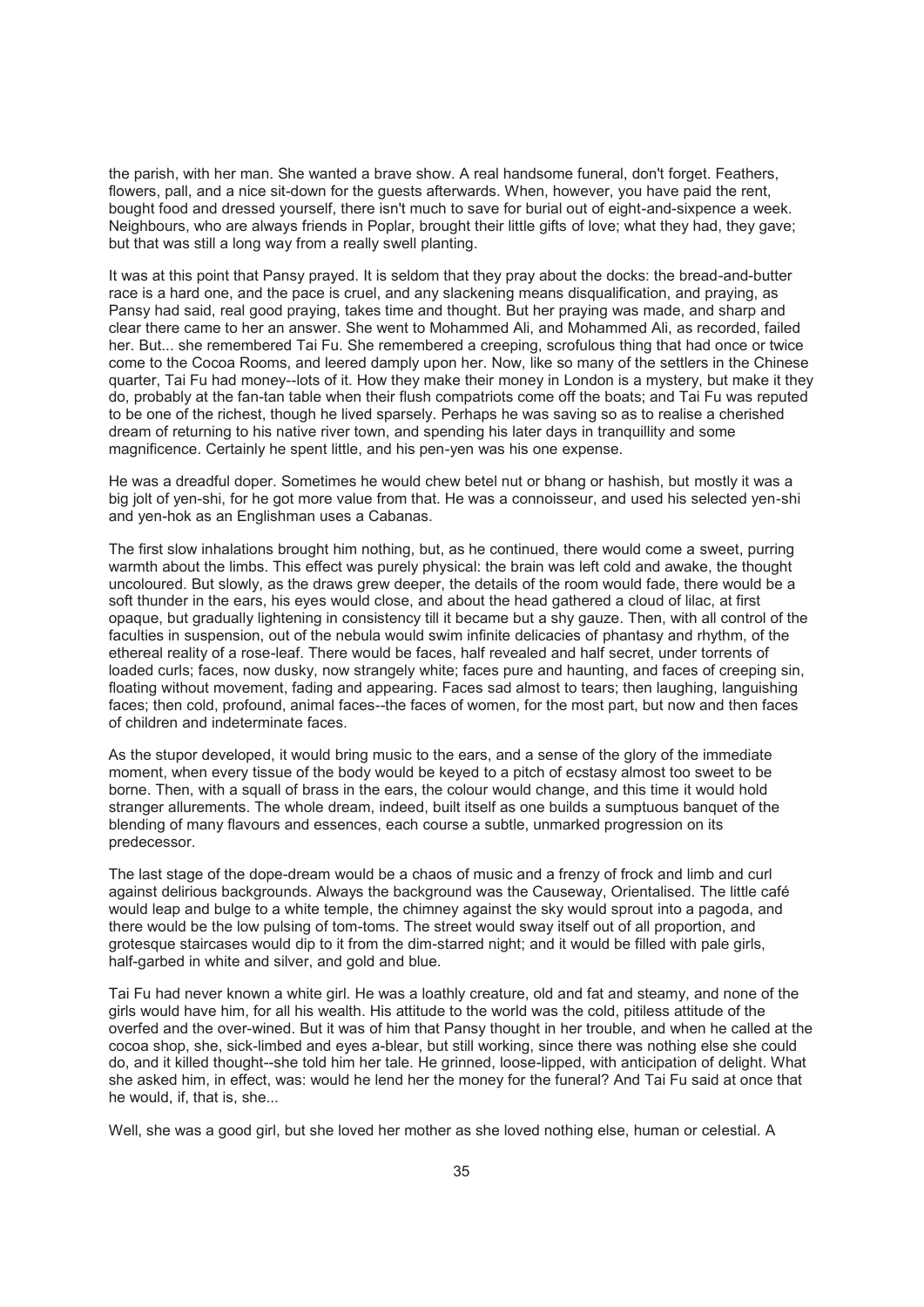the parish, with her man. She wanted a brave show. A real handsome funeral, don't forget. Feathers, flowers, pall, and a nice sit-down for the guests afterwards. When, however, you have paid the rent, bought food and dressed yourself, there isn't much to save for burial out of eight-and-sixpence a week. Neighbours, who are always friends in Poplar, brought their little gifts of love; what they had, they gave; but that was still a long way from a really swell planting.

It was at this point that Pansy prayed. It is seldom that they pray about the docks: the bread-and-butter race is a hard one, and the pace is cruel, and any slackening means disqualification, and praying, as Pansy had said, real good praying, takes time and thought. But her praying was made, and sharp and clear there came to her an answer. She went to Mohammed Ali, and Mohammed Ali, as recorded, failed her. But... she remembered Tai Fu. She remembered a creeping, scrofulous thing that had once or twice come to the Cocoa Rooms, and leered damply upon her. Now, like so many of the settlers in the Chinese quarter, Tai Fu had money--lots of it. How they make their money in London is a mystery, but make it they do, probably at the fan-tan table when their flush compatriots come off the boats; and Tai Fu was reputed to be one of the richest, though he lived sparsely. Perhaps he was saving so as to realise a cherished dream of returning to his native river town, and spending his later days in tranquillity and some magnificence. Certainly he spent little, and his pen-yen was his one expense.

He was a dreadful doper. Sometimes he would chew betel nut or bhang or hashish, but mostly it was a big jolt of yen-shi, for he got more value from that. He was a connoisseur, and used his selected yen-shi and yen-hok as an Englishman uses a Cabanas.

The first slow inhalations brought him nothing, but, as he continued, there would come a sweet, purring warmth about the limbs. This effect was purely physical: the brain was left cold and awake, the thought uncoloured. But slowly, as the draws grew deeper, the details of the room would fade, there would be a soft thunder in the ears, his eyes would close, and about the head gathered a cloud of lilac, at first opaque, but gradually lightening in consistency till it became but a shy gauze. Then, with all control of the faculties in suspension, out of the nebula would swim infinite delicacies of phantasy and rhythm, of the ethereal reality of a rose-leaf. There would be faces, half revealed and half secret, under torrents of loaded curls; faces, now dusky, now strangely white; faces pure and haunting, and faces of creeping sin, floating without movement, fading and appearing. Faces sad almost to tears; then laughing, languishing faces; then cold, profound, animal faces--the faces of women, for the most part, but now and then faces of children and indeterminate faces.

As the stupor developed, it would bring music to the ears, and a sense of the glory of the immediate moment, when every tissue of the body would be keyed to a pitch of ecstasy almost too sweet to be borne. Then, with a squall of brass in the ears, the colour would change, and this time it would hold stranger allurements. The whole dream, indeed, built itself as one builds a sumptuous banquet of the blending of many flavours and essences, each course a subtle, unmarked progression on its predecessor.

The last stage of the dope-dream would be a chaos of music and a frenzy of frock and limb and curl against delirious backgrounds. Always the background was the Causeway, Orientalised. The little café would leap and bulge to a white temple, the chimney against the sky would sprout into a pagoda, and there would be the low pulsing of tom-toms. The street would sway itself out of all proportion, and grotesque staircases would dip to it from the dim-starred night; and it would be filled with pale girls, half-garbed in white and silver, and gold and blue.

Tai Fu had never known a white girl. He was a loathly creature, old and fat and steamy, and none of the girls would have him, for all his wealth. His attitude to the world was the cold, pitiless attitude of the overfed and the over-wined. But it was of him that Pansy thought in her trouble, and when he called at the cocoa shop, she, sick-limbed and eyes a-blear, but still working, since there was nothing else she could do, and it killed thought--she told him her tale. He grinned, loose-lipped, with anticipation of delight. What she asked him, in effect, was: would he lend her the money for the funeral? And Tai Fu said at once that he would, if, that is, she...

Well, she was a good girl, but she loved her mother as she loved nothing else, human or celestial. A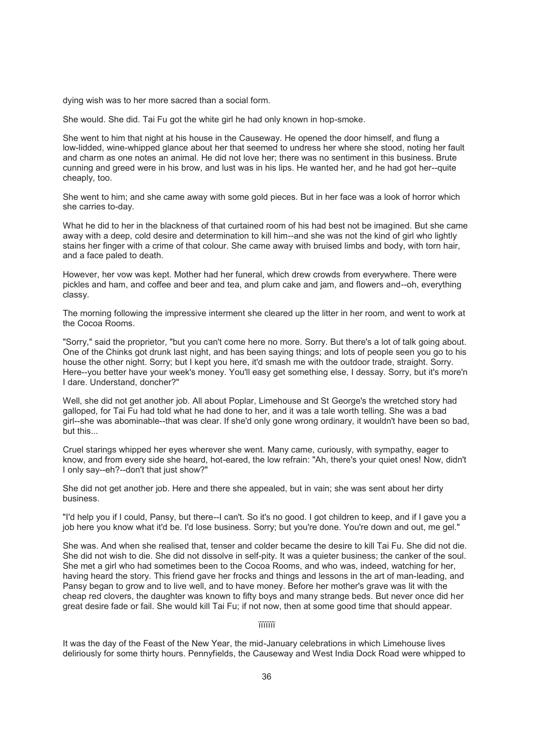dying wish was to her more sacred than a social form.

She would. She did. Tai Fu got the white girl he had only known in hop-smoke.

She went to him that night at his house in the Causeway. He opened the door himself, and flung a low-lidded, wine-whipped glance about her that seemed to undress her where she stood, noting her fault and charm as one notes an animal. He did not love her; there was no sentiment in this business. Brute cunning and greed were in his brow, and lust was in his lips. He wanted her, and he had got her--quite cheaply, too.

She went to him; and she came away with some gold pieces. But in her face was a look of horror which she carries to-day.

What he did to her in the blackness of that curtained room of his had best not be imagined. But she came away with a deep, cold desire and determination to kill him--and she was not the kind of girl who lightly stains her finger with a crime of that colour. She came away with bruised limbs and body, with torn hair, and a face paled to death.

However, her vow was kept. Mother had her funeral, which drew crowds from everywhere. There were pickles and ham, and coffee and beer and tea, and plum cake and jam, and flowers and--oh, everything classy.

The morning following the impressive interment she cleared up the litter in her room, and went to work at the Cocoa Rooms.

"Sorry," said the proprietor, "but you can't come here no more. Sorry. But there's a lot of talk going about. One of the Chinks got drunk last night, and has been saying things; and lots of people seen you go to his house the other night. Sorry; but I kept you here, it'd smash me with the outdoor trade, straight. Sorry. Here--you better have your week's money. You'll easy get something else, I dessay. Sorry, but it's more'n I dare. Understand, doncher?"

Well, she did not get another job. All about Poplar, Limehouse and St George's the wretched story had galloped, for Tai Fu had told what he had done to her, and it was a tale worth telling. She was a bad girl--she was abominable--that was clear. If she'd only gone wrong ordinary, it wouldn't have been so bad, but this...

Cruel starings whipped her eyes wherever she went. Many came, curiously, with sympathy, eager to know, and from every side she heard, hot-eared, the low refrain: "Ah, there's your quiet ones! Now, didn't I only say--eh?--don't that just show?"

She did not get another job. Here and there she appealed, but in vain; she was sent about her dirty business.

"I'd help you if I could, Pansy, but there--I can't. So it's no good. I got children to keep, and if I gave you a job here you know what it'd be. I'd lose business. Sorry; but you're done. You're down and out, me gel."

She was. And when she realised that, tenser and colder became the desire to kill Tai Fu. She did not die. She did not wish to die. She did not dissolve in self-pity. It was a quieter business; the canker of the soul. She met a girl who had sometimes been to the Cocoa Rooms, and who was, indeed, watching for her, having heard the story. This friend gave her frocks and things and lessons in the art of man-leading, and Pansy began to grow and to live well, and to have money. Before her mother's grave was lit with the cheap red clovers, the daughter was known to fifty boys and many strange beds. But never once did her great desire fade or fail. She would kill Tai Fu; if not now, then at some good time that should appear.

* * *

It was the day of the Feast of the New Year, the mid-January celebrations in which Limehouse lives deliriously for some thirty hours. Pennyfields, the Causeway and West India Dock Road were whipped to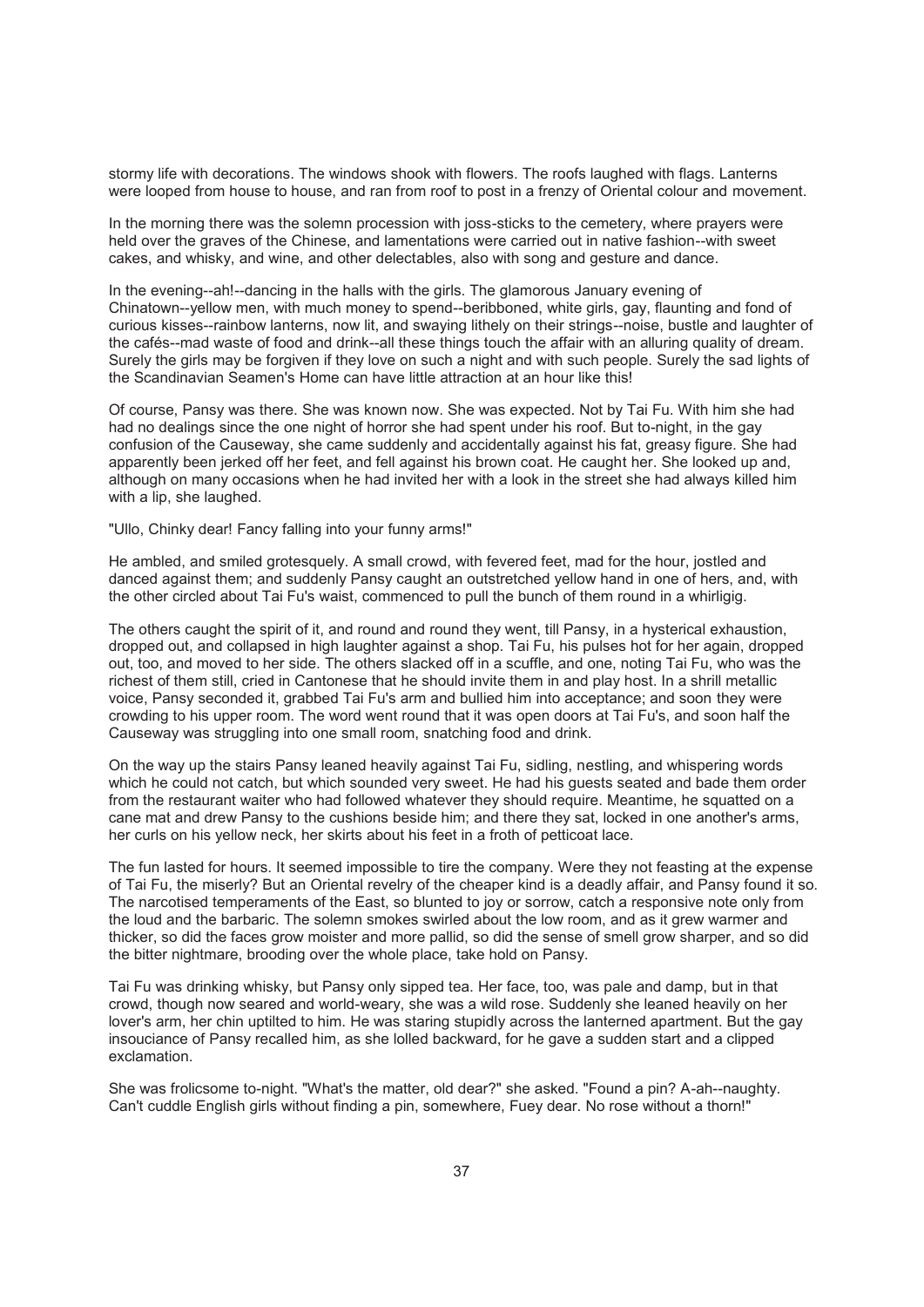stormy life with decorations. The windows shook with flowers. The roofs laughed with flags. Lanterns were looped from house to house, and ran from roof to post in a frenzy of Oriental colour and movement.

In the morning there was the solemn procession with joss-sticks to the cemetery, where prayers were held over the graves of the Chinese, and lamentations were carried out in native fashion--with sweet cakes, and whisky, and wine, and other delectables, also with song and gesture and dance.

In the evening--ah!--dancing in the halls with the girls. The glamorous January evening of Chinatown--yellow men, with much money to spend--beribboned, white girls, gay, flaunting and fond of curious kisses--rainbow lanterns, now lit, and swaying lithely on their strings--noise, bustle and laughter of the cafés--mad waste of food and drink--all these things touch the affair with an alluring quality of dream. Surely the girls may be forgiven if they love on such a night and with such people. Surely the sad lights of the Scandinavian Seamen's Home can have little attraction at an hour like this!

Of course, Pansy was there. She was known now. She was expected. Not by Tai Fu. With him she had had no dealings since the one night of horror she had spent under his roof. But to-night, in the gay confusion of the Causeway, she came suddenly and accidentally against his fat, greasy figure. She had apparently been jerked off her feet, and fell against his brown coat. He caught her. She looked up and, although on many occasions when he had invited her with a look in the street she had always killed him with a lip, she laughed.

"Ullo, Chinky dear! Fancy falling into your funny arms!"

He ambled, and smiled grotesquely. A small crowd, with fevered feet, mad for the hour, jostled and danced against them; and suddenly Pansy caught an outstretched yellow hand in one of hers, and, with the other circled about Tai Fu's waist, commenced to pull the bunch of them round in a whirligig.

The others caught the spirit of it, and round and round they went, till Pansy, in a hysterical exhaustion, dropped out, and collapsed in high laughter against a shop. Tai Fu, his pulses hot for her again, dropped out, too, and moved to her side. The others slacked off in a scuffle, and one, noting Tai Fu, who was the richest of them still, cried in Cantonese that he should invite them in and play host. In a shrill metallic voice, Pansy seconded it, grabbed Tai Fu's arm and bullied him into acceptance; and soon they were crowding to his upper room. The word went round that it was open doors at Tai Fu's, and soon half the Causeway was struggling into one small room, snatching food and drink.

On the way up the stairs Pansy leaned heavily against Tai Fu, sidling, nestling, and whispering words which he could not catch, but which sounded very sweet. He had his guests seated and bade them order from the restaurant waiter who had followed whatever they should require. Meantime, he squatted on a cane mat and drew Pansy to the cushions beside him; and there they sat, locked in one another's arms, her curls on his yellow neck, her skirts about his feet in a froth of petticoat lace.

The fun lasted for hours. It seemed impossible to tire the company. Were they not feasting at the expense of Tai Fu, the miserly? But an Oriental revelry of the cheaper kind is a deadly affair, and Pansy found it so. The narcotised temperaments of the East, so blunted to joy or sorrow, catch a responsive note only from the loud and the barbaric. The solemn smokes swirled about the low room, and as it grew warmer and thicker, so did the faces grow moister and more pallid, so did the sense of smell grow sharper, and so did the bitter nightmare, brooding over the whole place, take hold on Pansy.

Tai Fu was drinking whisky, but Pansy only sipped tea. Her face, too, was pale and damp, but in that crowd, though now seared and world-weary, she was a wild rose. Suddenly she leaned heavily on her lover's arm, her chin uptilted to him. He was staring stupidly across the lanterned apartment. But the gay insouciance of Pansy recalled him, as she lolled backward, for he gave a sudden start and a clipped exclamation.

She was frolicsome to-night. "What's the matter, old dear?" she asked. "Found a pin? A-ah--naughty. Can't cuddle English girls without finding a pin, somewhere, Fuey dear. No rose without a thorn!"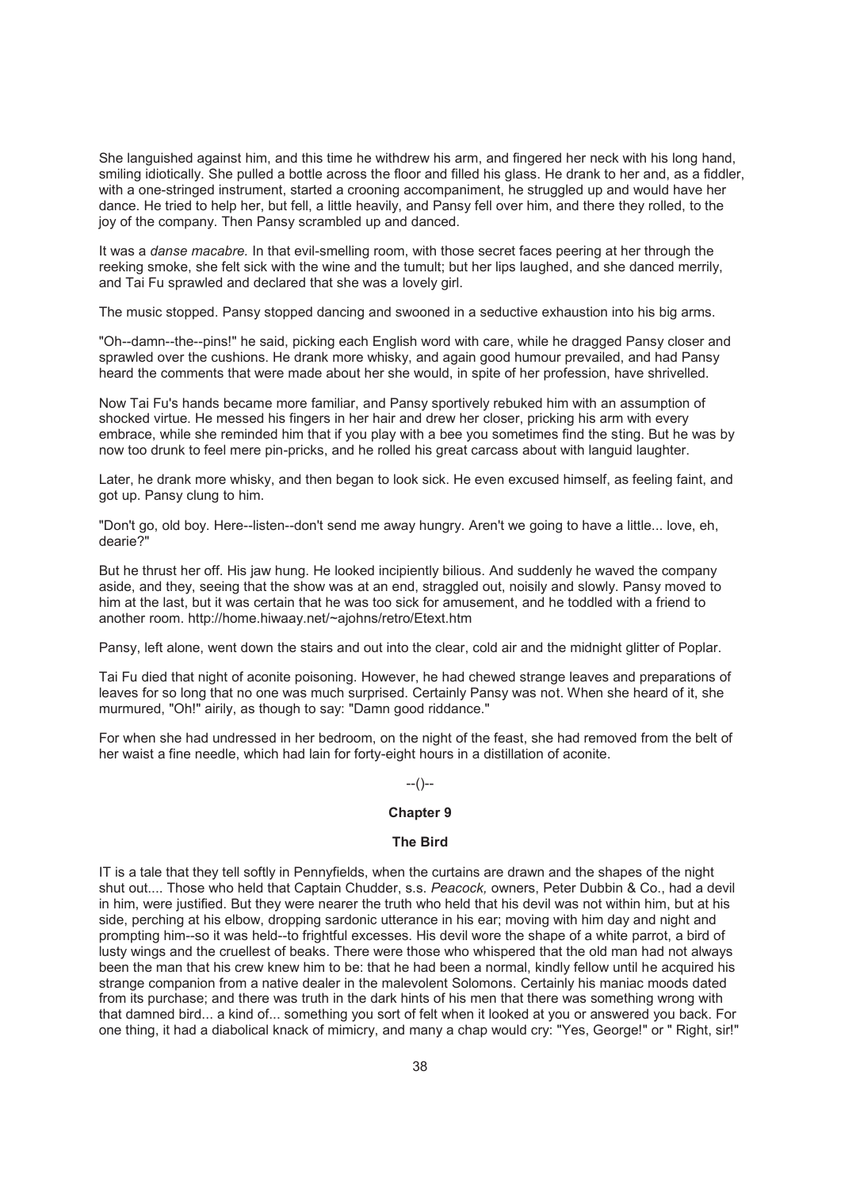She languished against him, and this time he withdrew his arm, and fingered her neck with his long hand, smiling idiotically. She pulled a bottle across the floor and filled his glass. He drank to her and, as a fiddler, with a one-stringed instrument, started a crooning accompaniment, he struggled up and would have her dance. He tried to help her, but fell, a little heavily, and Pansy fell over him, and there they rolled, to the joy of the company. Then Pansy scrambled up and danced.

It was a *danse macabre.* In that evil-smelling room, with those secret faces peering at her through the reeking smoke, she felt sick with the wine and the tumult; but her lips laughed, and she danced merrily, and Tai Fu sprawled and declared that she was a lovely girl.

The music stopped. Pansy stopped dancing and swooned in a seductive exhaustion into his big arms.

"Oh--damn--the--pins!" he said, picking each English word with care, while he dragged Pansy closer and sprawled over the cushions. He drank more whisky, and again good humour prevailed, and had Pansy heard the comments that were made about her she would, in spite of her profession, have shrivelled.

Now Tai Fu's hands became more familiar, and Pansy sportively rebuked him with an assumption of shocked virtue. He messed his fingers in her hair and drew her closer, pricking his arm with every embrace, while she reminded him that if you play with a bee you sometimes find the sting. But he was by now too drunk to feel mere pin-pricks, and he rolled his great carcass about with languid laughter.

Later, he drank more whisky, and then began to look sick. He even excused himself, as feeling faint, and got up. Pansy clung to him.

"Don't go, old boy. Here--listen--don't send me away hungry. Aren't we going to have a little... love, eh, dearie?"

But he thrust her off. His jaw hung. He looked incipiently bilious. And suddenly he waved the company aside, and they, seeing that the show was at an end, straggled out, noisily and slowly. Pansy moved to him at the last, but it was certain that he was too sick for amusement, and he toddled with a friend to another room. http://home.hiwaay.net/~ajohns/retro/Etext.htm

Pansy, left alone, went down the stairs and out into the clear, cold air and the midnight glitter of Poplar.

Tai Fu died that night of aconite poisoning. However, he had chewed strange leaves and preparations of leaves for so long that no one was much surprised. Certainly Pansy was not. When she heard of it, she murmured, "Oh!" airily, as though to say: "Damn good riddance."

For when she had undressed in her bedroom, on the night of the feast, she had removed from the belt of her waist a fine needle, which had lain for forty-eight hours in a distillation of aconite.

--()--

## Chapter 9

### The Bird

IT is a tale that they tell softly in Pennyfields, when the curtains are drawn and the shapes of the night shut out.... Those who held that Captain Chudder, s.s. *Peacock,* owners, Peter Dubbin & Co., had a devil in him, were justified. But they were nearer the truth who held that his devil was not within him, but at his side, perching at his elbow, dropping sardonic utterance in his ear; moving with him day and night and prompting him--so it was held--to frightful excesses. His devil wore the shape of a white parrot, a bird of lusty wings and the cruellest of beaks. There were those who whispered that the old man had not always been the man that his crew knew him to be: that he had been a normal, kindly fellow until he acquired his strange companion from a native dealer in the malevolent Solomons. Certainly his maniac moods dated from its purchase; and there was truth in the dark hints of his men that there was something wrong with that damned bird... a kind of... something you sort of felt when it looked at you or answered you back. For one thing, it had a diabolical knack of mimicry, and many a chap would cry: "Yes, George!" or " Right, sir!"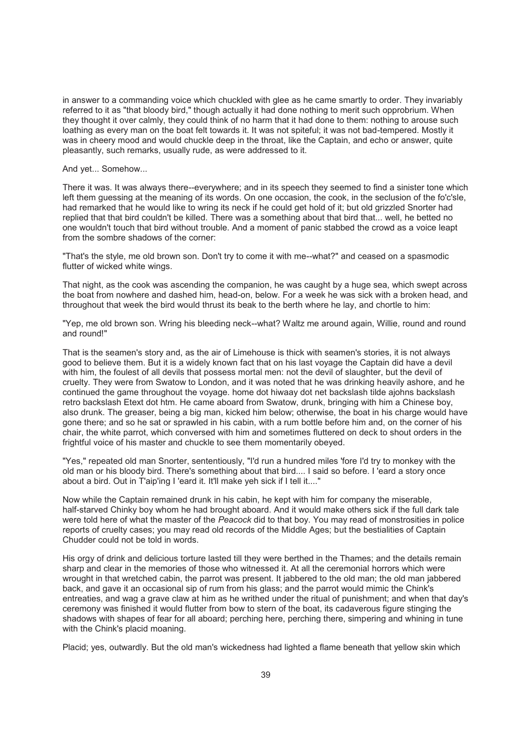in answer to a commanding voice which chuckled with glee as he came smartly to order. They invariably referred to it as "that bloody bird," though actually it had done nothing to merit such opprobrium. When they thought it over calmly, they could think of no harm that it had done to them: nothing to arouse such loathing as every man on the boat felt towards it. It was not spiteful; it was not bad-tempered. Mostly it was in cheery mood and would chuckle deep in the throat, like the Captain, and echo or answer, quite pleasantly, such remarks, usually rude, as were addressed to it.

And yet... Somehow...

There it was. It was always there--everywhere; and in its speech they seemed to find a sinister tone which left them guessing at the meaning of its words. On one occasion, the cook, in the seclusion of the fo'c'sle, had remarked that he would like to wring its neck if he could get hold of it; but old grizzled Snorter had replied that that bird couldn't be killed. There was a something about that bird that... well, he betted no one wouldn't touch that bird without trouble. And a moment of panic stabbed the crowd as a voice leapt from the sombre shadows of the corner:

"That's the style, me old brown son. Don't try to come it with me--what?" and ceased on a spasmodic flutter of wicked white wings.

That night, as the cook was ascending the companion, he was caught by a huge sea, which swept across the boat from nowhere and dashed him, head-on, below. For a week he was sick with a broken head, and throughout that week the bird would thrust its beak to the berth where he lay, and chortle to him:

"Yep, me old brown son. Wring his bleeding neck--what? Waltz me around again, Willie, round and round and round!"

That is the seamen's story and, as the air of Limehouse is thick with seamen's stories, it is not always good to believe them. But it is a widely known fact that on his last voyage the Captain did have a devil with him, the foulest of all devils that possess mortal men: not the devil of slaughter, but the devil of cruelty. They were from Swatow to London, and it was noted that he was drinking heavily ashore, and he continued the game throughout the voyage. home dot hiwaay dot net backslash tilde ajohns backslash retro backslash Etext dot htm. He came aboard from Swatow, drunk, bringing with him a Chinese boy, also drunk. The greaser, being a big man, kicked him below; otherwise, the boat in his charge would have gone there; and so he sat or sprawled in his cabin, with a rum bottle before him and, on the corner of his chair, the white parrot, which conversed with him and sometimes fluttered on deck to shout orders in the frightful voice of his master and chuckle to see them momentarily obeyed.

"Yes," repeated old man Snorter, sententiously, "I'd run a hundred miles 'fore I'd try to monkey with the old man or his bloody bird. There's something about that bird.... I said so before. I 'eard a story once about a bird. Out in T'aip'ing I 'eard it. It'll make yeh sick if I tell it...."

Now while the Captain remained drunk in his cabin, he kept with him for company the miserable, half-starved Chinky boy whom he had brought aboard. And it would make others sick if the full dark tale were told here of what the master of the *Peacock* did to that boy. You may read of monstrosities in police reports of cruelty cases; you may read old records of the Middle Ages; but the bestialities of Captain Chudder could not be told in words.

His orgy of drink and delicious torture lasted till they were berthed in the Thames; and the details remain sharp and clear in the memories of those who witnessed it. At all the ceremonial horrors which were wrought in that wretched cabin, the parrot was present. It jabbered to the old man; the old man jabbered back, and gave it an occasional sip of rum from his glass; and the parrot would mimic the Chink's entreaties, and wag a grave claw at him as he writhed under the ritual of punishment; and when that day's ceremony was finished it would flutter from bow to stern of the boat, its cadaverous figure stinging the shadows with shapes of fear for all aboard; perching here, perching there, simpering and whining in tune with the Chink's placid moaning.

Placid; yes, outwardly. But the old man's wickedness had lighted a flame beneath that yellow skin which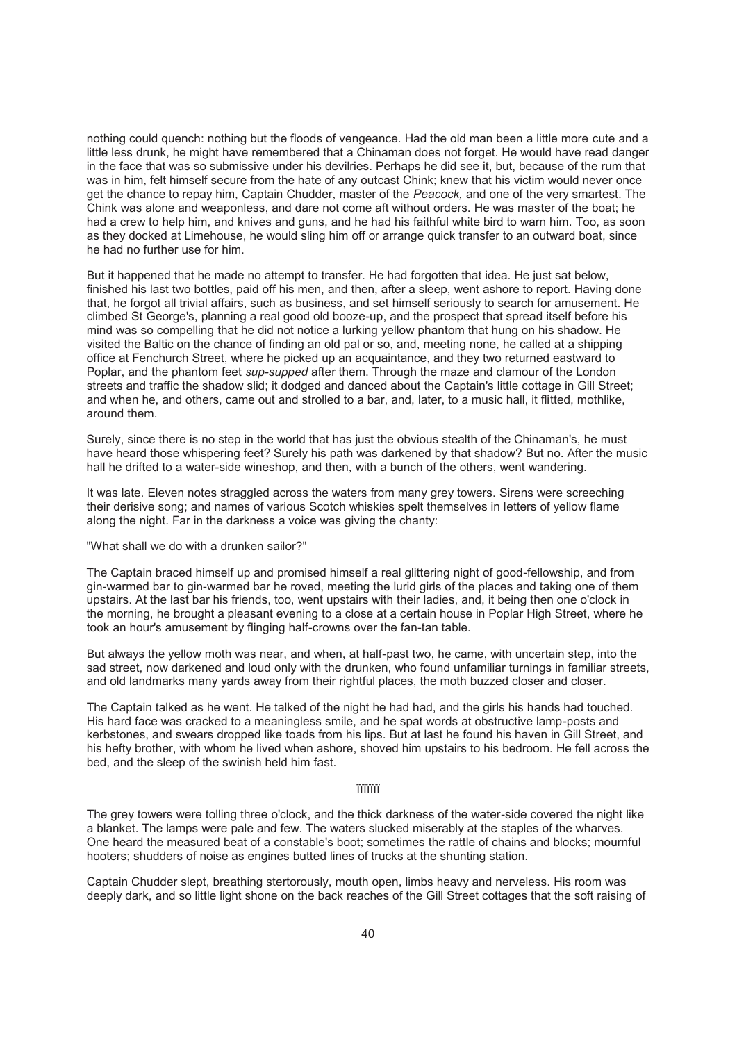nothing could quench: nothing but the floods of vengeance. Had the old man been a little more cute and a little less drunk, he might have remembered that a Chinaman does not forget. He would have read danger in the face that was so submissive under his devilries. Perhaps he did see it, but, because of the rum that was in him, felt himself secure from the hate of any outcast Chink; knew that his victim would never once get the chance to repay him, Captain Chudder, master of the *Peacock,* and one of the very smartest. The Chink was alone and weaponless, and dare not come aft without orders. He was master of the boat; he had a crew to help him, and knives and guns, and he had his faithful white bird to warn him. Too, as soon as they docked at Limehouse, he would sling him off or arrange quick transfer to an outward boat, since he had no further use for him.

But it happened that he made no attempt to transfer. He had forgotten that idea. He just sat below, finished his last two bottles, paid off his men, and then, after a sleep, went ashore to report. Having done that, he forgot all trivial affairs, such as business, and set himself seriously to search for amusement. He climbed St George's, planning a real good old booze-up, and the prospect that spread itself before his mind was so compelling that he did not notice a lurking yellow phantom that hung on his shadow. He visited the Baltic on the chance of finding an old pal or so, and, meeting none, he called at a shipping office at Fenchurch Street, where he picked up an acquaintance, and they two returned eastward to Poplar, and the phantom feet *sup-supped* after them. Through the maze and clamour of the London streets and traffic the shadow slid; it dodged and danced about the Captain's little cottage in Gill Street; and when he, and others, came out and strolled to a bar, and, later, to a music hall, it flitted, mothlike, around them.

Surely, since there is no step in the world that has just the obvious stealth of the Chinaman's, he must have heard those whispering feet? Surely his path was darkened by that shadow? But no. After the music hall he drifted to a water-side wineshop, and then, with a bunch of the others, went wandering.

It was late. Eleven notes straggled across the waters from many grey towers. Sirens were screeching their derisive song; and names of various Scotch whiskies spelt themselves in letters of yellow flame along the night. Far in the darkness a voice was giving the chanty:

"What shall we do with a drunken sailor?"

The Captain braced himself up and promised himself a real glittering night of good-fellowship, and from gin-warmed bar to gin-warmed bar he roved, meeting the lurid girls of the places and taking one of them upstairs. At the last bar his friends, too, went upstairs with their ladies, and, it being then one o'clock in the morning, he brought a pleasant evening to a close at a certain house in Poplar High Street, where he took an hour's amusement by flinging half-crowns over the fan-tan table.

But always the yellow moth was near, and when, at half-past two, he came, with uncertain step, into the sad street, now darkened and loud only with the drunken, who found unfamiliar turnings in familiar streets, and old landmarks many yards away from their rightful places, the moth buzzed closer and closer.

The Captain talked as he went. He talked of the night he had had, and the girls his hands had touched. His hard face was cracked to a meaningless smile, and he spat words at obstructive lamp-posts and kerbstones, and swears dropped like toads from his lips. But at last he found his haven in Gill Street, and his hefty brother, with whom he lived when ashore, shoved him upstairs to his bedroom. He fell across the bed, and the sleep of the swinish held him fast.

ïïïïïïï

The grey towers were tolling three o'clock, and the thick darkness of the water-side covered the night like a blanket. The lamps were pale and few. The waters slucked miserably at the staples of the wharves. One heard the measured beat of a constable's boot; sometimes the rattle of chains and blocks; mournful hooters; shudders of noise as engines butted lines of trucks at the shunting station.

Captain Chudder slept, breathing stertorously, mouth open, limbs heavy and nerveless. His room was deeply dark, and so little light shone on the back reaches of the Gill Street cottages that the soft raising of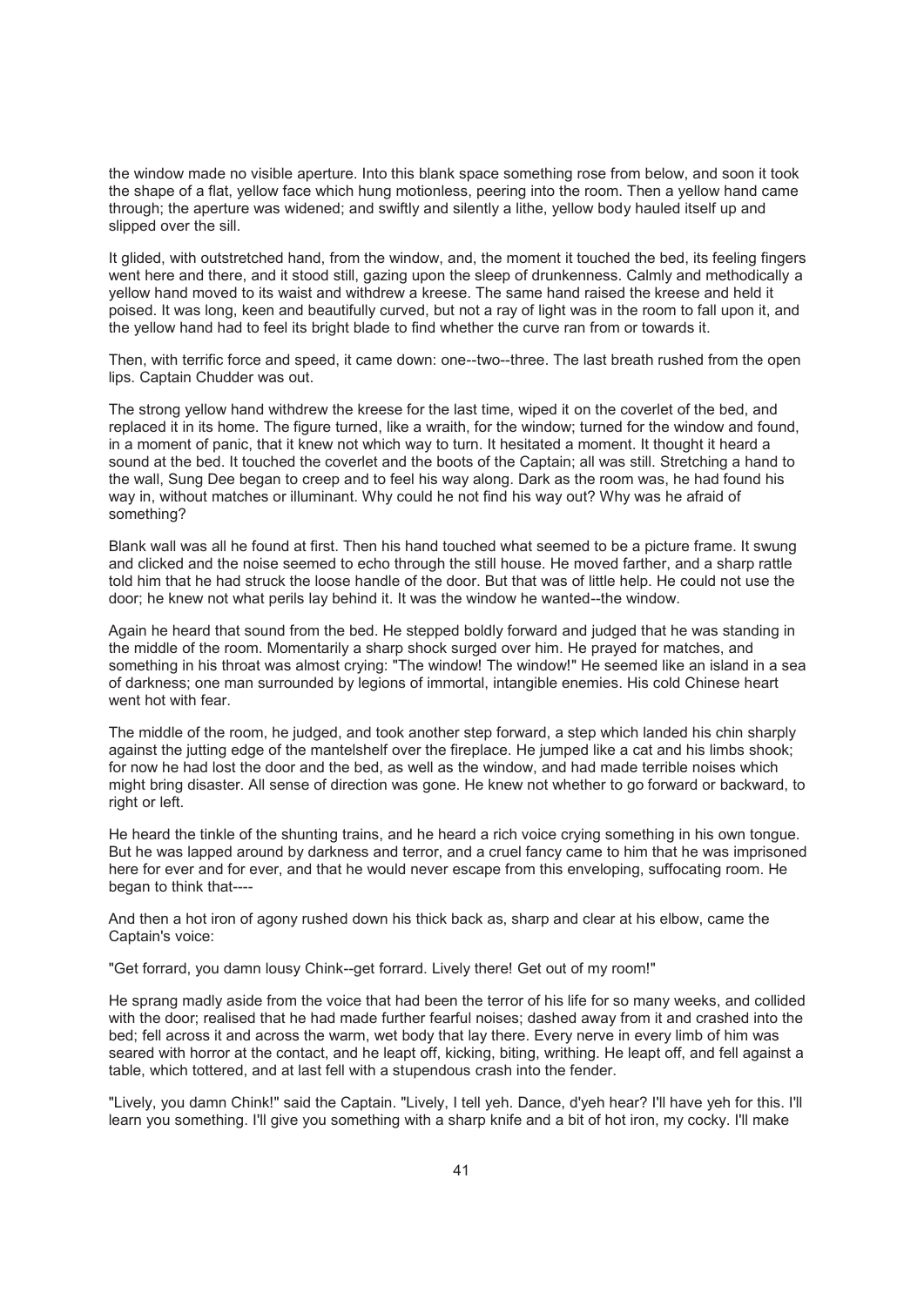the window made no visible aperture. Into this blank space something rose from below, and soon it took the shape of a flat, yellow face which hung motionless, peering into the room. Then a yellow hand came through; the aperture was widened; and swiftly and silently a lithe, yellow body hauled itself up and slipped over the sill.

It glided, with outstretched hand, from the window, and, the moment it touched the bed, its feeling fingers went here and there, and it stood still, gazing upon the sleep of drunkenness. Calmly and methodically a yellow hand moved to its waist and withdrew a kreese. The same hand raised the kreese and held it poised. It was long, keen and beautifully curved, but not a ray of light was in the room to fall upon it, and the yellow hand had to feel its bright blade to find whether the curve ran from or towards it.

Then, with terrific force and speed, it came down: one--two--three. The last breath rushed from the open lips. Captain Chudder was out.

The strong yellow hand withdrew the kreese for the last time, wiped it on the coverlet of the bed, and replaced it in its home. The figure turned, like a wraith, for the window; turned for the window and found, in a moment of panic, that it knew not which way to turn. It hesitated a moment. It thought it heard a sound at the bed. It touched the coverlet and the boots of the Captain; all was still. Stretching a hand to the wall, Sung Dee began to creep and to feel his way along. Dark as the room was, he had found his way in, without matches or illuminant. Why could he not find his way out? Why was he afraid of something?

Blank wall was all he found at first. Then his hand touched what seemed to be a picture frame. It swung and clicked and the noise seemed to echo through the still house. He moved farther, and a sharp rattle told him that he had struck the loose handle of the door. But that was of little help. He could not use the door; he knew not what perils lay behind it. It was the window he wanted--the window.

Again he heard that sound from the bed. He stepped boldly forward and judged that he was standing in the middle of the room. Momentarily a sharp shock surged over him. He prayed for matches, and something in his throat was almost crying: "The window! The window!" He seemed like an island in a sea of darkness; one man surrounded by legions of immortal, intangible enemies. His cold Chinese heart went hot with fear.

The middle of the room, he judged, and took another step forward, a step which landed his chin sharply against the jutting edge of the mantelshelf over the fireplace. He jumped like a cat and his limbs shook; for now he had lost the door and the bed, as well as the window, and had made terrible noises which might bring disaster. All sense of direction was gone. He knew not whether to go forward or backward, to right or left.

He heard the tinkle of the shunting trains, and he heard a rich voice crying something in his own tongue. But he was lapped around by darkness and terror, and a cruel fancy came to him that he was imprisoned here for ever and for ever, and that he would never escape from this enveloping, suffocating room. He began to think that----

And then a hot iron of agony rushed down his thick back as, sharp and clear at his elbow, came the Captain's voice:

"Get forrard, you damn lousy Chink--get forrard. Lively there! Get out of my room!"

He sprang madly aside from the voice that had been the terror of his life for so many weeks, and collided with the door; realised that he had made further fearful noises; dashed away from it and crashed into the bed; fell across it and across the warm, wet body that lay there. Every nerve in every limb of him was seared with horror at the contact, and he leapt off, kicking, biting, writhing. He leapt off, and fell against a table, which tottered, and at last fell with a stupendous crash into the fender.

"Lively, you damn Chink!" said the Captain. "Lively, I tell yeh. Dance, d'yeh hear? I'll have yeh for this. I'll learn you something. I'll give you something with a sharp knife and a bit of hot iron, my cocky. I'll make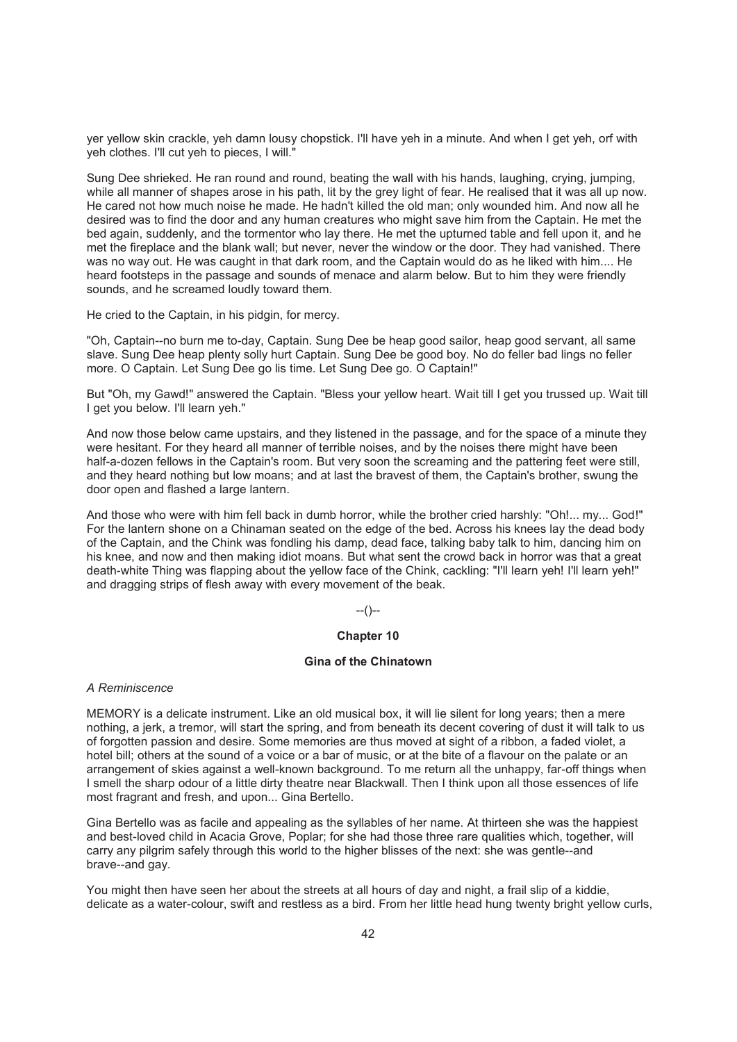yer yellow skin crackle, yeh damn lousy chopstick. I'll have yeh in a minute. And when I get yeh, orf with yeh clothes. I'll cut yeh to pieces, I will."

Sung Dee shrieked. He ran round and round, beating the wall with his hands, laughing, crying, jumping, while all manner of shapes arose in his path, lit by the grey light of fear. He realised that it was all up now. He cared not how much noise he made. He hadn't killed the old man; only wounded him. And now all he desired was to find the door and any human creatures who might save him from the Captain. He met the bed again, suddenly, and the tormentor who lay there. He met the upturned table and fell upon it, and he met the fireplace and the blank wall; but never, never the window or the door. They had vanished. There was no way out. He was caught in that dark room, and the Captain would do as he liked with him.... He heard footsteps in the passage and sounds of menace and alarm below. But to him they were friendly sounds, and he screamed loudly toward them.

He cried to the Captain, in his pidgin, for mercy.

"Oh, Captain--no burn me to-day, Captain. Sung Dee be heap good sailor, heap good servant, all same slave. Sung Dee heap plenty solly hurt Captain. Sung Dee be good boy. No do feller bad lings no feller more. O Captain. Let Sung Dee go lis time. Let Sung Dee go. O Captain!"

But "Oh, my Gawd!" answered the Captain. "Bless your yellow heart. Wait till I get you trussed up. Wait till I get you below. I'll learn yeh."

And now those below came upstairs, and they listened in the passage, and for the space of a minute they were hesitant. For they heard all manner of terrible noises, and by the noises there might have been half-a-dozen fellows in the Captain's room. But very soon the screaming and the pattering feet were still, and they heard nothing but low moans; and at last the bravest of them, the Captain's brother, swung the door open and flashed a large lantern.

And those who were with him fell back in dumb horror, while the brother cried harshly: "Oh!... my... God!" For the lantern shone on a Chinaman seated on the edge of the bed. Across his knees lay the dead body of the Captain, and the Chink was fondling his damp, dead face, talking baby talk to him, dancing him on his knee, and now and then making idiot moans. But what sent the crowd back in horror was that a great death-white Thing was flapping about the yellow face of the Chink, cackling: "I'll learn yeh! I'll learn yeh!" and dragging strips of flesh away with every movement of the beak.

--()--

## Chapter 10

### Gina of the Chinatown

*A Reminiscence*

MEMORY is a delicate instrument. Like an old musical box, it will lie silent for long years; then a mere nothing, a jerk, a tremor, will start the spring, and from beneath its decent covering of dust it will talk to us of forgotten passion and desire. Some memories are thus moved at sight of a ribbon, a faded violet, a hotel bill; others at the sound of a voice or a bar of music, or at the bite of a flavour on the palate or an arrangement of skies against a well-known background. To me return all the unhappy, far-off things when I smell the sharp odour of a little dirty theatre near Blackwall. Then I think upon all those essences of life most fragrant and fresh, and upon... Gina Bertello.

Gina Bertello was as facile and appealing as the syllables of her name. At thirteen she was the happiest and best-loved child in Acacia Grove, Poplar; for she had those three rare qualities which, together, will carry any pilgrim safely through this world to the higher blisses of the next: she was gentle--and brave--and gay.

You might then have seen her about the streets at all hours of day and night, a frail slip of a kiddie, delicate as a water-colour, swift and restless as a bird. From her little head hung twenty bright yellow curls,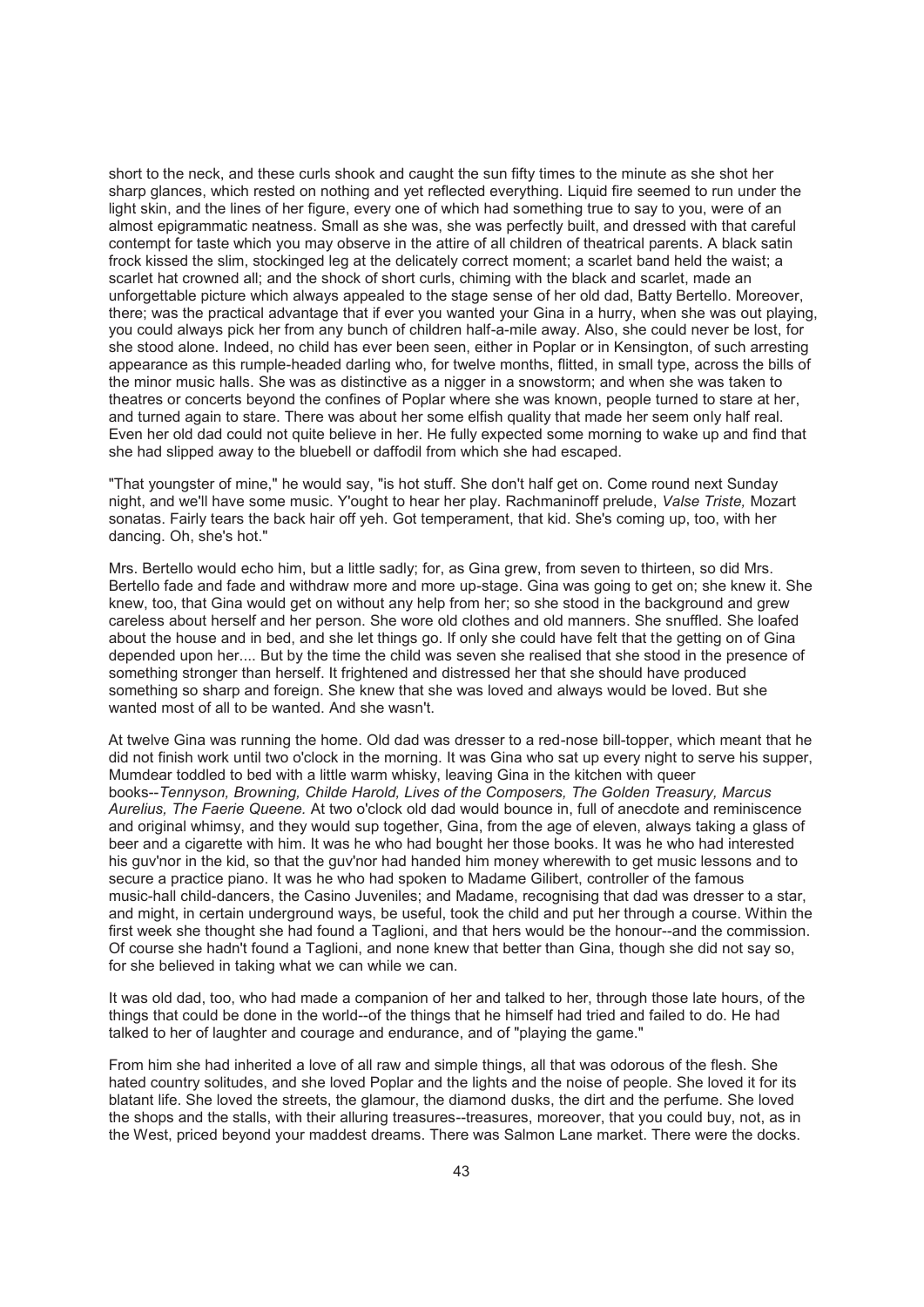short to the neck, and these curls shook and caught the sun fifty times to the minute as she shot her sharp glances, which rested on nothing and yet reflected everything. Liquid fire seemed to run under the light skin, and the lines of her figure, every one of which had something true to say to you, were of an almost epigrammatic neatness. Small as she was, she was perfectly built, and dressed with that careful contempt for taste which you may observe in the attire of all children of theatrical parents. A black satin frock kissed the slim, stockinged leg at the delicately correct moment; a scarlet band held the waist; a scarlet hat crowned all; and the shock of short curls, chiming with the black and scarlet, made an unforgettable picture which always appealed to the stage sense of her old dad, Batty Bertello. Moreover, there; was the practical advantage that if ever you wanted your Gina in a hurry, when she was out playing, you could always pick her from any bunch of children half-a-mile away. Also, she could never be lost, for she stood alone. Indeed, no child has ever been seen, either in Poplar or in Kensington, of such arresting appearance as this rumple-headed darling who, for twelve months, flitted, in small type, across the bills of the minor music halls. She was as distinctive as a nigger in a snowstorm; and when she was taken to theatres or concerts beyond the confines of Poplar where she was known, people turned to stare at her, and turned again to stare. There was about her some elfish quality that made her seem only half real. Even her old dad could not quite believe in her. He fully expected some morning to wake up and find that she had slipped away to the bluebell or daffodil from which she had escaped.

"That youngster of mine," he would say, "is hot stuff. She don't half get on. Come round next Sunday night, and we'll have some music. Y'ought to hear her play. Rachmaninoff prelude, *Valse Triste,* Mozart sonatas. Fairly tears the back hair off yeh. Got temperament, that kid. She's coming up, too, with her dancing. Oh, she's hot."

Mrs. Bertello would echo him, but a little sadly; for, as Gina grew, from seven to thirteen, so did Mrs. Bertello fade and fade and withdraw more and more up-stage. Gina was going to get on; she knew it. She knew, too, that Gina would get on without any help from her; so she stood in the background and grew careless about herself and her person. She wore old clothes and old manners. She snuffled. She loafed about the house and in bed, and she let things go. If only she could have felt that the getting on of Gina depended upon her.... But by the time the child was seven she realised that she stood in the presence of something stronger than herself. It frightened and distressed her that she should have produced something so sharp and foreign. She knew that she was loved and always would be loved. But she wanted most of all to be wanted. And she wasn't.

At twelve Gina was running the home. Old dad was dresser to a red-nose bill-topper, which meant that he did not finish work until two o'clock in the morning. It was Gina who sat up every night to serve his supper, Mumdear toddled to bed with a little warm whisky, leaving Gina in the kitchen with queer books--*Tennyson, Browning, Childe Harold, Lives of the Composers, The Golden Treasury, Marcus Aurelius, The Faerie Queene.* At two o'clock old dad would bounce in, full of anecdote and reminiscence and original whimsy, and they would sup together, Gina, from the age of eleven, always taking a glass of beer and a cigarette with him. It was he who had bought her those books. It was he who had interested his guv'nor in the kid, so that the guv'nor had handed him money wherewith to get music lessons and to secure a practice piano. It was he who had spoken to Madame Gilibert, controller of the famous music-hall child-dancers, the Casino Juveniles; and Madame, recognising that dad was dresser to a star, and might, in certain underground ways, be useful, took the child and put her through a course. Within the first week she thought she had found a Taglioni, and that hers would be the honour--and the commission. Of course she hadn't found a Taglioni, and none knew that better than Gina, though she did not say so, for she believed in taking what we can while we can.

It was old dad, too, who had made a companion of her and talked to her, through those late hours, of the things that could be done in the world--of the things that he himself had tried and failed to do. He had talked to her of laughter and courage and endurance, and of "playing the game."

From him she had inherited a love of all raw and simple things, all that was odorous of the flesh. She hated country solitudes, and she loved Poplar and the lights and the noise of people. She loved it for its blatant life. She loved the streets, the glamour, the diamond dusks, the dirt and the perfume. She loved the shops and the stalls, with their alluring treasures--treasures, moreover, that you could buy, not, as in the West, priced beyond your maddest dreams. There was Salmon Lane market. There were the docks.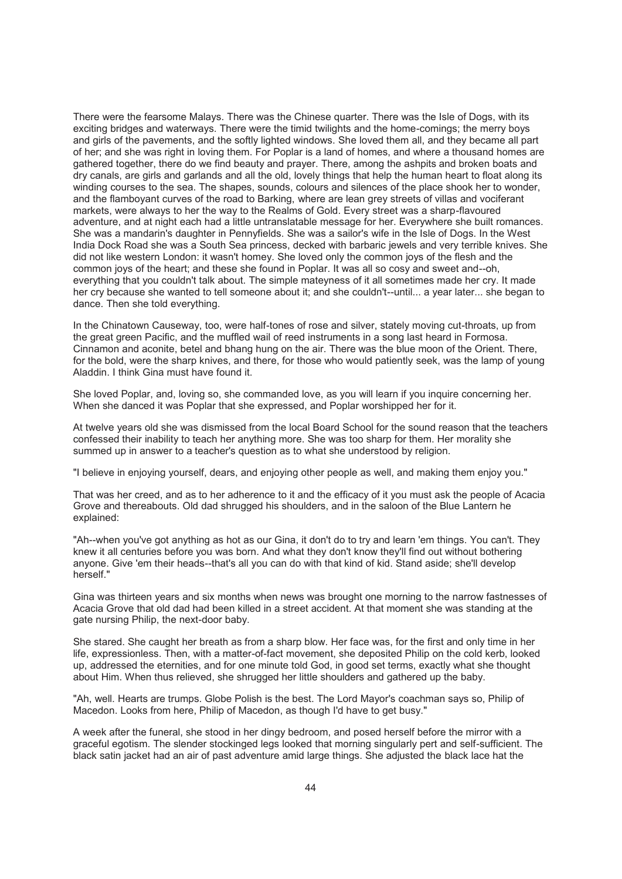There were the fearsome Malays. There was the Chinese quarter. There was the Isle of Dogs, with its exciting bridges and waterways. There were the timid twilights and the home-comings; the merry boys and girls of the pavements, and the softly lighted windows. She loved them all, and they became all part of her; and she was right in loving them. For Poplar is a land of homes, and where a thousand homes are gathered together, there do we find beauty and prayer. There, among the ashpits and broken boats and dry canals, are girls and garlands and all the old, lovely things that help the human heart to float along its winding courses to the sea. The shapes, sounds, colours and silences of the place shook her to wonder, and the flamboyant curves of the road to Barking, where are lean grey streets of villas and vociferant markets, were always to her the way to the Realms of Gold. Every street was a sharp-flavoured adventure, and at night each had a little untranslatable message for her. Everywhere she built romances. She was a mandarin's daughter in Pennyfields. She was a sailor's wife in the Isle of Dogs. In the West India Dock Road she was a South Sea princess, decked with barbaric jewels and very terrible knives. She did not like western London: it wasn't homey. She loved only the common joys of the flesh and the common joys of the heart; and these she found in Poplar. It was all so cosy and sweet and--oh, everything that you couldn't talk about. The simple mateyness of it all sometimes made her cry. It made her cry because she wanted to tell someone about it; and she couldn't--until... a year later... she began to dance. Then she told everything.

In the Chinatown Causeway, too, were half-tones of rose and silver, stately moving cut-throats, up from the great green Pacific, and the muffled wail of reed instruments in a song last heard in Formosa. Cinnamon and aconite, betel and bhang hung on the air. There was the blue moon of the Orient. There, for the bold, were the sharp knives, and there, for those who would patiently seek, was the lamp of young Aladdin. I think Gina must have found it.

She loved Poplar, and, loving so, she commanded love, as you will learn if you inquire concerning her. When she danced it was Poplar that she expressed, and Poplar worshipped her for it.

At twelve years old she was dismissed from the local Board School for the sound reason that the teachers confessed their inability to teach her anything more. She was too sharp for them. Her morality she summed up in answer to a teacher's question as to what she understood by religion.

"I believe in enjoying yourself, dears, and enjoying other people as well, and making them enjoy you."

That was her creed, and as to her adherence to it and the efficacy of it you must ask the people of Acacia Grove and thereabouts. Old dad shrugged his shoulders, and in the saloon of the Blue Lantern he explained:

"Ah--when you've got anything as hot as our Gina, it don't do to try and learn 'em things. You can't. They knew it all centuries before you was born. And what they don't know they'll find out without bothering anyone. Give 'em their heads--that's all you can do with that kind of kid. Stand aside; she'll develop herself."

Gina was thirteen years and six months when news was brought one morning to the narrow fastnesses of Acacia Grove that old dad had been killed in a street accident. At that moment she was standing at the gate nursing Philip, the next-door baby.

She stared. She caught her breath as from a sharp blow. Her face was, for the first and only time in her life, expressionless. Then, with a matter-of-fact movement, she deposited Philip on the cold kerb, looked up, addressed the eternities, and for one minute told God, in good set terms, exactly what she thought about Him. When thus relieved, she shrugged her little shoulders and gathered up the baby.

"Ah, well. Hearts are trumps. Globe Polish is the best. The Lord Mayor's coachman says so, Philip of Macedon. Looks from here, Philip of Macedon, as though I'd have to get busy."

A week after the funeral, she stood in her dingy bedroom, and posed herself before the mirror with a graceful egotism. The slender stockinged legs looked that morning singularly pert and self-sufficient. The black satin jacket had an air of past adventure amid large things. She adjusted the black lace hat the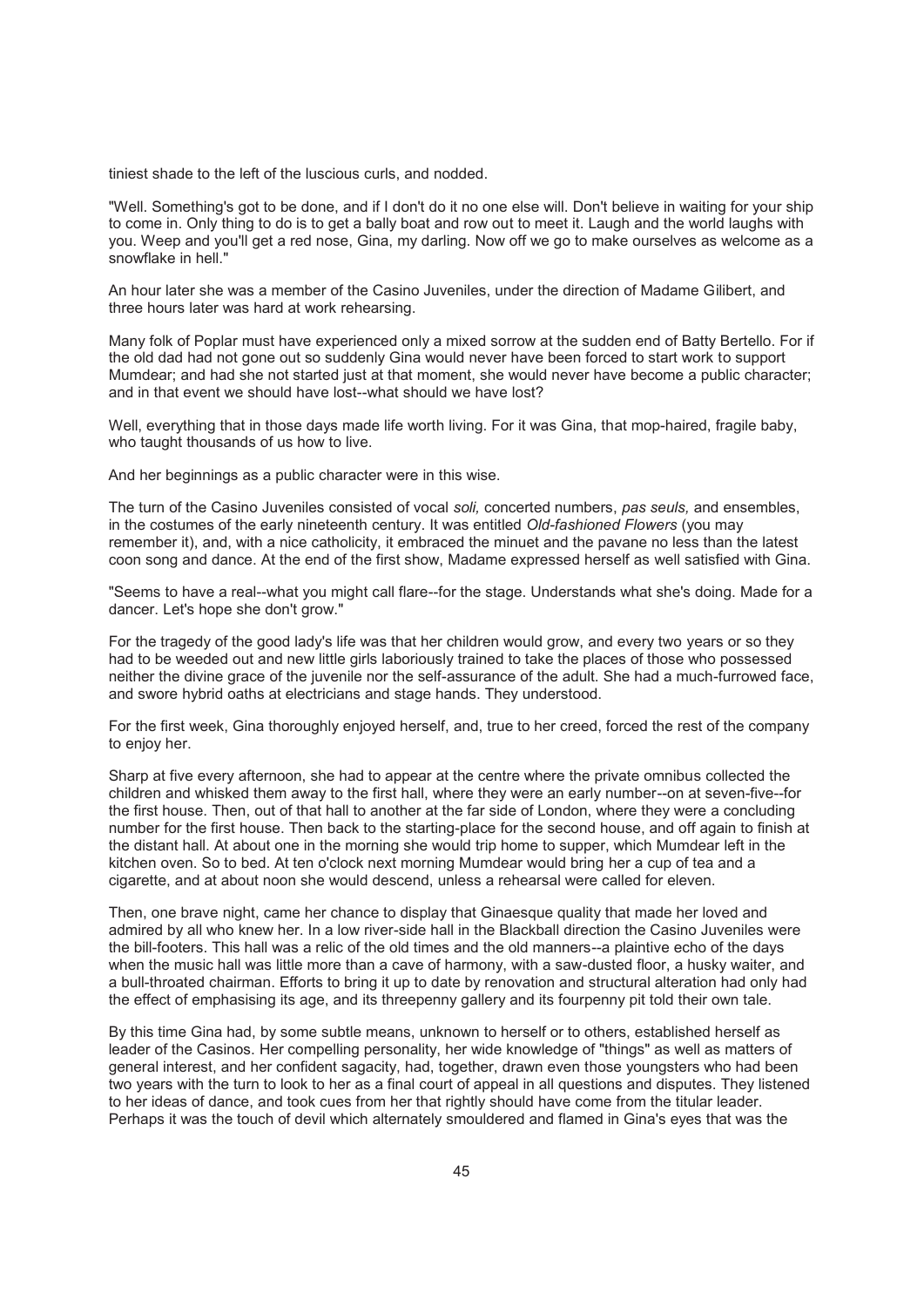tiniest shade to the left of the luscious curls, and nodded.

"Well. Something's got to be done, and if I don't do it no one else will. Don't believe in waiting for your ship to come in. Only thing to do is to get a bally boat and row out to meet it. Laugh and the world laughs with you. Weep and you'll get a red nose, Gina, my darling. Now off we go to make ourselves as welcome as a snowflake in hell."

An hour later she was a member of the Casino Juveniles, under the direction of Madame Gilibert, and three hours later was hard at work rehearsing.

Many folk of Poplar must have experienced only a mixed sorrow at the sudden end of Batty Bertello. For if the old dad had not gone out so suddenly Gina would never have been forced to start work to support Mumdear; and had she not started just at that moment, she would never have become a public character; and in that event we should have lost--what should we have lost?

Well, everything that in those days made life worth living. For it was Gina, that mop-haired, fragile baby, who taught thousands of us how to live.

And her beginnings as a public character were in this wise.

The turn of the Casino Juveniles consisted of vocal *soli,* concerted numbers, *pas seuls,* and ensembles, in the costumes of the early nineteenth century. It was entitled *Old-fashioned Flowers* (you may remember it), and, with a nice catholicity, it embraced the minuet and the pavane no less than the latest coon song and dance. At the end of the first show, Madame expressed herself as well satisfied with Gina.

"Seems to have a real--what you might call flare--for the stage. Understands what she's doing. Made for a dancer. Let's hope she don't grow."

For the tragedy of the good lady's life was that her children would grow, and every two years or so they had to be weeded out and new little girls laboriously trained to take the places of those who possessed neither the divine grace of the juvenile nor the self-assurance of the adult. She had a much-furrowed face, and swore hybrid oaths at electricians and stage hands. They understood.

For the first week, Gina thoroughly enjoyed herself, and, true to her creed, forced the rest of the company to enjoy her.

Sharp at five every afternoon, she had to appear at the centre where the private omnibus collected the children and whisked them away to the first hall, where they were an early number--on at seven-five--for the first house. Then, out of that hall to another at the far side of London, where they were a concluding number for the first house. Then back to the starting-place for the second house, and off again to finish at the distant hall. At about one in the morning she would trip home to supper, which Mumdear left in the kitchen oven. So to bed. At ten o'clock next morning Mumdear would bring her a cup of tea and a cigarette, and at about noon she would descend, unless a rehearsal were called for eleven.

Then, one brave night, came her chance to display that Ginaesque quality that made her loved and admired by all who knew her. In a low river-side hall in the Blackball direction the Casino Juveniles were the bill-footers. This hall was a relic of the old times and the old manners--a plaintive echo of the days when the music hall was little more than a cave of harmony, with a saw-dusted floor, a husky waiter, and a bull-throated chairman. Efforts to bring it up to date by renovation and structural alteration had only had the effect of emphasising its age, and its threepenny gallery and its fourpenny pit told their own tale.

By this time Gina had, by some subtle means, unknown to herself or to others, established herself as leader of the Casinos. Her compelling personality, her wide knowledge of "things" as well as matters of general interest, and her confident sagacity, had, together, drawn even those youngsters who had been two years with the turn to look to her as a final court of appeal in all questions and disputes. They listened to her ideas of dance, and took cues from her that rightly should have come from the titular leader. Perhaps it was the touch of devil which alternately smouldered and flamed in Gina's eyes that was the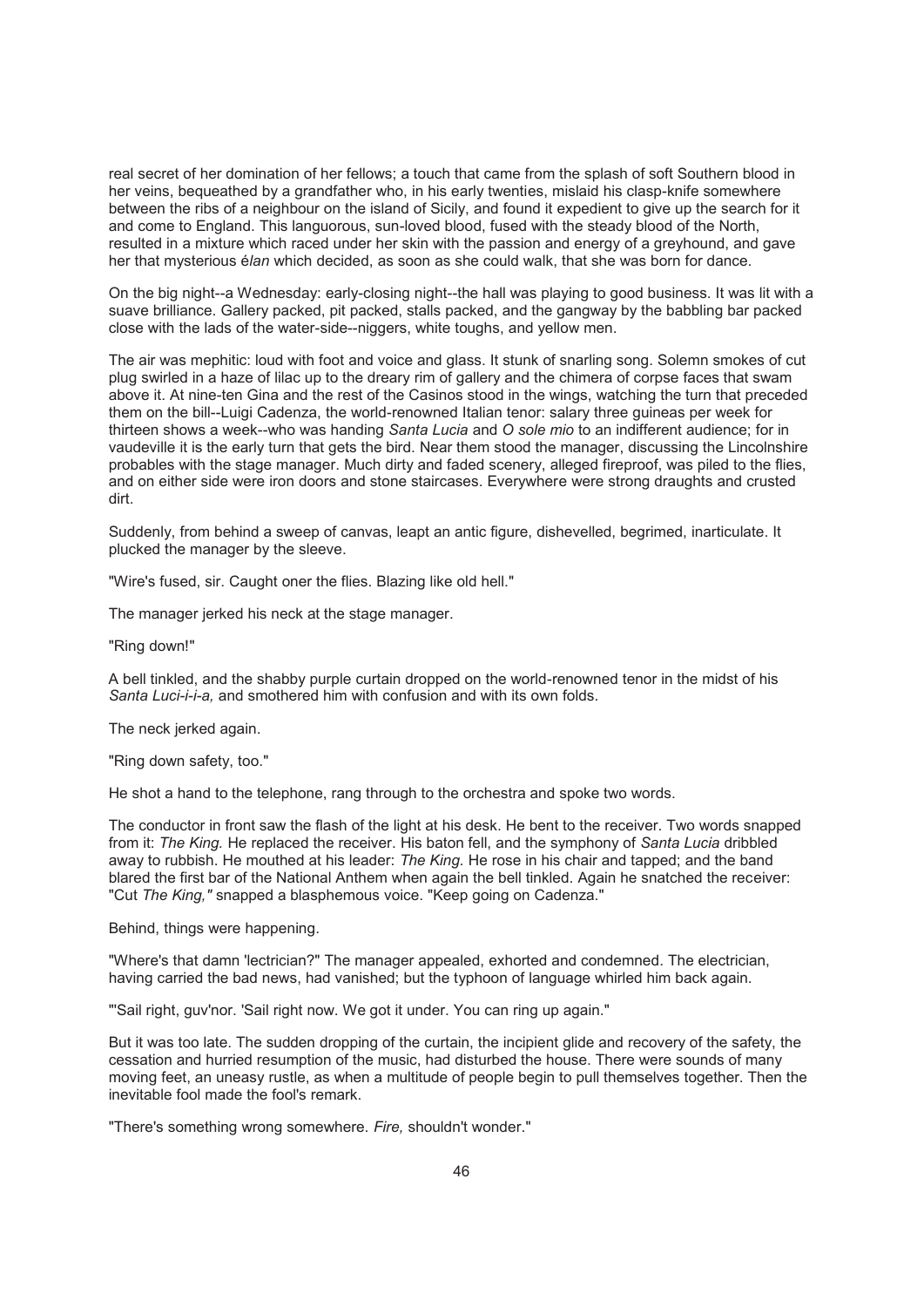real secret of her domination of her fellows; a touch that came from the splash of soft Southern blood in her veins, bequeathed by a grandfather who, in his early twenties, mislaid his clasp-knife somewhere between the ribs of a neighbour on the island of Sicily, and found it expedient to give up the search for it and come to England. This languorous, sun-loved blood, fused with the steady blood of the North, resulted in a mixture which raced under her skin with the passion and energy of a greyhound, and gave her that mysterious é*lan* which decided, as soon as she could walk, that she was born for dance.

On the big night--a Wednesday: early-closing night--the hall was playing to good business. It was lit with a suave brilliance. Gallery packed, pit packed, stalls packed, and the gangway by the babbling bar packed close with the lads of the water-side--niggers, white toughs, and yellow men.

The air was mephitic: loud with foot and voice and glass. It stunk of snarling song. Solemn smokes of cut plug swirled in a haze of lilac up to the dreary rim of gallery and the chimera of corpse faces that swam above it. At nine-ten Gina and the rest of the Casinos stood in the wings, watching the turn that preceded them on the bill--Luigi Cadenza, the world-renowned Italian tenor: salary three guineas per week for thirteen shows a week--who was handing *Santa Lucia* and *O sole mio* to an indifferent audience; for in vaudeville it is the early turn that gets the bird. Near them stood the manager, discussing the Lincolnshire probables with the stage manager. Much dirty and faded scenery, alleged fireproof, was piled to the flies, and on either side were iron doors and stone staircases. Everywhere were strong draughts and crusted dirt.

Suddenly, from behind a sweep of canvas, leapt an antic figure, dishevelled, begrimed, inarticulate. It plucked the manager by the sleeve.

"Wire's fused, sir. Caught oner the flies. Blazing like old hell."

The manager jerked his neck at the stage manager.

"Ring down!"

A bell tinkled, and the shabby purple curtain dropped on the world-renowned tenor in the midst of his *Santa Luci-i-i-a,* and smothered him with confusion and with its own folds.

The neck jerked again.

"Ring down safety, too."

He shot a hand to the telephone, rang through to the orchestra and spoke two words.

The conductor in front saw the flash of the light at his desk. He bent to the receiver. Two words snapped from it: *The King.* He replaced the receiver. His baton fell, and the symphony of *Santa Lucia* dribbled away to rubbish. He mouthed at his leader: *The King.* He rose in his chair and tapped; and the band blared the first bar of the National Anthem when again the bell tinkled. Again he snatched the receiver: "Cut *The King,"* snapped a blasphemous voice. "Keep going on Cadenza."

Behind, things were happening.

"Where's that damn 'lectrician?" The manager appealed, exhorted and condemned. The electrician, having carried the bad news, had vanished; but the typhoon of language whirled him back again.

"'Sail right, guv'nor. 'Sail right now. We got it under. You can ring up again."

But it was too late. The sudden dropping of the curtain, the incipient glide and recovery of the safety, the cessation and hurried resumption of the music, had disturbed the house. There were sounds of many moving feet, an uneasy rustle, as when a multitude of people begin to pull themselves together. Then the inevitable fool made the fool's remark.

"There's something wrong somewhere. *Fire,* shouldn't wonder."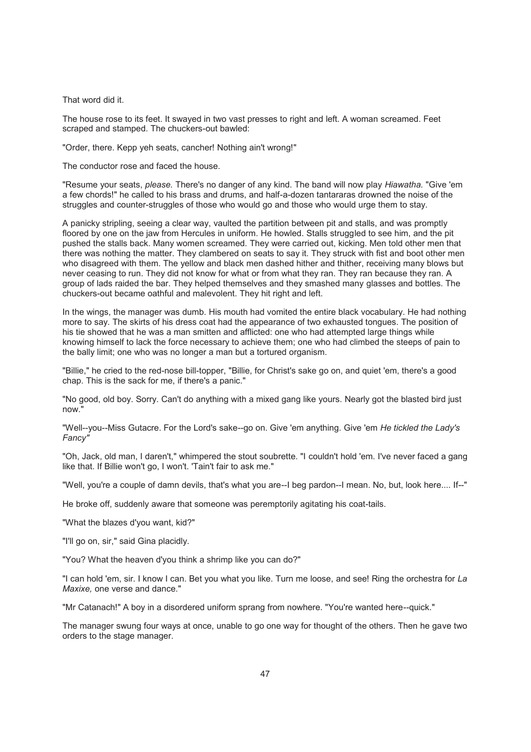That word did it.

The house rose to its feet. It swayed in two vast presses to right and left. A woman screamed. Feet scraped and stamped. The chuckers-out bawled:

"Order, there. Kepp yeh seats, cancher! Nothing ain't wrong!"

The conductor rose and faced the house.

"Resume your seats, *please.* There's no danger of any kind. The band will now play *Hiawatha.* "Give 'em a few chords!" he called to his brass and drums, and half-a-dozen tantararas drowned the noise of the struggles and counter-struggles of those who would go and those who would urge them to stay.

A panicky stripling, seeing a clear way, vaulted the partition between pit and stalls, and was promptly floored by one on the jaw from Hercules in uniform. He howled. Stalls struggled to see him, and the pit pushed the stalls back. Many women screamed. They were carried out, kicking. Men told other men that there was nothing the matter. They clambered on seats to say it. They struck with fist and boot other men who disagreed with them. The yellow and black men dashed hither and thither, receiving many blows but never ceasing to run. They did not know for what or from what they ran. They ran because they ran. A group of lads raided the bar. They helped themselves and they smashed many glasses and bottles. The chuckers-out became oathful and malevolent. They hit right and left.

In the wings, the manager was dumb. His mouth had vomited the entire black vocabulary. He had nothing more to say. The skirts of his dress coat had the appearance of two exhausted tongues. The position of his tie showed that he was a man smitten and afflicted: one who had attempted large things while knowing himself to lack the force necessary to achieve them; one who had climbed the steeps of pain to the bally limit; one who was no longer a man but a tortured organism.

"Billie," he cried to the red-nose bill-topper, "Billie, for Christ's sake go on, and quiet 'em, there's a good chap. This is the sack for me, if there's a panic."

"No good, old boy. Sorry. Can't do anything with a mixed gang like yours. Nearly got the blasted bird just now."

"Well--you--Miss Gutacre. For the Lord's sake--go on. Give 'em anything. Give 'em *He tickled the Lady's Fancy"*

"Oh, Jack, old man, I daren't," whimpered the stout soubrette. "I couldn't hold 'em. I've never faced a gang like that. If Billie won't go, I won't. 'Tain't fair to ask me."

"Well, you're a couple of damn devils, that's what you are--I beg pardon--I mean. No, but, look here.... If--"

He broke off, suddenly aware that someone was peremptorily agitating his coat-tails.

"What the blazes d'you want, kid?"

"I'll go on, sir," said Gina placidly.

"You? What the heaven d'you think a shrimp like you can do?"

"I can hold 'em, sir. I know I can. Bet you what you like. Turn me loose, and see! Ring the orchestra for *La Maxixe,* one verse and dance."

"Mr Catanach!" A boy in a disordered uniform sprang from nowhere. "You're wanted here--quick."

The manager swung four ways at once, unable to go one way for thought of the others. Then he gave two orders to the stage manager.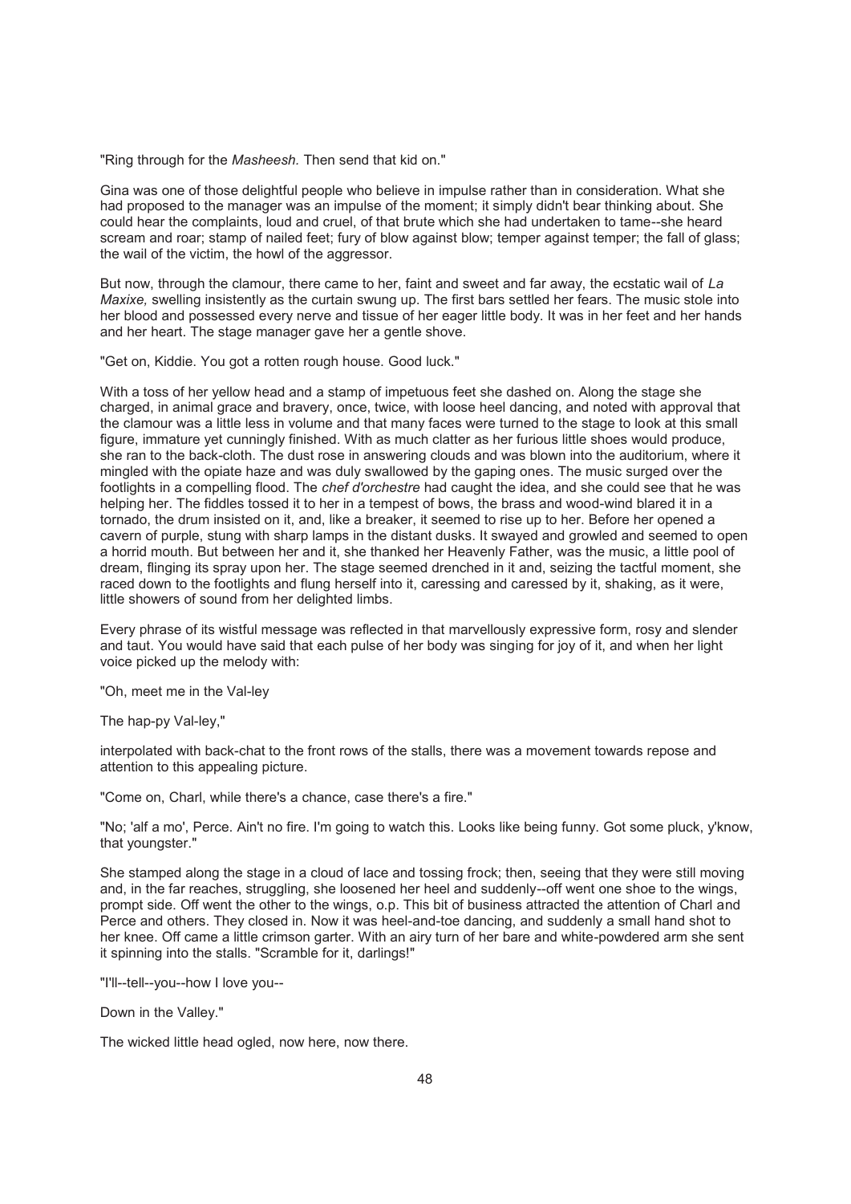"Ring through for the *Masheesh*. Then send that kid on."

Gina was one of those delightful people who believe in impulse rather than in consideration. What she had proposed to the manager was an impulse of the moment; it simply didn't bear thinking about. She could hear the complaints, loud and cruel, of that brute which she had undertaken to tame--she heard scream and roar; stamp of nailed feet; fury of blow against blow; temper against temper; the fall of glass; the wail of the victim, the howl of the aggressor.

But now, through the clamour, there came to her, faint and sweet and far away, the ecstatic wail of *La Maxixe,* swelling insistently as the curtain swung up. The first bars settled her fears. The music stole into her blood and possessed every nerve and tissue of her eager little body. It was in her feet and her hands and her heart. The stage manager gave her a gentle shove.

"Get on, Kiddie. You got a rotten rough house. Good luck."

With a toss of her yellow head and a stamp of impetuous feet she dashed on. Along the stage she charged, in animal grace and bravery, once, twice, with loose heel dancing, and noted with approval that the clamour was a little less in volume and that many faces were turned to the stage to look at this small figure, immature yet cunningly finished. With as much clatter as her furious little shoes would produce, she ran to the back-cloth. The dust rose in answering clouds and was blown into the auditorium, where it mingled with the opiate haze and was duly swallowed by the gaping ones. The music surged over the footlights in a compelling flood. The *chef d'orchestre* had caught the idea, and she could see that he was helping her. The fiddles tossed it to her in a tempest of bows, the brass and wood-wind blared it in a tornado, the drum insisted on it, and, like a breaker, it seemed to rise up to her. Before her opened a cavern of purple, stung with sharp lamps in the distant dusks. It swayed and growled and seemed to open a horrid mouth. But between her and it, she thanked her Heavenly Father, was the music, a little pool of dream, flinging its spray upon her. The stage seemed drenched in it and, seizing the tactful moment, she raced down to the footlights and flung herself into it, caressing and caressed by it, shaking, as it were, little showers of sound from her delighted limbs.

Every phrase of its wistful message was reflected in that marvellously expressive form, rosy and slender and taut. You would have said that each pulse of her body was singing for joy of it, and when her light voice picked up the melody with:

"Oh, meet me in the Val-ley

The hap-py Val-ley,"

interpolated with back-chat to the front rows of the stalls, there was a movement towards repose and attention to this appealing picture.

"Come on, Charl, while there's a chance, case there's a fire."

"No; 'alf a mo', Perce. Ain't no fire. I'm going to watch this. Looks like being funny. Got some pluck, y'know, that youngster."

She stamped along the stage in a cloud of lace and tossing frock; then, seeing that they were still moving and, in the far reaches, struggling, she loosened her heel and suddenly--off went one shoe to the wings, prompt side. Off went the other to the wings, o.p. This bit of business attracted the attention of Charl and Perce and others. They closed in. Now it was heel-and-toe dancing, and suddenly a small hand shot to her knee. Off came a little crimson garter. With an airy turn of her bare and white-powdered arm she sent it spinning into the stalls. "Scramble for it, darlings!"

"I'll--tell--you--how I love you--

Down in the Valley."

The wicked little head ogled, now here, now there.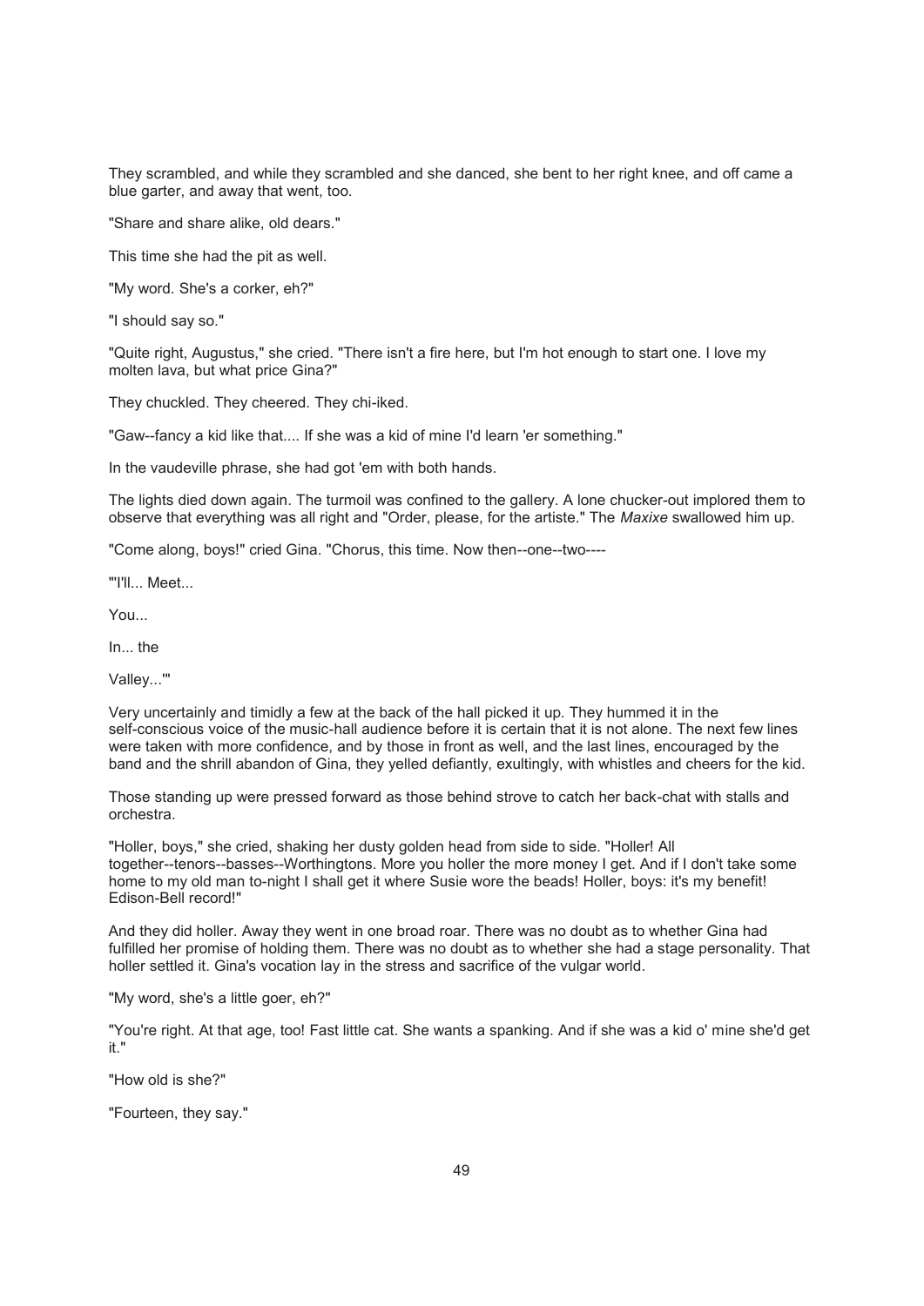They scrambled, and while they scrambled and she danced, she bent to her right knee, and off came a blue garter, and away that went, too.

"Share and share alike, old dears."

This time she had the pit as well.

"My word. She's a corker, eh?"

"I should say so."

"Quite right, Augustus," she cried. "There isn't a fire here, but I'm hot enough to start one. I love my molten lava, but what price Gina?"

They chuckled. They cheered. They chi-iked.

"Gaw--fancy a kid like that.... If she was a kid of mine I'd learn 'er something."

In the vaudeville phrase, she had got 'em with both hands.

The lights died down again. The turmoil was confined to the gallery. A lone chucker-out implored them to observe that everything was all right and "Order, please, for the artiste." The *Maxixe* swallowed him up.

"Come along, boys!" cried Gina. "Chorus, this time. Now then--one--two----

"'I'll... Meet...

You...

In... the

Valley...'"

Very uncertainly and timidly a few at the back of the hall picked it up. They hummed it in the self-conscious voice of the music-hall audience before it is certain that it is not alone. The next few lines were taken with more confidence, and by those in front as well, and the last lines, encouraged by the band and the shrill abandon of Gina, they yelled defiantly, exultingly, with whistles and cheers for the kid.

Those standing up were pressed forward as those behind strove to catch her back-chat with stalls and orchestra.

"Holler, boys," she cried, shaking her dusty golden head from side to side. "Holler! All together--tenors--basses--Worthingtons. More you holler the more money I get. And if I don't take some home to my old man to-night I shall get it where Susie wore the beads! Holler, boys: it's my benefit! Edison-Bell record!"

And they did holler. Away they went in one broad roar. There was no doubt as to whether Gina had fulfilled her promise of holding them. There was no doubt as to whether she had a stage personality. That holler settled it. Gina's vocation lay in the stress and sacrifice of the vulgar world.

"My word, she's a little goer, eh?"

"You're right. At that age, too! Fast little cat. She wants a spanking. And if she was a kid o' mine she'd get it."

"How old is she?"

"Fourteen, they say."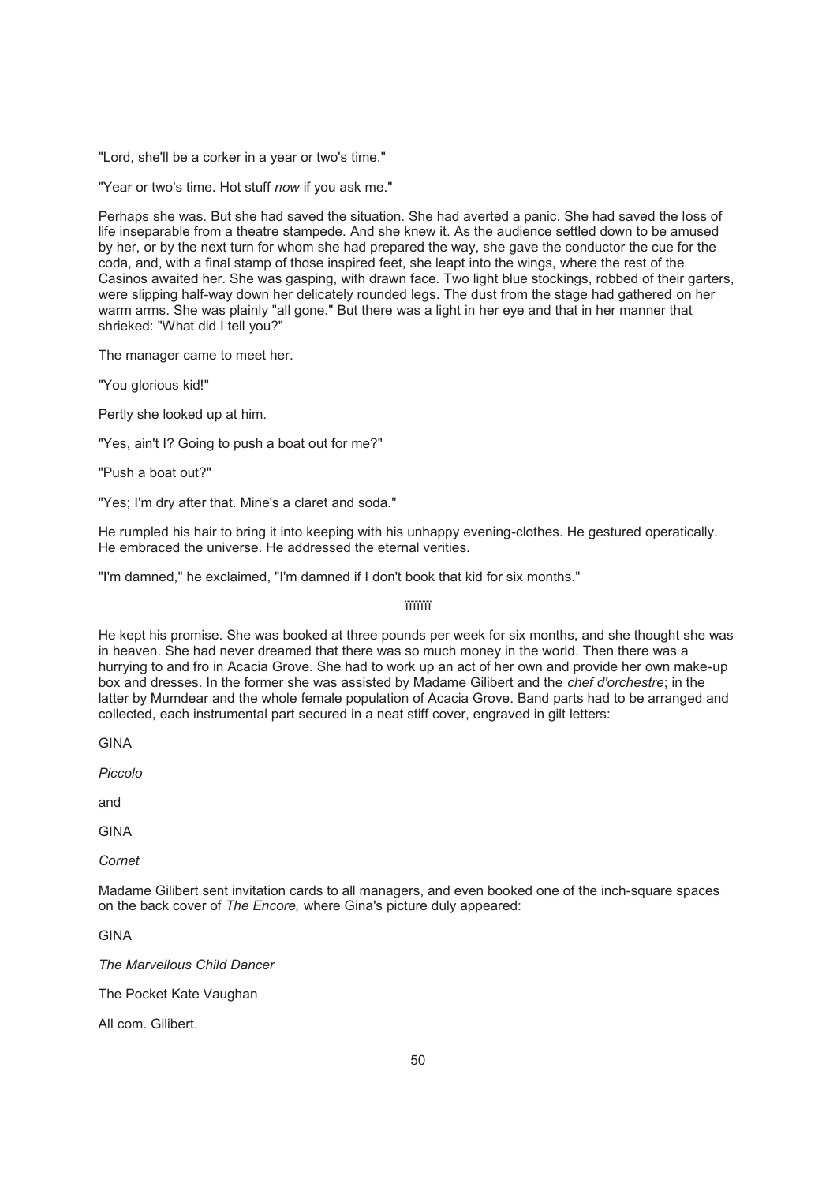"Lord, she'll be a corker in a year or two's time."

"Year or two's time. Hot stuff *now* if you ask me."

Perhaps she was. But she had saved the situation. She had averted a panic. She had saved the loss of life inseparable from a theatre stampede. And she knew it. As the audience settled down to be amused by her, or by the next turn for whom she had prepared the way, she gave the conductor the cue for the coda, and, with a final stamp of those inspired feet, she leapt into the wings, where the rest of the Casinos awaited her. She was gasping, with drawn face. Two light blue stockings, robbed of their garters, were slipping half-way down her delicately rounded legs. The dust from the stage had gathered on her warm arms. She was plainly "all gone." But there was a light in her eye and that in her manner that shrieked: "What did I tell you?"

The manager came to meet her.

"You glorious kid!"

Pertly she looked up at him.

"Yes, ain't I? Going to push a boat out for me?"

"Push a boat out?"

"Yes; I'm dry after that. Mine's a claret and soda."

He rumpled his hair to bring it into keeping with his unhappy evening-clothes. He gestured operatically. He embraced the universe. He addressed the eternal verities.

"I'm damned," he exclaimed, "I'm damned if I don't book that kid for six months."

iiiiiii

He kept his promise. She was booked at three pounds per week for six months, and she thought she was in heaven. She had never dreamed that there was so much money in the world. Then there was a hurrying to and fro in Acacia Grove. She had to work up an act of her own and provide her own make-up box and dresses. In the former she was assisted by Madame Gilibert and the *chef d'orchestre*; in the latter by Mumdear and the whole female population of Acacia Grove. Band parts had to be arranged and collected, each instrumental part secured in a neat stiff cover, engraved in gilt letters:

GINA

*Piccolo*

and

GINA

*Cornet*

Madame Gilibert sent invitation cards to all managers, and even booked one of the inch-square spaces on the back cover of *The Encore,* where Gina's picture duly appeared:

GINA

*The Marvellous Child Dancer*

The Pocket Kate Vaughan

All com. Gilibert.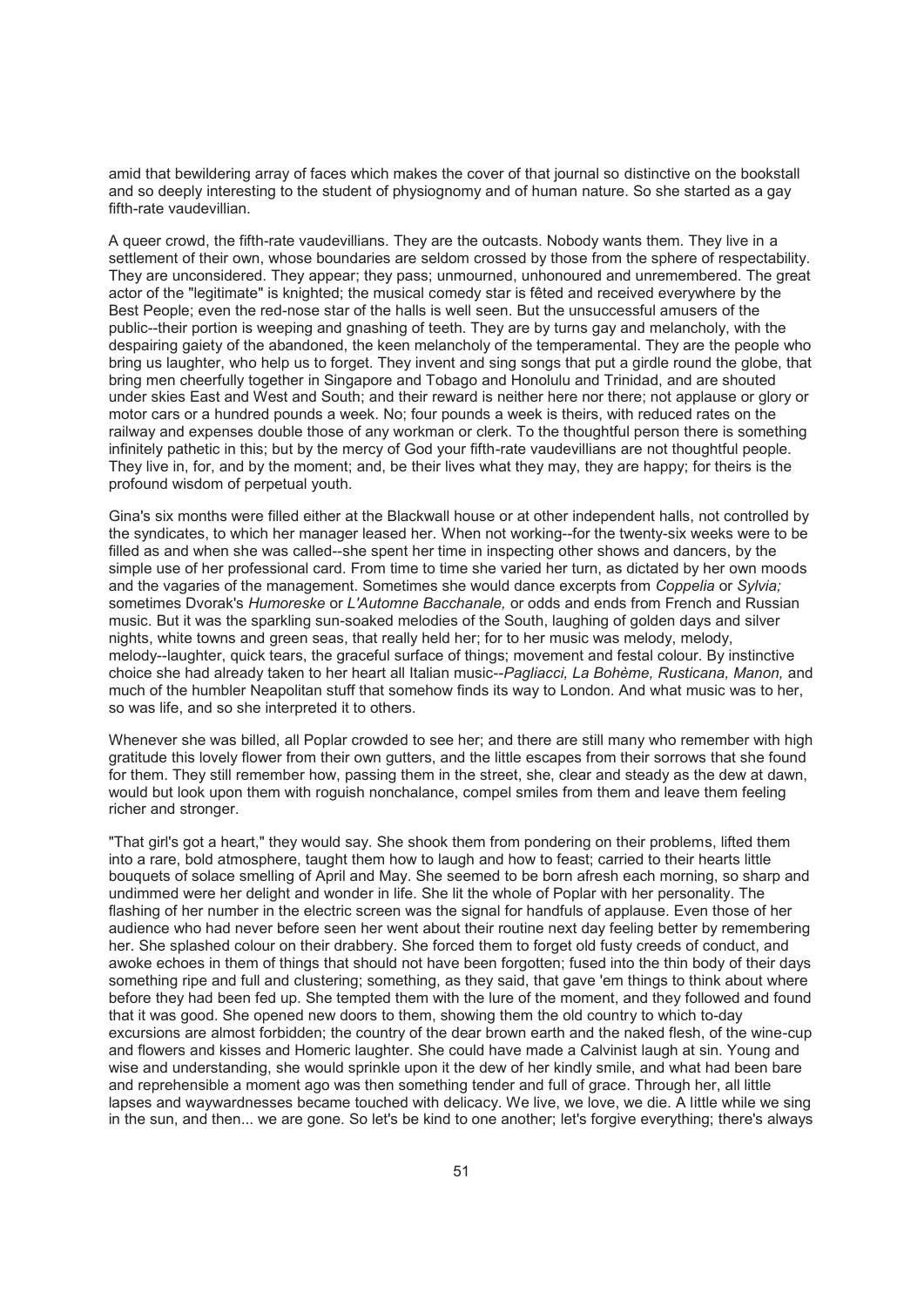amid that bewildering array of faces which makes the cover of that journal so distinctive on the bookstall and so deeply interesting to the student of physiognomy and of human nature. So she started as a gay fifth-rate vaudevillian.

A queer crowd, the fifth-rate vaudevillians. They are the outcasts. Nobody wants them. They live in a settlement of their own, whose boundaries are seldom crossed by those from the sphere of respectability. They are unconsidered. They appear; they pass; unmourned, unhonoured and unremembered. The great actor of the "legitimate" is knighted; the musical comedy star is fêted and received everywhere by the Best People; even the red-nose star of the halls is well seen. But the unsuccessful amusers of the public--their portion is weeping and gnashing of teeth. They are by turns gay and melancholy, with the despairing gaiety of the abandoned, the keen melancholy of the temperamental. They are the people who bring us laughter, who help us to forget. They invent and sing songs that put a girdle round the globe, that bring men cheerfully together in Singapore and Tobago and Honolulu and Trinidad, and are shouted under skies East and West and South; and their reward is neither here nor there; not applause or glory or motor cars or a hundred pounds a week. No; four pounds a week is theirs, with reduced rates on the railway and expenses double those of any workman or clerk. To the thoughtful person there is something infinitely pathetic in this; but by the mercy of God your fifth-rate vaudevillians are not thoughtful people. They live in, for, and by the moment; and, be their lives what they may, they are happy; for theirs is the profound wisdom of perpetual youth.

Gina's six months were filled either at the Blackwall house or at other independent halls, not controlled by the syndicates, to which her manager leased her. When not working--for the twenty-six weeks were to be filled as and when she was called--she spent her time in inspecting other shows and dancers, by the simple use of her professional card. From time to time she varied her turn, as dictated by her own moods and the vagaries of the management. Sometimes she would dance excerpts from *Coppelia* or *Sylvia;* sometimes Dvorak's *Humoreske* or *L'Automne Bacchanale,* or odds and ends from French and Russian music. But it was the sparkling sun-soaked melodies of the South, laughing of golden days and silver nights, white towns and green seas, that really held her; for to her music was melody, melody, melody--laughter, quick tears, the graceful surface of things; movement and festal colour. By instinctive choice she had already taken to her heart all Italian music--*Pagliacci, La Bohème, Rusticana, Manon,* and much of the humbler Neapolitan stuff that somehow finds its way to London. And what music was to her, so was life, and so she interpreted it to others.

Whenever she was billed, all Poplar crowded to see her; and there are still many who remember with high gratitude this lovely flower from their own gutters, and the little escapes from their sorrows that she found for them. They still remember how, passing them in the street, she, clear and steady as the dew at dawn, would but look upon them with roguish nonchalance, compel smiles from them and leave them feeling richer and stronger.

"That girl's got a heart," they would say. She shook them from pondering on their problems, lifted them into a rare, bold atmosphere, taught them how to laugh and how to feast; carried to their hearts little bouquets of solace smelling of April and May. She seemed to be born afresh each morning, so sharp and undimmed were her delight and wonder in life. She lit the whole of Poplar with her personality. The flashing of her number in the electric screen was the signal for handfuls of applause. Even those of her audience who had never before seen her went about their routine next day feeling better by remembering her. She splashed colour on their drabbery. She forced them to forget old fusty creeds of conduct, and awoke echoes in them of things that should not have been forgotten; fused into the thin body of their days something ripe and full and clustering; something, as they said, that gave 'em things to think about where before they had been fed up. She tempted them with the lure of the moment, and they followed and found that it was good. She opened new doors to them, showing them the old country to which to-day excursions are almost forbidden; the country of the dear brown earth and the naked flesh, of the wine-cup and flowers and kisses and Homeric laughter. She could have made a Calvinist laugh at sin. Young and wise and understanding, she would sprinkle upon it the dew of her kindly smile, and what had been bare and reprehensible a moment ago was then something tender and full of grace. Through her, all little lapses and waywardnesses became touched with delicacy. We live, we love, we die. A little while we sing in the sun, and then... we are gone. So let's be kind to one another; let's forgive everything; there's always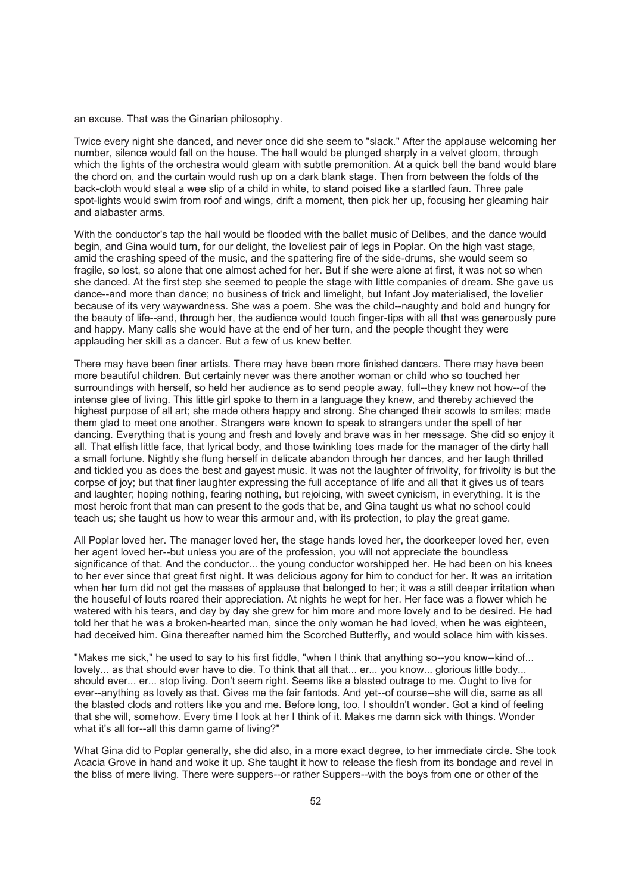an excuse. That was the Ginarian philosophy.

Twice every night she danced, and never once did she seem to "slack." After the applause welcoming her number, silence would fall on the house. The hall would be plunged sharply in a velvet gloom, through which the lights of the orchestra would gleam with subtle premonition. At a quick bell the band would blare the chord on, and the curtain would rush up on a dark blank stage. Then from between the folds of the back-cloth would steal a wee slip of a child in white, to stand poised like a startled faun. Three pale spot-lights would swim from roof and wings, drift a moment, then pick her up, focusing her gleaming hair and alabaster arms.

With the conductor's tap the hall would be flooded with the ballet music of Delibes, and the dance would begin, and Gina would turn, for our delight, the loveliest pair of legs in Poplar. On the high vast stage, amid the crashing speed of the music, and the spattering fire of the side-drums, she would seem so fragile, so lost, so alone that one almost ached for her. But if she were alone at first, it was not so when she danced. At the first step she seemed to people the stage with little companies of dream. She gave us dance--and more than dance; no business of trick and limelight, but Infant Joy materialised, the lovelier because of its very waywardness. She was a poem. She was the child--naughty and bold and hungry for the beauty of life--and, through her, the audience would touch finger-tips with all that was generously pure and happy. Many calls she would have at the end of her turn, and the people thought they were applauding her skill as a dancer. But a few of us knew better.

There may have been finer artists. There may have been more finished dancers. There may have been more beautiful children. But certainly never was there another woman or child who so touched her surroundings with herself, so held her audience as to send people away, full--they knew not how--of the intense glee of living. This little girl spoke to them in a language they knew, and thereby achieved the highest purpose of all art; she made others happy and strong. She changed their scowls to smiles; made them glad to meet one another. Strangers were known to speak to strangers under the spell of her dancing. Everything that is young and fresh and lovely and brave was in her message. She did so enjoy it all. That elfish little face, that lyrical body, and those twinkling toes made for the manager of the dirty hall a small fortune. Nightly she flung herself in delicate abandon through her dances, and her laugh thrilled and tickled you as does the best and gayest music. It was not the laughter of frivolity, for frivolity is but the corpse of joy; but that finer laughter expressing the full acceptance of life and all that it gives us of tears and laughter; hoping nothing, fearing nothing, but rejoicing, with sweet cynicism, in everything. It is the most heroic front that man can present to the gods that be, and Gina taught us what no school could teach us; she taught us how to wear this armour and, with its protection, to play the great game.

All Poplar loved her. The manager loved her, the stage hands loved her, the doorkeeper loved her, even her agent loved her--but unless you are of the profession, you will not appreciate the boundless significance of that. And the conductor... the young conductor worshipped her. He had been on his knees to her ever since that great first night. It was delicious agony for him to conduct for her. It was an irritation when her turn did not get the masses of applause that belonged to her; it was a still deeper irritation when the houseful of louts roared their appreciation. At nights he wept for her. Her face was a flower which he watered with his tears, and day by day she grew for him more and more lovely and to be desired. He had told her that he was a broken-hearted man, since the only woman he had loved, when he was eighteen, had deceived him. Gina thereafter named him the Scorched Butterfly, and would solace him with kisses.

"Makes me sick," he used to say to his first fiddle, "when I think that anything so--you know--kind of... lovely... as that should ever have to die. To think that all that... er... you know... glorious little body... should ever... er... stop living. Don't seem right. Seems like a blasted outrage to me. Ought to live for ever--anything as lovely as that. Gives me the fair fantods. And yet--of course--she will die, same as all the blasted clods and rotters like you and me. Before long, too, I shouldn't wonder. Got a kind of feeling that she will, somehow. Every time I look at her I think of it. Makes me damn sick with things. Wonder what it's all for--all this damn game of living?"

What Gina did to Poplar generally, she did also, in a more exact degree, to her immediate circle. She took Acacia Grove in hand and woke it up. She taught it how to release the flesh from its bondage and revel in the bliss of mere living. There were suppers--or rather Suppers--with the boys from one or other of the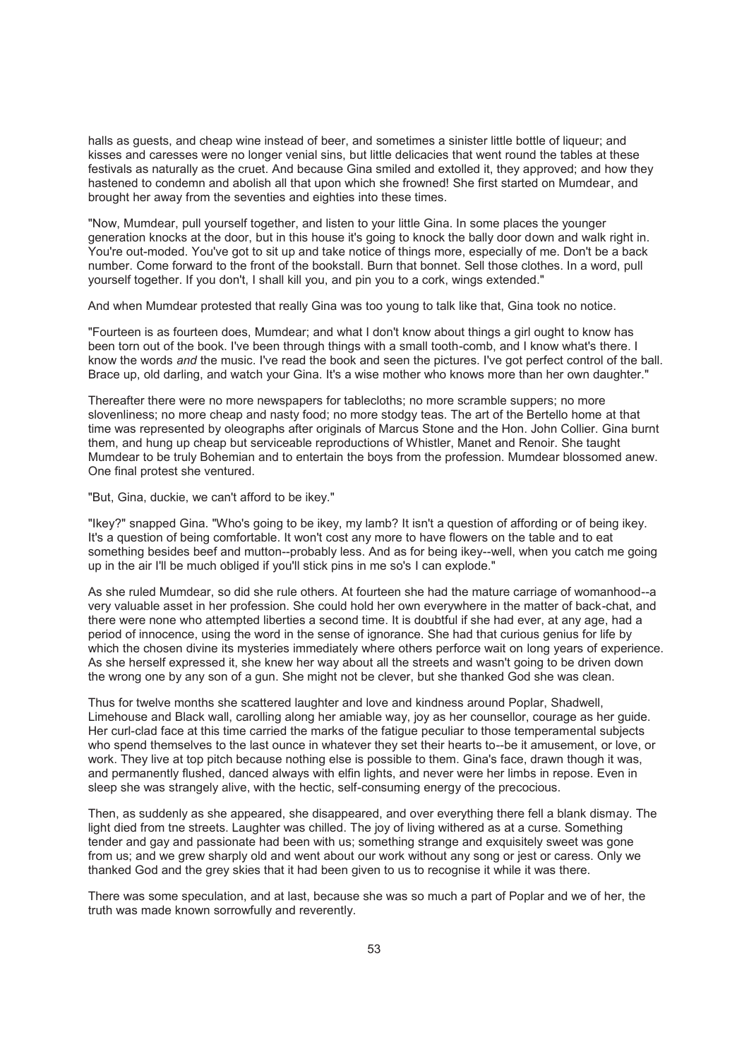halls as guests, and cheap wine instead of beer, and sometimes a sinister little bottle of liqueur; and kisses and caresses were no longer venial sins, but little delicacies that went round the tables at these festivals as naturally as the cruet. And because Gina smiled and extolled it, they approved; and how they hastened to condemn and abolish all that upon which she frowned! She first started on Mumdear, and brought her away from the seventies and eighties into these times.

"Now, Mumdear, pull yourself together, and listen to your little Gina. In some places the younger generation knocks at the door, but in this house it's going to knock the bally door down and walk right in. You're out-moded. You've got to sit up and take notice of things more, especially of me. Don't be a back number. Come forward to the front of the bookstall. Burn that bonnet. Sell those clothes. In a word, pull yourself together. If you don't, I shall kill you, and pin you to a cork, wings extended."

And when Mumdear protested that really Gina was too young to talk like that, Gina took no notice.

"Fourteen is as fourteen does, Mumdear; and what I don't know about things a girl ought to know has been torn out of the book. I've been through things with a small tooth-comb, and I know what's there. I know the words *and* the music. I've read the book and seen the pictures. I've got perfect control of the ball. Brace up, old darling, and watch your Gina. It's a wise mother who knows more than her own daughter."

Thereafter there were no more newspapers for tablecloths; no more scramble suppers; no more slovenliness; no more cheap and nasty food; no more stodgy teas. The art of the Bertello home at that time was represented by oleographs after originals of Marcus Stone and the Hon. John Collier. Gina burnt them, and hung up cheap but serviceable reproductions of Whistler, Manet and Renoir. She taught Mumdear to be truly Bohemian and to entertain the boys from the profession. Mumdear blossomed anew. One final protest she ventured.

"But, Gina, duckie, we can't afford to be ikey."

"Ikey?" snapped Gina. "Who's going to be ikey, my lamb? It isn't a question of affording or of being ikey. It's a question of being comfortable. It won't cost any more to have flowers on the table and to eat something besides beef and mutton--probably less. And as for being ikey--well, when you catch me going up in the air I'll be much obliged if you'll stick pins in me so's I can explode."

As she ruled Mumdear, so did she rule others. At fourteen she had the mature carriage of womanhood--a very valuable asset in her profession. She could hold her own everywhere in the matter of back-chat, and there were none who attempted liberties a second time. It is doubtful if she had ever, at any age, had a period of innocence, using the word in the sense of ignorance. She had that curious genius for life by which the chosen divine its mysteries immediately where others perforce wait on long years of experience. As she herself expressed it, she knew her way about all the streets and wasn't going to be driven down the wrong one by any son of a gun. She might not be clever, but she thanked God she was clean.

Thus for twelve months she scattered laughter and love and kindness around Poplar, Shadwell, Limehouse and Black wall, carolling along her amiable way, joy as her counsellor, courage as her guide. Her curl-clad face at this time carried the marks of the fatigue peculiar to those temperamental subjects who spend themselves to the last ounce in whatever they set their hearts to--be it amusement, or love, or work. They live at top pitch because nothing else is possible to them. Gina's face, drawn though it was, and permanently flushed, danced always with elfin lights, and never were her limbs in repose. Even in sleep she was strangely alive, with the hectic, self-consuming energy of the precocious.

Then, as suddenly as she appeared, she disappeared, and over everything there fell a blank dismay. The light died from tne streets. Laughter was chilled. The joy of living withered as at a curse. Something tender and gay and passionate had been with us; something strange and exquisitely sweet was gone from us; and we grew sharply old and went about our work without any song or jest or caress. Only we thanked God and the grey skies that it had been given to us to recognise it while it was there.

There was some speculation, and at last, because she was so much a part of Poplar and we of her, the truth was made known sorrowfully and reverently.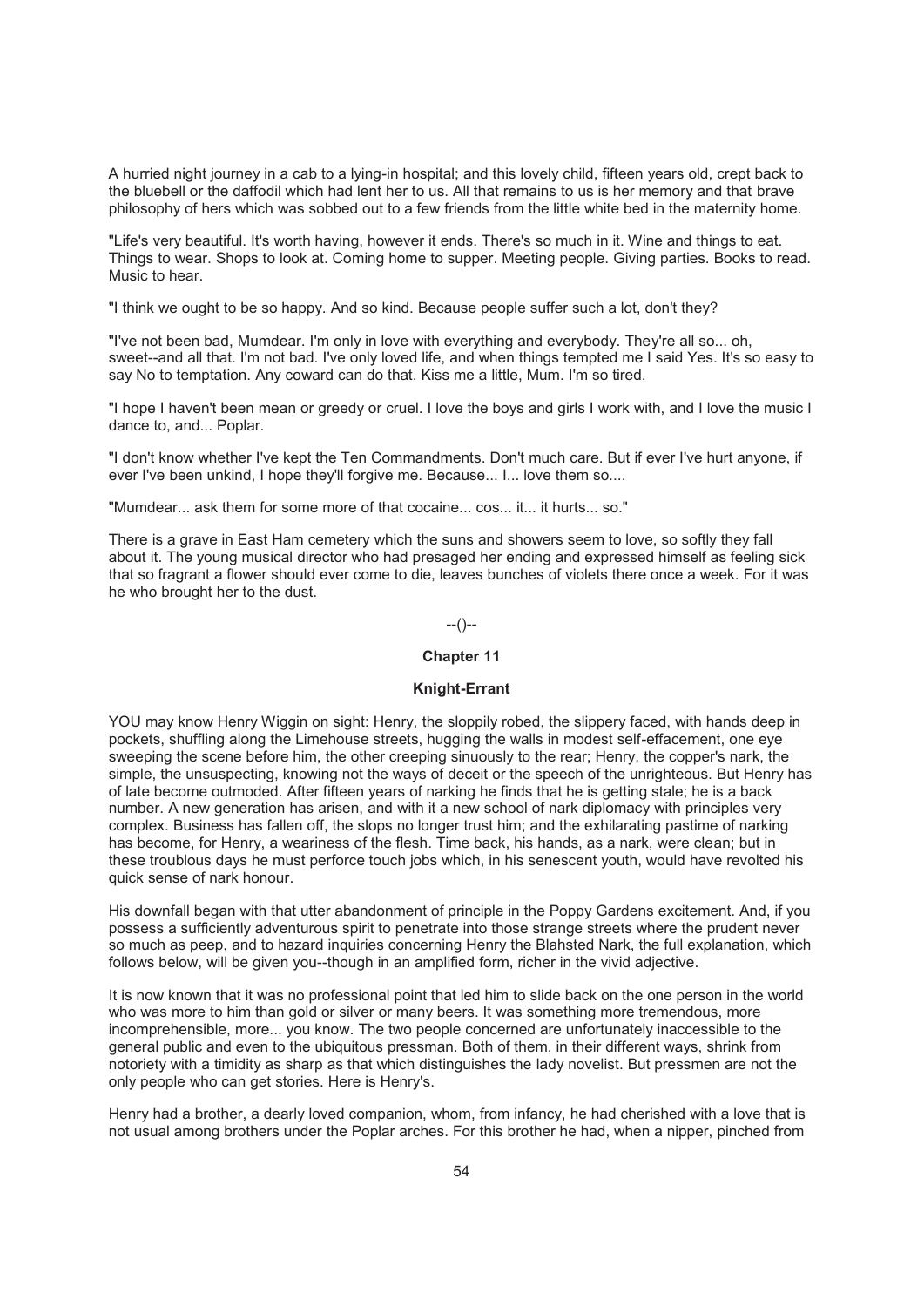A hurried night journey in a cab to a lying-in hospital; and this lovely child, fifteen years old, crept back to the bluebell or the daffodil which had lent her to us. All that remains to us is her memory and that brave philosophy of hers which was sobbed out to a few friends from the little white bed in the maternity home.

"Life's very beautiful. It's worth having, however it ends. There's so much in it. Wine and things to eat. Things to wear. Shops to look at. Coming home to supper. Meeting people. Giving parties. Books to read. Music to hear.

"I think we ought to be so happy. And so kind. Because people suffer such a lot, don't they?

"I've not been bad, Mumdear. I'm only in love with everything and everybody. They're all so... oh, sweet--and all that. I'm not bad. I've only loved life, and when things tempted me I said Yes. It's so easy to say No to temptation. Any coward can do that. Kiss me a little, Mum. I'm so tired.

"I hope I haven't been mean or greedy or cruel. I love the boys and girls I work with, and I love the music I dance to, and... Poplar.

"I don't know whether I've kept the Ten Commandments. Don't much care. But if ever I've hurt anyone, if ever I've been unkind, I hope they'll forgive me. Because... I... love them so....

"Mumdear... ask them for some more of that cocaine... cos... it... it hurts... so."

There is a grave in East Ham cemetery which the suns and showers seem to love, so softly they fall about it. The young musical director who had presaged her ending and expressed himself as feeling sick that so fragrant a flower should ever come to die, leaves bunches of violets there once a week. For it was he who brought her to the dust.

--()--

## Chapter 11

### Knight-Errant

YOU may know Henry Wiggin on sight: Henry, the sloppily robed, the slippery faced, with hands deep in pockets, shuffling along the Limehouse streets, hugging the walls in modest self-effacement, one eye sweeping the scene before him, the other creeping sinuously to the rear; Henry, the copper's nark, the simple, the unsuspecting, knowing not the ways of deceit or the speech of the unrighteous. But Henry has of late become outmoded. After fifteen years of narking he finds that he is getting stale; he is a back number. A new generation has arisen, and with it a new school of nark diplomacy with principles very complex. Business has fallen off, the slops no longer trust him; and the exhilarating pastime of narking has become, for Henry, a weariness of the flesh. Time back, his hands, as a nark, were clean; but in these troublous days he must perforce touch jobs which, in his senescent youth, would have revolted his quick sense of nark honour.

His downfall began with that utter abandonment of principle in the Poppy Gardens excitement. And, if you possess a sufficiently adventurous spirit to penetrate into those strange streets where the prudent never so much as peep, and to hazard inquiries concerning Henry the Blahsted Nark, the full explanation, which follows below, will be given you--though in an amplified form, richer in the vivid adjective.

It is now known that it was no professional point that led him to slide back on the one person in the world who was more to him than gold or silver or many beers. It was something more tremendous, more incomprehensible, more... you know. The two people concerned are unfortunately inaccessible to the general public and even to the ubiquitous pressman. Both of them, in their different ways, shrink from notoriety with a timidity as sharp as that which distinguishes the lady novelist. But pressmen are not the only people who can get stories. Here is Henry's.

Henry had a brother, a dearly loved companion, whom, from infancy, he had cherished with a love that is not usual among brothers under the Poplar arches. For this brother he had, when a nipper, pinched from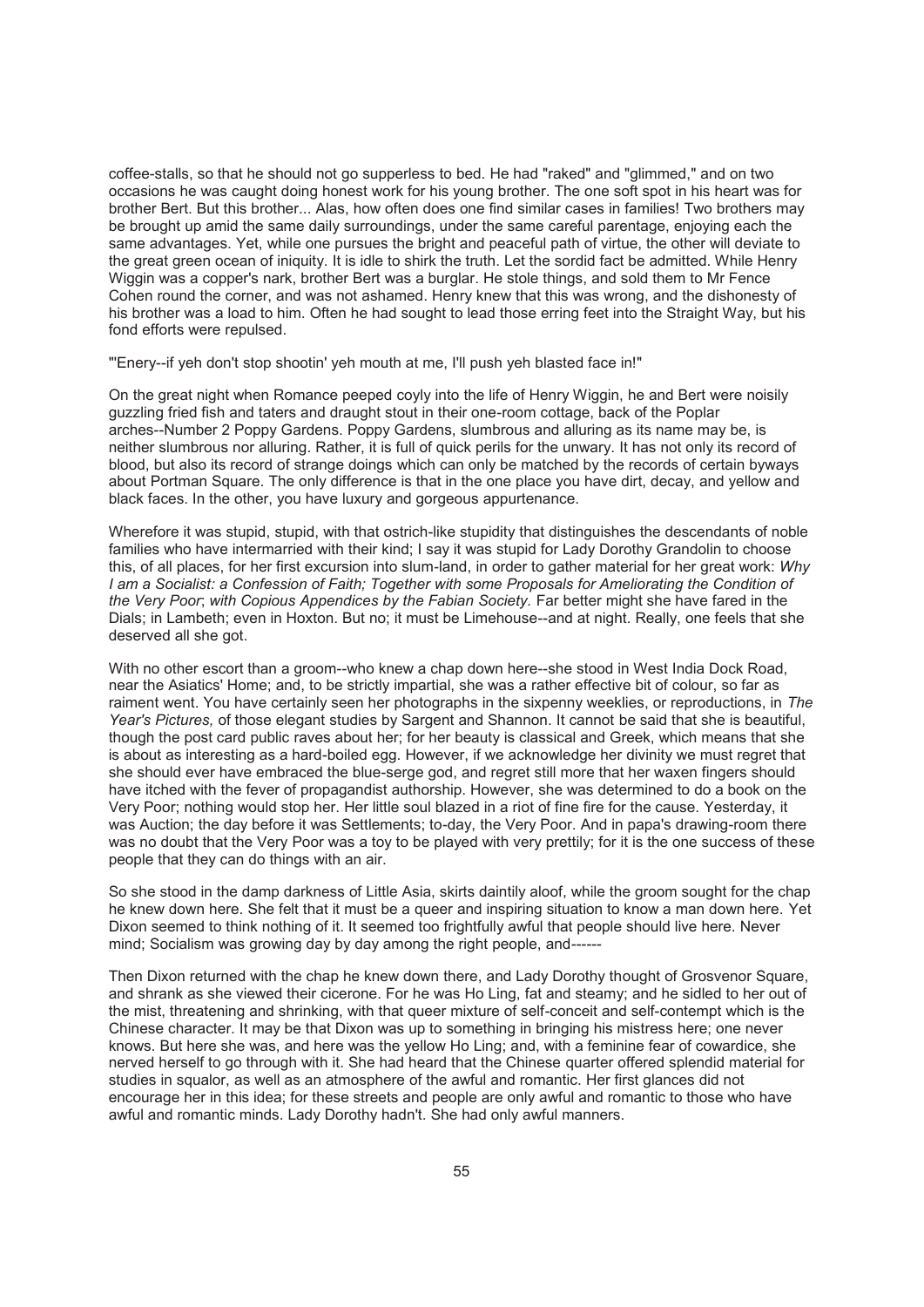coffee-stalls, so that he should not go supperless to bed. He had "raked" and "glimmed," and on two occasions he was caught doing honest work for his young brother. The one soft spot in his heart was for brother Bert. But this brother... Alas, how often does one find similar cases in families! Two brothers may be brought up amid the same daily surroundings, under the same careful parentage, enjoying each the same advantages. Yet, while one pursues the bright and peaceful path of virtue, the other will deviate to the great green ocean of iniquity. It is idle to shirk the truth. Let the sordid fact be admitted. While Henry Wiggin was a copper's nark, brother Bert was a burglar. He stole things, and sold them to Mr Fence Cohen round the corner, and was not ashamed. Henry knew that this was wrong, and the dishonesty of his brother was a load to him. Often he had sought to lead those erring feet into the Straight Way, but his fond efforts were repulsed.

"'Enery--if yeh don't stop shootin' yeh mouth at me, I'll push yeh blasted face in!"

On the great night when Romance peeped coyly into the life of Henry Wiggin, he and Bert were noisily guzzling fried fish and taters and draught stout in their one-room cottage, back of the Poplar arches--Number 2 Poppy Gardens. Poppy Gardens, slumbrous and alluring as its name may be, is neither slumbrous nor alluring. Rather, it is full of quick perils for the unwary. It has not only its record of blood, but also its record of strange doings which can only be matched by the records of certain byways about Portman Square. The only difference is that in the one place you have dirt, decay, and yellow and black faces. In the other, you have luxury and gorgeous appurtenance.

Wherefore it was stupid, stupid, with that ostrich-like stupidity that distinguishes the descendants of noble families who have intermarried with their kind; I say it was stupid for Lady Dorothy Grandolin to choose this, of all places, for her first excursion into slum-land, in order to gather material for her great work: *Why I am a Socialist: a Confession of Faith; Together with some Proposals for Ameliorating the Condition of the Very Poor*; *with Copious Appendices by the Fabian Society.* Far better might she have fared in the Dials; in Lambeth; even in Hoxton. But no; it must be Limehouse--and at night. Really, one feels that she deserved all she got.

With no other escort than a groom--who knew a chap down here--she stood in West India Dock Road, near the Asiatics' Home; and, to be strictly impartial, she was a rather effective bit of colour, so far as raiment went. You have certainly seen her photographs in the sixpenny weeklies, or reproductions, in *The Year's Pictures,* of those elegant studies by Sargent and Shannon. It cannot be said that she is beautiful, though the post card public raves about her; for her beauty is classical and Greek, which means that she is about as interesting as a hard-boiled egg. However, if we acknowledge her divinity we must regret that she should ever have embraced the blue-serge god, and regret still more that her waxen fingers should have itched with the fever of propagandist authorship. However, she was determined to do a book on the Very Poor; nothing would stop her. Her little soul blazed in a riot of fine fire for the cause. Yesterday, it was Auction; the day before it was Settlements; to-day, the Very Poor. And in papa's drawing-room there was no doubt that the Very Poor was a toy to be played with very prettily; for it is the one success of these people that they can do things with an air.

So she stood in the damp darkness of Little Asia, skirts daintily aloof, while the groom sought for the chap he knew down here. She felt that it must be a queer and inspiring situation to know a man down here. Yet Dixon seemed to think nothing of it. It seemed too frightfully awful that people should live here. Never mind; Socialism was growing day by day among the right people, and------

Then Dixon returned with the chap he knew down there, and Lady Dorothy thought of Grosvenor Square, and shrank as she viewed their cicerone. For he was Ho Ling, fat and steamy; and he sidled to her out of the mist, threatening and shrinking, with that queer mixture of self-conceit and self-contempt which is the Chinese character. It may be that Dixon was up to something in bringing his mistress here; one never knows. But here she was, and here was the yellow Ho Ling; and, with a feminine fear of cowardice, she nerved herself to go through with it. She had heard that the Chinese quarter offered splendid material for studies in squalor, as well as an atmosphere of the awful and romantic. Her first glances did not encourage her in this idea; for these streets and people are only awful and romantic to those who have awful and romantic minds. Lady Dorothy hadn't. She had only awful manners.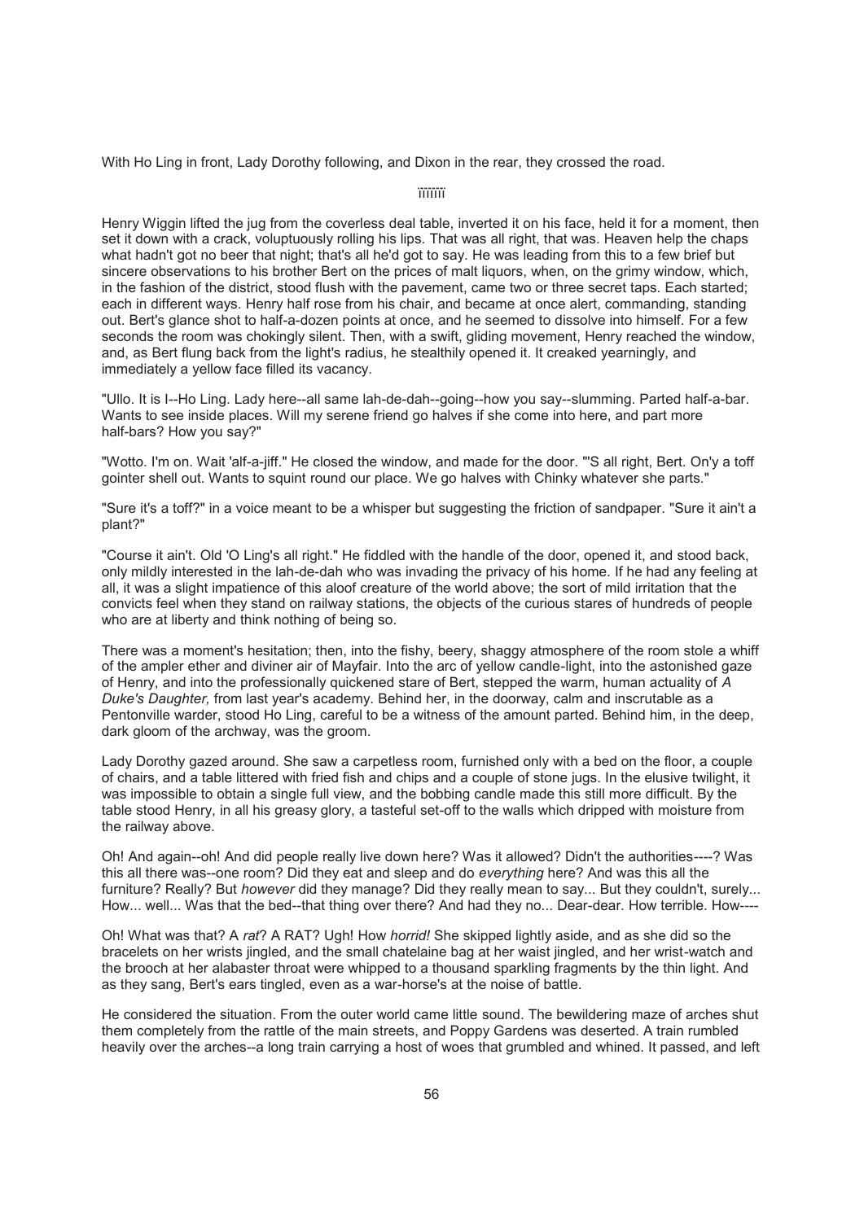With Ho Ling in front, Lady Dorothy following, and Dixon in the rear, they crossed the road.

ïïïïïïï

Henry Wiggin lifted the jug from the coverless deal table, inverted it on his face, held it for a moment, then set it down with a crack, voluptuously rolling his lips. That was all right, that was. Heaven help the chaps what hadn't got no beer that night; that's all he'd got to say. He was leading from this to a few brief but sincere observations to his brother Bert on the prices of malt liquors, when, on the grimy window, which, in the fashion of the district, stood flush with the pavement, came two or three secret taps. Each started; each in different ways. Henry half rose from his chair, and became at once alert, commanding, standing out. Bert's glance shot to half-a-dozen points at once, and he seemed to dissolve into himself. For a few seconds the room was chokingly silent. Then, with a swift, gliding movement, Henry reached the window, and, as Bert flung back from the light's radius, he stealthily opened it. It creaked yearningly, and immediately a yellow face filled its vacancy.

"Ullo. It is I--Ho Ling. Lady here--all same lah-de-dah--going--how you say--slumming. Parted half-a-bar. Wants to see inside places. Will my serene friend go halves if she come into here, and part more half-bars? How you say?"

"Wotto. I'm on. Wait 'alf-a-jiff." He closed the window, and made for the door. "'S all right, Bert. On'y a toff gointer shell out. Wants to squint round our place. We go halves with Chinky whatever she parts."

"Sure it's a toff?" in a voice meant to be a whisper but suggesting the friction of sandpaper. "Sure it ain't a plant?"

"Course it ain't. Old 'O Ling's all right." He fiddled with the handle of the door, opened it, and stood back, only mildly interested in the lah-de-dah who was invading the privacy of his home. If he had any feeling at all, it was a slight impatience of this aloof creature of the world above; the sort of mild irritation that the convicts feel when they stand on railway stations, the objects of the curious stares of hundreds of people who are at liberty and think nothing of being so.

There was a moment's hesitation; then, into the fishy, beery, shaggy atmosphere of the room stole a whiff of the ampler ether and diviner air of Mayfair. Into the arc of yellow candle-light, into the astonished gaze of Henry, and into the professionally quickened stare of Bert, stepped the warm, human actuality of *A Duke's Daughter,* from last year's academy. Behind her, in the doorway, calm and inscrutable as a Pentonville warder, stood Ho Ling, careful to be a witness of the amount parted. Behind him, in the deep, dark gloom of the archway, was the groom.

Lady Dorothy gazed around. She saw a carpetless room, furnished only with a bed on the floor, a couple of chairs, and a table littered with fried fish and chips and a couple of stone jugs. In the elusive twilight, it was impossible to obtain a single full view, and the bobbing candle made this still more difficult. By the table stood Henry, in all his greasy glory, a tasteful set-off to the walls which dripped with moisture from the railway above.

Oh! And again--oh! And did people really live down here? Was it allowed? Didn't the authorities----? Was this all there was--one room? Did they eat and sleep and do *everything* here? And was this all the furniture? Really? But *however* did they manage? Did they really mean to say... But they couldn't, surely... How... well... Was that the bed--that thing over there? And had they no... Dear-dear. How terrible. How----

Oh! What was that? A *rat*? A RAT? Ugh! How *horrid!* She skipped lightly aside, and as she did so the bracelets on her wrists jingled, and the small chatelaine bag at her waist jingled, and her wrist-watch and the brooch at her alabaster throat were whipped to a thousand sparkling fragments by the thin light. And as they sang, Bert's ears tingled, even as a war-horse's at the noise of battle.

He considered the situation. From the outer world came little sound. The bewildering maze of arches shut them completely from the rattle of the main streets, and Poppy Gardens was deserted. A train rumbled heavily over the arches--a long train carrying a host of woes that grumbled and whined. It passed, and left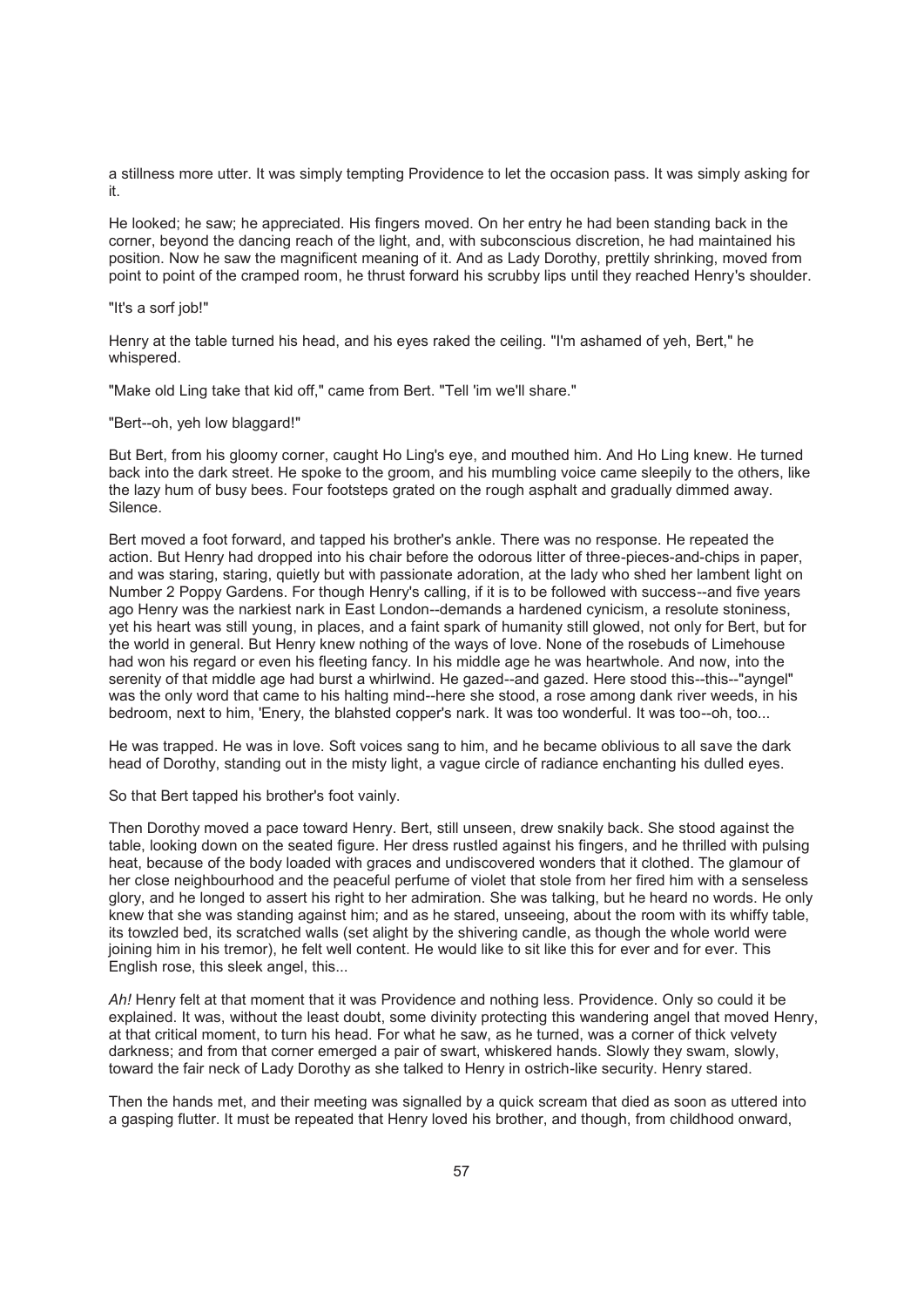a stillness more utter. It was simply tempting Providence to let the occasion pass. It was simply asking for it.

He looked; he saw; he appreciated. His fingers moved. On her entry he had been standing back in the corner, beyond the dancing reach of the light, and, with subconscious discretion, he had maintained his position. Now he saw the magnificent meaning of it. And as Lady Dorothy, prettily shrinking, moved from point to point of the cramped room, he thrust forward his scrubby lips until they reached Henry's shoulder.

"It's a sorf job!"

Henry at the table turned his head, and his eyes raked the ceiling. "I'm ashamed of yeh, Bert," he whispered.

"Make old Ling take that kid off," came from Bert. "Tell 'im we'll share."

"Bert--oh, yeh low blaggard!"

But Bert, from his gloomy corner, caught Ho Ling's eye, and mouthed him. And Ho Ling knew. He turned back into the dark street. He spoke to the groom, and his mumbling voice came sleepily to the others, like the lazy hum of busy bees. Four footsteps grated on the rough asphalt and gradually dimmed away. Silence.

Bert moved a foot forward, and tapped his brother's ankle. There was no response. He repeated the action. But Henry had dropped into his chair before the odorous litter of three-pieces-and-chips in paper, and was staring, staring, quietly but with passionate adoration, at the lady who shed her lambent light on Number 2 Poppy Gardens. For though Henry's calling, if it is to be followed with success--and five years ago Henry was the narkiest nark in East London--demands a hardened cynicism, a resolute stoniness, yet his heart was still young, in places, and a faint spark of humanity still glowed, not only for Bert, but for the world in general. But Henry knew nothing of the ways of love. None of the rosebuds of Limehouse had won his regard or even his fleeting fancy. In his middle age he was heartwhole. And now, into the serenity of that middle age had burst a whirlwind. He gazed--and gazed. Here stood this--this--"ayngel" was the only word that came to his halting mind--here she stood, a rose among dank river weeds, in his bedroom, next to him, 'Enery, the blahsted copper's nark. It was too wonderful. It was too--oh, too...

He was trapped. He was in love. Soft voices sang to him, and he became oblivious to all save the dark head of Dorothy, standing out in the misty light, a vague circle of radiance enchanting his dulled eyes.

So that Bert tapped his brother's foot vainly.

Then Dorothy moved a pace toward Henry. Bert, still unseen, drew snakily back. She stood against the table, looking down on the seated figure. Her dress rustled against his fingers, and he thrilled with pulsing heat, because of the body loaded with graces and undiscovered wonders that it clothed. The glamour of her close neighbourhood and the peaceful perfume of violet that stole from her fired him with a senseless glory, and he longed to assert his right to her admiration. She was talking, but he heard no words. He only knew that she was standing against him; and as he stared, unseeing, about the room with its whiffy table, its towzled bed, its scratched walls (set alight by the shivering candle, as though the whole world were joining him in his tremor), he felt well content. He would like to sit like this for ever and for ever. This English rose, this sleek angel, this...

*Ah!* Henry felt at that moment that it was Providence and nothing less. Providence. Only so could it be explained. It was, without the least doubt, some divinity protecting this wandering angel that moved Henry, at that critical moment, to turn his head. For what he saw, as he turned, was a corner of thick velvety darkness; and from that corner emerged a pair of swart, whiskered hands. Slowly they swam, slowly, toward the fair neck of Lady Dorothy as she talked to Henry in ostrich-like security. Henry stared.

Then the hands met, and their meeting was signalled by a quick scream that died as soon as uttered into a gasping flutter. It must be repeated that Henry loved his brother, and though, from childhood onward,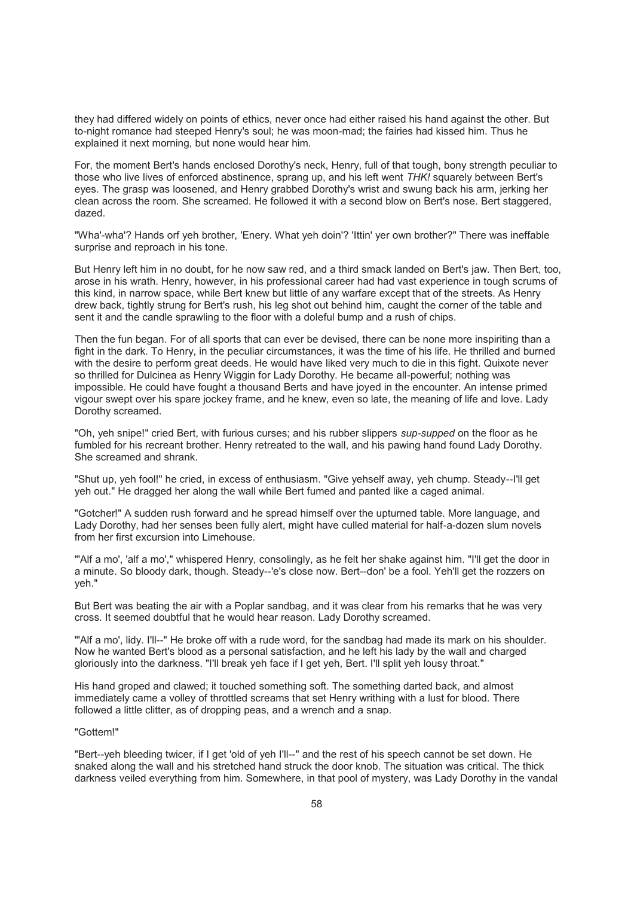they had differed widely on points of ethics, never once had either raised his hand against the other. But to-night romance had steeped Henry's soul; he was moon-mad; the fairies had kissed him. Thus he explained it next morning, but none would hear him.

For, the moment Bert's hands enclosed Dorothy's neck, Henry, full of that tough, bony strength peculiar to those who live lives of enforced abstinence, sprang up, and his left went *THK!* squarely between Bert's eyes. The grasp was loosened, and Henry grabbed Dorothy's wrist and swung back his arm, jerking her clean across the room. She screamed. He followed it with a second blow on Bert's nose. Bert staggered, dazed.

"Wha'-wha'? Hands orf yeh brother, 'Enery. What yeh doin'? 'Ittin' yer own brother?" There was ineffable surprise and reproach in his tone.

But Henry left him in no doubt, for he now saw red, and a third smack landed on Bert's jaw. Then Bert, too, arose in his wrath. Henry, however, in his professional career had had vast experience in tough scrums of this kind, in narrow space, while Bert knew but little of any warfare except that of the streets. As Henry drew back, tightly strung for Bert's rush, his leg shot out behind him, caught the corner of the table and sent it and the candle sprawling to the floor with a doleful bump and a rush of chips.

Then the fun began. For of all sports that can ever be devised, there can be none more inspiriting than a fight in the dark. To Henry, in the peculiar circumstances, it was the time of his life. He thrilled and burned with the desire to perform great deeds. He would have liked very much to die in this fight. Quixote never so thrilled for Dulcinea as Henry Wiggin for Lady Dorothy. He became all-powerful; nothing was impossible. He could have fought a thousand Berts and have joyed in the encounter. An intense primed vigour swept over his spare jockey frame, and he knew, even so late, the meaning of life and love. Lady Dorothy screamed.

"Oh, yeh snipe!" cried Bert, with furious curses; and his rubber slippers *sup-supped* on the floor as he fumbled for his recreant brother. Henry retreated to the wall, and his pawing hand found Lady Dorothy. She screamed and shrank.

"Shut up, yeh fool!" he cried, in excess of enthusiasm. "Give yehself away, yeh chump. Steady--I'll get yeh out." He dragged her along the wall while Bert fumed and panted like a caged animal.

"Gotcher!" A sudden rush forward and he spread himself over the upturned table. More language, and Lady Dorothy, had her senses been fully alert, might have culled material for half-a-dozen slum novels from her first excursion into Limehouse.

"'Alf a mo', 'alf a mo'," whispered Henry, consolingly, as he felt her shake against him. "I'll get the door in a minute. So bloody dark, though. Steady--'e's close now. Bert--don' be a fool. Yeh'll get the rozzers on yeh."

But Bert was beating the air with a Poplar sandbag, and it was clear from his remarks that he was very cross. It seemed doubtful that he would hear reason. Lady Dorothy screamed.

"'Alf a mo', lidy. I'll--" He broke off with a rude word, for the sandbag had made its mark on his shoulder. Now he wanted Bert's blood as a personal satisfaction, and he left his lady by the wall and charged gloriously into the darkness. "I'll break yeh face if I get yeh, Bert. I'll split yeh lousy throat."

His hand groped and clawed; it touched something soft. The something darted back, and almost immediately came a volley of throttled screams that set Henry writhing with a lust for blood. There followed a little clitter, as of dropping peas, and a wrench and a snap.

"Gottem!"

"Bert--yeh bleeding twicer, if I get 'old of yeh I'll--" and the rest of his speech cannot be set down. He snaked along the wall and his stretched hand struck the door knob. The situation was critical. The thick darkness veiled everything from him. Somewhere, in that pool of mystery, was Lady Dorothy in the vandal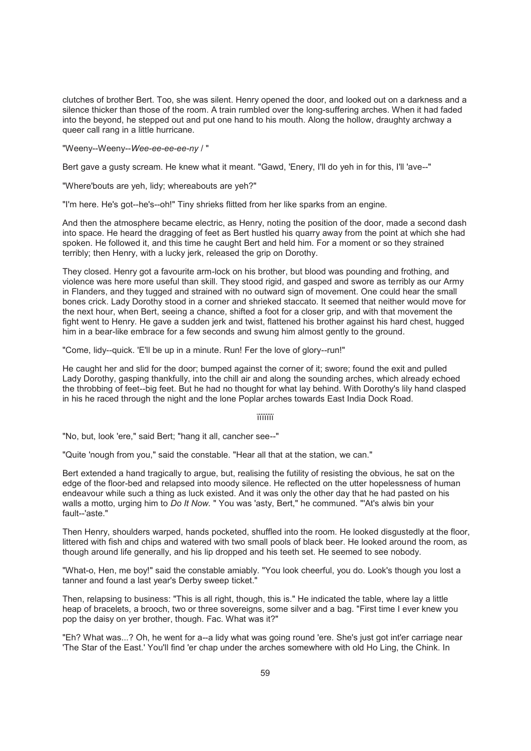clutches of brother Bert. Too, she was silent. Henry opened the door, and looked out on a darkness and a silence thicker than those of the room. A train rumbled over the long-suffering arches. When it had faded into the beyond, he stepped out and put one hand to his mouth. Along the hollow, draughty archway a queer call rang in a little hurricane.

"Weeny--Weeny--*Wee-ee-ee-ee-ny* / "

Bert gave a gusty scream. He knew what it meant. "Gawd, 'Enery, I'll do yeh in for this, I'll 'ave--"

"Where'bouts are yeh, lidy; whereabouts are yeh?"

"I'm here. He's got--he's--oh!" Tiny shrieks flitted from her like sparks from an engine.

And then the atmosphere became electric, as Henry, noting the position of the door, made a second dash into space. He heard the dragging of feet as Bert hustled his quarry away from the point at which she had spoken. He followed it, and this time he caught Bert and held him. For a moment or so they strained terribly; then Henry, with a lucky jerk, released the grip on Dorothy.

They closed. Henry got a favourite arm-lock on his brother, but blood was pounding and frothing, and violence was here more useful than skill. They stood rigid, and gasped and swore as terribly as our Army in Flanders, and they tugged and strained with no outward sign of movement. One could hear the small bones crick. Lady Dorothy stood in a corner and shrieked staccato. It seemed that neither would move for the next hour, when Bert, seeing a chance, shifted a foot for a closer grip, and with that movement the fight went to Henry. He gave a sudden jerk and twist, flattened his brother against his hard chest, hugged him in a bear-like embrace for a few seconds and swung him almost gently to the ground.

"Come, lidy--quick. 'E'll be up in a minute. Run! Fer the love of glory--run!"

He caught her and slid for the door; bumped against the corner of it; swore; found the exit and pulled Lady Dorothy, gasping thankfully, into the chill air and along the sounding arches, which already echoed the throbbing of feet--big feet. But he had no thought for what lay behind. With Dorothy's lily hand clasped in his he raced through the night and the lone Poplar arches towards East India Dock Road.

ïïïïïïï

"No, but, look 'ere," said Bert; "hang it all, cancher see--"

"Quite 'nough from you," said the constable. "Hear all that at the station, we can."

Bert extended a hand tragically to argue, but, realising the futility of resisting the obvious, he sat on the edge of the floor-bed and relapsed into moody silence. He reflected on the utter hopelessness of human endeavour while such a thing as luck existed. And it was only the other day that he had pasted on his walls a motto, urging him to *Do It Now.* " You was 'asty, Bert," he communed. "'At's alwis bin your fault--'aste."

Then Henry, shoulders warped, hands pocketed, shuffled into the room. He looked disgustedly at the floor, littered with fish and chips and watered with two small pools of black beer. He looked around the room, as though around life generally, and his lip dropped and his teeth set. He seemed to see nobody.

"What-o, Hen, me boy!" said the constable amiably. "You look cheerful, you do. Look's though you lost a tanner and found a last year's Derby sweep ticket."

Then, relapsing to business: "This is all right, though, this is." He indicated the table, where lay a little heap of bracelets, a brooch, two or three sovereigns, some silver and a bag. "First time I ever knew you pop the daisy on yer brother, though. Fac. What was it?"

"Eh? What was...? Oh, he went for a--a lidy what was going round 'ere. She's just got int'er carriage near 'The Star of the East.' You'll find 'er chap under the arches somewhere with old Ho Ling, the Chink. In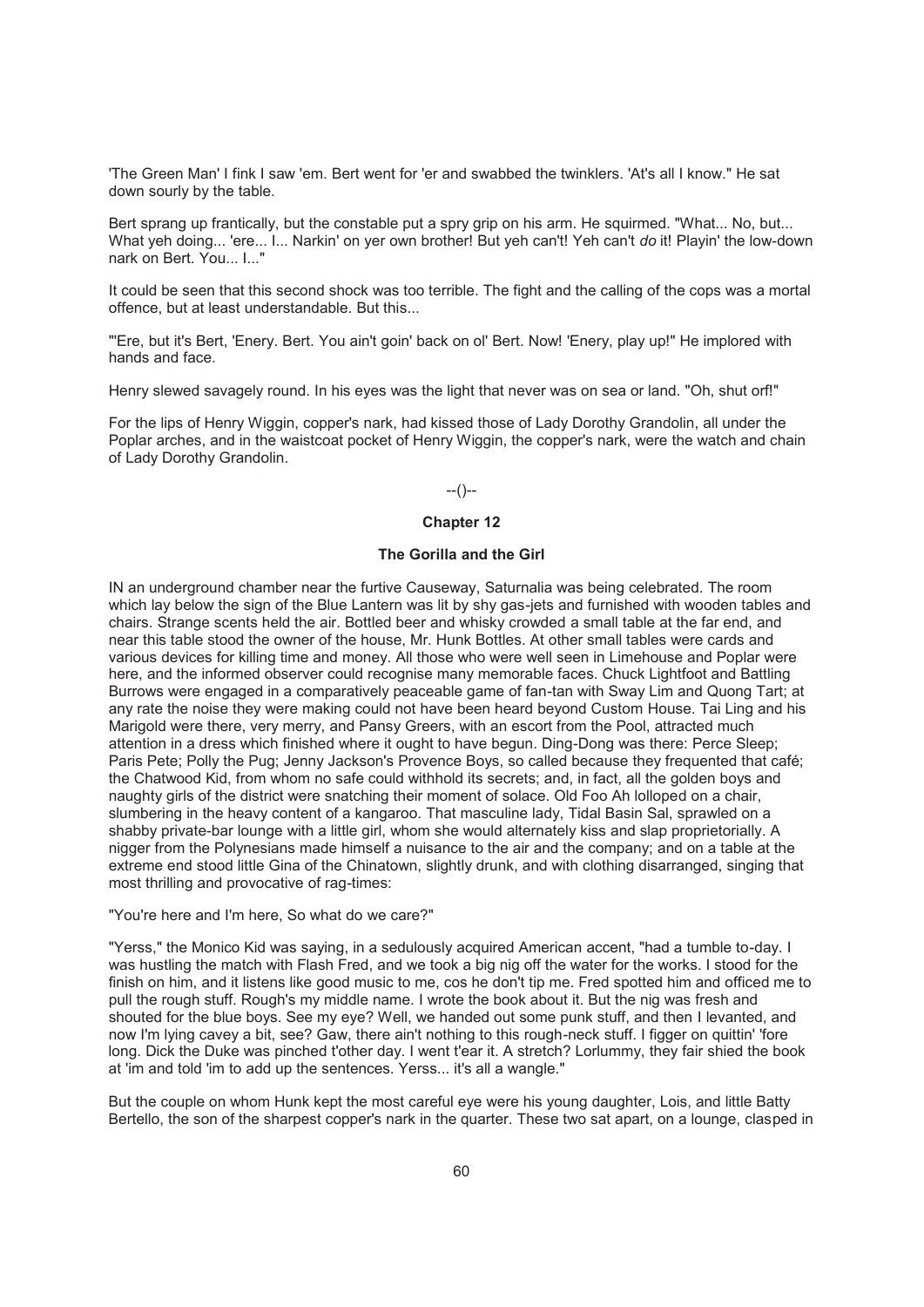'The Green Man' I fink I saw 'em. Bert went for 'er and swabbed the twinklers. 'At's all I know." He sat down sourly by the table.

Bert sprang up frantically, but the constable put a spry grip on his arm. He squirmed. "What... No, but... What yeh doing... 'ere... I... Narkin' on yer own brother! But yeh can't! Yeh can't *do* it! Playin' the low-down nark on Bert. You... I..."

It could be seen that this second shock was too terrible. The fight and the calling of the cops was a mortal offence, but at least understandable. But this...

"'Ere, but it's Bert, 'Enery. Bert. You ain't goin' back on ol' Bert. Now! 'Enery, play up!" He implored with hands and face.

Henry slewed savagely round. In his eyes was the light that never was on sea or land. "Oh, shut orf!"

For the lips of Henry Wiggin, copper's nark, had kissed those of Lady Dorothy Grandolin, all under the Poplar arches, and in the waistcoat pocket of Henry Wiggin, the copper's nark, were the watch and chain of Lady Dorothy Grandolin.

--()--

## Chapter 12

### The Gorilla and the Girl

IN an underground chamber near the furtive Causeway, Saturnalia was being celebrated. The room which lay below the sign of the Blue Lantern was lit by shy gas-jets and furnished with wooden tables and chairs. Strange scents held the air. Bottled beer and whisky crowded a small table at the far end, and near this table stood the owner of the house, Mr. Hunk Bottles. At other small tables were cards and various devices for killing time and money. All those who were well seen in Limehouse and Poplar were here, and the informed observer could recognise many memorable faces. Chuck Lightfoot and Battling Burrows were engaged in a comparatively peaceable game of fan-tan with Sway Lim and Quong Tart; at any rate the noise they were making could not have been heard beyond Custom House. Tai Ling and his Marigold were there, very merry, and Pansy Greers, with an escort from the Pool, attracted much attention in a dress which finished where it ought to have begun. Ding-Dong was there: Perce Sleep; Paris Pete; Polly the Pug; Jenny Jackson's Provence Boys, so called because they frequented that café; the Chatwood Kid, from whom no safe could withhold its secrets; and, in fact, all the golden boys and naughty girls of the district were snatching their moment of solace. Old Foo Ah lolloped on a chair, slumbering in the heavy content of a kangaroo. That masculine lady, Tidal Basin Sal, sprawled on a shabby private-bar lounge with a little girl, whom she would alternately kiss and slap proprietorially. A nigger from the Polynesians made himself a nuisance to the air and the company; and on a table at the extreme end stood little Gina of the Chinatown, slightly drunk, and with clothing disarranged, singing that most thrilling and provocative of rag-times:

"You're here and I'm here, So what do we care?"

"Yerss," the Monico Kid was saying, in a sedulously acquired American accent, "had a tumble to-day. I was hustling the match with Flash Fred, and we took a big nig off the water for the works. I stood for the finish on him, and it listens like good music to me, cos he don't tip me. Fred spotted him and officed me to pull the rough stuff. Rough's my middle name. I wrote the book about it. But the nig was fresh and shouted for the blue boys. See my eye? Well, we handed out some punk stuff, and then I levanted, and now I'm lying cavey a bit, see? Gaw, there ain't nothing to this rough-neck stuff. I figger on quittin' 'fore long. Dick the Duke was pinched t'other day. I went t'ear it. A stretch? Lorlummy, they fair shied the book at 'im and told 'im to add up the sentences. Yerss... it's all a wangle."

But the couple on whom Hunk kept the most careful eye were his young daughter, Lois, and little Batty Bertello, the son of the sharpest copper's nark in the quarter. These two sat apart, on a lounge, clasped in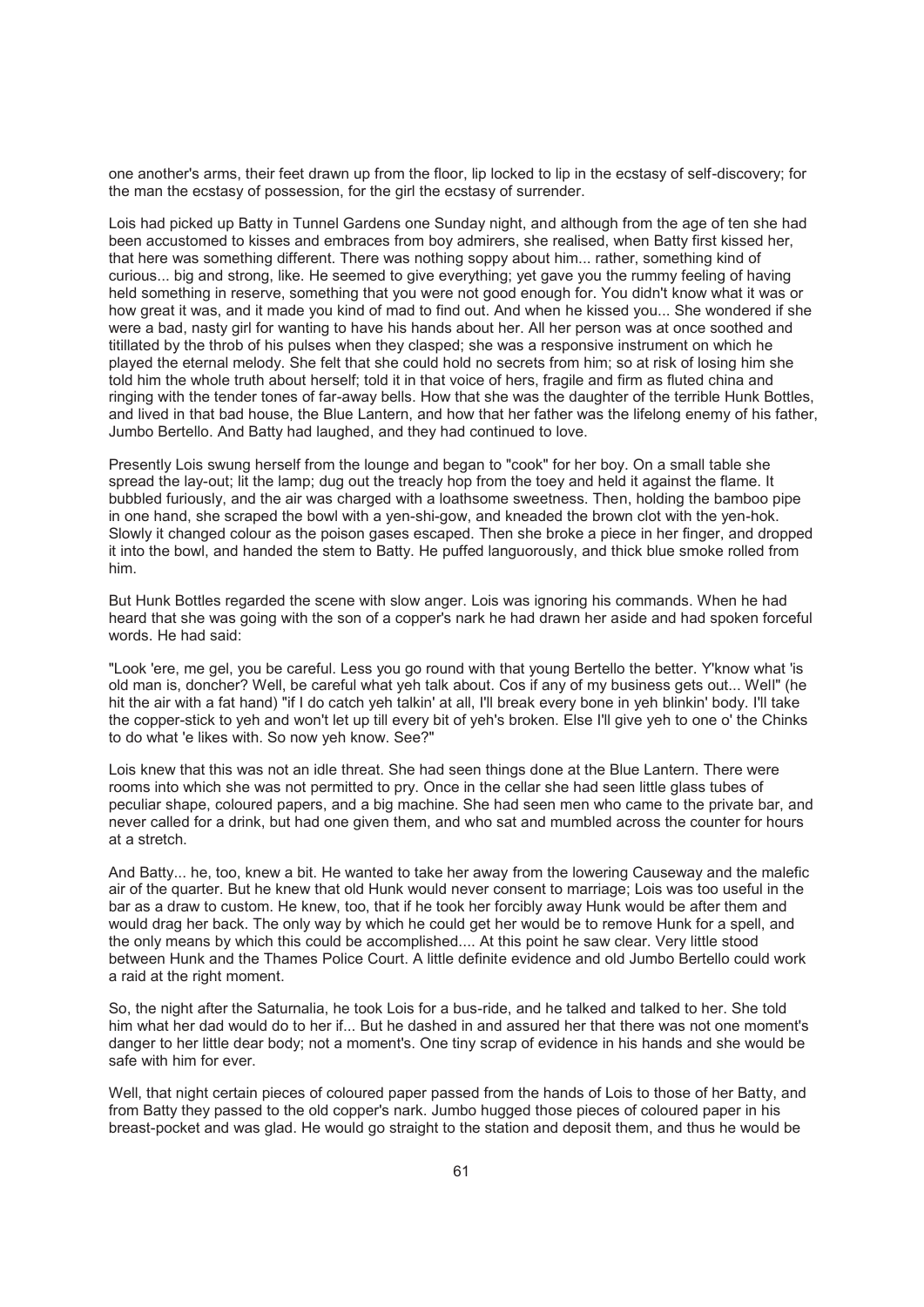one another's arms, their feet drawn up from the floor, lip locked to lip in the ecstasy of self-discovery; for the man the ecstasy of possession, for the girl the ecstasy of surrender.

Lois had picked up Batty in Tunnel Gardens one Sunday night, and although from the age of ten she had been accustomed to kisses and embraces from boy admirers, she realised, when Batty first kissed her, that here was something different. There was nothing soppy about him... rather, something kind of curious... big and strong, like. He seemed to give everything; yet gave you the rummy feeling of having held something in reserve, something that you were not good enough for. You didn't know what it was or how great it was, and it made you kind of mad to find out. And when he kissed you... She wondered if she were a bad, nasty girl for wanting to have his hands about her. All her person was at once soothed and titillated by the throb of his pulses when they clasped; she was a responsive instrument on which he played the eternal melody. She felt that she could hold no secrets from him; so at risk of losing him she told him the whole truth about herself; told it in that voice of hers, fragile and firm as fluted china and ringing with the tender tones of far-away bells. How that she was the daughter of the terrible Hunk Bottles, and lived in that bad house, the Blue Lantern, and how that her father was the lifelong enemy of his father, Jumbo Bertello. And Batty had laughed, and they had continued to love.

Presently Lois swung herself from the lounge and began to "cook" for her boy. On a small table she spread the lay-out; lit the lamp; dug out the treacly hop from the toey and held it against the flame. It bubbled furiously, and the air was charged with a loathsome sweetness. Then, holding the bamboo pipe in one hand, she scraped the bowl with a yen-shi-gow, and kneaded the brown clot with the yen-hok. Slowly it changed colour as the poison gases escaped. Then she broke a piece in her finger, and dropped it into the bowl, and handed the stem to Batty. He puffed languorously, and thick blue smoke rolled from him.

But Hunk Bottles regarded the scene with slow anger. Lois was ignoring his commands. When he had heard that she was going with the son of a copper's nark he had drawn her aside and had spoken forceful words. He had said:

"Look 'ere, me gel, you be careful. Less you go round with that young Bertello the better. Y'know what 'is old man is, doncher? Well, be careful what yeh talk about. Cos if any of my business gets out... Well" (he hit the air with a fat hand) "if I do catch yeh talkin' at all, I'll break every bone in yeh blinkin' body. I'll take the copper-stick to yeh and won't let up till every bit of yeh's broken. Else I'll give yeh to one o' the Chinks to do what 'e likes with. So now yeh know. See?"

Lois knew that this was not an idle threat. She had seen things done at the Blue Lantern. There were rooms into which she was not permitted to pry. Once in the cellar she had seen little glass tubes of peculiar shape, coloured papers, and a big machine. She had seen men who came to the private bar, and never called for a drink, but had one given them, and who sat and mumbled across the counter for hours at a stretch.

And Batty... he, too, knew a bit. He wanted to take her away from the lowering Causeway and the malefic air of the quarter. But he knew that old Hunk would never consent to marriage; Lois was too useful in the bar as a draw to custom. He knew, too, that if he took her forcibly away Hunk would be after them and would drag her back. The only way by which he could get her would be to remove Hunk for a spell, and the only means by which this could be accomplished.... At this point he saw clear. Very little stood between Hunk and the Thames Police Court. A little definite evidence and old Jumbo Bertello could work a raid at the right moment.

So, the night after the Saturnalia, he took Lois for a bus-ride, and he talked and talked to her. She told him what her dad would do to her if... But he dashed in and assured her that there was not one moment's danger to her little dear body; not a moment's. One tiny scrap of evidence in his hands and she would be safe with him for ever.

Well, that night certain pieces of coloured paper passed from the hands of Lois to those of her Batty, and from Batty they passed to the old copper's nark. Jumbo hugged those pieces of coloured paper in his breast-pocket and was glad. He would go straight to the station and deposit them, and thus he would be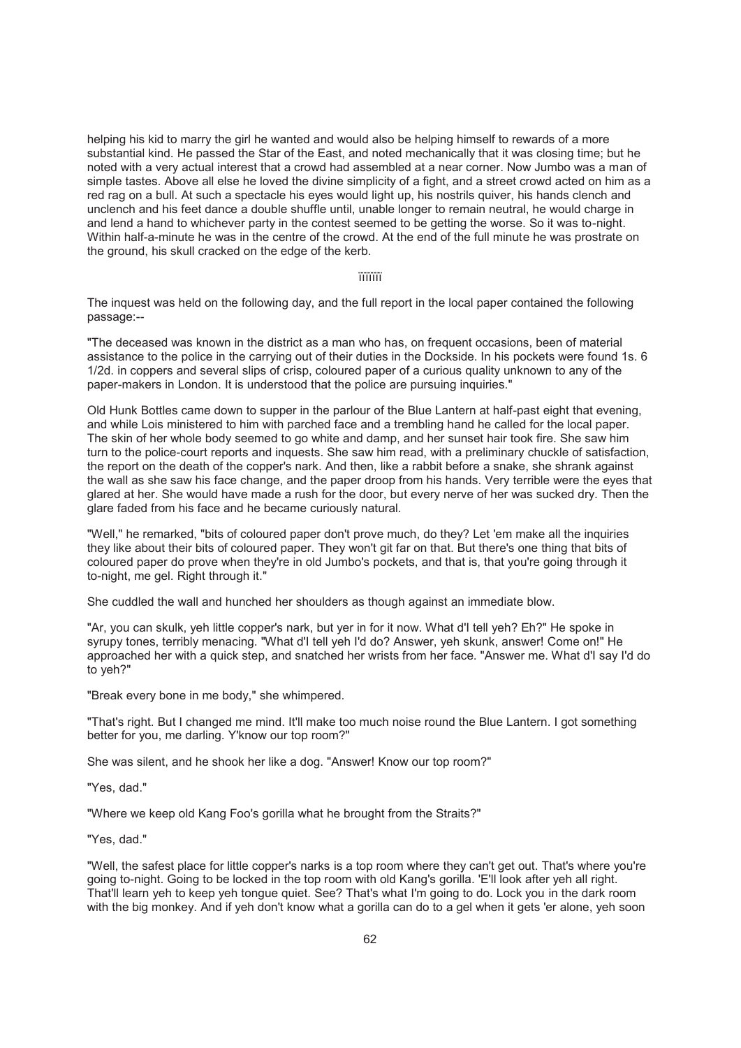helping his kid to marry the girl he wanted and would also be helping himself to rewards of a more substantial kind. He passed the Star of the East, and noted mechanically that it was closing time; but he noted with a very actual interest that a crowd had assembled at a near corner. Now Jumbo was a man of simple tastes. Above all else he loved the divine simplicity of a fight, and a street crowd acted on him as a red rag on a bull. At such a spectacle his eyes would light up, his nostrils quiver, his hands clench and unclench and his feet dance a double shuffle until, unable longer to remain neutral, he would charge in and lend a hand to whichever party in the contest seemed to be getting the worse. So it was to-night. Within half-a-minute he was in the centre of the crowd. At the end of the full minute he was prostrate on the ground, his skull cracked on the edge of the kerb.

iiiiiii

The inquest was held on the following day, and the full report in the local paper contained the following passage:--

"The deceased was known in the district as a man who has, on frequent occasions, been of material assistance to the police in the carrying out of their duties in the Dockside. In his pockets were found 1s. 6 1/2d. in coppers and several slips of crisp, coloured paper of a curious quality unknown to any of the paper-makers in London. It is understood that the police are pursuing inquiries."

Old Hunk Bottles came down to supper in the parlour of the Blue Lantern at half-past eight that evening, and while Lois ministered to him with parched face and a trembling hand he called for the local paper. The skin of her whole body seemed to go white and damp, and her sunset hair took fire. She saw him turn to the police-court reports and inquests. She saw him read, with a preliminary chuckle of satisfaction, the report on the death of the copper's nark. And then, like a rabbit before a snake, she shrank against the wall as she saw his face change, and the paper droop from his hands. Very terrible were the eyes that glared at her. She would have made a rush for the door, but every nerve of her was sucked dry. Then the glare faded from his face and he became curiously natural.

"Well," he remarked, "bits of coloured paper don't prove much, do they? Let 'em make all the inquiries they like about their bits of coloured paper. They won't git far on that. But there's one thing that bits of coloured paper do prove when they're in old Jumbo's pockets, and that is, that you're going through it to-night, me gel. Right through it."

She cuddled the wall and hunched her shoulders as though against an immediate blow.

"Ar, you can skulk, yeh little copper's nark, but yer in for it now. What d'I tell yeh? Eh?" He spoke in syrupy tones, terribly menacing. "What d'I tell yeh I'd do? Answer, yeh skunk, answer! Come on!" He approached her with a quick step, and snatched her wrists from her face. "Answer me. What d'I say I'd do to yeh?"

"Break every bone in me body," she whimpered.

"That's right. But I changed me mind. It'll make too much noise round the Blue Lantern. I got something better for you, me darling. Y'know our top room?"

She was silent, and he shook her like a dog. "Answer! Know our top room?"

"Yes, dad."

"Where we keep old Kang Foo's gorilla what he brought from the Straits?"

"Yes, dad."

"Well, the safest place for little copper's narks is a top room where they can't get out. That's where you're going to-night. Going to be locked in the top room with old Kang's gorilla. 'E'll look after yeh all right. That'll learn yeh to keep yeh tongue quiet. See? That's what I'm going to do. Lock you in the dark room with the big monkey. And if yeh don't know what a gorilla can do to a gel when it gets 'er alone, yeh soon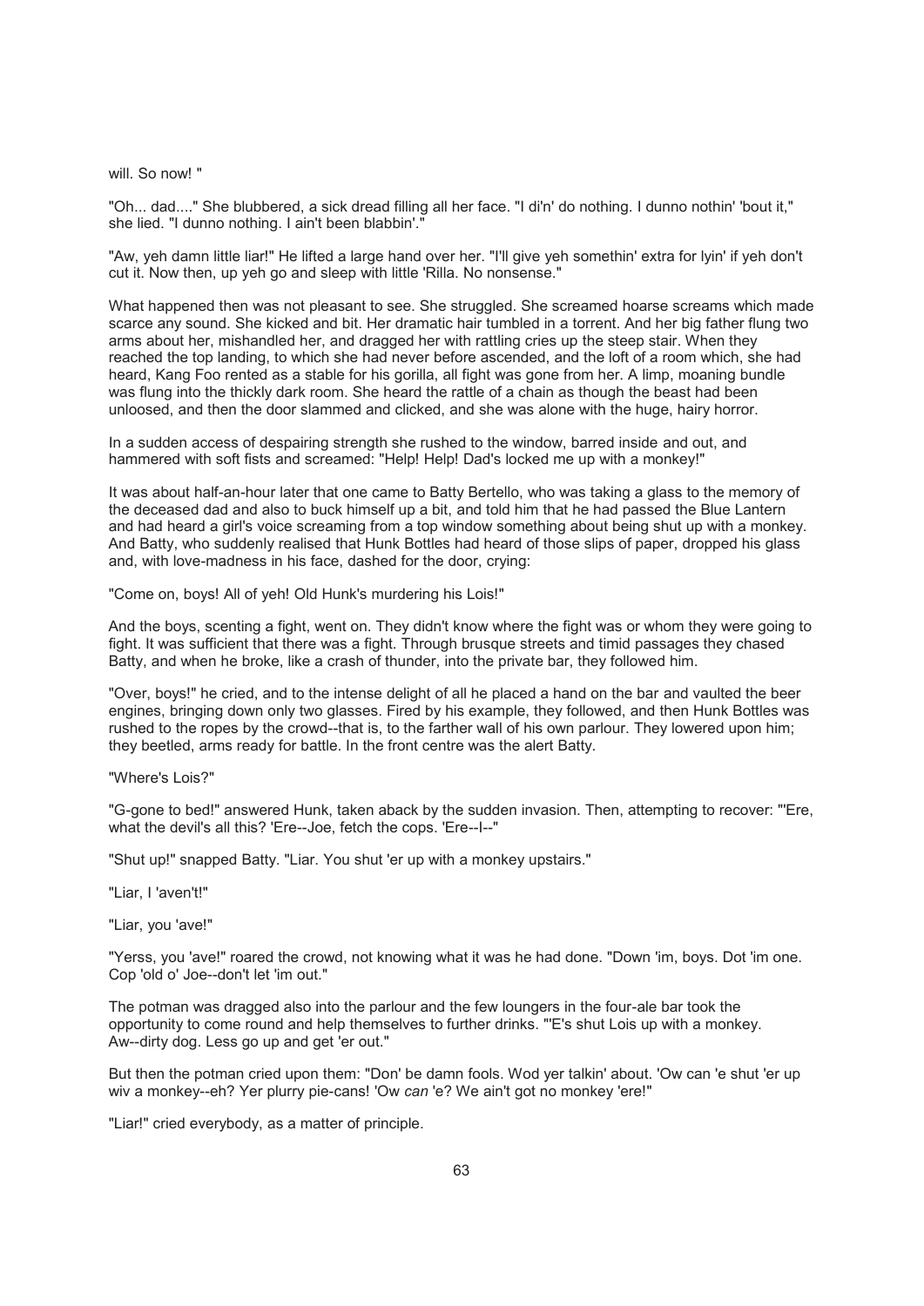will. So now! "

"Oh... dad...." She blubbered, a sick dread filling all her face. "I di'n' do nothing. I dunno nothin' 'bout it," she lied. "I dunno nothing. I ain't been blabbin'."

"Aw, yeh damn little liar!" He lifted a large hand over her. "I'll give yeh somethin' extra for lyin' if yeh don't cut it. Now then, up yeh go and sleep with little 'Rilla. No nonsense."

What happened then was not pleasant to see. She struggled. She screamed hoarse screams which made scarce any sound. She kicked and bit. Her dramatic hair tumbled in a torrent. And her big father flung two arms about her, mishandled her, and dragged her with rattling cries up the steep stair. When they reached the top landing, to which she had never before ascended, and the loft of a room which, she had heard, Kang Foo rented as a stable for his gorilla, all fight was gone from her. A limp, moaning bundle was flung into the thickly dark room. She heard the rattle of a chain as though the beast had been unloosed, and then the door slammed and clicked, and she was alone with the huge, hairy horror.

In a sudden access of despairing strength she rushed to the window, barred inside and out, and hammered with soft fists and screamed: "Help! Help! Dad's locked me up with a monkey!"

It was about half-an-hour later that one came to Batty Bertello, who was taking a glass to the memory of the deceased dad and also to buck himself up a bit, and told him that he had passed the Blue Lantern and had heard a girl's voice screaming from a top window something about being shut up with a monkey. And Batty, who suddenly realised that Hunk Bottles had heard of those slips of paper, dropped his glass and, with love-madness in his face, dashed for the door, crying:

"Come on, boys! All of yeh! Old Hunk's murdering his Lois!"

And the boys, scenting a fight, went on. They didn't know where the fight was or whom they were going to fight. It was sufficient that there was a fight. Through brusque streets and timid passages they chased Batty, and when he broke, like a crash of thunder, into the private bar, they followed him.

"Over, boys!" he cried, and to the intense delight of all he placed a hand on the bar and vaulted the beer engines, bringing down only two glasses. Fired by his example, they followed, and then Hunk Bottles was rushed to the ropes by the crowd--that is, to the farther wall of his own parlour. They lowered upon him; they beetled, arms ready for battle. In the front centre was the alert Batty.

"Where's Lois?"

"G-gone to bed!" answered Hunk, taken aback by the sudden invasion. Then, attempting to recover: "'Ere, what the devil's all this? 'Ere--Joe, fetch the cops. 'Ere--I--"

"Shut up!" snapped Batty. "Liar. You shut 'er up with a monkey upstairs."

"Liar, I 'aven't!"

"Liar, you 'ave!"

"Yerss, you 'ave!" roared the crowd, not knowing what it was he had done. "Down 'im, boys. Dot 'im one. Cop 'old o' Joe--don't let 'im out."

The potman was dragged also into the parlour and the few loungers in the four-ale bar took the opportunity to come round and help themselves to further drinks. "'E's shut Lois up with a monkey. Aw--dirty dog. Less go up and get 'er out."

But then the potman cried upon them: "Don' be damn fools. Wod yer talkin' about. 'Ow can 'e shut 'er up wiv a monkey--eh? Yer plurry pie-cans! 'Ow *can* 'e? We ain't got no monkey 'ere!"

"Liar!" cried everybody, as a matter of principle.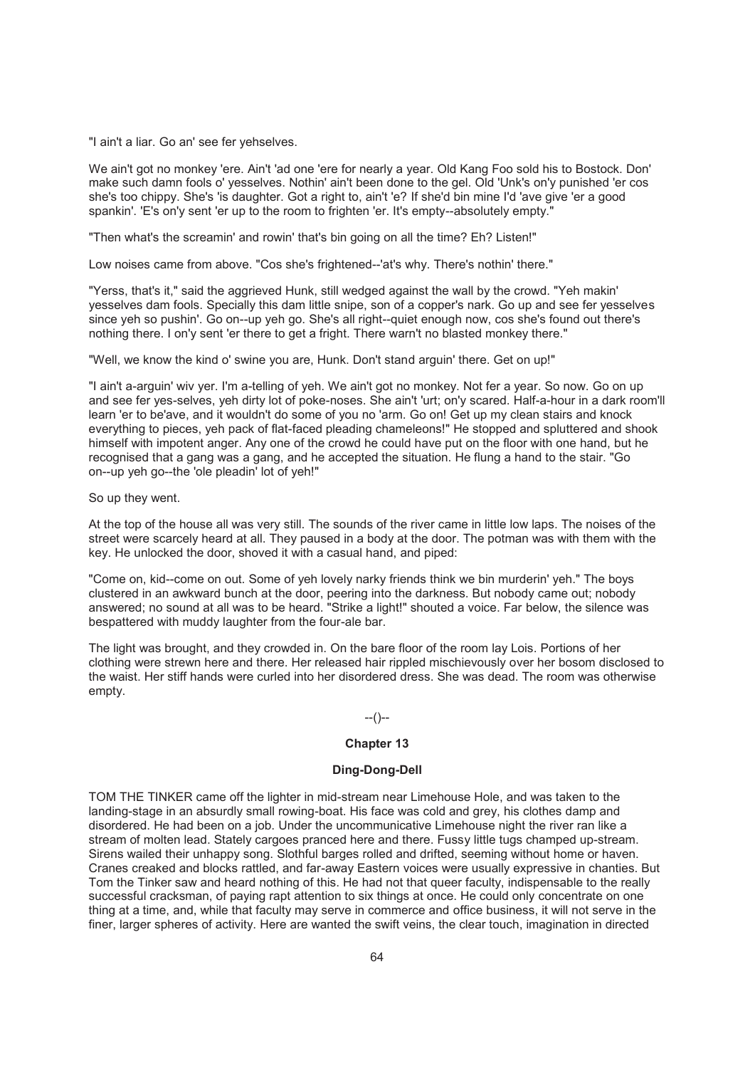"I ain't a liar. Go an' see fer yehselves.

We ain't got no monkey 'ere. Ain't 'ad one 'ere for nearly a year. Old Kang Foo sold his to Bostock. Don' make such damn fools o' yesselves. Nothin' ain't been done to the gel. Old 'Unk's on'y punished 'er cos she's too chippy. She's 'is daughter. Got a right to, ain't 'e? If she'd bin mine I'd 'ave give 'er a good spankin'. 'E's on'y sent 'er up to the room to frighten 'er. It's empty--absolutely empty."

"Then what's the screamin' and rowin' that's bin going on all the time? Eh? Listen!"

Low noises came from above. "Cos she's frightened--'at's why. There's nothin' there."

"Yerss, that's it," said the aggrieved Hunk, still wedged against the wall by the crowd. "Yeh makin' yesselves dam fools. Specially this dam little snipe, son of a copper's nark. Go up and see fer yesselves since yeh so pushin'. Go on--up yeh go. She's all right--quiet enough now, cos she's found out there's nothing there. I on'y sent 'er there to get a fright. There warn't no blasted monkey there."

"Well, we know the kind o' swine you are, Hunk. Don't stand arguin' there. Get on up!"

"I ain't a-arguin' wiv yer. I'm a-telling of yeh. We ain't got no monkey. Not fer a year. So now. Go on up and see fer yes-selves, yeh dirty lot of poke-noses. She ain't 'urt; on'y scared. Half-a-hour in a dark room'll learn 'er to be'ave, and it wouldn't do some of you no 'arm. Go on! Get up my clean stairs and knock everything to pieces, yeh pack of flat-faced pleading chameleons!" He stopped and spluttered and shook himself with impotent anger. Any one of the crowd he could have put on the floor with one hand, but he recognised that a gang was a gang, and he accepted the situation. He flung a hand to the stair. "Go on--up yeh go--the 'ole pleadin' lot of yeh!"

So up they went.

At the top of the house all was very still. The sounds of the river came in little low laps. The noises of the street were scarcely heard at all. They paused in a body at the door. The potman was with them with the key. He unlocked the door, shoved it with a casual hand, and piped:

"Come on, kid--come on out. Some of yeh lovely narky friends think we bin murderin' yeh." The boys clustered in an awkward bunch at the door, peering into the darkness. But nobody came out; nobody answered; no sound at all was to be heard. "Strike a light!" shouted a voice. Far below, the silence was bespattered with muddy laughter from the four-ale bar.

The light was brought, and they crowded in. On the bare floor of the room lay Lois. Portions of her clothing were strewn here and there. Her released hair rippled mischievously over her bosom disclosed to the waist. Her stiff hands were curled into her disordered dress. She was dead. The room was otherwise empty.

--()--

## Chapter 13

### Ding-Dong-Dell

TOM THE TINKER came off the lighter in mid-stream near Limehouse Hole, and was taken to the landing-stage in an absurdly small rowing-boat. His face was cold and grey, his clothes damp and disordered. He had been on a job. Under the uncommunicative Limehouse night the river ran like a stream of molten lead. Stately cargoes pranced here and there. Fussy little tugs champed up-stream. Sirens wailed their unhappy song. Slothful barges rolled and drifted, seeming without home or haven. Cranes creaked and blocks rattled, and far-away Eastern voices were usually expressive in chanties. But Tom the Tinker saw and heard nothing of this. He had not that queer faculty, indispensable to the really successful cracksman, of paying rapt attention to six things at once. He could only concentrate on one thing at a time, and, while that faculty may serve in commerce and office business, it will not serve in the finer, larger spheres of activity. Here are wanted the swift veins, the clear touch, imagination in directed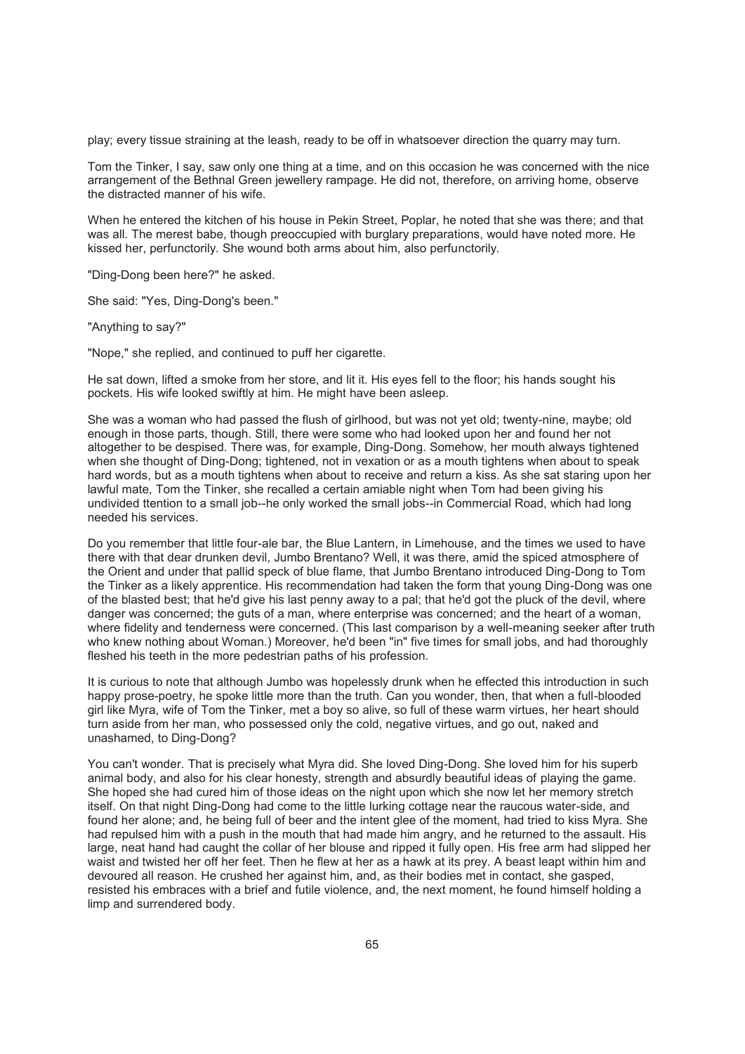play; every tissue straining at the leash, ready to be off in whatsoever direction the quarry may turn.

Tom the Tinker, I say, saw only one thing at a time, and on this occasion he was concerned with the nice arrangement of the Bethnal Green jewellery rampage. He did not, therefore, on arriving home, observe the distracted manner of his wife.

When he entered the kitchen of his house in Pekin Street, Poplar, he noted that she was there; and that was all. The merest babe, though preoccupied with burglary preparations, would have noted more. He kissed her, perfunctorily. She wound both arms about him, also perfunctorily.

"Ding-Dong been here?" he asked.

She said: "Yes, Ding-Dong's been."

"Anything to say?"

"Nope," she replied, and continued to puff her cigarette.

He sat down, lifted a smoke from her store, and lit it. His eyes fell to the floor; his hands sought his pockets. His wife looked swiftly at him. He might have been asleep.

She was a woman who had passed the flush of girlhood, but was not yet old; twenty-nine, maybe; old enough in those parts, though. Still, there were some who had looked upon her and found her not altogether to be despised. There was, for example, Ding-Dong. Somehow, her mouth always tightened when she thought of Ding-Dong; tightened, not in vexation or as a mouth tightens when about to speak hard words, but as a mouth tightens when about to receive and return a kiss. As she sat staring upon her lawful mate, Tom the Tinker, she recalled a certain amiable night when Tom had been giving his undivided ttention to a small job--he only worked the small jobs--in Commercial Road, which had long needed his services.

Do you remember that little four-ale bar, the Blue Lantern, in Limehouse, and the times we used to have there with that dear drunken devil, Jumbo Brentano? Well, it was there, amid the spiced atmosphere of the Orient and under that pallid speck of blue flame, that Jumbo Brentano introduced Ding-Dong to Tom the Tinker as a likely apprentice. His recommendation had taken the form that young Ding-Dong was one of the blasted best; that he'd give his last penny away to a pal; that he'd got the pluck of the devil, where danger was concerned; the guts of a man, where enterprise was concerned; and the heart of a woman, where fidelity and tenderness were concerned. (This last comparison by a well-meaning seeker after truth who knew nothing about Woman.) Moreover, he'd been "in" five times for small jobs, and had thoroughly fleshed his teeth in the more pedestrian paths of his profession.

It is curious to note that although Jumbo was hopelessly drunk when he effected this introduction in such happy prose-poetry, he spoke little more than the truth. Can you wonder, then, that when a full-blooded girl like Myra, wife of Tom the Tinker, met a boy so alive, so full of these warm virtues, her heart should turn aside from her man, who possessed only the cold, negative virtues, and go out, naked and unashamed, to Ding-Dong?

You can't wonder. That is precisely what Myra did. She loved Ding-Dong. She loved him for his superb animal body, and also for his clear honesty, strength and absurdly beautiful ideas of playing the game. She hoped she had cured him of those ideas on the night upon which she now let her memory stretch itself. On that night Ding-Dong had come to the little lurking cottage near the raucous water-side, and found her alone; and, he being full of beer and the intent glee of the moment, had tried to kiss Myra. She had repulsed him with a push in the mouth that had made him angry, and he returned to the assault. His large, neat hand had caught the collar of her blouse and ripped it fully open. His free arm had slipped her waist and twisted her off her feet. Then he flew at her as a hawk at its prey. A beast leapt within him and devoured all reason. He crushed her against him, and, as their bodies met in contact, she gasped, resisted his embraces with a brief and futile violence, and, the next moment, he found himself holding a limp and surrendered body.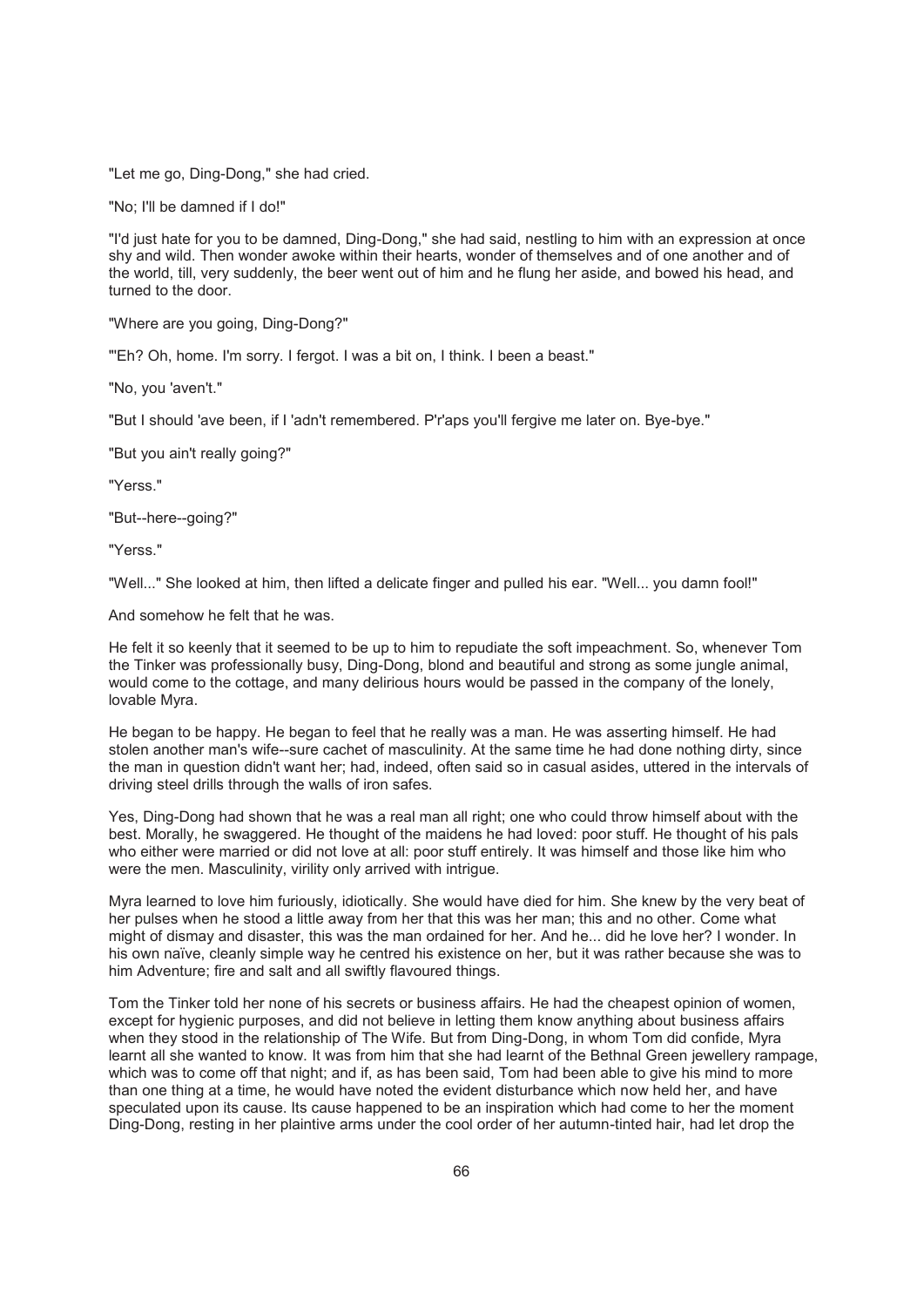"Let me go, Ding-Dong," she had cried.

"No; I'll be damned if I do!"

"I'd just hate for you to be damned, Ding-Dong," she had said, nestling to him with an expression at once shy and wild. Then wonder awoke within their hearts, wonder of themselves and of one another and of the world, till, very suddenly, the beer went out of him and he flung her aside, and bowed his head, and turned to the door.

"Where are you going, Ding-Dong?"

"'Eh? Oh, home. I'm sorry. I fergot. I was a bit on, I think. I been a beast."

"No, you 'aven't."

"But I should 'ave been, if I 'adn't remembered. P'r'aps you'll fergive me later on. Bye-bye."

"But you ain't really going?"

"Yerss."

"But--here--going?"

"Yerss."

"Well..." She looked at him, then lifted a delicate finger and pulled his ear. "Well... you damn fool!"

And somehow he felt that he was.

He felt it so keenly that it seemed to be up to him to repudiate the soft impeachment. So, whenever Tom the Tinker was professionally busy, Ding-Dong, blond and beautiful and strong as some jungle animal, would come to the cottage, and many delirious hours would be passed in the company of the lonely, lovable Myra.

He began to be happy. He began to feel that he really was a man. He was asserting himself. He had stolen another man's wife--sure cachet of masculinity. At the same time he had done nothing dirty, since the man in question didn't want her; had, indeed, often said so in casual asides, uttered in the intervals of driving steel drills through the walls of iron safes.

Yes, Ding-Dong had shown that he was a real man all right; one who could throw himself about with the best. Morally, he swaggered. He thought of the maidens he had loved: poor stuff. He thought of his pals who either were married or did not love at all: poor stuff entirely. It was himself and those like him who were the men. Masculinity, virility only arrived with intrigue.

Myra learned to love him furiously, idiotically. She would have died for him. She knew by the very beat of her pulses when he stood a little away from her that this was her man; this and no other. Come what might of dismay and disaster, this was the man ordained for her. And he... did he love her? I wonder. In his own naïve, cleanly simple way he centred his existence on her, but it was rather because she was to him Adventure; fire and salt and all swiftly flavoured things.

Tom the Tinker told her none of his secrets or business affairs. He had the cheapest opinion of women, except for hygienic purposes, and did not believe in letting them know anything about business affairs when they stood in the relationship of The Wife. But from Ding-Dong, in whom Tom did confide, Myra learnt all she wanted to know. It was from him that she had learnt of the Bethnal Green jewellery rampage, which was to come off that night; and if, as has been said, Tom had been able to give his mind to more than one thing at a time, he would have noted the evident disturbance which now held her, and have speculated upon its cause. Its cause happened to be an inspiration which had come to her the moment Ding-Dong, resting in her plaintive arms under the cool order of her autumn-tinted hair, had let drop the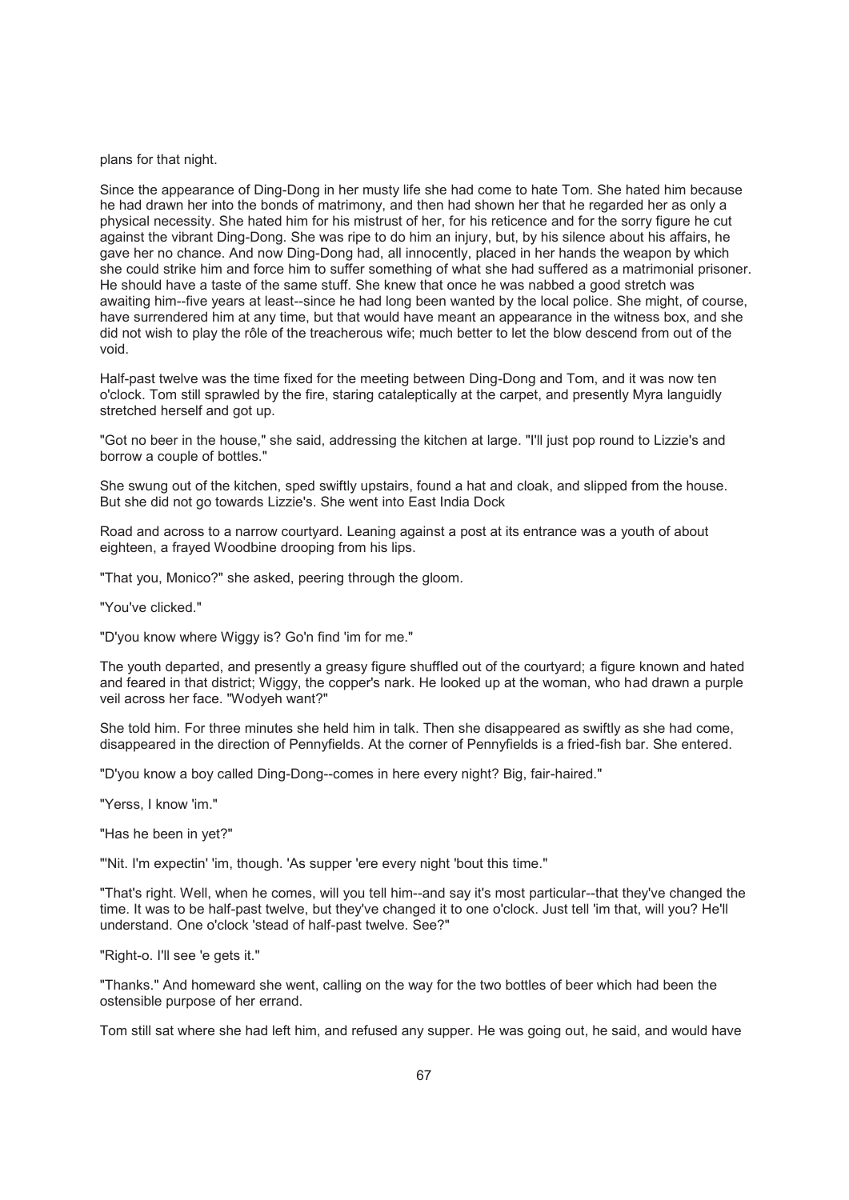plans for that night.

Since the appearance of Ding-Dong in her musty life she had come to hate Tom. She hated him because he had drawn her into the bonds of matrimony, and then had shown her that he regarded her as only a physical necessity. She hated him for his mistrust of her, for his reticence and for the sorry figure he cut against the vibrant Ding-Dong. She was ripe to do him an injury, but, by his silence about his affairs, he gave her no chance. And now Ding-Dong had, all innocently, placed in her hands the weapon by which she could strike him and force him to suffer something of what she had suffered as a matrimonial prisoner. He should have a taste of the same stuff. She knew that once he was nabbed a good stretch was awaiting him--five years at least--since he had long been wanted by the local police. She might, of course, have surrendered him at any time, but that would have meant an appearance in the witness box, and she did not wish to play the rôle of the treacherous wife; much better to let the blow descend from out of the void.

Half-past twelve was the time fixed for the meeting between Ding-Dong and Tom, and it was now ten o'clock. Tom still sprawled by the fire, staring cataleptically at the carpet, and presently Myra languidly stretched herself and got up.

"Got no beer in the house," she said, addressing the kitchen at large. "I'll just pop round to Lizzie's and borrow a couple of bottles."

She swung out of the kitchen, sped swiftly upstairs, found a hat and cloak, and slipped from the house. But she did not go towards Lizzie's. She went into East India Dock Road and across to a narrow courtyard. Leaning against a post at its entrance was a youth of about eighteen, a frayed Woodbine drooping from his lips.

"That you, Monico?" she asked, peering through the gloom.

"You've clicked."

"D'you know where Wiggy is? Go'n find 'im for me."

The youth departed, and presently a greasy figure shuffled out of the courtyard; a figure known and hated and feared in that district; Wiggy, the copper's nark. He looked up at the woman, who had drawn a purple veil across her face. "Wodyeh want?"

She told him. For three minutes she held him in talk. Then she disappeared as swiftly as she had come, disappeared in the direction of Pennyfields. At the corner of Pennyfields is a fried-fish bar. She entered.

"D'you know a boy called Ding-Dong--comes in here every night? Big, fair-haired."

"Yerss, I know 'im."

"Has he been in yet?"

"'Nit. I'm expectin' 'im, though. 'As supper 'ere every night 'bout this time."

"That's right. Well, when he comes, will you tell him--and say it's most particular--that they've changed the time. It was to be half-past twelve, but they've changed it to one o'clock. Just tell 'im that, will you? He'll understand. One o'clock 'stead of half-past twelve. See?"

"Right-o. I'll see 'e gets it."

"Thanks." And homeward she went, calling on the way for the two bottles of beer which had been the ostensible purpose of her errand.

Tom still sat where she had left him, and refused any supper. He was going out, he said, and would have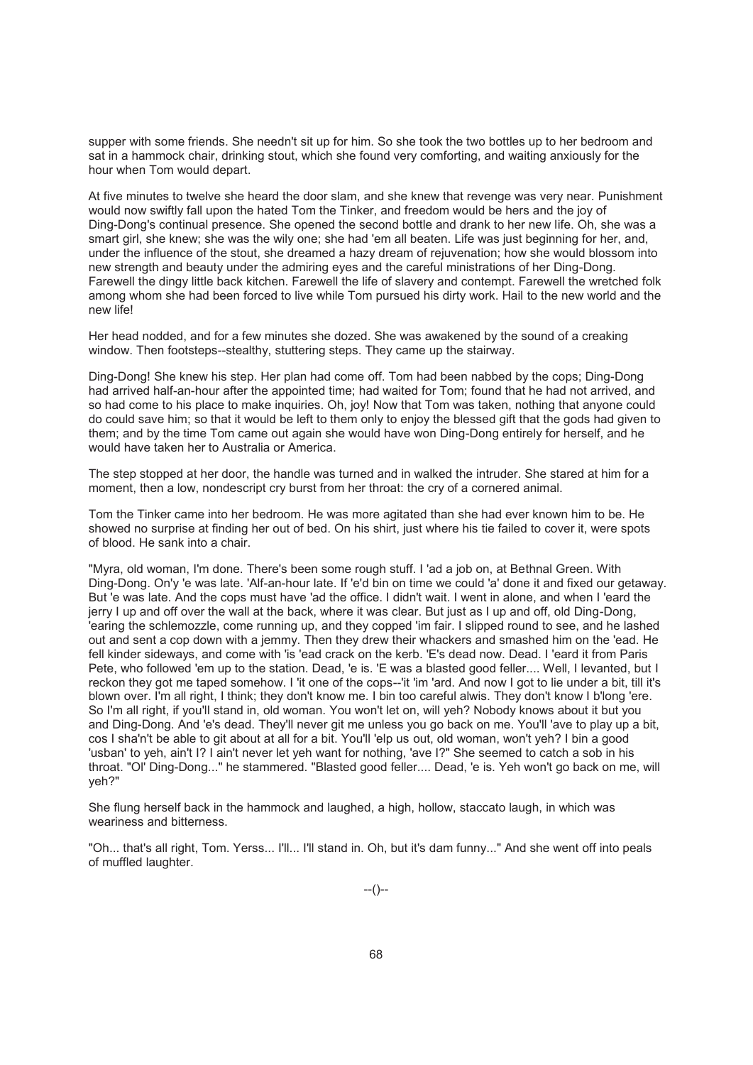supper with some friends. She needn't sit up for him. So she took the two bottles up to her bedroom and sat in a hammock chair, drinking stout, which she found very comforting, and waiting anxiously for the hour when Tom would depart.

At five minutes to twelve she heard the door slam, and she knew that revenge was very near. Punishment would now swiftly fall upon the hated Tom the Tinker, and freedom would be hers and the joy of Ding-Dong's continual presence. She opened the second bottle and drank to her new life. Oh, she was a smart girl, she knew; she was the wily one; she had 'em all beaten. Life was just beginning for her, and, under the influence of the stout, she dreamed a hazy dream of rejuvenation; how she would blossom into new strength and beauty under the admiring eyes and the careful ministrations of her Ding-Dong. Farewell the dingy little back kitchen. Farewell the life of slavery and contempt. Farewell the wretched folk among whom she had been forced to live while Tom pursued his dirty work. Hail to the new world and the new life!

Her head nodded, and for a few minutes she dozed. She was awakened by the sound of a creaking window. Then footsteps--stealthy, stuttering steps. They came up the stairway.

Ding-Dong! She knew his step. Her plan had come off. Tom had been nabbed by the cops; Ding-Dong had arrived half-an-hour after the appointed time; had waited for Tom; found that he had not arrived, and so had come to his place to make inquiries. Oh, joy! Now that Tom was taken, nothing that anyone could do could save him; so that it would be left to them only to enjoy the blessed gift that the gods had given to them; and by the time Tom came out again she would have won Ding-Dong entirely for herself, and he would have taken her to Australia or America.

The step stopped at her door, the handle was turned and in walked the intruder. She stared at him for a moment, then a low, nondescript cry burst from her throat: the cry of a cornered animal.

Tom the Tinker came into her bedroom. He was more agitated than she had ever known him to be. He showed no surprise at finding her out of bed. On his shirt, just where his tie failed to cover it, were spots of blood. He sank into a chair.

"Myra, old woman, I'm done. There's been some rough stuff. I 'ad a job on, at Bethnal Green. With Ding-Dong. On'y 'e was late. 'Alf-an-hour late. If 'e'd bin on time we could 'a' done it and fixed our getaway. But 'e was late. And the cops must have 'ad the office. I didn't wait. I went in alone, and when I 'eard the jerry I up and off over the wall at the back, where it was clear. But just as I up and off, old Ding-Dong, 'earing the schlemozzle, come running up, and they copped 'im fair. I slipped round to see, and he lashed out and sent a cop down with a jemmy. Then they drew their whackers and smashed him on the 'ead. He fell kinder sideways, and come with 'is 'ead crack on the kerb. 'E's dead now. Dead. I 'eard it from Paris Pete, who followed 'em up to the station. Dead, 'e is. 'E was a blasted good feller.... Well, I levanted, but I reckon they got me taped somehow. I 'it one of the cops--'it 'im 'ard. And now I got to lie under a bit, till it's blown over. I'm all right, I think; they don't know me. I bin too careful alwis. They don't know I b'long 'ere. So I'm all right, if you'll stand in, old woman. You won't let on, will yeh? Nobody knows about it but you and Ding-Dong. And 'e's dead. They'll never git me unless you go back on me. You'll 'ave to play up a bit, cos I sha'n't be able to git about at all for a bit. You'll 'elp us out, old woman, won't yeh? I bin a good 'usban' to yeh, ain't I? I ain't never let yeh want for nothing, 'ave I?" She seemed to catch a sob in his throat. "Ol' Ding-Dong..." he stammered. "Blasted good feller.... Dead, 'e is. Yeh won't go back on me, will yeh?"

She flung herself back in the hammock and laughed, a high, hollow, staccato laugh, in which was weariness and bitterness.

"Oh... that's all right, Tom. Yerss... I'll... I'll stand in. Oh, but it's dam funny..." And she went off into peals of muffled laughter.

--()--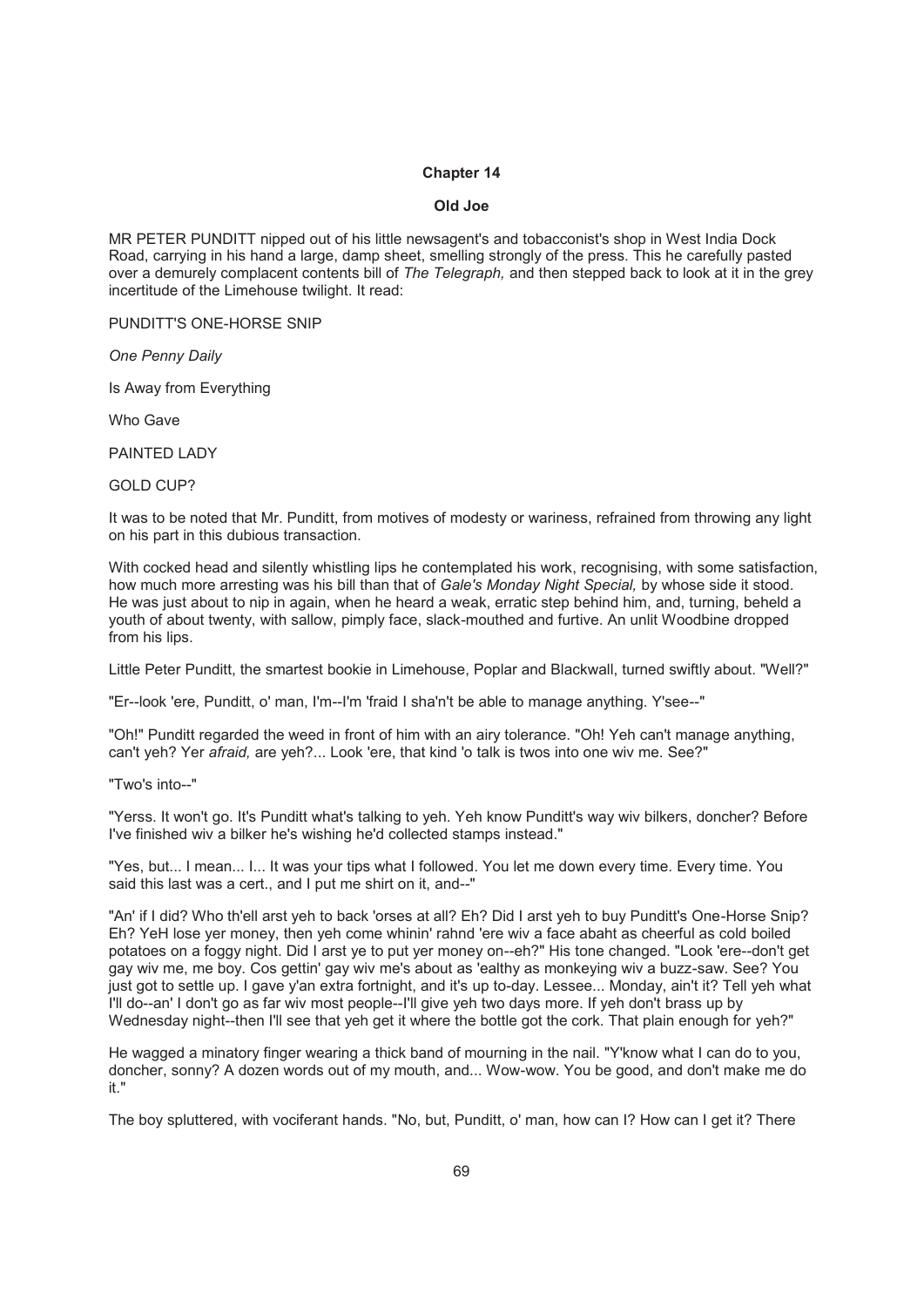## Chapter 14

### Old Joe

MR PETER PUNDITT nipped out of his little newsagent's and tobacconist's shop in West India Dock Road, carrying in his hand a large, damp sheet, smelling strongly of the press. This he carefully pasted over a demurely complacent contents bill of *The Telegraph,* and then stepped back to look at it in the grey incertitude of the Limehouse twilight. It read:

PUNDITT'S ONE-HORSE SNIP

*One Penny Daily*

Is Away from Everything

Who Gave

PAINTED LADY

GOLD CUP?

It was to be noted that Mr. Punditt, from motives of modesty or wariness, refrained from throwing any light on his part in this dubious transaction.

With cocked head and silently whistling lips he contemplated his work, recognising, with some satisfaction, how much more arresting was his bill than that of *Gale's Monday Night Special,* by whose side it stood. He was just about to nip in again, when he heard a weak, erratic step behind him, and, turning, beheld a youth of about twenty, with sallow, pimply face, slack-mouthed and furtive. An unlit Woodbine dropped from his lips.

Little Peter Punditt, the smartest bookie in Limehouse, Poplar and Blackwall, turned swiftly about. "Well?"

"Er--look 'ere, Punditt, o' man, I'm--I'm 'fraid I sha'n't be able to manage anything. Y'see--"

"Oh!" Punditt regarded the weed in front of him with an airy tolerance. "Oh! Yeh can't manage anything, can't yeh? Yer *afraid,* are yeh?... Look 'ere, that kind 'o talk is twos into one wiv me. See?"

"Two's into--"

"Yerss. It won't go. It's Punditt what's talking to yeh. Yeh know Punditt's way wiv bilkers, doncher? Before I've finished wiv a bilker he's wishing he'd collected stamps instead."

"Yes, but... I mean... I... It was your tips what I followed. You let me down every time. Every time. You said this last was a cert., and I put me shirt on it, and--"

"An' if I did? Who th'ell arst yeh to back 'orses at all? Eh? Did I arst yeh to buy Punditt's One-Horse Snip? Eh? YeH lose yer money, then yeh come whinin' rahnd 'ere wiv a face abaht as cheerful as cold boiled potatoes on a foggy night. Did I arst ye to put yer money on--eh?" His tone changed. "Look 'ere--don't get gay wiv me, me boy. Cos gettin' gay wiv me's about as 'ealthy as monkeying wiv a buzz-saw. See? You just got to settle up. I gave y'an extra fortnight, and it's up to-day. Lessee... Monday, ain't it? Tell yeh what I'll do--an' I don't go as far wiv most people--I'll give yeh two days more. If yeh don't brass up by Wednesday night--then I'll see that yeh get it where the bottle got the cork. That plain enough for yeh?"

He wagged a minatory finger wearing a thick band of mourning in the nail. "Y'know what I can do to you, doncher, sonny? A dozen words out of my mouth, and... Wow-wow. You be good, and don't make me do it."

The boy spluttered, with vociferant hands. "No, but, Punditt, o' man, how can I? How can I get it? There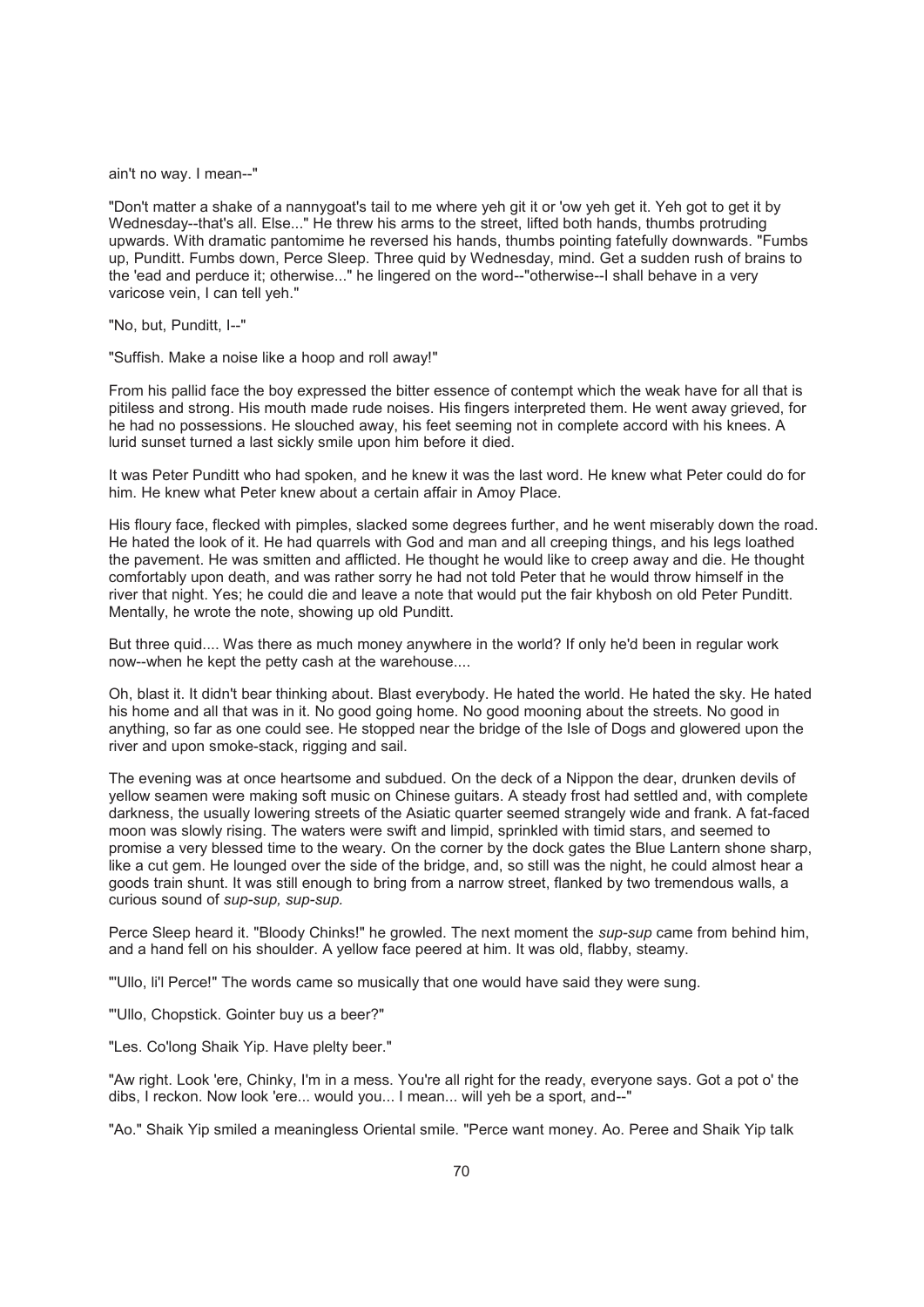ain't no way. I mean--"

"Don't matter a shake of a nannygoat's tail to me where yeh git it or 'ow yeh get it. Yeh got to get it by Wednesday--that's all. Else..." He threw his arms to the street, lifted both hands, thumbs protruding upwards. With dramatic pantomime he reversed his hands, thumbs pointing fatefully downwards. "Fumbs up, Punditt. Fumbs down, Perce Sleep. Three quid by Wednesday, mind. Get a sudden rush of brains to the 'ead and perduce it; otherwise..." he lingered on the word--"otherwise--I shall behave in a very varicose vein, I can tell yeh."

"No, but, Punditt, I--"

"Suffish. Make a noise like a hoop and roll away!"

From his pallid face the boy expressed the bitter essence of contempt which the weak have for all that is pitiless and strong. His mouth made rude noises. His fingers interpreted them. He went away grieved, for he had no possessions. He slouched away, his feet seeming not in complete accord with his knees. A lurid sunset turned a last sickly smile upon him before it died.

It was Peter Punditt who had spoken, and he knew it was the last word. He knew what Peter could do for him. He knew what Peter knew about a certain affair in Amoy Place.

His floury face, flecked with pimples, slacked some degrees further, and he went miserably down the road. He hated the look of it. He had quarrels with God and man and all creeping things, and his legs loathed the pavement. He was smitten and afflicted. He thought he would like to creep away and die. He thought comfortably upon death, and was rather sorry he had not told Peter that he would throw himself in the river that night. Yes; he could die and leave a note that would put the fair khybosh on old Peter Punditt. Mentally, he wrote the note, showing up old Punditt.

But three quid.... Was there as much money anywhere in the world? If only he'd been in regular work now--when he kept the petty cash at the warehouse....

Oh, blast it. It didn't bear thinking about. Blast everybody. He hated the world. He hated the sky. He hated his home and all that was in it. No good going home. No good mooning about the streets. No good in anything, so far as one could see. He stopped near the bridge of the Isle of Dogs and glowered upon the river and upon smoke-stack, rigging and sail.

The evening was at once heartsome and subdued. On the deck of a Nippon the dear, drunken devils of yellow seamen were making soft music on Chinese guitars. A steady frost had settled and, with complete darkness, the usually lowering streets of the Asiatic quarter seemed strangely wide and frank. A fat-faced moon was slowly rising. The waters were swift and limpid, sprinkled with timid stars, and seemed to promise a very blessed time to the weary. On the corner by the dock gates the Blue Lantern shone sharp, like a cut gem. He lounged over the side of the bridge, and, so still was the night, he could almost hear a goods train shunt. It was still enough to bring from a narrow street, flanked by two tremendous walls, a curious sound of *sup-sup, sup-sup.*

Perce Sleep heard it. "Bloody Chinks!" he growled. The next moment the *sup-sup* came from behind him, and a hand fell on his shoulder. A yellow face peered at him. It was old, flabby, steamy.

"'Ullo, li'l Perce!" The words came so musically that one would have said they were sung.

"'Ullo, Chopstick. Gointer buy us a beer?"

"Les. Co'long Shaik Yip. Have plelty beer."

"Aw right. Look 'ere, Chinky, I'm in a mess. You're all right for the ready, everyone says. Got a pot o' the dibs, I reckon. Now look 'ere... would you... I mean... will yeh be a sport, and--"

"Ao." Shaik Yip smiled a meaningless Oriental smile. "Perce want money. Ao. Peree and Shaik Yip talk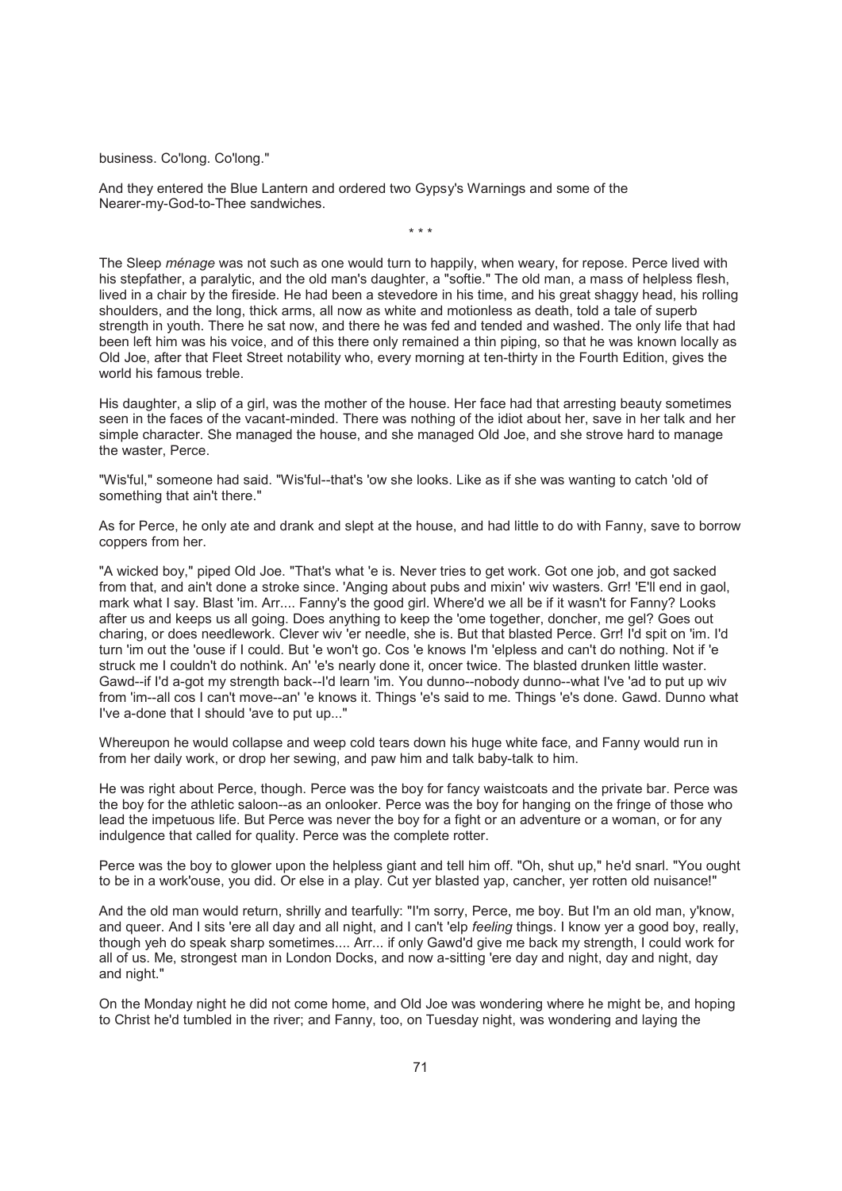business. Co'long. Co'long."

And they entered the Blue Lantern and ordered two Gypsy's Warnings and some of the Nearer-my-God-to-Thee sandwiches.

\* \* \*

The Sleep *ménage* was not such as one would turn to happily, when weary, for repose. Perce lived with his stepfather, a paralytic, and the old man's daughter, a "softie." The old man, a mass of helpless flesh, lived in a chair by the fireside. He had been a stevedore in his time, and his great shaggy head, his rolling shoulders, and the long, thick arms, all now as white and motionless as death, told a tale of superb strength in youth. There he sat now, and there he was fed and tended and washed. The only life that had been left him was his voice, and of this there only remained a thin piping, so that he was known locally as Old Joe, after that Fleet Street notability who, every morning at ten-thirty in the Fourth Edition, gives the world his famous treble.

His daughter, a slip of a girl, was the mother of the house. Her face had that arresting beauty sometimes seen in the faces of the vacant-minded. There was nothing of the idiot about her, save in her talk and her simple character. She managed the house, and she managed Old Joe, and she strove hard to manage the waster, Perce.

"Wis'ful," someone had said. "Wis'ful--that's 'ow she looks. Like as if she was wanting to catch 'old of something that ain't there."

As for Perce, he only ate and drank and slept at the house, and had little to do with Fanny, save to borrow coppers from her.

"A wicked boy," piped Old Joe. "That's what 'e is. Never tries to get work. Got one job, and got sacked from that, and ain't done a stroke since. 'Anging about pubs and mixin' wiv wasters. Grr! 'E'll end in gaol, mark what I say. Blast 'im. Arr.... Fanny's the good girl. Where'd we all be if it wasn't for Fanny? Looks after us and keeps us all going. Does anything to keep the 'ome together, doncher, me gel? Goes out charing, or does needlework. Clever wiv 'er needle, she is. But that blasted Perce. Grr! I'd spit on 'im. I'd turn 'im out the 'ouse if I could. But 'e won't go. Cos 'e knows I'm 'elpless and can't do nothing. Not if 'e struck me I couldn't do nothink. An' 'e's nearly done it, oncer twice. The blasted drunken little waster. Gawd--if I'd a-got my strength back--I'd learn 'im. You dunno--nobody dunno--what I've 'ad to put up wiv from 'im--all cos I can't move--an' 'e knows it. Things 'e's said to me. Things 'e's done. Gawd. Dunno what I've a-done that I should 'ave to put up..."

Whereupon he would collapse and weep cold tears down his huge white face, and Fanny would run in from her daily work, or drop her sewing, and paw him and talk baby-talk to him.

He was right about Perce, though. Perce was the boy for fancy waistcoats and the private bar. Perce was the boy for the athletic saloon--as an onlooker. Perce was the boy for hanging on the fringe of those who lead the impetuous life. But Perce was never the boy for a fight or an adventure or a woman, or for any indulgence that called for quality. Perce was the complete rotter.

Perce was the boy to glower upon the helpless giant and tell him off. "Oh, shut up," he'd snarl. "You ought to be in a work'ouse, you did. Or else in a play. Cut yer blasted yap, cancher, yer rotten old nuisance!"

And the old man would return, shrilly and tearfully: "I'm sorry, Perce, me boy. But I'm an old man, y'know, and queer. And I sits 'ere all day and all night, and I can't 'elp *feeling* things. I know yer a good boy, really, though yeh do speak sharp sometimes.... Arr... if only Gawd'd give me back my strength, I could work for all of us. Me, strongest man in London Docks, and now a-sitting 'ere day and night, day and night, day and night."

On the Monday night he did not come home, and Old Joe was wondering where he might be, and hoping to Christ he'd tumbled in the river; and Fanny, too, on Tuesday night, was wondering and laying the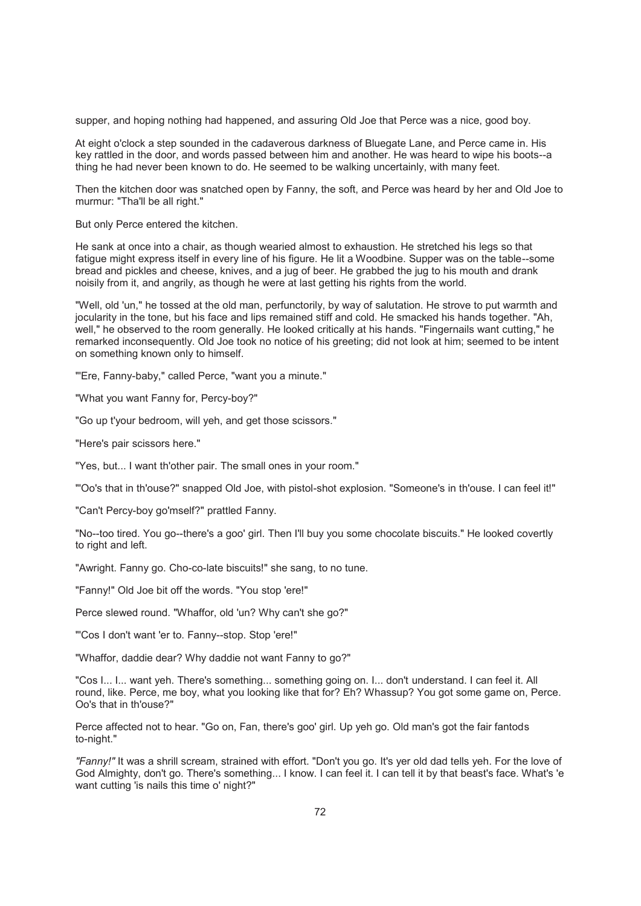supper, and hoping nothing had happened, and assuring Old Joe that Perce was a nice, good boy.

At eight o'clock a step sounded in the cadaverous darkness of Bluegate Lane, and Perce came in. His key rattled in the door, and words passed between him and another. He was heard to wipe his boots--a thing he had never been known to do. He seemed to be walking uncertainly, with many feet.

Then the kitchen door was snatched open by Fanny, the soft, and Perce was heard by her and Old Joe to murmur: "Tha'll be all right."

But only Perce entered the kitchen.

He sank at once into a chair, as though wearied almost to exhaustion. He stretched his legs so that fatigue might express itself in every line of his figure. He lit a Woodbine. Supper was on the table--some bread and pickles and cheese, knives, and a jug of beer. He grabbed the jug to his mouth and drank noisily from it, and angrily, as though he were at last getting his rights from the world.

"Well, old 'un," he tossed at the old man, perfunctorily, by way of salutation. He strove to put warmth and jocularity in the tone, but his face and lips remained stiff and cold. He smacked his hands together. "Ah, well," he observed to the room generally. He looked critically at his hands. "Fingernails want cutting," he remarked inconsequently. Old Joe took no notice of his greeting; did not look at him; seemed to be intent on something known only to himself.

"'Ere, Fanny-baby," called Perce, "want you a minute."

"What you want Fanny for, Percy-boy?"

"Go up t'your bedroom, will yeh, and get those scissors."

"Here's pair scissors here."

"Yes, but... I want th'other pair. The small ones in your room."

"'Oo's that in th'ouse?" snapped Old Joe, with pistol-shot explosion. "Someone's in th'ouse. I can feel it!"

"Can't Percy-boy go'mself?" prattled Fanny.

"No--too tired. You go--there's a goo' girl. Then I'll buy you some chocolate biscuits." He looked covertly to right and left.

"Awright. Fanny go. Cho-co-late biscuits!" she sang, to no tune.

"Fanny!" Old Joe bit off the words. "You stop 'ere!"

Perce slewed round. "Whaffor, old 'un? Why can't she go?"

"'Cos I don't want 'er to. Fanny--stop. Stop 'ere!"

"Whaffor, daddie dear? Why daddie not want Fanny to go?"

"'Cos I... I... want yeh. There's something... something going on. I... don't understand. I can feel it. All round, like. Perce, me boy, what you looking like that for? Eh? Whassup? You got some game on, Perce. Oo's that in th'ouse?"

Perce affected not to hear. "Go on, Fan, there's goo' girl. Up yeh go. Old man's got the fair fantods to-night."

*"Fanny!"* It was a shrill scream, strained with effort. "Don't you go. It's yer old dad tells yeh. For the love of God Almighty, don't go. There's something... I know. I can feel it. I can tell it by that beast's face. What's 'e want cutting 'is nails this time o' night?"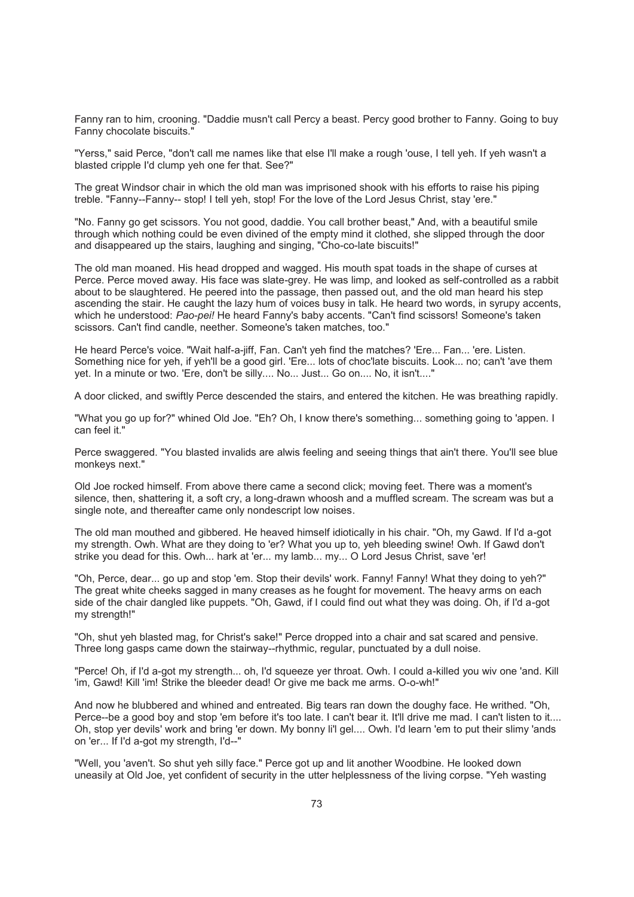Fanny ran to him, crooning. "Daddie musn't call Percy a beast. Percy good brother to Fanny. Going to buy Fanny chocolate biscuits."

"Yerss," said Perce, "don't call me names like that else I'll make a rough 'ouse, I tell yeh. If yeh wasn't a blasted cripple I'd clump yeh one fer that. See?"

The great Windsor chair in which the old man was imprisoned shook with his efforts to raise his piping treble. "Fanny--Fanny-- stop! I tell yeh, stop! For the love of the Lord Jesus Christ, stay 'ere."

"No. Fanny go get scissors. You not good, daddie. You call brother beast," And, with a beautiful smile through which nothing could be even divined of the empty mind it clothed, she slipped through the door and disappeared up the stairs, laughing and singing, "Cho-co-late biscuits!"

The old man moaned. His head dropped and wagged. His mouth spat toads in the shape of curses at Perce. Perce moved away. His face was slate-grey. He was limp, and looked as self-controlled as a rabbit about to be slaughtered. He peered into the passage, then passed out, and the old man heard his step ascending the stair. He caught the lazy hum of voices busy in talk. He heard two words, in syrupy accents, which he understood: *Pao-pei!* He heard Fanny's baby accents. "Can't find scissors! Someone's taken scissors. Can't find candle, neether. Someone's taken matches, too."

He heard Perce's voice. "Wait half-a-jiff, Fan. Can't yeh find the matches? 'Ere... Fan... 'ere. Listen. Something nice for yeh, if yeh'll be a good girl. 'Ere... lots of choc'late biscuits. Look... no; can't 'ave them yet. In a minute or two. 'Ere, don't be silly.... No... Just... Go on.... No, it isn't...."

A door clicked, and swiftly Perce descended the stairs, and entered the kitchen. He was breathing rapidly.

"What you go up for?" whined Old Joe. "Eh? Oh, I know there's something... something going to 'appen. I can feel it."

Perce swaggered. "You blasted invalids are alwis feeling and seeing things that ain't there. You'll see blue monkeys next."

Old Joe rocked himself. From above there came a second click; moving feet. There was a moment's silence, then, shattering it, a soft cry, a long-drawn whoosh and a muffled scream. The scream was but a single note, and thereafter came only nondescript low noises.

The old man mouthed and gibbered. He heaved himself idiotically in his chair. "Oh, my Gawd. If I'd a-got my strength. Owh. What are they doing to 'er? What you up to, yeh bleeding swine! Owh. If Gawd don't strike you dead for this. Owh... hark at 'er... my lamb... my... O Lord Jesus Christ, save 'er!

"Oh, Perce, dear... go up and stop 'em. Stop their devils' work. Fanny! Fanny! What they doing to yeh?" The great white cheeks sagged in many creases as he fought for movement. The heavy arms on each side of the chair dangled like puppets. "Oh, Gawd, if I could find out what they was doing. Oh, if I'd a-got my strength!"

"Oh, shut yeh blasted mag, for Christ's sake!" Perce dropped into a chair and sat scared and pensive. Three long gasps came down the stairway--rhythmic, regular, punctuated by a dull noise.

"Perce! Oh, if I'd a-got my strength... oh, I'd squeeze yer throat. Owh. I could a-killed you wiv one 'and. Kill 'im, Gawd! Kill 'im! Strike the bleeder dead! Or give me back me arms. O-o-wh!"

And now he blubbered and whined and entreated. Big tears ran down the doughy face. He writhed. "Oh, Perce--be a good boy and stop 'em before it's too late. I can't bear it. It'll drive me mad. I can't listen to it.... Oh, stop yer devils' work and bring 'er down. My bonny li'l gel.... Owh. I'd learn 'em to put their slimy 'ands on 'er... If I'd a-got my strength, I'd--"

"Well, you 'aven't. So shut yeh silly face." Perce got up and lit another Woodbine. He looked down uneasily at Old Joe, yet confident of security in the utter helplessness of the living corpse. "Yeh wasting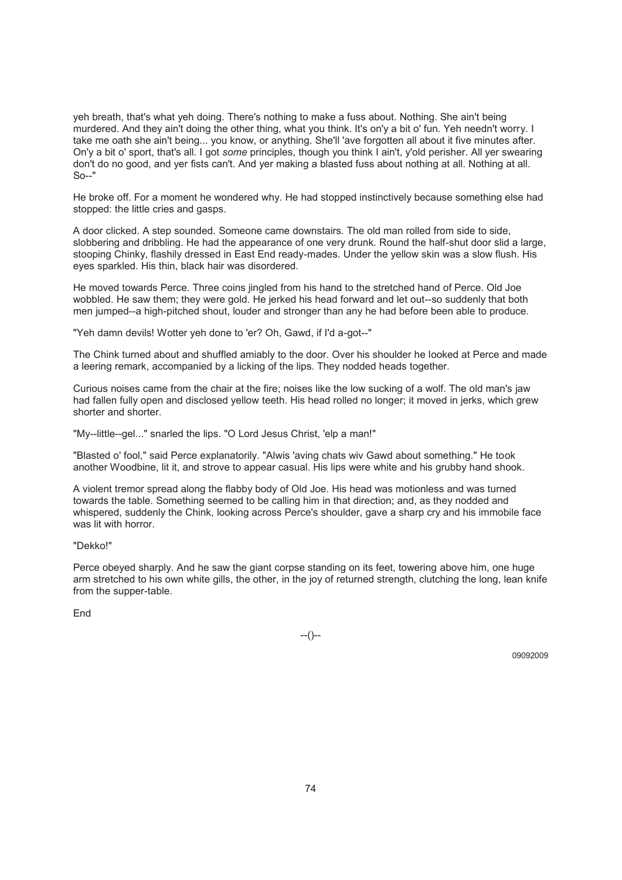yeh breath, that's what yeh doing. There's nothing to make a fuss about. Nothing. She ain't being murdered. And they ain't doing the other thing, what you think. It's on'y a bit o' fun. Yeh needn't worry. I take me oath she ain't being... you know, or anything. She'll 'ave forgotten all about it five minutes after. On'y a bit o' sport, that's all. I got *some* principles, though you think I ain't, y'old perisher. All yer swearing don't do no good, and yer fists can't. And yer making a blasted fuss about nothing at all. Nothing at all. So--"

He broke off. For a moment he wondered why. He had stopped instinctively because something else had stopped: the little cries and gasps.

A door clicked. A step sounded. Someone came downstairs. The old man rolled from side to side, slobbering and dribbling. He had the appearance of one very drunk. Round the half-shut door slid a large, stooping Chinky, flashily dressed in East End ready-mades. Under the yellow skin was a slow flush. His eyes sparkled. His thin, black hair was disordered.

He moved towards Perce. Three coins jingled from his hand to the stretched hand of Perce. Old Joe wobbled. He saw them; they were gold. He jerked his head forward and let out--so suddenly that both men jumped--a high-pitched shout, louder and stronger than any he had before been able to produce.

"Yeh damn devils! Wotter yeh done to 'er? Oh, Gawd, if I'd a-got--"

The Chink turned about and shuffled amiably to the door. Over his shoulder he looked at Perce and made a leering remark, accompanied by a licking of the lips. They nodded heads together.

Curious noises came from the chair at the fire; noises like the low sucking of a wolf. The old man's jaw had fallen fully open and disclosed yellow teeth. His head rolled no longer; it moved in jerks, which grew shorter and shorter.

"My--little--gel..." snarled the lips. "O Lord Jesus Christ, 'elp a man!"

"Blasted o' fool," said Perce explanatorily. "Alwis 'aving chats wiv Gawd about something." He took another Woodbine, lit it, and strove to appear casual. His lips were white and his grubby hand shook.

A violent tremor spread along the flabby body of Old Joe. His head was motionless and was turned towards the table. Something seemed to be calling him in that direction; and, as they nodded and whispered, suddenly the Chink, looking across Perce's shoulder, gave a sharp cry and his immobile face was lit with horror.

"Dekko!"

Perce obeyed sharply. And he saw the giant corpse standing on its feet, towering above him, one huge arm stretched to his own white gills, the other, in the joy of returned strength, clutching the long, lean knife from the supper-table.

End

--()--

09092009